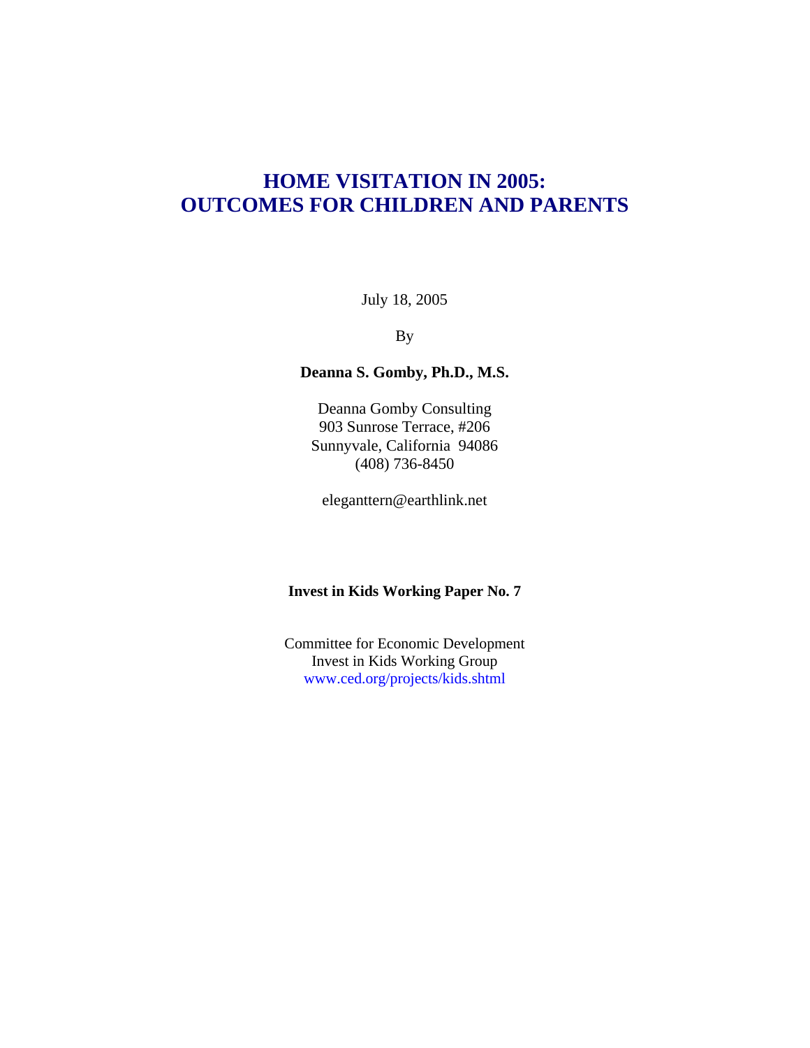# HOME VISITATION IN 2005: OUTCOMES FOR CHILDREN AND PARENTS

July 18, 2005

By

**Deanna S. Gomby, Ph.D., M.S.**

Deanna Gomby Consulting
903 Sunrose Terrace, #206
Sunnyvale, California 94086
(408) 736-8450

eleganttern@earthlink.net

**Invest in Kids Working Paper No. 7**

Committee for Economic Development
Invest in Kids Working Group
www.ced.org/projects/kids.shtml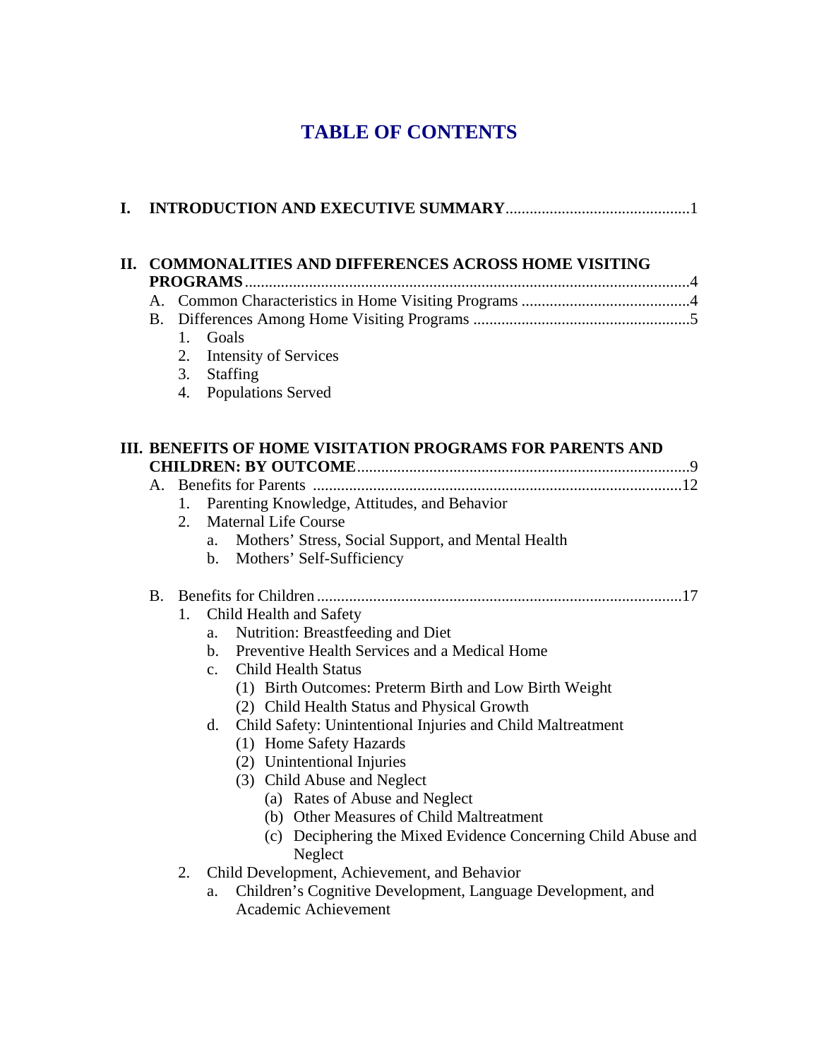# TABLE OF CONTENTS

**I. INTRODUCTION AND EXECUTIVE SUMMARY** .............................................1

**II. COMMONALITIES AND DIFFERENCES ACROSS HOME VISITING PROGRAMS** .............................................4

- A. Common Characteristics in Home Visiting Programs .............................................4
- B. Differences Among Home Visiting Programs .............................................5
    1. Goals
    2. Intensity of Services
    3. Staffing
    4. Populations Served

**III. BENEFITS OF HOME VISITATION PROGRAMS FOR PARENTS AND CHILDREN: BY OUTCOME** .............................................9

- A. Benefits for Parents .............................................12
    1. Parenting Knowledge, Attitudes, and Behavior
    2. Maternal Life Course
        - a. Mothers' Stress, Social Support, and Mental Health
        - b. Mothers' Self-Sufficiency
- B. Benefits for Children .............................................17
    1. Child Health and Safety
        - a. Nutrition: Breastfeeding and Diet
        - b. Preventive Health Services and a Medical Home
        - c. Child Health Status
            - (1) Birth Outcomes: Preterm Birth and Low Birth Weight
            - (2) Child Health Status and Physical Growth
        - d. Child Safety: Unintentional Injuries and Child Maltreatment
            - (1) Home Safety Hazards
            - (2) Unintentional Injuries
            - (3) Child Abuse and Neglect
                - (a) Rates of Abuse and Neglect
                - (b) Other Measures of Child Maltreatment
                - (c) Deciphering the Mixed Evidence Concerning Child Abuse and Neglect
    2. Child Development, Achievement, and Behavior
        - a. Children's Cognitive Development, Language Development, and Academic Achievement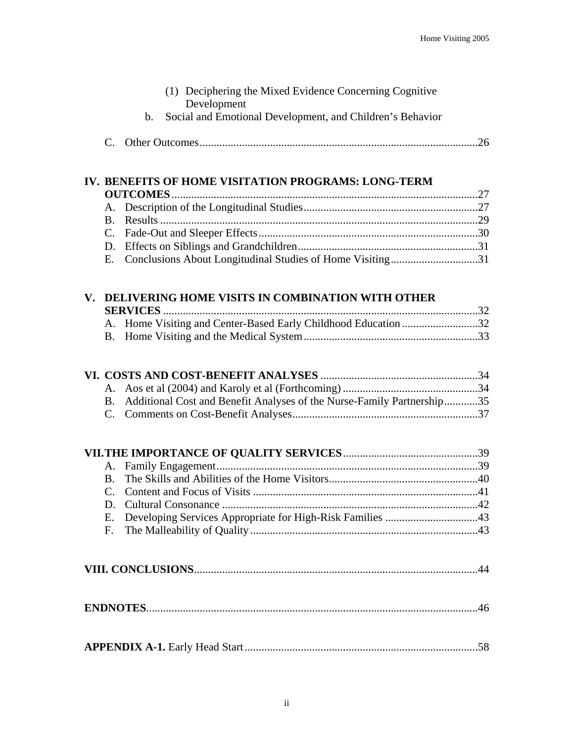(1) Deciphering the Mixed Evidence Concerning Cognitive Development

b. Social and Emotional Development, and Children's Behavior

C. Other Outcomes....................................................................................................26

**IV. BENEFITS OF HOME VISITATION PROGRAMS: LONG-TERM OUTCOMES**..........................................................................................................27

A. Description of the Longitudinal Studies..............................................................27

B. Results ................................................................................................................29

C. Fade-Out and Sleeper Effects..............................................................................30

D. Effects on Siblings and Grandchildren.................................................................31

E. Conclusions About Longitudinal Studies of Home Visiting...............................31

**V. DELIVERING HOME VISITS IN COMBINATION WITH OTHER SERVICES** ................................................................................................................32

A. Home Visiting and Center-Based Early Childhood Education ...........................32

B. Home Visiting and the Medical System..............................................................33

**VI. COSTS AND COST-BENEFIT ANALYSES** .......................................................34

A. Aos et al (2004) and Karoly et al (Forthcoming) ................................................34

B. Additional Cost and Benefit Analyses of the Nurse-Family Partnership............35

C. Comments on Cost-Benefit Analyses..................................................................37

**VII. THE IMPORTANCE OF QUALITY SERVICES**................................................39

A. Family Engagement.............................................................................................39

B. The Skills and Abilities of the Home Visitors.....................................................40

C. Content and Focus of Visits ................................................................................41

D. Cultural Consonance ...........................................................................................42

E. Developing Services Appropriate for High-Risk Families .................................43

F. The Malleability of Quality.................................................................................43

**VIII. CONCLUSIONS**....................................................................................................44

**ENDNOTES**.....................................................................................................................46

**APPENDIX A-1.** Early Head Start..................................................................................58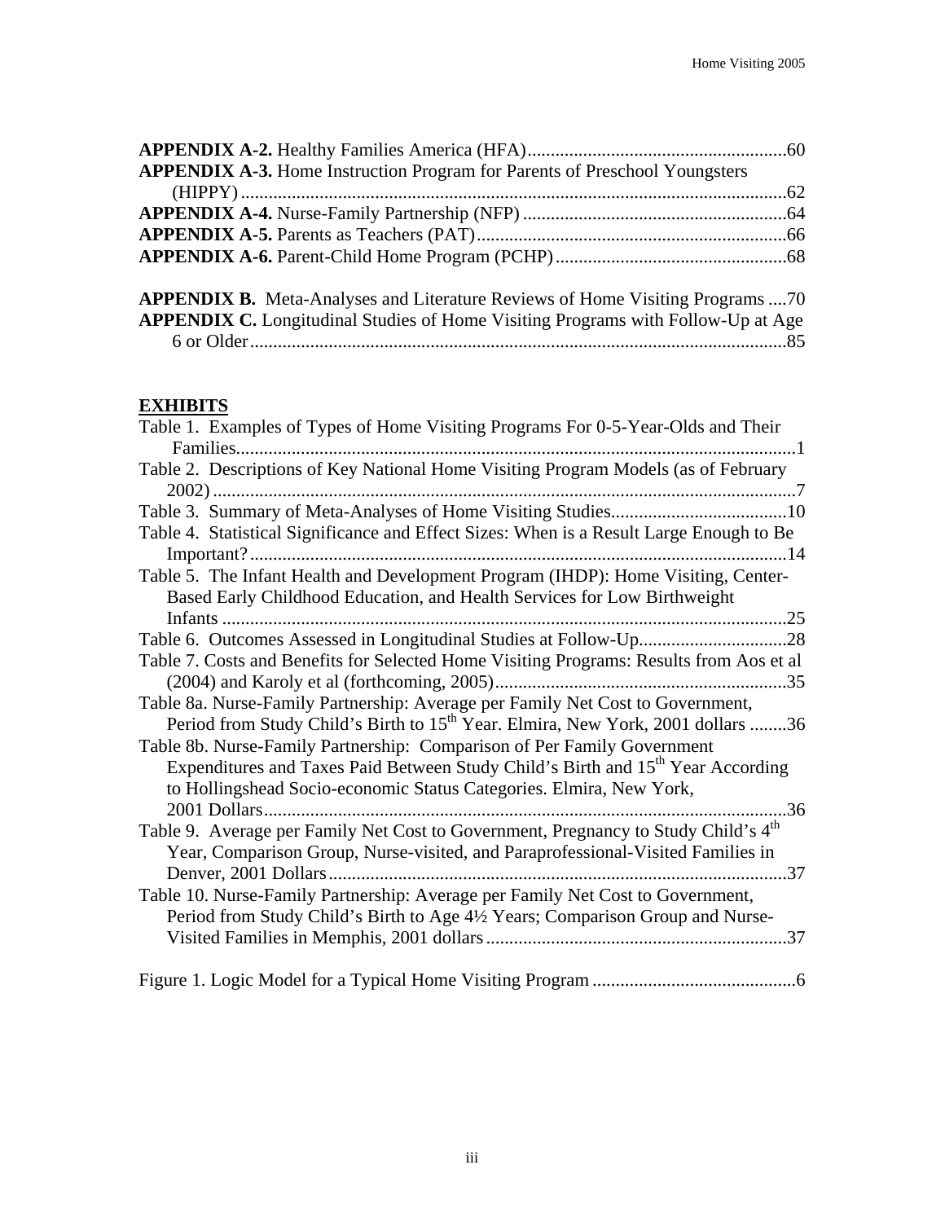**APPENDIX A-2.** Healthy Families America (HFA).......................................................60
**APPENDIX A-3.** Home Instruction Program for Parents of Preschool Youngsters (HIPPY)......................................................................................................................62
**APPENDIX A-4.** Nurse-Family Partnership (NFP) ........................................................64
**APPENDIX A-5.** Parents as Teachers (PAT)..................................................................66
**APPENDIX A-6.** Parent-Child Home Program (PCHP).................................................68

**APPENDIX B.** Meta-Analyses and Literature Reviews of Home Visiting Programs ....70
**APPENDIX C.** Longitudinal Studies of Home Visiting Programs with Follow-Up at Age 6 or Older....................................................................................................................85

## EXHIBITS

Table 1. Examples of Types of Home Visiting Programs For 0-5-Year-Olds and Their Families.........................................................................................................................1
Table 2. Descriptions of Key National Home Visiting Program Models (as of February 2002)..............................................................................................................................7
Table 3. Summary of Meta-Analyses of Home Visiting Studies......................................10
Table 4. Statistical Significance and Effect Sizes: When is a Result Large Enough to Be Important?....................................................................................................................14
Table 5. The Infant Health and Development Program (IHDP): Home Visiting, Center-Based Early Childhood Education, and Health Services for Low Birthweight Infants ..........................................................................................................................25
Table 6. Outcomes Assessed in Longitudinal Studies at Follow-Up................................28
Table 7. Costs and Benefits for Selected Home Visiting Programs: Results from Aos et al (2004) and Karoly et al (forthcoming, 2005)...............................................................35
Table 8a. Nurse-Family Partnership: Average per Family Net Cost to Government, Period from Study Child's Birth to 15th Year. Elmira, New York, 2001 dollars ........36
Table 8b. Nurse-Family Partnership: Comparison of Per Family Government Expenditures and Taxes Paid Between Study Child's Birth and 15th Year According to Hollingshead Socio-economic Status Categories. Elmira, New York, 2001 Dollars.................................................................................................................36
Table 9. Average per Family Net Cost to Government, Pregnancy to Study Child's 4th Year, Comparison Group, Nurse-visited, and Paraprofessional-Visited Families in Denver, 2001 Dollars....................................................................................................37
Table 10. Nurse-Family Partnership: Average per Family Net Cost to Government, Period from Study Child's Birth to Age 4½ Years; Comparison Group and Nurse-Visited Families in Memphis, 2001 dollars.................................................................37

Figure 1. Logic Model for a Typical Home Visiting Program ............................................6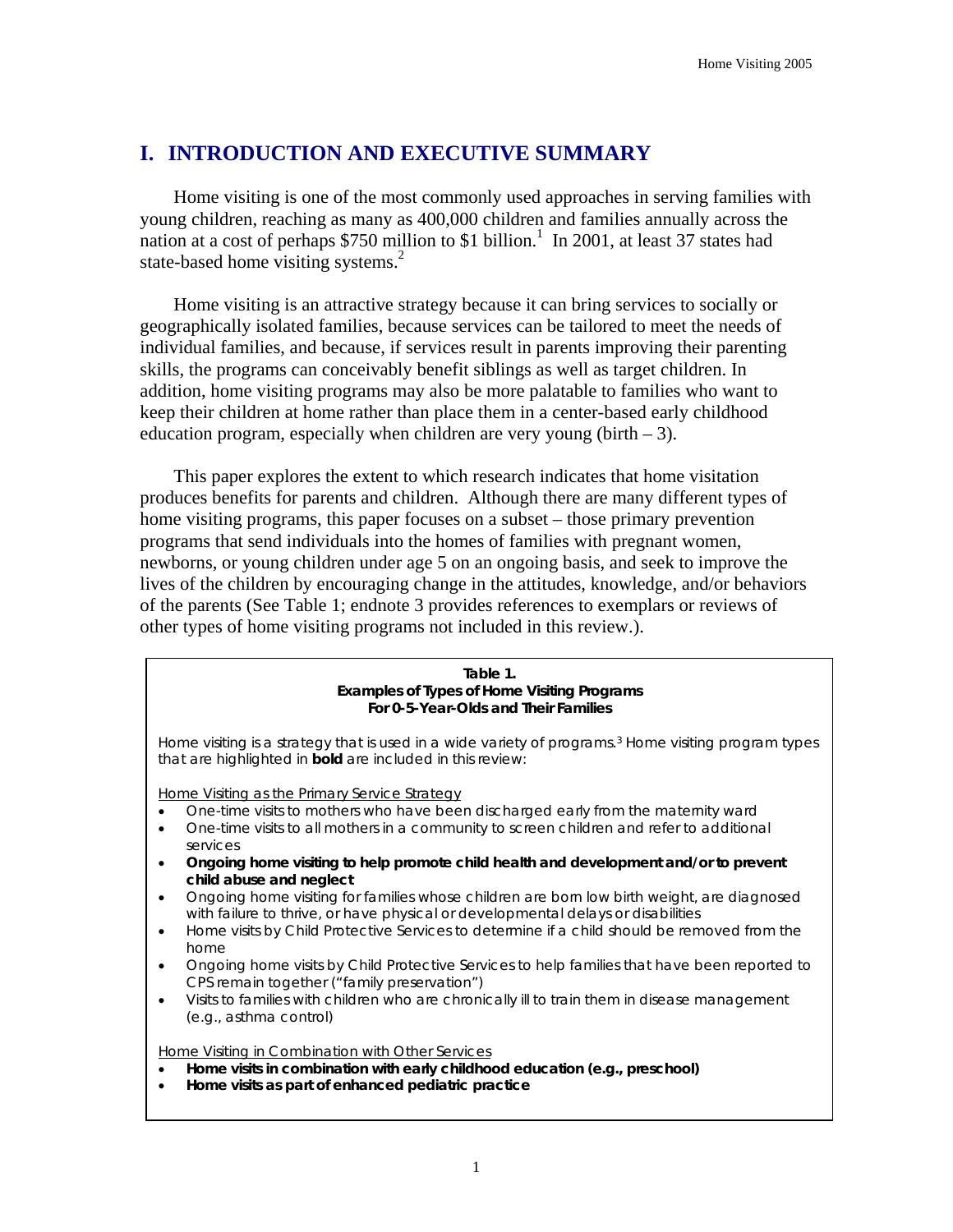## I. INTRODUCTION AND EXECUTIVE SUMMARY

Home visiting is one of the most commonly used approaches in serving families with young children, reaching as many as 400,000 children and families annually across the nation at a cost of perhaps $750 million to $1 billion.[1] In 2001, at least 37 states had state-based home visiting systems.[2]

Home visiting is an attractive strategy because it can bring services to socially or geographically isolated families, because services can be tailored to meet the needs of individual families, and because, if services result in parents improving their parenting skills, the programs can conceivably benefit siblings as well as target children. In addition, home visiting programs may also be more palatable to families who want to keep their children at home rather than place them in a center-based early childhood education program, especially when children are very young (birth – 3).

This paper explores the extent to which research indicates that home visitation produces benefits for parents and children. Although there are many different types of home visiting programs, this paper focuses on a subset – those primary prevention programs that send individuals into the homes of families with pregnant women, newborns, or young children under age 5 on an ongoing basis, and seek to improve the lives of the children by encouraging change in the attitudes, knowledge, and/or behaviors of the parents (See Table 1; endnote 3 provides references to exemplars or reviews of other types of home visiting programs not included in this review.).

**Table 1.**
**Examples of Types of Home Visiting Programs For 0-5-Year-Olds and Their Families**

*Home visiting is a strategy that is used in a wide variety of programs.[3] Home visiting program types that are highlighted in **bold** are included in this review:*

*Home Visiting as the Primary Service Strategy*

- *One-time visits to mothers who have been discharged early from the maternity ward*
- *One-time visits to all mothers in a community to screen children and refer to additional services*
- ***Ongoing home visiting to help promote child health and development and/or to prevent child abuse and neglect***
- *Ongoing home visiting for families whose children are born low birth weight, are diagnosed with failure to thrive, or have physical or developmental delays or disabilities*
- *Home visits by Child Protective Services to determine if a child should be removed from the home*
- *Ongoing home visits by Child Protective Services to help families that have been reported to CPS remain together ("family preservation")*
- *Visits to families with children who are chronically ill to train them in disease management (e.g., asthma control)*

*Home Visiting in Combination with Other Services*

- ***Home visits in combination with early childhood education (e.g., preschool)***
- ***Home visits as part of enhanced pediatric practice***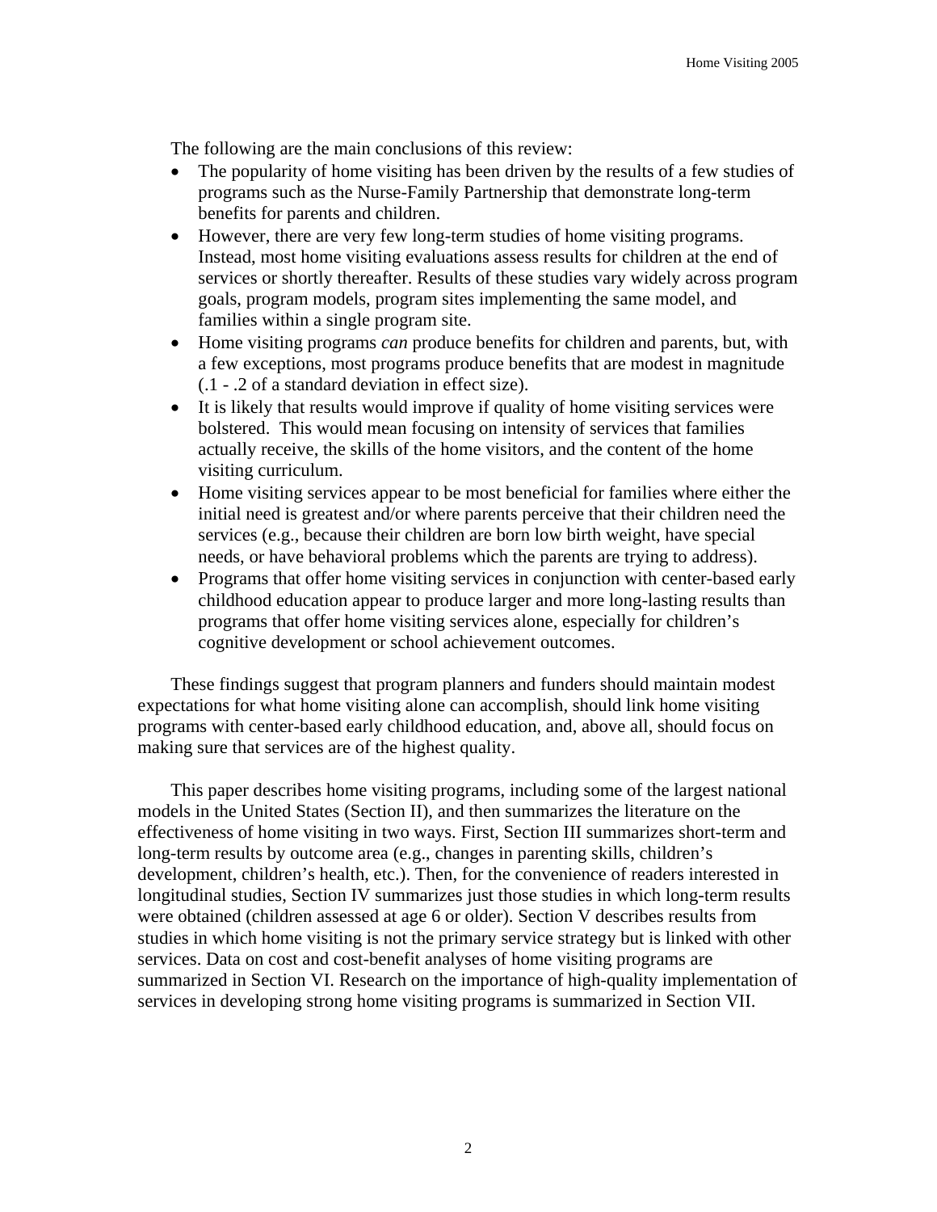The following are the main conclusions of this review:

- The popularity of home visiting has been driven by the results of a few studies of programs such as the Nurse-Family Partnership that demonstrate long-term benefits for parents and children.
- However, there are very few long-term studies of home visiting programs. Instead, most home visiting evaluations assess results for children at the end of services or shortly thereafter. Results of these studies vary widely across program goals, program models, program sites implementing the same model, and families within a single program site.
- Home visiting programs *can* produce benefits for children and parents, but, with a few exceptions, most programs produce benefits that are modest in magnitude (.1 - .2 of a standard deviation in effect size).
- It is likely that results would improve if quality of home visiting services were bolstered. This would mean focusing on intensity of services that families actually receive, the skills of the home visitors, and the content of the home visiting curriculum.
- Home visiting services appear to be most beneficial for families where either the initial need is greatest and/or where parents perceive that their children need the services (e.g., because their children are born low birth weight, have special needs, or have behavioral problems which the parents are trying to address).
- Programs that offer home visiting services in conjunction with center-based early childhood education appear to produce larger and more long-lasting results than programs that offer home visiting services alone, especially for children's cognitive development or school achievement outcomes.

These findings suggest that program planners and funders should maintain modest expectations for what home visiting alone can accomplish, should link home visiting programs with center-based early childhood education, and, above all, should focus on making sure that services are of the highest quality.

This paper describes home visiting programs, including some of the largest national models in the United States (Section II), and then summarizes the literature on the effectiveness of home visiting in two ways. First, Section III summarizes short-term and long-term results by outcome area (e.g., changes in parenting skills, children's development, children's health, etc.). Then, for the convenience of readers interested in longitudinal studies, Section IV summarizes just those studies in which long-term results were obtained (children assessed at age 6 or older). Section V describes results from studies in which home visiting is not the primary service strategy but is linked with other services. Data on cost and cost-benefit analyses of home visiting programs are summarized in Section VI. Research on the importance of high-quality implementation of services in developing strong home visiting programs is summarized in Section VII.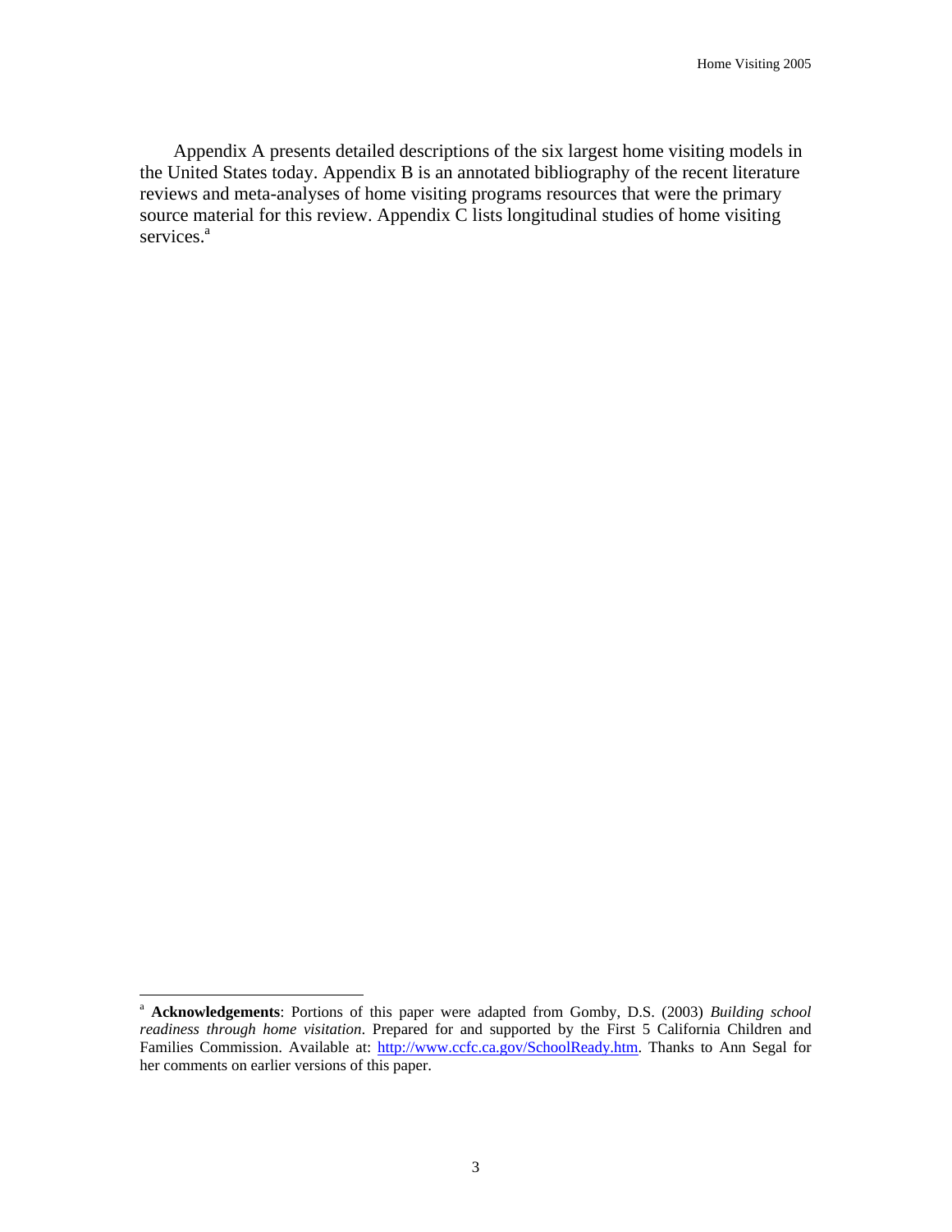Appendix A presents detailed descriptions of the six largest home visiting models in the United States today. Appendix B is an annotated bibliography of the recent literature reviews and meta-analyses of home visiting programs resources that were the primary source material for this review. Appendix C lists longitudinal studies of home visiting services.[a]

---

[a] **Acknowledgements**: Portions of this paper were adapted from Gomby, D.S. (2003) *Building school readiness through home visitation*. Prepared for and supported by the First 5 California Children and Families Commission. Available at: http://www.ccfc.ca.gov/SchoolReady.htm. Thanks to Ann Segal for her comments on earlier versions of this paper.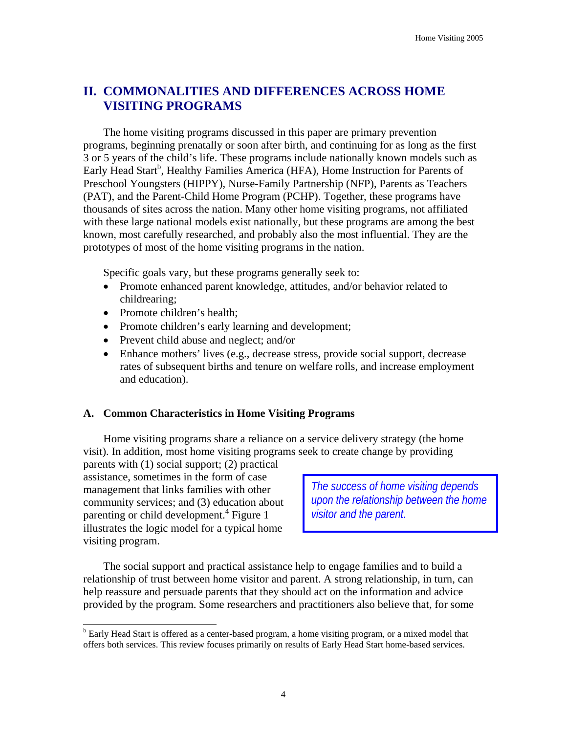## II. COMMONALITIES AND DIFFERENCES ACROSS HOME VISITING PROGRAMS

The home visiting programs discussed in this paper are primary prevention programs, beginning prenatally or soon after birth, and continuing for as long as the first 3 or 5 years of the child's life. These programs include nationally known models such as Early Head Start[b], Healthy Families America (HFA), Home Instruction for Parents of Preschool Youngsters (HIPPY), Nurse-Family Partnership (NFP), Parents as Teachers (PAT), and the Parent-Child Home Program (PCHP). Together, these programs have thousands of sites across the nation. Many other home visiting programs, not affiliated with these large national models exist nationally, but these programs are among the best known, most carefully researched, and probably also the most influential. They are the prototypes of most of the home visiting programs in the nation.

Specific goals vary, but these programs generally seek to:

- Promote enhanced parent knowledge, attitudes, and/or behavior related to childrearing;
- Promote children's health;
- Promote children's early learning and development;
- Prevent child abuse and neglect; and/or
- Enhance mothers' lives (e.g., decrease stress, provide social support, decrease rates of subsequent births and tenure on welfare rolls, and increase employment and education).

### A. Common Characteristics in Home Visiting Programs

Home visiting programs share a reliance on a service delivery strategy (the home visit). In addition, most home visiting programs seek to create change by providing parents with (1) social support; (2) practical assistance, sometimes in the form of case management that links families with other community services; and (3) education about parenting or child development.[4] Figure 1 illustrates the logic model for a typical home visiting program.

*The success of home visiting depends upon the relationship between the home visitor and the parent.*

The social support and practical assistance help to engage families and to build a relationship of trust between home visitor and parent. A strong relationship, in turn, can help reassure and persuade parents that they should act on the information and advice provided by the program. Some researchers and practitioners also believe that, for some

---

[b] Early Head Start is offered as a center-based program, a home visiting program, or a mixed model that offers both services. This review focuses primarily on results of Early Head Start home-based services.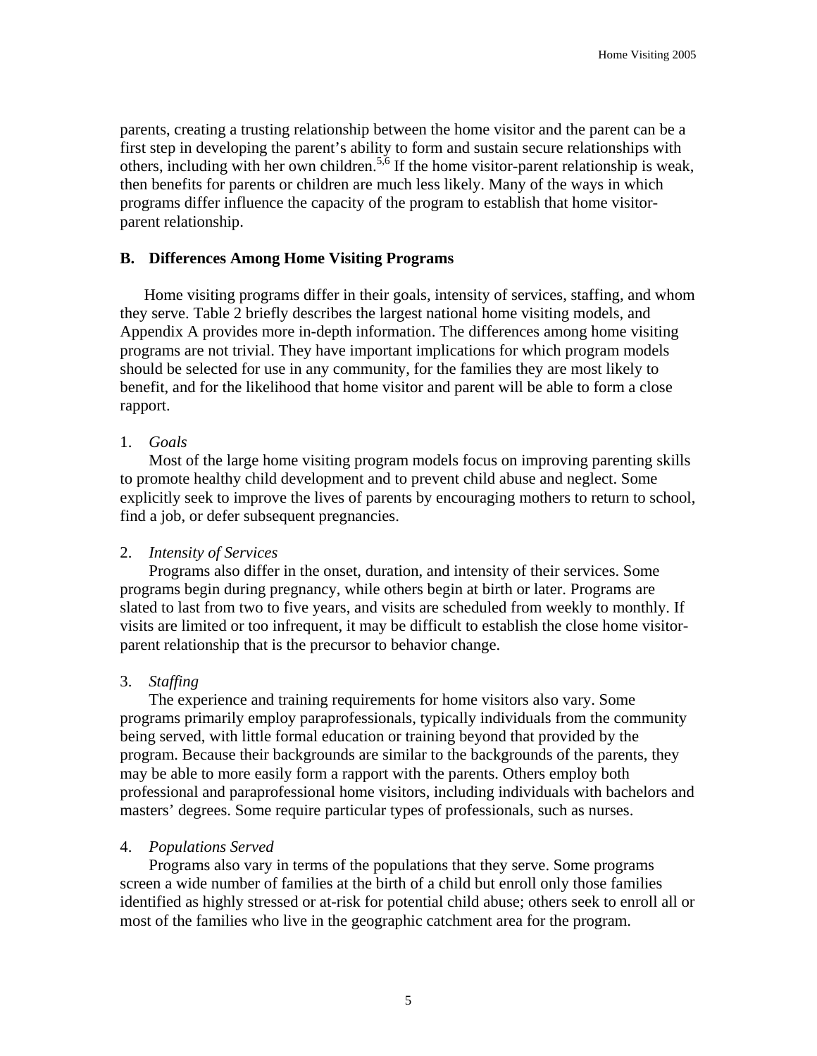parents, creating a trusting relationship between the home visitor and the parent can be a first step in developing the parent's ability to form and sustain secure relationships with others, including with her own children.[5,6] If the home visitor-parent relationship is weak, then benefits for parents or children are much less likely. Many of the ways in which programs differ influence the capacity of the program to establish that home visitor-parent relationship.

### B. Differences Among Home Visiting Programs

Home visiting programs differ in their goals, intensity of services, staffing, and whom they serve. Table 2 briefly describes the largest national home visiting models, and Appendix A provides more in-depth information. The differences among home visiting programs are not trivial. They have important implications for which program models should be selected for use in any community, for the families they are most likely to benefit, and for the likelihood that home visitor and parent will be able to form a close rapport.

1. *Goals*

Most of the large home visiting program models focus on improving parenting skills to promote healthy child development and to prevent child abuse and neglect. Some explicitly seek to improve the lives of parents by encouraging mothers to return to school, find a job, or defer subsequent pregnancies.

2. *Intensity of Services*

Programs also differ in the onset, duration, and intensity of their services. Some programs begin during pregnancy, while others begin at birth or later. Programs are slated to last from two to five years, and visits are scheduled from weekly to monthly. If visits are limited or too infrequent, it may be difficult to establish the close home visitor-parent relationship that is the precursor to behavior change.

3. *Staffing*

The experience and training requirements for home visitors also vary. Some programs primarily employ paraprofessionals, typically individuals from the community being served, with little formal education or training beyond that provided by the program. Because their backgrounds are similar to the backgrounds of the parents, they may be able to more easily form a rapport with the parents. Others employ both professional and paraprofessional home visitors, including individuals with bachelors and masters' degrees. Some require particular types of professionals, such as nurses.

4. *Populations Served*

Programs also vary in terms of the populations that they serve. Some programs screen a wide number of families at the birth of a child but enroll only those families identified as highly stressed or at-risk for potential child abuse; others seek to enroll all or most of the families who live in the geographic catchment area for the program.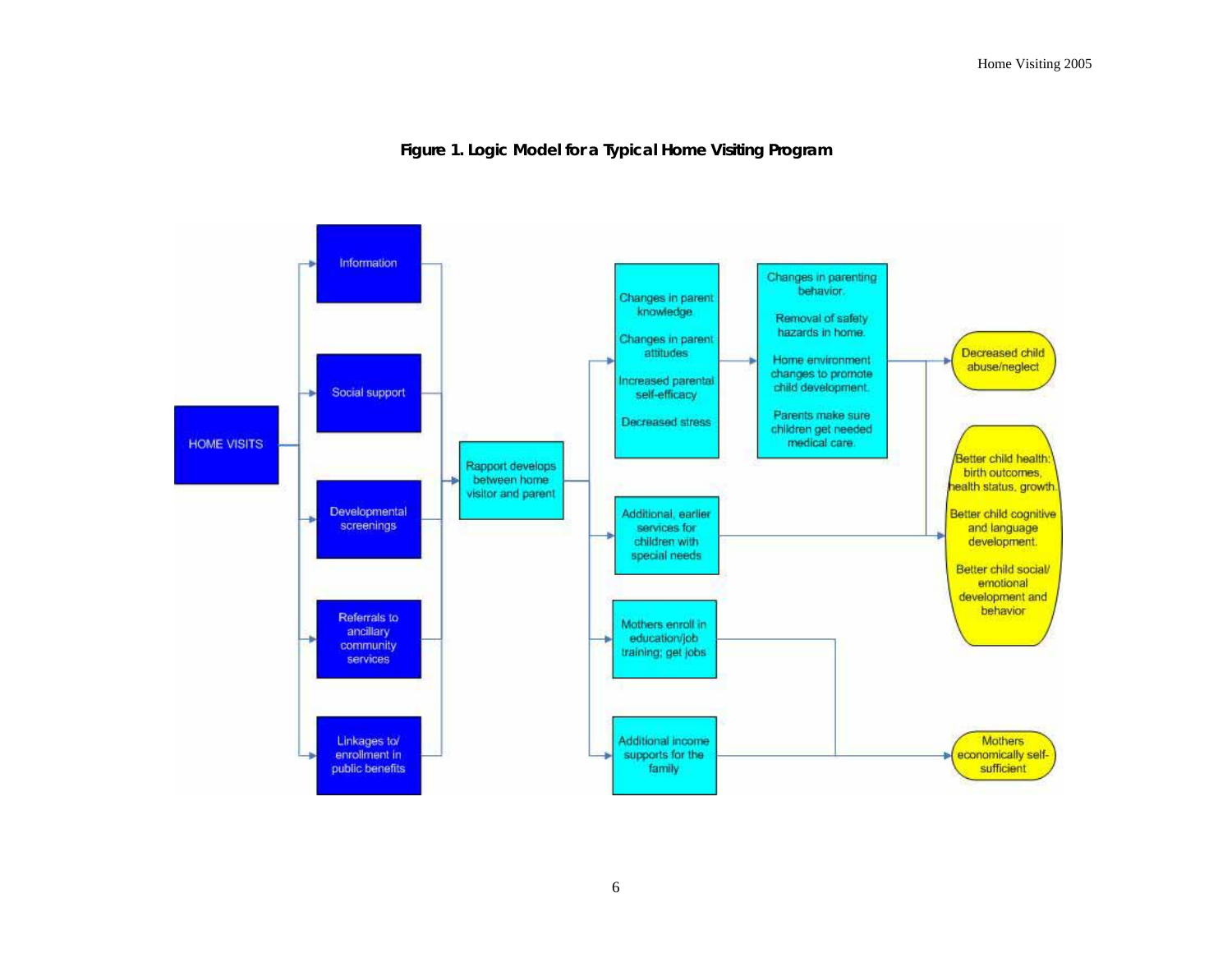**Figure 1. Logic Model for a Typical Home Visiting Program**

HOME VISITS

- Information
- Social support
- Developmental screenings
- Referrals to ancillary community services
- Linkages to/ enrollment in public benefits

Rapport develops between home visitor and parent

- Changes in parent knowledge
- Changes in parent attitudes
- Increased parental self-efficacy
- Decreased stress

- Changes in parenting behavior.
- Removal of safety hazards in home.
- Home environment changes to promote child development.
- Parents make sure children get needed medical care.

Additional, earlier services for children with special needs

Mothers enroll in education/job training; get jobs

Additional income supports for the family

Decreased child abuse/neglect

- Better child health: birth outcomes, health status, growth.
- Better child cognitive and language development.
- Better child social/ emotional development and behavior

Mothers economically self-sufficient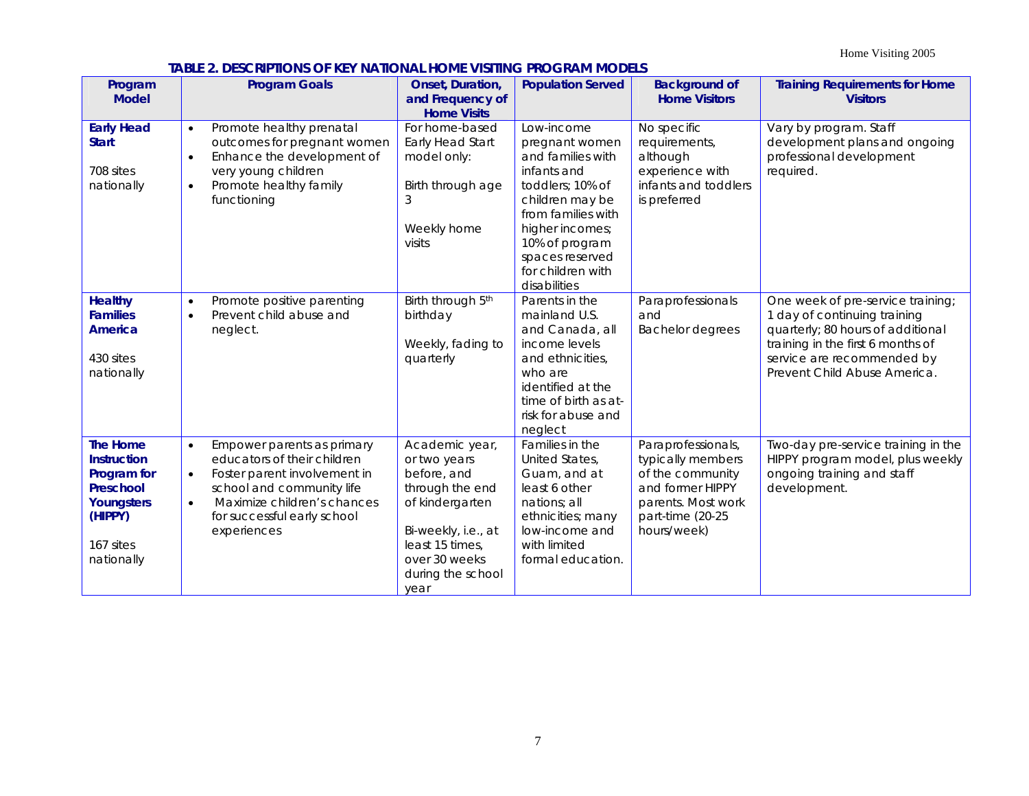**TABLE 2. DESCRIPTIONS OF KEY NATIONAL HOME VISITING PROGRAM MODELS**

| Program Model | Program Goals | Onset, Duration, and Frequency of Home Visits | Population Served | Background of Home Visitors | Training Requirements for Home Visitors |
|---|---|---|---|---|---|
| **Early Head Start**<br><br>708 sites nationally | • Promote healthy prenatal outcomes for pregnant women<br>• Enhance the development of very young children<br>• Promote healthy family functioning | For home-based Early Head Start model only:<br><br>Birth through age 3<br><br>Weekly home visits | Low-income pregnant women and families with infants and toddlers; 10% of children may be from families with higher incomes; 10% of program spaces reserved for children with disabilities | No specific requirements, although experience with infants and toddlers is preferred | Vary by program. Staff development plans and ongoing professional development required. |
| **Healthy Families America**<br><br>430 sites nationally | • Promote positive parenting<br>• Prevent child abuse and neglect. | Birth through 5th birthday<br><br>Weekly, fading to quarterly | Parents in the mainland U.S. and Canada, all income levels and ethnicities, who are identified at the time of birth as at-risk for abuse and neglect | Paraprofessionals and Bachelor degrees | One week of pre-service training; 1 day of continuing training quarterly; 80 hours of additional training in the first 6 months of service are recommended by Prevent Child Abuse America. |
| **The Home Instruction Program for Preschool Youngsters (HIPPY)**<br><br>167 sites nationally | • Empower parents as primary educators of their children<br>• Foster parent involvement in school and community life<br>• Maximize children's chances for successful early school experiences | Academic year, or two years before, and through the end of kindergarten<br><br>Bi-weekly, i.e., at least 15 times, over 30 weeks during the school year | Families in the United States, Guam, and at least 6 other nations; all ethnicities; many low-income and with limited formal education. | Paraprofessionals, typically members of the community and former HIPPY parents. Most work part-time (20-25 hours/week) | Two-day pre-service training in the HIPPY program model, plus weekly ongoing training and staff development. |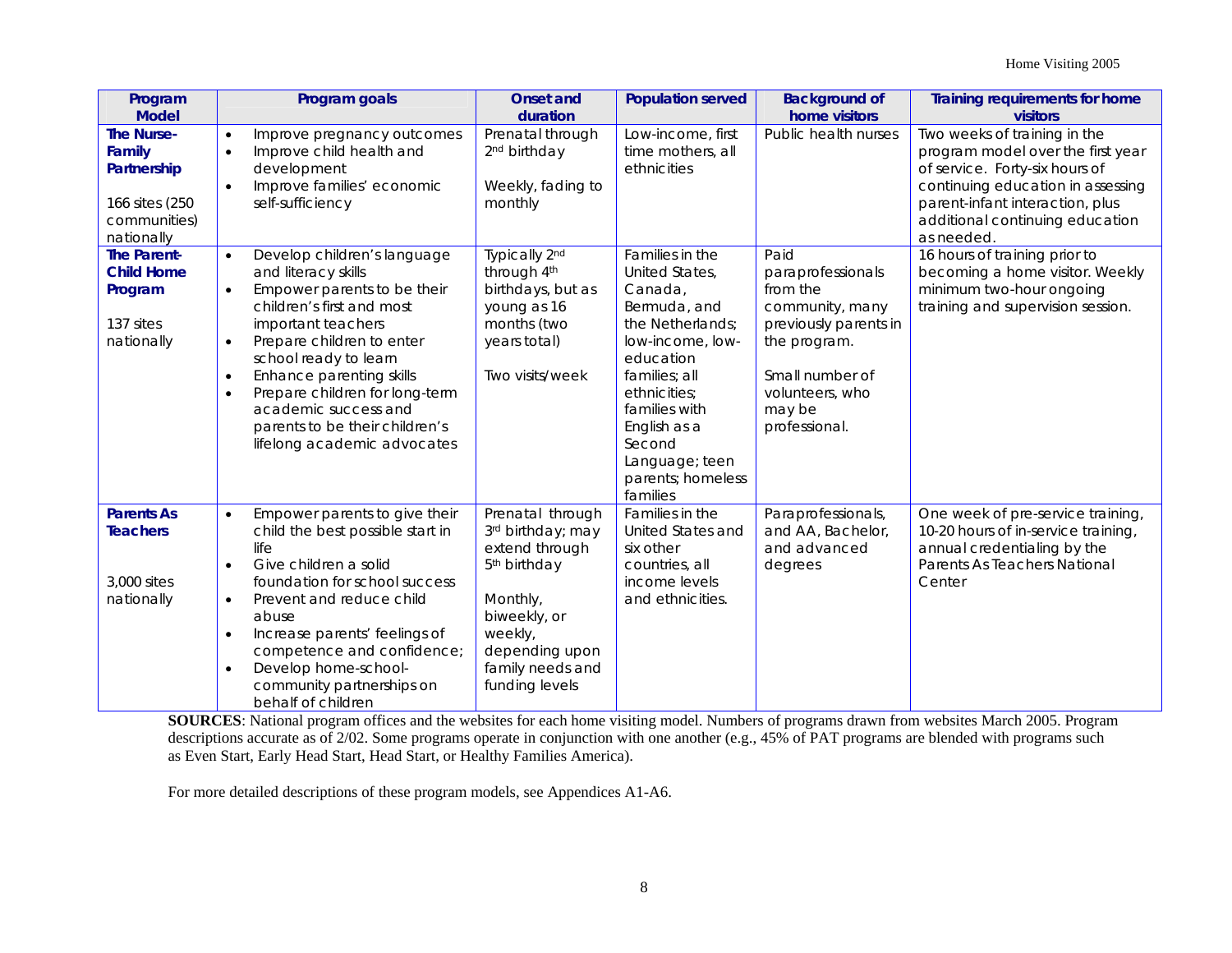| Program Model | Program goals | Onset and duration | Population served | Background of home visitors | Training requirements for home visitors |
|---|---|---|---|---|---|
| **The Nurse-Family Partnership**<br><br>166 sites (250 communities) nationally | • Improve pregnancy outcomes<br>• Improve child health and development<br>• Improve families' economic self-sufficiency | Prenatal through 2nd birthday<br><br>Weekly, fading to monthly | Low-income, first time mothers, all ethnicities | Public health nurses | Two weeks of training in the program model over the first year of service. Forty-six hours of continuing education in assessing parent-infant interaction, plus additional continuing education as needed. |
| **The Parent-Child Home Program**<br><br>137 sites nationally | • Develop children's language and literacy skills<br>• Empower parents to be their children's first and most important teachers<br>• Prepare children to enter school ready to learn<br>• Enhance parenting skills<br>• Prepare children for long-term academic success and parents to be their children's lifelong academic advocates | Typically 2nd through 4th birthdays, but as young as 16 months (two years total)<br><br>Two visits/week | Families in the United States, Canada, Bermuda, and the Netherlands; low-income, low-education families; all ethnicities; families with English as a Second Language; teen parents; homeless families | Paid paraprofessionals from the community, many previously parents in the program.<br><br>Small number of volunteers, who may be professional. | 16 hours of training prior to becoming a home visitor. Weekly minimum two-hour ongoing training and supervision session. |
| **Parents As Teachers**<br><br>3,000 sites nationally | • Empower parents to give their child the best possible start in life<br>• Give children a solid foundation for school success<br>• Prevent and reduce child abuse<br>• Increase parents' feelings of competence and confidence;<br>• Develop home-school-community partnerships on behalf of children | Prenatal through 3rd birthday; may extend through 5th birthday<br><br>Monthly, biweekly, or weekly, depending upon family needs and funding levels | Families in the United States and six other countries, all income levels and ethnicities. | Paraprofessionals, and AA, Bachelor, and advanced degrees | One week of pre-service training, 10-20 hours of in-service training, annual credentialing by the Parents As Teachers National Center |

**SOURCES**: National program offices and the websites for each home visiting model. Numbers of programs drawn from websites March 2005. Program descriptions accurate as of 2/02. Some programs operate in conjunction with one another (e.g., 45% of PAT programs are blended with programs such as Even Start, Early Head Start, Head Start, or Healthy Families America).

For more detailed descriptions of these program models, see Appendices A1-A6.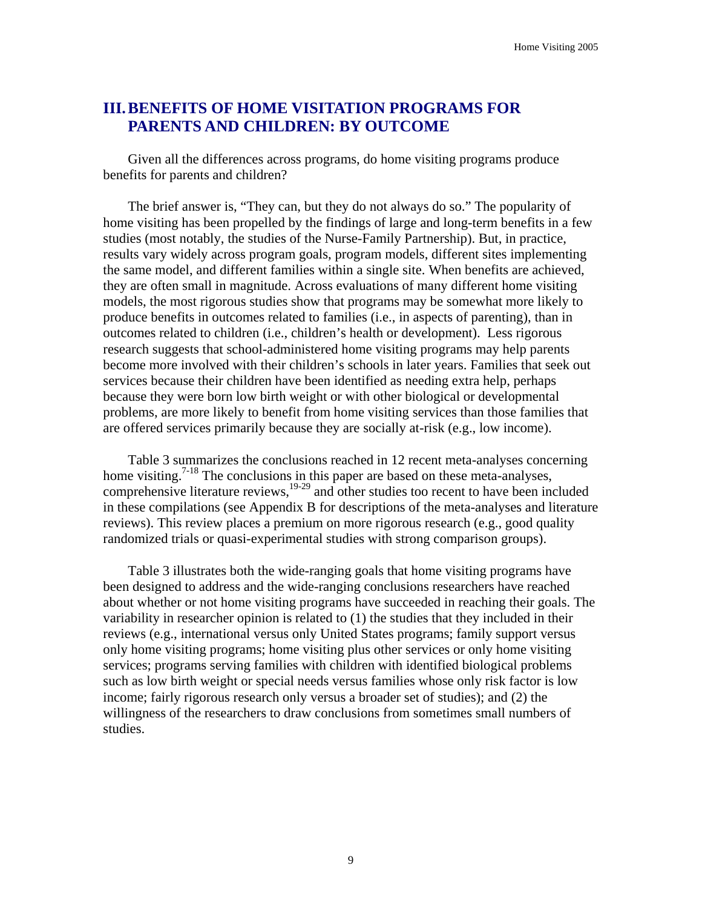## III. BENEFITS OF HOME VISITATION PROGRAMS FOR PARENTS AND CHILDREN: BY OUTCOME

Given all the differences across programs, do home visiting programs produce benefits for parents and children?

The brief answer is, "They can, but they do not always do so." The popularity of home visiting has been propelled by the findings of large and long-term benefits in a few studies (most notably, the studies of the Nurse-Family Partnership). But, in practice, results vary widely across program goals, program models, different sites implementing the same model, and different families within a single site. When benefits are achieved, they are often small in magnitude. Across evaluations of many different home visiting models, the most rigorous studies show that programs may be somewhat more likely to produce benefits in outcomes related to families (i.e., in aspects of parenting), than in outcomes related to children (i.e., children's health or development). Less rigorous research suggests that school-administered home visiting programs may help parents become more involved with their children's schools in later years. Families that seek out services because their children have been identified as needing extra help, perhaps because they were born low birth weight or with other biological or developmental problems, are more likely to benefit from home visiting services than those families that are offered services primarily because they are socially at-risk (e.g., low income).

Table 3 summarizes the conclusions reached in 12 recent meta-analyses concerning home visiting.[7-18] The conclusions in this paper are based on these meta-analyses, comprehensive literature reviews,[19-29] and other studies too recent to have been included in these compilations (see Appendix B for descriptions of the meta-analyses and literature reviews). This review places a premium on more rigorous research (e.g., good quality randomized trials or quasi-experimental studies with strong comparison groups).

Table 3 illustrates both the wide-ranging goals that home visiting programs have been designed to address and the wide-ranging conclusions researchers have reached about whether or not home visiting programs have succeeded in reaching their goals. The variability in researcher opinion is related to (1) the studies that they included in their reviews (e.g., international versus only United States programs; family support versus only home visiting programs; home visiting plus other services or only home visiting services; programs serving families with children with identified biological problems such as low birth weight or special needs versus families whose only risk factor is low income; fairly rigorous research only versus a broader set of studies); and (2) the willingness of the researchers to draw conclusions from sometimes small numbers of studies.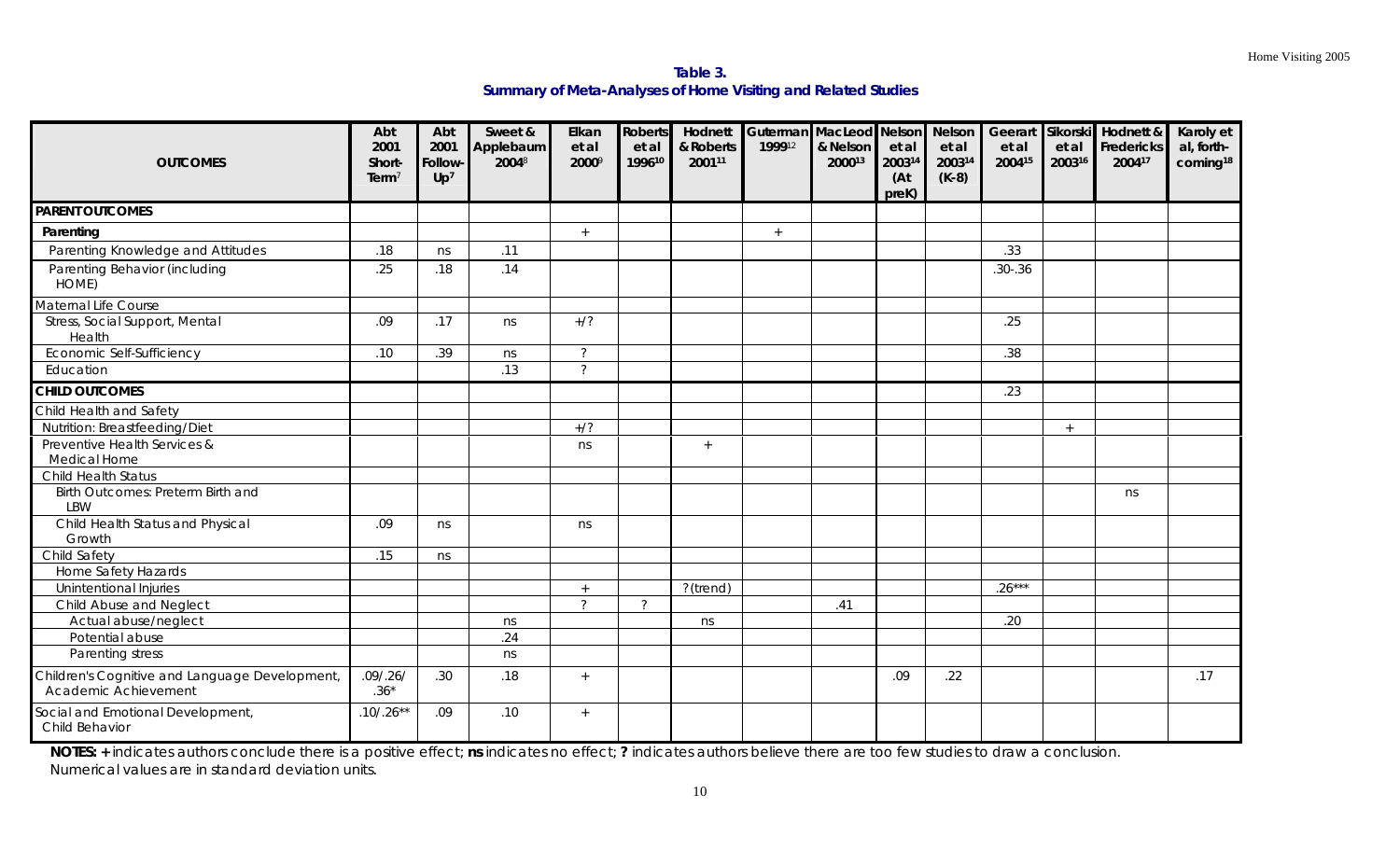**Table 3.**
**Summary of Meta-Analyses of Home Visiting and Related Studies**

| OUTCOMES | Abt 2001 Short-Term[7] | Abt 2001 Follow-Up[7] | Sweet & Applebaum 2004[8] | Elkan et al 2000[9] | Roberts et al 1996[10] | Hodnett & Roberts 2001[11] | Guterman 1999[12] | MacLeod & Nelson 2000[13] | Nelson et al 2003[14] (At preK) | Nelson et al 2003[14] (K-8) | Geeraert et al 2004[15] | Sikorski et al 2003[16] | Hodnett & Fredericks 2004[17] | Karoly et al, forth-coming[18] |
|---|---|---|---|---|---|---|---|---|---|---|---|---|---|---|
| **PARENT OUTCOMES** | | | | | | | | | | | | | | |
| **Parenting** | | | | + | | | + | | | | | | | |
| Parenting Knowledge and Attitudes | .18 | ns | .11 | | | | | | | | .33 | | | |
| Parenting Behavior (including HOME) | .25 | .18 | .14 | | | | | | | | .30-.36 | | | |
| Maternal Life Course | | | | | | | | | | | | | | |
| Stress, Social Support, Mental Health | .09 | .17 | ns | +/? | | | | | | | .25 | | | |
| Economic Self-Sufficiency | .10 | .39 | ns | ? | | | | | | | .38 | | | |
| Education | | | .13 | ? | | | | | | | | | | |
| **CHILD OUTCOMES** | | | | | | | | | | | .23 | | | |
| Child Health and Safety | | | | | | | | | | | | | | |
| Nutrition: Breastfeeding/Diet | | | | +/? | | | | | | | | + | | |
| Preventive Health Services & Medical Home | | | | ns | | + | | | | | | | | |
| Child Health Status | | | | | | | | | | | | | | |
| Birth Outcomes: Preterm Birth and LBW | | | | | | | | | | | | | ns | |
| Child Health Status and Physical Growth | .09 | ns | | ns | | | | | | | | | | |
| Child Safety | .15 | ns | | | | | | | | | | | | |
| Home Safety Hazards | | | | | | | | | | | | | | |
| Unintentional Injuries | | | | + | | ? (trend) | | | | | .26*** | | | |
| Child Abuse and Neglect | | | | ? | ? | | | .41 | | | | | | |
| Actual abuse/neglect | | | ns | | | ns | | | | | .20 | | | |
| Potential abuse | | | .24 | | | | | | | | | | | |
| Parenting stress | | | ns | | | | | | | | | | | |
| Children's Cognitive and Language Development, Academic Achievement | .09/.26/.36* | .30 | .18 | + | | | | | .09 | .22 | | | | .17 |
| Social and Emotional Development, Child Behavior | .10/.26** | .09 | .10 | + | | | | | | | | | | |

**NOTES: +** indicates authors conclude there is a positive effect; **ns** indicates no effect; **?** indicates authors believe there are too few studies to draw a conclusion. Numerical values are in standard deviation units.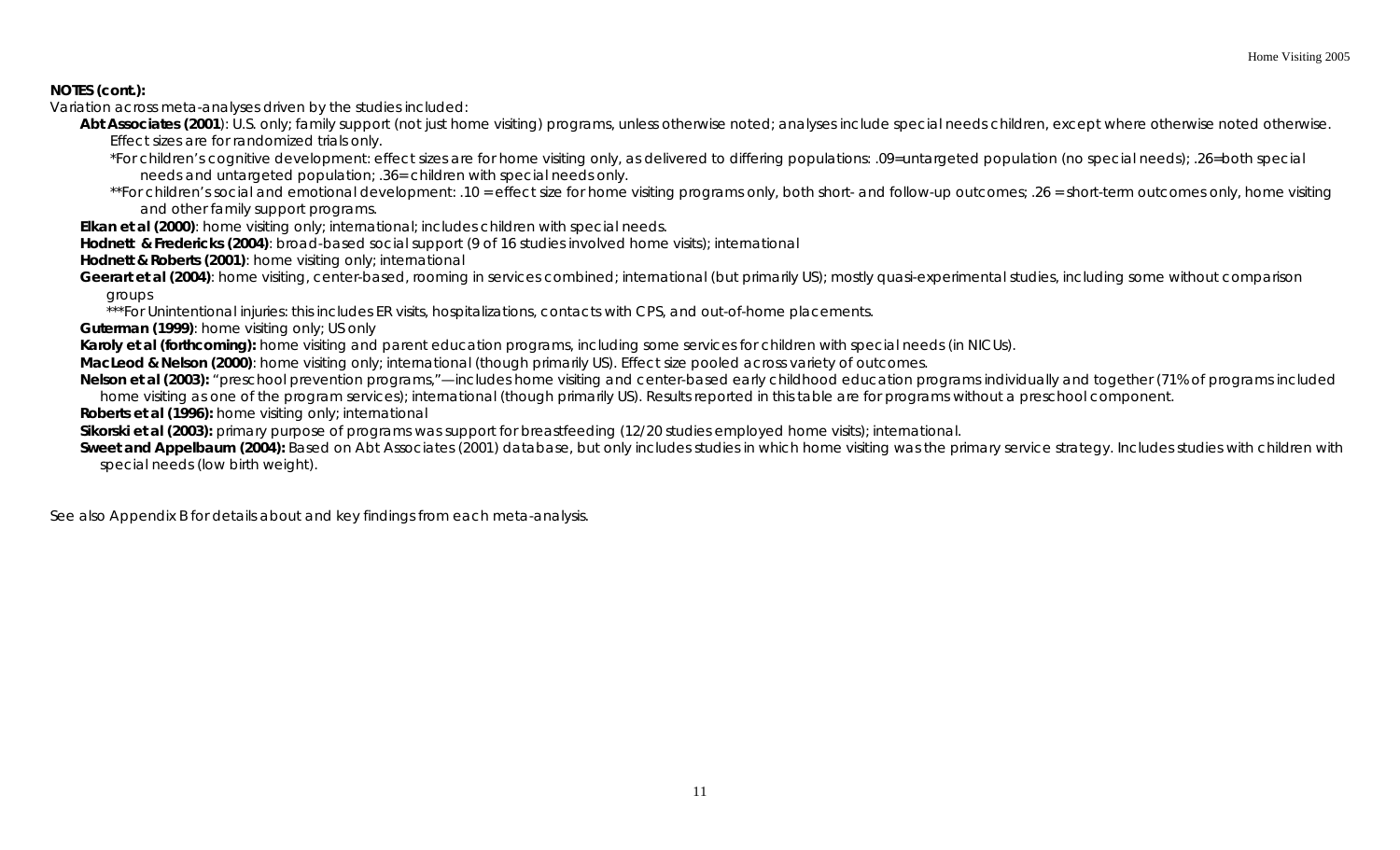**NOTES (cont.):**

Variation across meta-analyses driven by the studies included:

**Abt Associates (2001**): U.S. only; family support (not just home visiting) programs, unless otherwise noted; analyses include special needs children, except where otherwise noted otherwise. Effect sizes are for randomized trials only.

*For children's cognitive development: effect sizes are for home visiting only, as delivered to differing populations: .09=untargeted population (no special needs); .26=both special needs and untargeted population; .36= children with special needs only.

**For children's social and emotional development: .10 = effect size for home visiting programs only, both short- and follow-up outcomes; .26 = short-term outcomes only, home visiting and other family support programs.

**Elkan et al (2000)**: home visiting only; international; includes children with special needs.

**Hodnett & Fredericks (2004)**: broad-based social support (9 of 16 studies involved home visits); international

**Hodnett & Roberts (2001)**: home visiting only; international

**Geerart et al (2004)**: home visiting, center-based, rooming in services combined; international (but primarily US); mostly quasi-experimental studies, including some without comparison groups

***For Unintentional injuries: this includes ER visits, hospitalizations, contacts with CPS, and out-of-home placements.

**Guterman (1999)**: home visiting only; US only

**Karoly et al (forthcoming):** home visiting and parent education programs, including some services for children with special needs (in NICUs).

**MacLeod & Nelson (2000)**: home visiting only; international (though primarily US). Effect size pooled across variety of outcomes.

**Nelson et al (2003):** "preschool prevention programs,"—includes home visiting and center-based early childhood education programs individually and together (71% of programs included home visiting as one of the program services); international (though primarily US). Results reported in this table are for programs without a preschool component.

**Roberts et al (1996):** home visiting only; international

**Sikorski et al (2003):** primary purpose of programs was support for breastfeeding (12/20 studies employed home visits); international.

**Sweet and Appelbaum (2004):** Based on Abt Associates (2001) database, but only includes studies in which home visiting was the primary service strategy. Includes studies with children with special needs (low birth weight).

See also Appendix B for details about and key findings from each meta-analysis.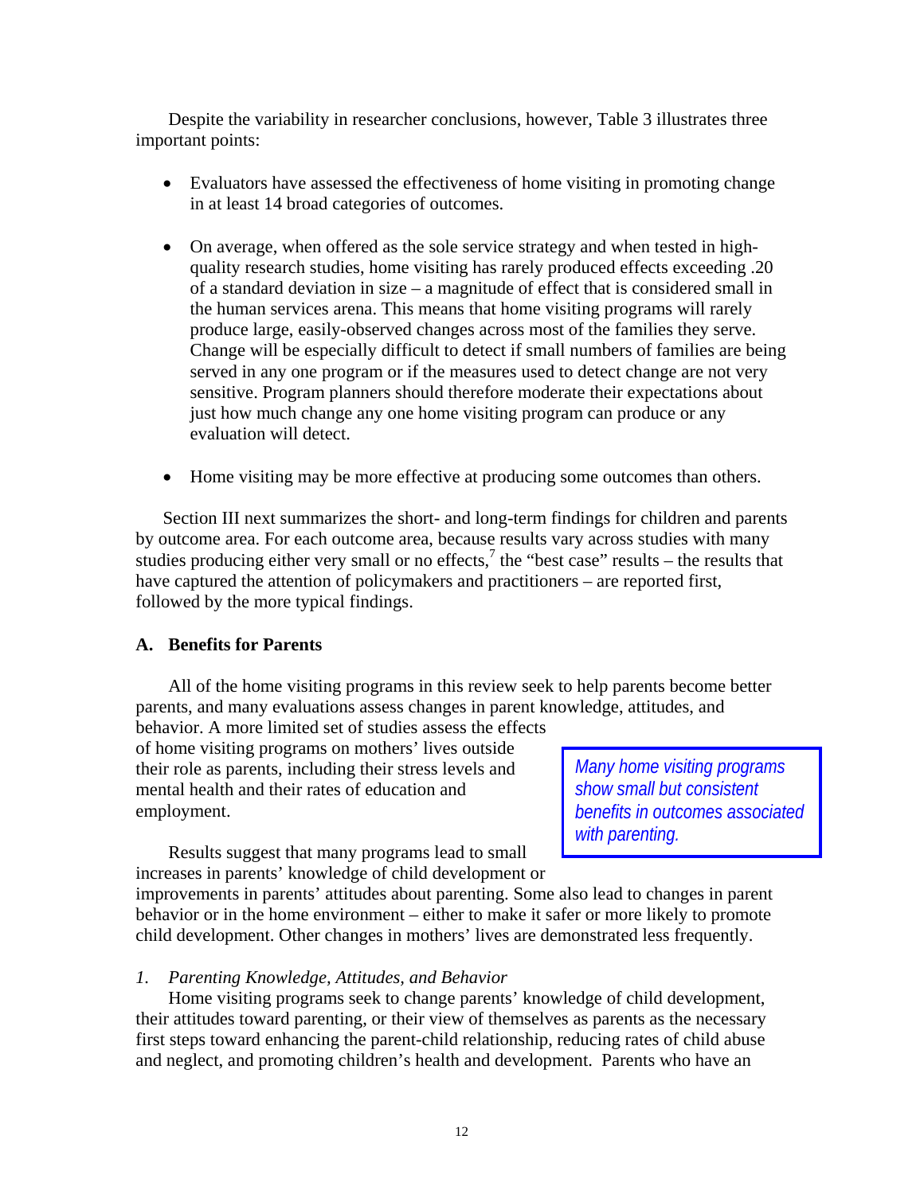Despite the variability in researcher conclusions, however, Table 3 illustrates three important points:

- Evaluators have assessed the effectiveness of home visiting in promoting change in at least 14 broad categories of outcomes.

- On average, when offered as the sole service strategy and when tested in high-quality research studies, home visiting has rarely produced effects exceeding .20 of a standard deviation in size – a magnitude of effect that is considered small in the human services arena. This means that home visiting programs will rarely produce large, easily-observed changes across most of the families they serve. Change will be especially difficult to detect if small numbers of families are being served in any one program or if the measures used to detect change are not very sensitive. Program planners should therefore moderate their expectations about just how much change any one home visiting program can produce or any evaluation will detect.

- Home visiting may be more effective at producing some outcomes than others.

Section III next summarizes the short- and long-term findings for children and parents by outcome area. For each outcome area, because results vary across studies with many studies producing either very small or no effects,[7] the "best case" results – the results that have captured the attention of policymakers and practitioners – are reported first, followed by the more typical findings.

## A. Benefits for Parents

All of the home visiting programs in this review seek to help parents become better parents, and many evaluations assess changes in parent knowledge, attitudes, and behavior. A more limited set of studies assess the effects of home visiting programs on mothers' lives outside their role as parents, including their stress levels and mental health and their rates of education and employment.

*Many home visiting programs show small but consistent benefits in outcomes associated with parenting.*

Results suggest that many programs lead to small increases in parents' knowledge of child development or improvements in parents' attitudes about parenting. Some also lead to changes in parent behavior or in the home environment – either to make it safer or more likely to promote child development. Other changes in mothers' lives are demonstrated less frequently.

### *1. Parenting Knowledge, Attitudes, and Behavior*

Home visiting programs seek to change parents' knowledge of child development, their attitudes toward parenting, or their view of themselves as parents as the necessary first steps toward enhancing the parent-child relationship, reducing rates of child abuse and neglect, and promoting children's health and development. Parents who have an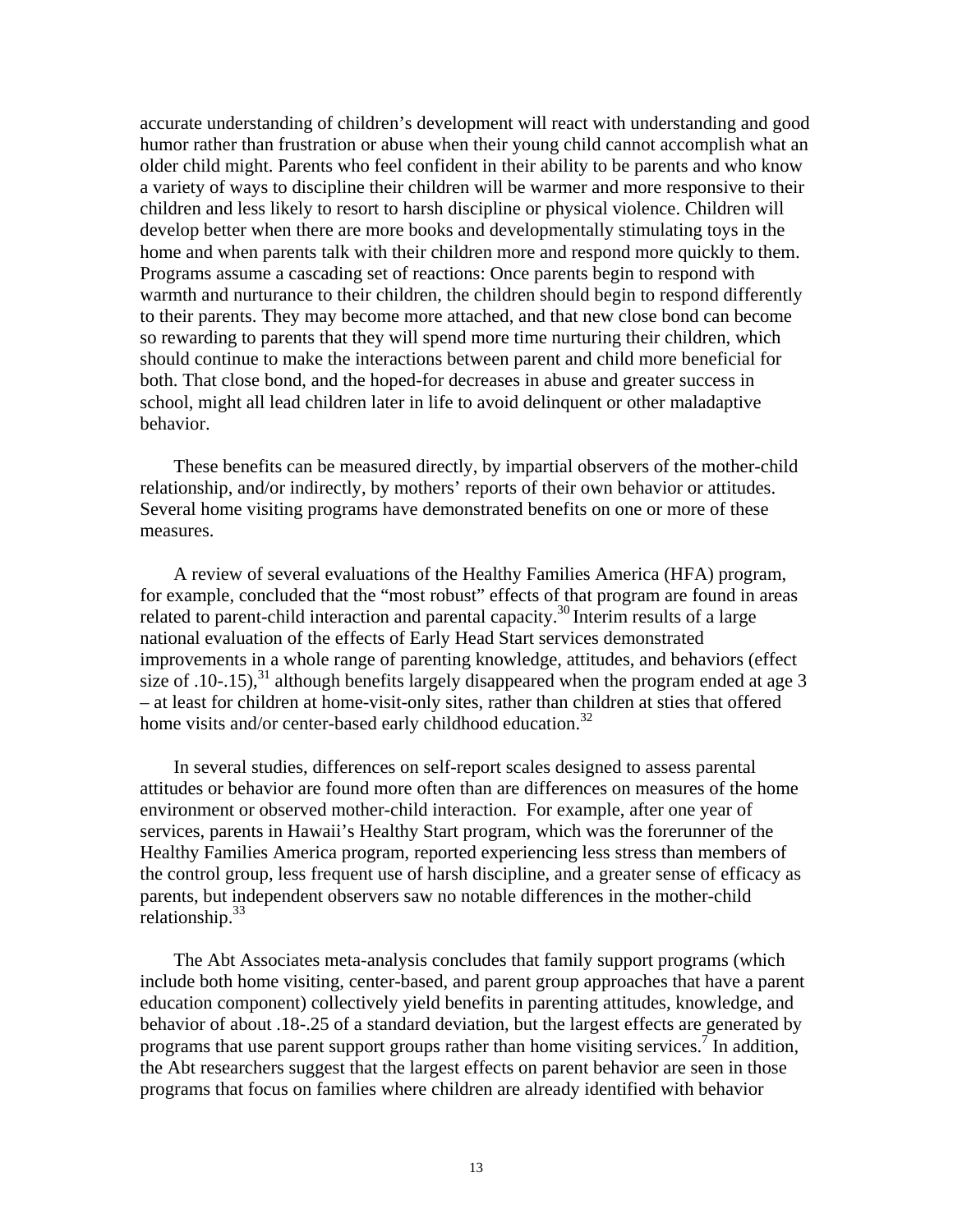accurate understanding of children's development will react with understanding and good humor rather than frustration or abuse when their young child cannot accomplish what an older child might. Parents who feel confident in their ability to be parents and who know a variety of ways to discipline their children will be warmer and more responsive to their children and less likely to resort to harsh discipline or physical violence. Children will develop better when there are more books and developmentally stimulating toys in the home and when parents talk with their children more and respond more quickly to them. Programs assume a cascading set of reactions: Once parents begin to respond with warmth and nurturance to their children, the children should begin to respond differently to their parents. They may become more attached, and that new close bond can become so rewarding to parents that they will spend more time nurturing their children, which should continue to make the interactions between parent and child more beneficial for both. That close bond, and the hoped-for decreases in abuse and greater success in school, might all lead children later in life to avoid delinquent or other maladaptive behavior.

These benefits can be measured directly, by impartial observers of the mother-child relationship, and/or indirectly, by mothers' reports of their own behavior or attitudes. Several home visiting programs have demonstrated benefits on one or more of these measures.

A review of several evaluations of the Healthy Families America (HFA) program, for example, concluded that the "most robust" effects of that program are found in areas related to parent-child interaction and parental capacity.[30] Interim results of a large national evaluation of the effects of Early Head Start services demonstrated improvements in a whole range of parenting knowledge, attitudes, and behaviors (effect size of .10-.15),[31] although benefits largely disappeared when the program ended at age 3 – at least for children at home-visit-only sites, rather than children at sties that offered home visits and/or center-based early childhood education.[32]

In several studies, differences on self-report scales designed to assess parental attitudes or behavior are found more often than are differences on measures of the home environment or observed mother-child interaction. For example, after one year of services, parents in Hawaii's Healthy Start program, which was the forerunner of the Healthy Families America program, reported experiencing less stress than members of the control group, less frequent use of harsh discipline, and a greater sense of efficacy as parents, but independent observers saw no notable differences in the mother-child relationship.[33]

The Abt Associates meta-analysis concludes that family support programs (which include both home visiting, center-based, and parent group approaches that have a parent education component) collectively yield benefits in parenting attitudes, knowledge, and behavior of about .18-.25 of a standard deviation, but the largest effects are generated by programs that use parent support groups rather than home visiting services.[7] In addition, the Abt researchers suggest that the largest effects on parent behavior are seen in those programs that focus on families where children are already identified with behavior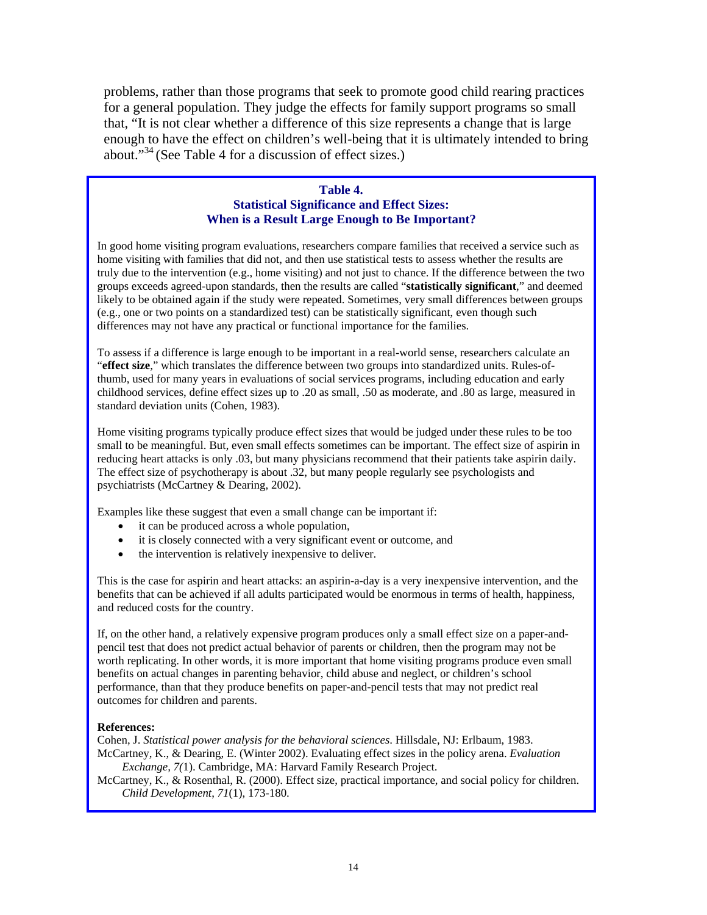problems, rather than those programs that seek to promote good child rearing practices for a general population. They judge the effects for family support programs so small that, "It is not clear whether a difference of this size represents a change that is large enough to have the effect on children's well-being that it is ultimately intended to bring about."[34] (See Table 4 for a discussion of effect sizes.)

### Table 4.
### Statistical Significance and Effect Sizes: When is a Result Large Enough to Be Important?

In good home visiting program evaluations, researchers compare families that received a service such as home visiting with families that did not, and then use statistical tests to assess whether the results are truly due to the intervention (e.g., home visiting) and not just to chance. If the difference between the two groups exceeds agreed-upon standards, then the results are called "**statistically significant**," and deemed likely to be obtained again if the study were repeated. Sometimes, very small differences between groups (e.g., one or two points on a standardized test) can be statistically significant, even though such differences may not have any practical or functional importance for the families.

To assess if a difference is large enough to be important in a real-world sense, researchers calculate an "**effect size**," which translates the difference between two groups into standardized units. Rules-of-thumb, used for many years in evaluations of social services programs, including education and early childhood services, define effect sizes up to .20 as small, .50 as moderate, and .80 as large, measured in standard deviation units (Cohen, 1983).

Home visiting programs typically produce effect sizes that would be judged under these rules to be too small to be meaningful. But, even small effects sometimes can be important. The effect size of aspirin in reducing heart attacks is only .03, but many physicians recommend that their patients take aspirin daily. The effect size of psychotherapy is about .32, but many people regularly see psychologists and psychiatrists (McCartney & Dearing, 2002).

Examples like these suggest that even a small change can be important if:

- it can be produced across a whole population,
- it is closely connected with a very significant event or outcome, and
- the intervention is relatively inexpensive to deliver.

This is the case for aspirin and heart attacks: an aspirin-a-day is a very inexpensive intervention, and the benefits that can be achieved if all adults participated would be enormous in terms of health, happiness, and reduced costs for the country.

If, on the other hand, a relatively expensive program produces only a small effect size on a paper-and-pencil test that does not predict actual behavior of parents or children, then the program may not be worth replicating. In other words, it is more important that home visiting programs produce even small benefits on actual changes in parenting behavior, child abuse and neglect, or children's school performance, than that they produce benefits on paper-and-pencil tests that may not predict real outcomes for children and parents.

**References:**

Cohen, J. *Statistical power analysis for the behavioral sciences*. Hillsdale, NJ: Erlbaum, 1983.

McCartney, K., & Dearing, E. (Winter 2002). Evaluating effect sizes in the policy arena. *Evaluation Exchange, 7(*1). Cambridge, MA: Harvard Family Research Project.

McCartney, K., & Rosenthal, R. (2000). Effect size, practical importance, and social policy for children. *Child Development*, *71*(1), 173-180.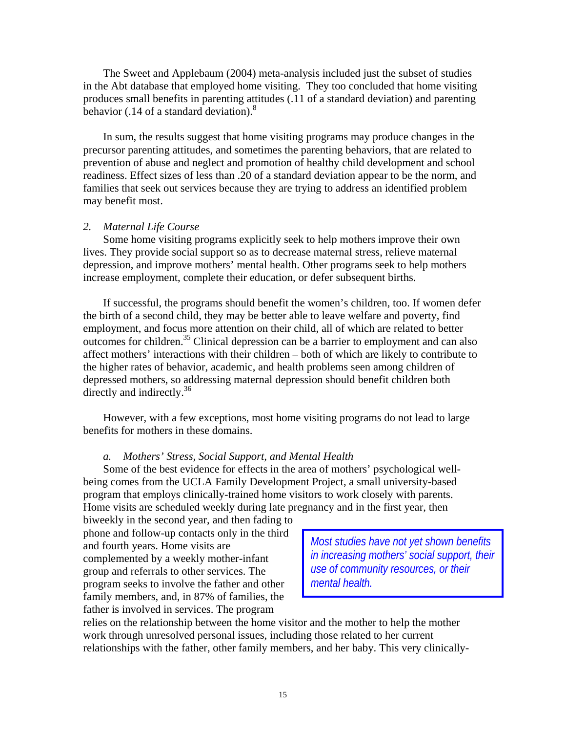The Sweet and Applebaum (2004) meta-analysis included just the subset of studies in the Abt database that employed home visiting. They too concluded that home visiting produces small benefits in parenting attitudes (.11 of a standard deviation) and parenting behavior (.14 of a standard deviation).[8]

In sum, the results suggest that home visiting programs may produce changes in the precursor parenting attitudes, and sometimes the parenting behaviors, that are related to prevention of abuse and neglect and promotion of healthy child development and school readiness. Effect sizes of less than .20 of a standard deviation appear to be the norm, and families that seek out services because they are trying to address an identified problem may benefit most.

### 2. *Maternal Life Course*

Some home visiting programs explicitly seek to help mothers improve their own lives. They provide social support so as to decrease maternal stress, relieve maternal depression, and improve mothers' mental health. Other programs seek to help mothers increase employment, complete their education, or defer subsequent births.

If successful, the programs should benefit the women's children, too. If women defer the birth of a second child, they may be better able to leave welfare and poverty, find employment, and focus more attention on their child, all of which are related to better outcomes for children.[35] Clinical depression can be a barrier to employment and can also affect mothers' interactions with their children – both of which are likely to contribute to the higher rates of behavior, academic, and health problems seen among children of depressed mothers, so addressing maternal depression should benefit children both directly and indirectly.[36]

However, with a few exceptions, most home visiting programs do not lead to large benefits for mothers in these domains.

#### a. *Mothers' Stress, Social Support, and Mental Health*

Some of the best evidence for effects in the area of mothers' psychological well-being comes from the UCLA Family Development Project, a small university-based program that employs clinically-trained home visitors to work closely with parents. Home visits are scheduled weekly during late pregnancy and in the first year, then biweekly in the second year, and then fading to phone and follow-up contacts only in the third and fourth years. Home visits are complemented by a weekly mother-infant group and referrals to other services. The program seeks to involve the father and other family members, and, in 87% of families, the father is involved in services. The program relies on the relationship between the home visitor and the mother to help the mother work through unresolved personal issues, including those related to her current relationships with the father, other family members, and her baby. This very clinically-

> *Most studies have not yet shown benefits in increasing mothers' social support, their use of community resources, or their mental health.*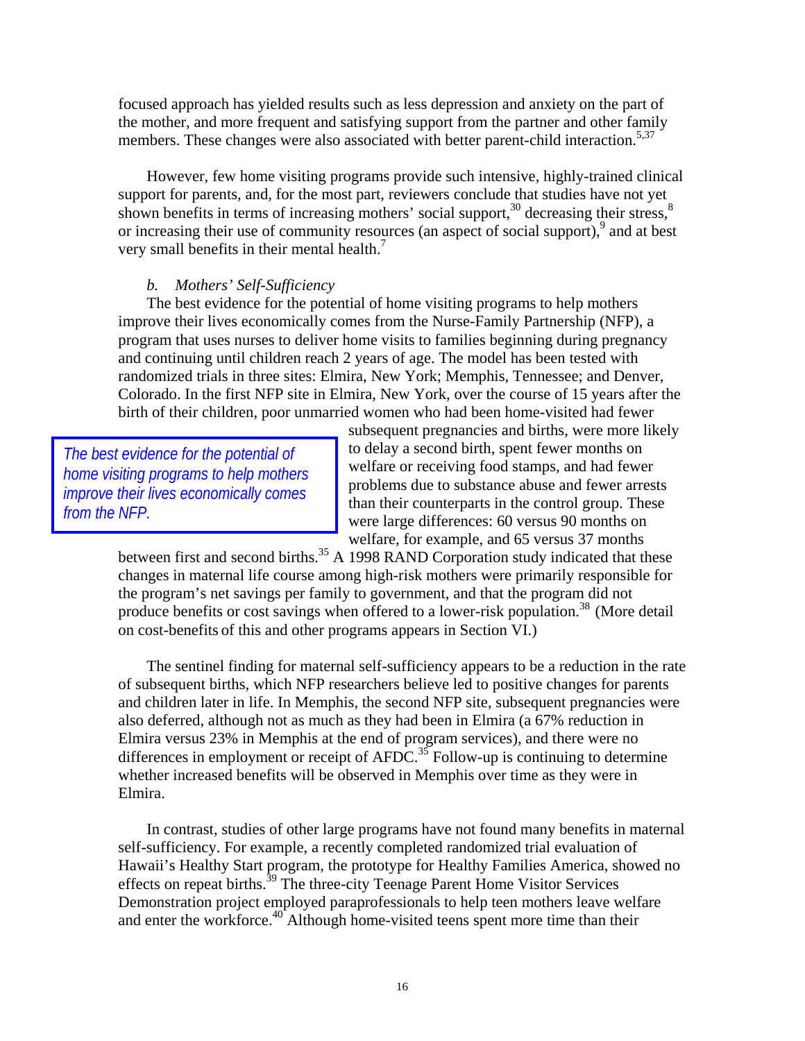focused approach has yielded results such as less depression and anxiety on the part of the mother, and more frequent and satisfying support from the partner and other family members. These changes were also associated with better parent-child interaction.[5,37]

However, few home visiting programs provide such intensive, highly-trained clinical support for parents, and, for the most part, reviewers conclude that studies have not yet shown benefits in terms of increasing mothers' social support,[30] decreasing their stress,[8] or increasing their use of community resources (an aspect of social support),[9] and at best very small benefits in their mental health.[7]

### *b. Mothers' Self-Sufficiency*

The best evidence for the potential of home visiting programs to help mothers improve their lives economically comes from the Nurse-Family Partnership (NFP), a program that uses nurses to deliver home visits to families beginning during pregnancy and continuing until children reach 2 years of age. The model has been tested with randomized trials in three sites: Elmira, New York; Memphis, Tennessee; and Denver, Colorado. In the first NFP site in Elmira, New York, over the course of 15 years after the birth of their children, poor unmarried women who had been home-visited had fewer subsequent pregnancies and births, were more likely to delay a second birth, spent fewer months on welfare or receiving food stamps, and had fewer problems due to substance abuse and fewer arrests than their counterparts in the control group. These were large differences: 60 versus 90 months on welfare, for example, and 65 versus 37 months between first and second births.[35] A 1998 RAND Corporation study indicated that these changes in maternal life course among high-risk mothers were primarily responsible for the program's net savings per family to government, and that the program did not produce benefits or cost savings when offered to a lower-risk population.[38] (More detail on cost-benefits of this and other programs appears in Section VI.)

> *The best evidence for the potential of home visiting programs to help mothers improve their lives economically comes from the NFP.*

The sentinel finding for maternal self-sufficiency appears to be a reduction in the rate of subsequent births, which NFP researchers believe led to positive changes for parents and children later in life. In Memphis, the second NFP site, subsequent pregnancies were also deferred, although not as much as they had been in Elmira (a 67% reduction in Elmira versus 23% in Memphis at the end of program services), and there were no differences in employment or receipt of AFDC.[35] Follow-up is continuing to determine whether increased benefits will be observed in Memphis over time as they were in Elmira.

In contrast, studies of other large programs have not found many benefits in maternal self-sufficiency. For example, a recently completed randomized trial evaluation of Hawaii's Healthy Start program, the prototype for Healthy Families America, showed no effects on repeat births.[39] The three-city Teenage Parent Home Visitor Services Demonstration project employed paraprofessionals to help teen mothers leave welfare and enter the workforce.[40] Although home-visited teens spent more time than their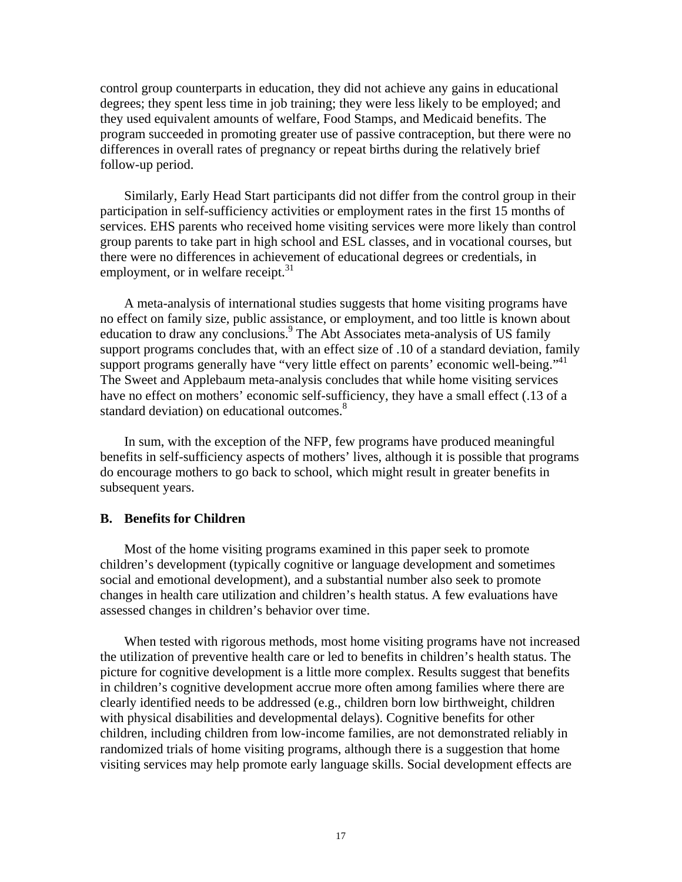control group counterparts in education, they did not achieve any gains in educational degrees; they spent less time in job training; they were less likely to be employed; and they used equivalent amounts of welfare, Food Stamps, and Medicaid benefits. The program succeeded in promoting greater use of passive contraception, but there were no differences in overall rates of pregnancy or repeat births during the relatively brief follow-up period.

Similarly, Early Head Start participants did not differ from the control group in their participation in self-sufficiency activities or employment rates in the first 15 months of services. EHS parents who received home visiting services were more likely than control group parents to take part in high school and ESL classes, and in vocational courses, but there were no differences in achievement of educational degrees or credentials, in employment, or in welfare receipt.[31]

A meta-analysis of international studies suggests that home visiting programs have no effect on family size, public assistance, or employment, and too little is known about education to draw any conclusions.[9] The Abt Associates meta-analysis of US family support programs concludes that, with an effect size of .10 of a standard deviation, family support programs generally have "very little effect on parents' economic well-being."[41] The Sweet and Applebaum meta-analysis concludes that while home visiting services have no effect on mothers' economic self-sufficiency, they have a small effect (.13 of a standard deviation) on educational outcomes.[8]

In sum, with the exception of the NFP, few programs have produced meaningful benefits in self-sufficiency aspects of mothers' lives, although it is possible that programs do encourage mothers to go back to school, which might result in greater benefits in subsequent years.

### B. Benefits for Children

Most of the home visiting programs examined in this paper seek to promote children's development (typically cognitive or language development and sometimes social and emotional development), and a substantial number also seek to promote changes in health care utilization and children's health status. A few evaluations have assessed changes in children's behavior over time.

When tested with rigorous methods, most home visiting programs have not increased the utilization of preventive health care or led to benefits in children's health status. The picture for cognitive development is a little more complex. Results suggest that benefits in children's cognitive development accrue more often among families where there are clearly identified needs to be addressed (e.g., children born low birthweight, children with physical disabilities and developmental delays). Cognitive benefits for other children, including children from low-income families, are not demonstrated reliably in randomized trials of home visiting programs, although there is a suggestion that home visiting services may help promote early language skills. Social development effects are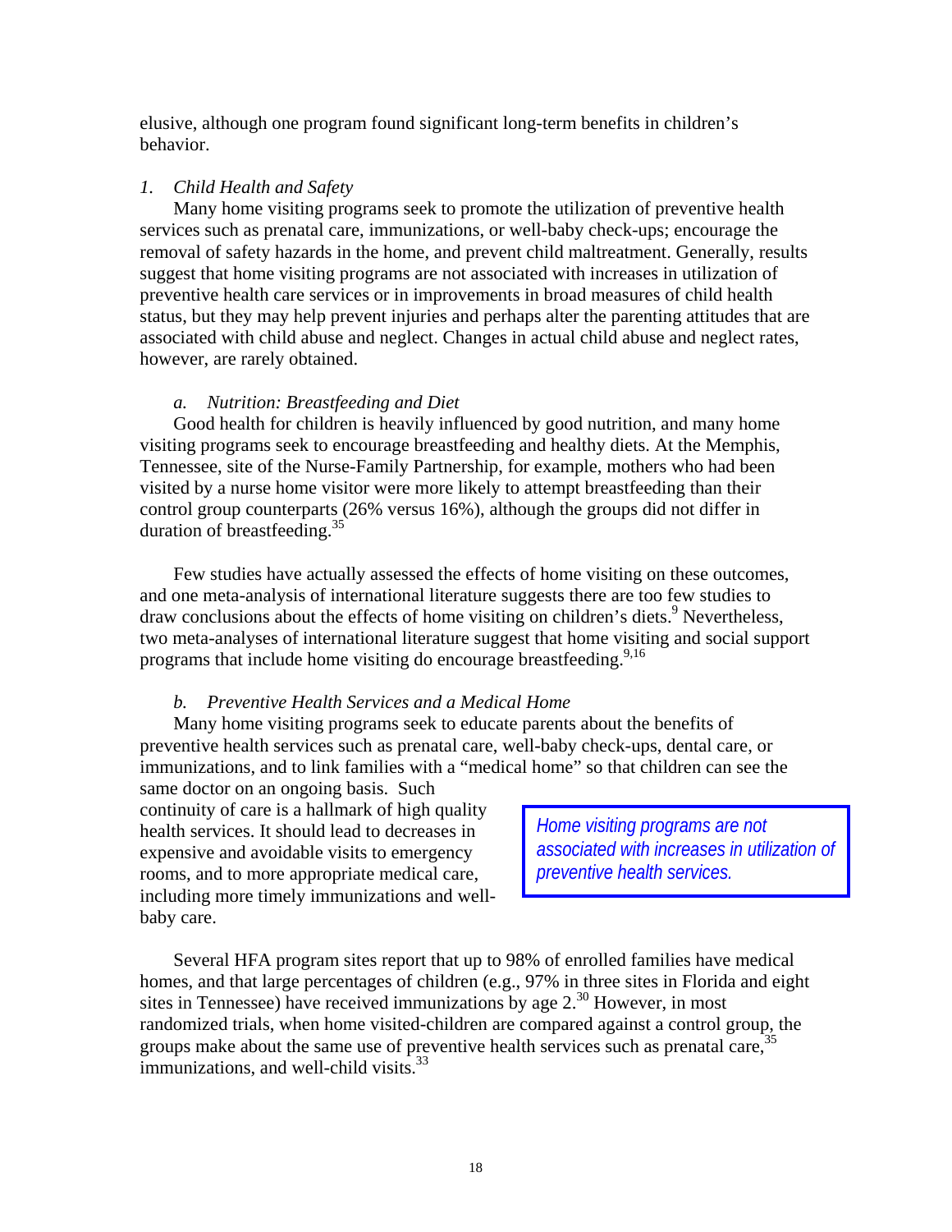elusive, although one program found significant long-term benefits in children's behavior.

### *1. Child Health and Safety*

Many home visiting programs seek to promote the utilization of preventive health services such as prenatal care, immunizations, or well-baby check-ups; encourage the removal of safety hazards in the home, and prevent child maltreatment. Generally, results suggest that home visiting programs are not associated with increases in utilization of preventive health care services or in improvements in broad measures of child health status, but they may help prevent injuries and perhaps alter the parenting attitudes that are associated with child abuse and neglect. Changes in actual child abuse and neglect rates, however, are rarely obtained.

#### *a. Nutrition: Breastfeeding and Diet*

Good health for children is heavily influenced by good nutrition, and many home visiting programs seek to encourage breastfeeding and healthy diets. At the Memphis, Tennessee, site of the Nurse-Family Partnership, for example, mothers who had been visited by a nurse home visitor were more likely to attempt breastfeeding than their control group counterparts (26% versus 16%), although the groups did not differ in duration of breastfeeding.[35]

Few studies have actually assessed the effects of home visiting on these outcomes, and one meta-analysis of international literature suggests there are too few studies to draw conclusions about the effects of home visiting on children's diets.[9] Nevertheless, two meta-analyses of international literature suggest that home visiting and social support programs that include home visiting do encourage breastfeeding.[9,16]

#### *b. Preventive Health Services and a Medical Home*

Many home visiting programs seek to educate parents about the benefits of preventive health services such as prenatal care, well-baby check-ups, dental care, or immunizations, and to link families with a "medical home" so that children can see the same doctor on an ongoing basis. Such continuity of care is a hallmark of high quality health services. It should lead to decreases in expensive and avoidable visits to emergency rooms, and to more appropriate medical care, including more timely immunizations and well-baby care.

> *Home visiting programs are not associated with increases in utilization of preventive health services.*

Several HFA program sites report that up to 98% of enrolled families have medical homes, and that large percentages of children (e.g., 97% in three sites in Florida and eight sites in Tennessee) have received immunizations by age 2.[30] However, in most randomized trials, when home visited-children are compared against a control group, the groups make about the same use of preventive health services such as prenatal care,[35] immunizations, and well-child visits.[33]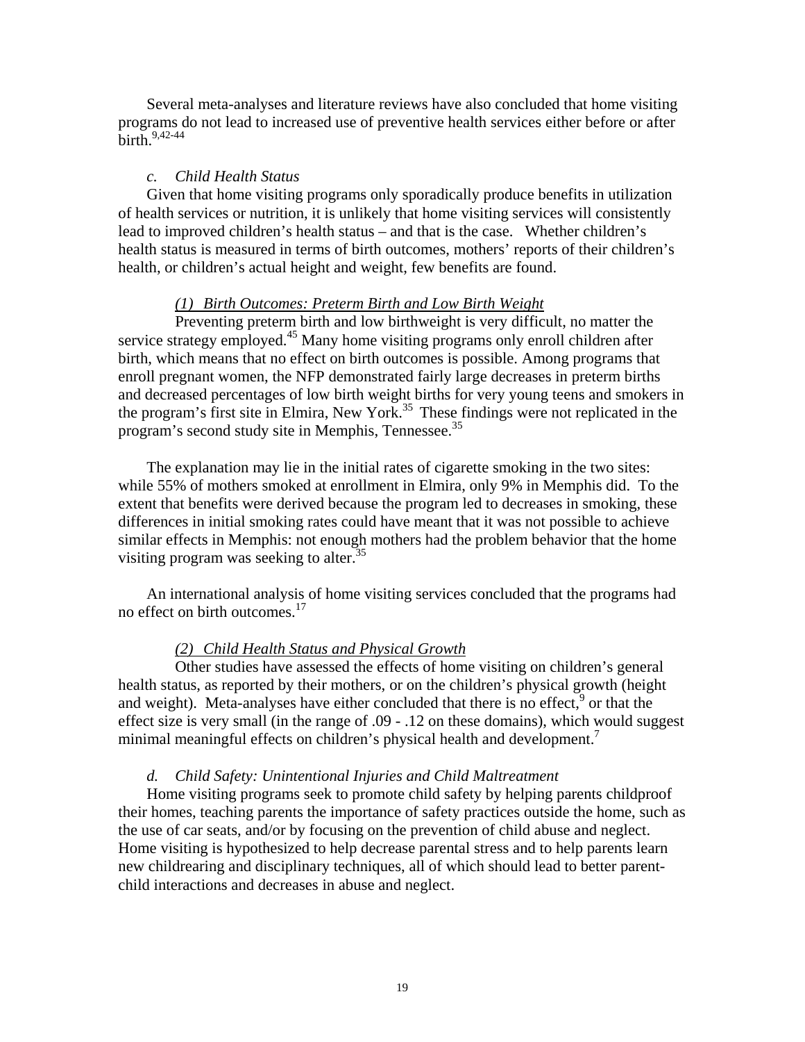Several meta-analyses and literature reviews have also concluded that home visiting programs do not lead to increased use of preventive health services either before or after birth.[9,42-44]

#### *c. Child Health Status*

Given that home visiting programs only sporadically produce benefits in utilization of health services or nutrition, it is unlikely that home visiting services will consistently lead to improved children's health status – and that is the case. Whether children's health status is measured in terms of birth outcomes, mothers' reports of their children's health, or children's actual height and weight, few benefits are found.

##### *(1) Birth Outcomes: Preterm Birth and Low Birth Weight*

Preventing preterm birth and low birthweight is very difficult, no matter the service strategy employed.[45] Many home visiting programs only enroll children after birth, which means that no effect on birth outcomes is possible. Among programs that enroll pregnant women, the NFP demonstrated fairly large decreases in preterm births and decreased percentages of low birth weight births for very young teens and smokers in the program's first site in Elmira, New York.[35] These findings were not replicated in the program's second study site in Memphis, Tennessee.[35]

The explanation may lie in the initial rates of cigarette smoking in the two sites: while 55% of mothers smoked at enrollment in Elmira, only 9% in Memphis did. To the extent that benefits were derived because the program led to decreases in smoking, these differences in initial smoking rates could have meant that it was not possible to achieve similar effects in Memphis: not enough mothers had the problem behavior that the home visiting program was seeking to alter.[35]

An international analysis of home visiting services concluded that the programs had no effect on birth outcomes.[17]

##### *(2) Child Health Status and Physical Growth*

Other studies have assessed the effects of home visiting on children's general health status, as reported by their mothers, or on the children's physical growth (height and weight). Meta-analyses have either concluded that there is no effect,[9] or that the effect size is very small (in the range of .09 - .12 on these domains), which would suggest minimal meaningful effects on children's physical health and development.[7]

#### *d. Child Safety: Unintentional Injuries and Child Maltreatment*

Home visiting programs seek to promote child safety by helping parents childproof their homes, teaching parents the importance of safety practices outside the home, such as the use of car seats, and/or by focusing on the prevention of child abuse and neglect. Home visiting is hypothesized to help decrease parental stress and to help parents learn new childrearing and disciplinary techniques, all of which should lead to better parent-child interactions and decreases in abuse and neglect.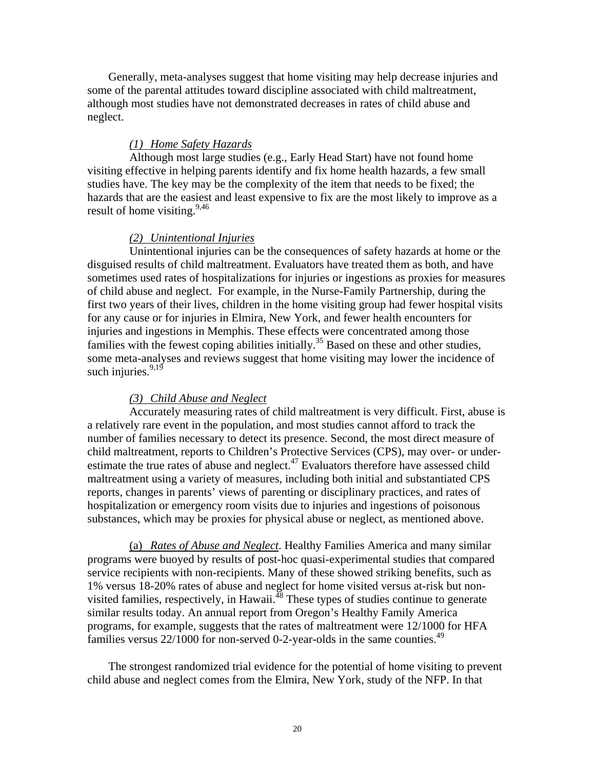Generally, meta-analyses suggest that home visiting may help decrease injuries and some of the parental attitudes toward discipline associated with child maltreatment, although most studies have not demonstrated decreases in rates of child abuse and neglect.

#### *(1) Home Safety Hazards*

Although most large studies (e.g., Early Head Start) have not found home visiting effective in helping parents identify and fix home health hazards, a few small studies have. The key may be the complexity of the item that needs to be fixed; the hazards that are the easiest and least expensive to fix are the most likely to improve as a result of home visiting.[9,46]

#### *(2) Unintentional Injuries*

Unintentional injuries can be the consequences of safety hazards at home or the disguised results of child maltreatment. Evaluators have treated them as both, and have sometimes used rates of hospitalizations for injuries or ingestions as proxies for measures of child abuse and neglect. For example, in the Nurse-Family Partnership, during the first two years of their lives, children in the home visiting group had fewer hospital visits for any cause or for injuries in Elmira, New York, and fewer health encounters for injuries and ingestions in Memphis. These effects were concentrated among those families with the fewest coping abilities initially.[35] Based on these and other studies, some meta-analyses and reviews suggest that home visiting may lower the incidence of such injuries.[9,19]

#### *(3) Child Abuse and Neglect*

Accurately measuring rates of child maltreatment is very difficult. First, abuse is a relatively rare event in the population, and most studies cannot afford to track the number of families necessary to detect its presence. Second, the most direct measure of child maltreatment, reports to Children's Protective Services (CPS), may over- or under-estimate the true rates of abuse and neglect.[47] Evaluators therefore have assessed child maltreatment using a variety of measures, including both initial and substantiated CPS reports, changes in parents' views of parenting or disciplinary practices, and rates of hospitalization or emergency room visits due to injuries and ingestions of poisonous substances, which may be proxies for physical abuse or neglect, as mentioned above.

(a) *Rates of Abuse and Neglect.* Healthy Families America and many similar programs were buoyed by results of post-hoc quasi-experimental studies that compared service recipients with non-recipients. Many of these showed striking benefits, such as 1% versus 18-20% rates of abuse and neglect for home visited versus at-risk but non-visited families, respectively, in Hawaii.[48] These types of studies continue to generate similar results today. An annual report from Oregon's Healthy Family America programs, for example, suggests that the rates of maltreatment were 12/1000 for HFA families versus 22/1000 for non-served 0-2-year-olds in the same counties.[49]

The strongest randomized trial evidence for the potential of home visiting to prevent child abuse and neglect comes from the Elmira, New York, study of the NFP. In that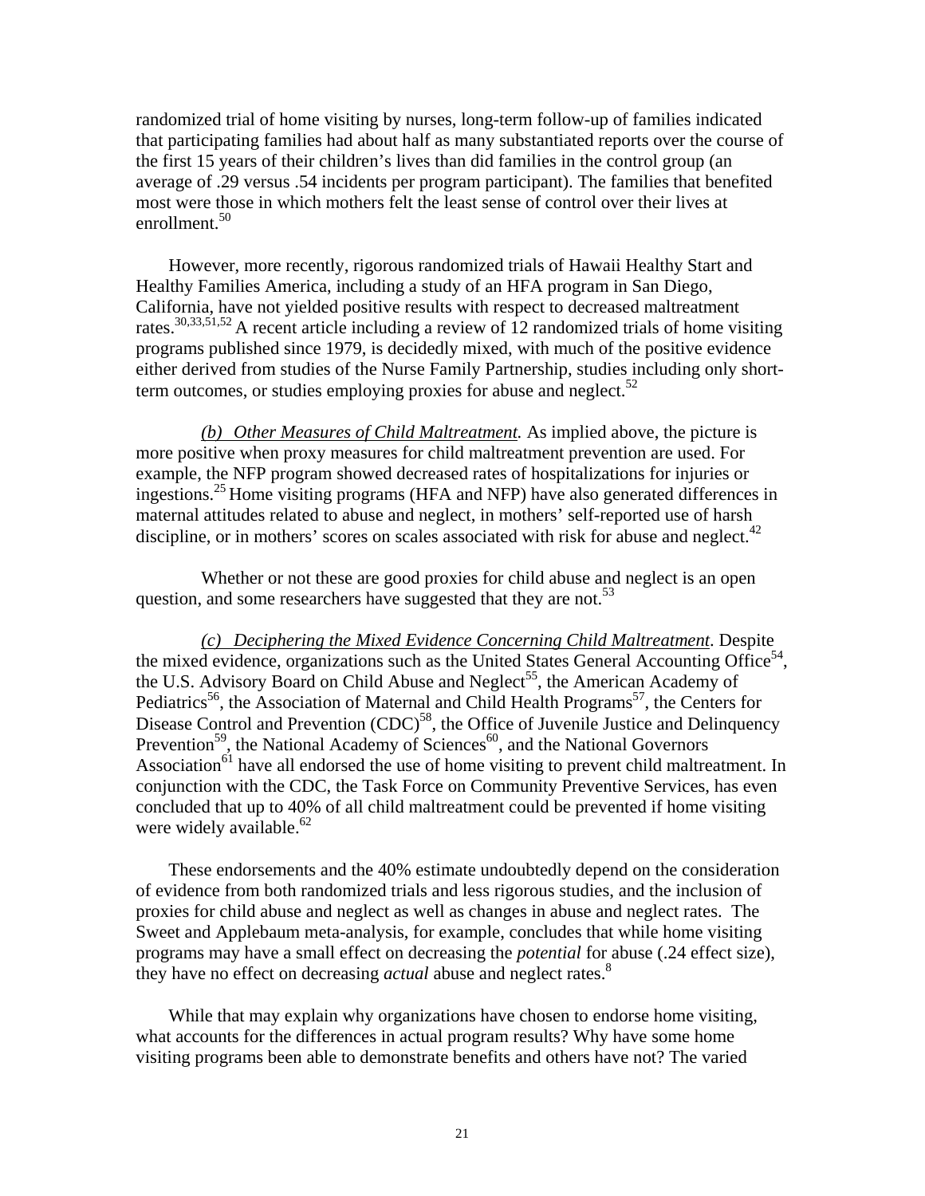randomized trial of home visiting by nurses, long-term follow-up of families indicated that participating families had about half as many substantiated reports over the course of the first 15 years of their children's lives than did families in the control group (an average of .29 versus .54 incidents per program participant). The families that benefited most were those in which mothers felt the least sense of control over their lives at enrollment.[50]

However, more recently, rigorous randomized trials of Hawaii Healthy Start and Healthy Families America, including a study of an HFA program in San Diego, California, have not yielded positive results with respect to decreased maltreatment rates.[30,33,51,52] A recent article including a review of 12 randomized trials of home visiting programs published since 1979, is decidedly mixed, with much of the positive evidence either derived from studies of the Nurse Family Partnership, studies including only short-term outcomes, or studies employing proxies for abuse and neglect.[52]

*(b) Other Measures of Child Maltreatment.* As implied above, the picture is more positive when proxy measures for child maltreatment prevention are used. For example, the NFP program showed decreased rates of hospitalizations for injuries or ingestions.[25] Home visiting programs (HFA and NFP) have also generated differences in maternal attitudes related to abuse and neglect, in mothers' self-reported use of harsh discipline, or in mothers' scores on scales associated with risk for abuse and neglect.[42]

Whether or not these are good proxies for child abuse and neglect is an open question, and some researchers have suggested that they are not.[53]

*(c) Deciphering the Mixed Evidence Concerning Child Maltreatment*. Despite the mixed evidence, organizations such as the United States General Accounting Office[54], the U.S. Advisory Board on Child Abuse and Neglect[55], the American Academy of Pediatrics[56], the Association of Maternal and Child Health Programs[57], the Centers for Disease Control and Prevention (CDC)[58], the Office of Juvenile Justice and Delinquency Prevention[59], the National Academy of Sciences[60], and the National Governors Association[61] have all endorsed the use of home visiting to prevent child maltreatment. In conjunction with the CDC, the Task Force on Community Preventive Services, has even concluded that up to 40% of all child maltreatment could be prevented if home visiting were widely available.[62]

These endorsements and the 40% estimate undoubtedly depend on the consideration of evidence from both randomized trials and less rigorous studies, and the inclusion of proxies for child abuse and neglect as well as changes in abuse and neglect rates. The Sweet and Applebaum meta-analysis, for example, concludes that while home visiting programs may have a small effect on decreasing the *potential* for abuse (.24 effect size), they have no effect on decreasing *actual* abuse and neglect rates.[8]

While that may explain why organizations have chosen to endorse home visiting, what accounts for the differences in actual program results? Why have some home visiting programs been able to demonstrate benefits and others have not? The varied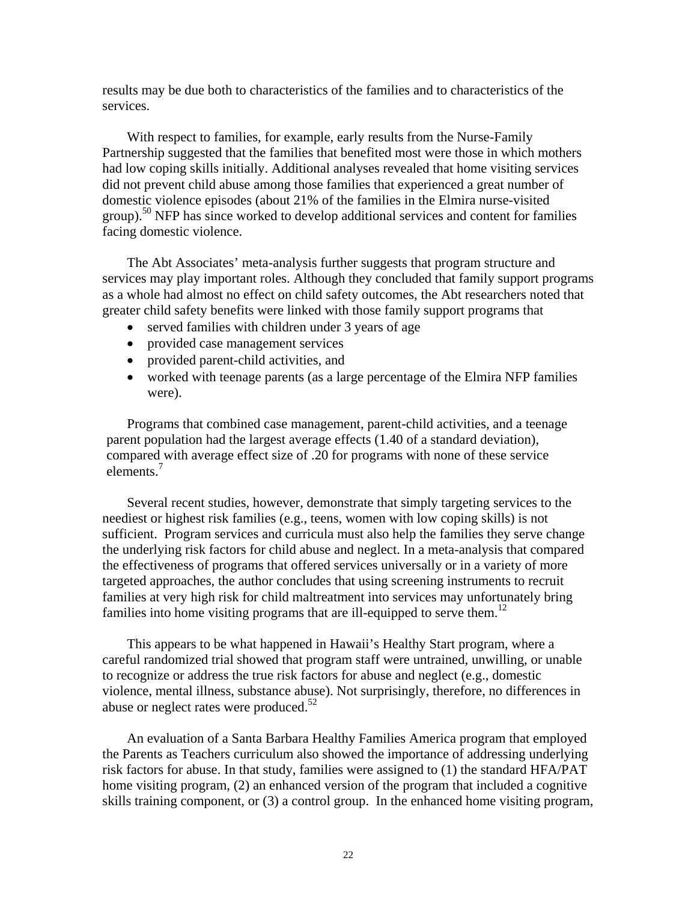results may be due both to characteristics of the families and to characteristics of the services.

With respect to families, for example, early results from the Nurse-Family Partnership suggested that the families that benefited most were those in which mothers had low coping skills initially. Additional analyses revealed that home visiting services did not prevent child abuse among those families that experienced a great number of domestic violence episodes (about 21% of the families in the Elmira nurse-visited group).[50] NFP has since worked to develop additional services and content for families facing domestic violence.

The Abt Associates' meta-analysis further suggests that program structure and services may play important roles. Although they concluded that family support programs as a whole had almost no effect on child safety outcomes, the Abt researchers noted that greater child safety benefits were linked with those family support programs that

- served families with children under 3 years of age
- provided case management services
- provided parent-child activities, and
- worked with teenage parents (as a large percentage of the Elmira NFP families were).

Programs that combined case management, parent-child activities, and a teenage parent population had the largest average effects (1.40 of a standard deviation), compared with average effect size of .20 for programs with none of these service elements.[7]

Several recent studies, however, demonstrate that simply targeting services to the neediest or highest risk families (e.g., teens, women with low coping skills) is not sufficient. Program services and curricula must also help the families they serve change the underlying risk factors for child abuse and neglect. In a meta-analysis that compared the effectiveness of programs that offered services universally or in a variety of more targeted approaches, the author concludes that using screening instruments to recruit families at very high risk for child maltreatment into services may unfortunately bring families into home visiting programs that are ill-equipped to serve them.[12]

This appears to be what happened in Hawaii's Healthy Start program, where a careful randomized trial showed that program staff were untrained, unwilling, or unable to recognize or address the true risk factors for abuse and neglect (e.g., domestic violence, mental illness, substance abuse). Not surprisingly, therefore, no differences in abuse or neglect rates were produced.[52]

An evaluation of a Santa Barbara Healthy Families America program that employed the Parents as Teachers curriculum also showed the importance of addressing underlying risk factors for abuse. In that study, families were assigned to (1) the standard HFA/PAT home visiting program, (2) an enhanced version of the program that included a cognitive skills training component, or (3) a control group. In the enhanced home visiting program,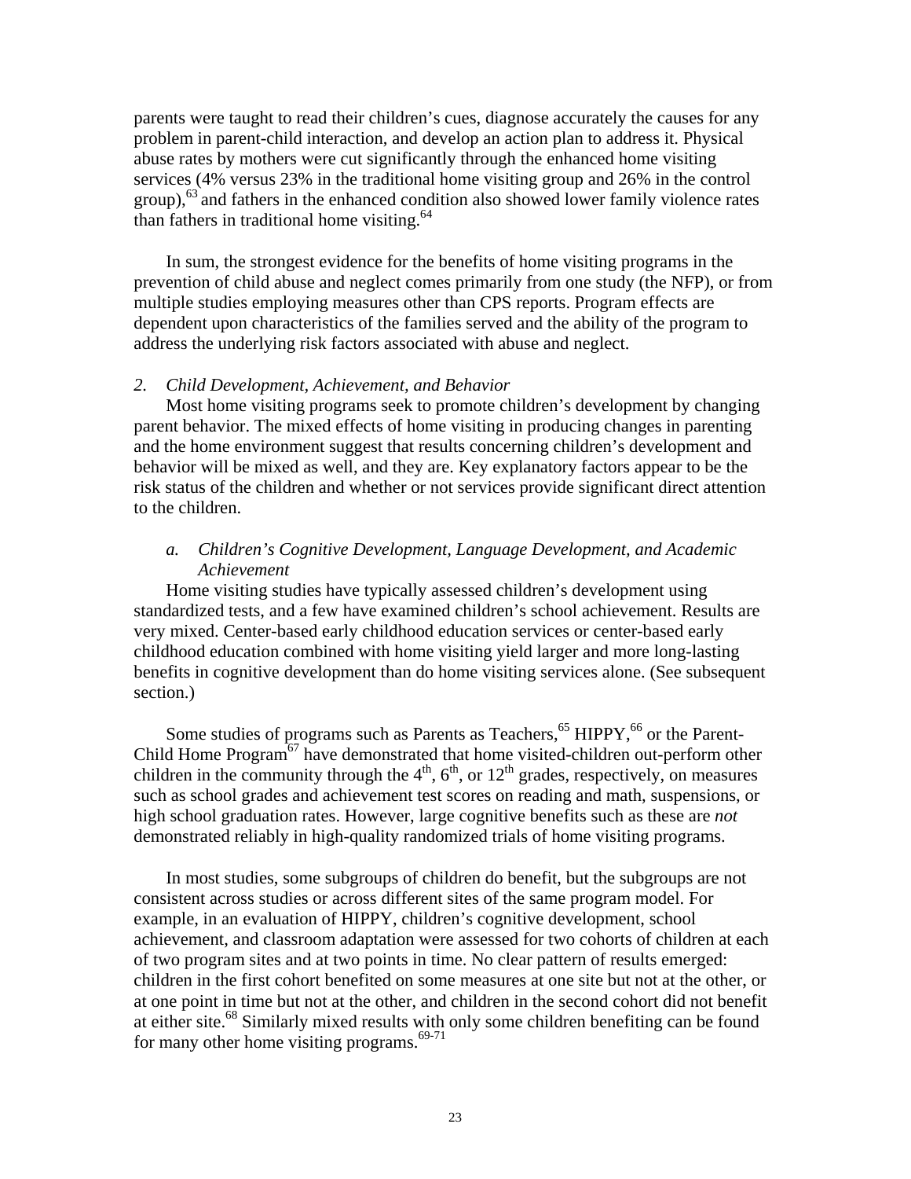parents were taught to read their children's cues, diagnose accurately the causes for any problem in parent-child interaction, and develop an action plan to address it. Physical abuse rates by mothers were cut significantly through the enhanced home visiting services (4% versus 23% in the traditional home visiting group and 26% in the control group),[63] and fathers in the enhanced condition also showed lower family violence rates than fathers in traditional home visiting.[64]

In sum, the strongest evidence for the benefits of home visiting programs in the prevention of child abuse and neglect comes primarily from one study (the NFP), or from multiple studies employing measures other than CPS reports. Program effects are dependent upon characteristics of the families served and the ability of the program to address the underlying risk factors associated with abuse and neglect.

### *2. Child Development, Achievement, and Behavior*

Most home visiting programs seek to promote children's development by changing parent behavior. The mixed effects of home visiting in producing changes in parenting and the home environment suggest that results concerning children's development and behavior will be mixed as well, and they are. Key explanatory factors appear to be the risk status of the children and whether or not services provide significant direct attention to the children.

#### *a. Children's Cognitive Development, Language Development, and Academic Achievement*

Home visiting studies have typically assessed children's development using standardized tests, and a few have examined children's school achievement. Results are very mixed. Center-based early childhood education services or center-based early childhood education combined with home visiting yield larger and more long-lasting benefits in cognitive development than do home visiting services alone. (See subsequent section.)

Some studies of programs such as Parents as Teachers,[65] HIPPY,[66] or the Parent-Child Home Program[67] have demonstrated that home visited-children out-perform other children in the community through the 4th, 6th, or 12th grades, respectively, on measures such as school grades and achievement test scores on reading and math, suspensions, or high school graduation rates. However, large cognitive benefits such as these are *not* demonstrated reliably in high-quality randomized trials of home visiting programs.

In most studies, some subgroups of children do benefit, but the subgroups are not consistent across studies or across different sites of the same program model. For example, in an evaluation of HIPPY, children's cognitive development, school achievement, and classroom adaptation were assessed for two cohorts of children at each of two program sites and at two points in time. No clear pattern of results emerged: children in the first cohort benefited on some measures at one site but not at the other, or at one point in time but not at the other, and children in the second cohort did not benefit at either site.[68] Similarly mixed results with only some children benefiting can be found for many other home visiting programs.[69-71]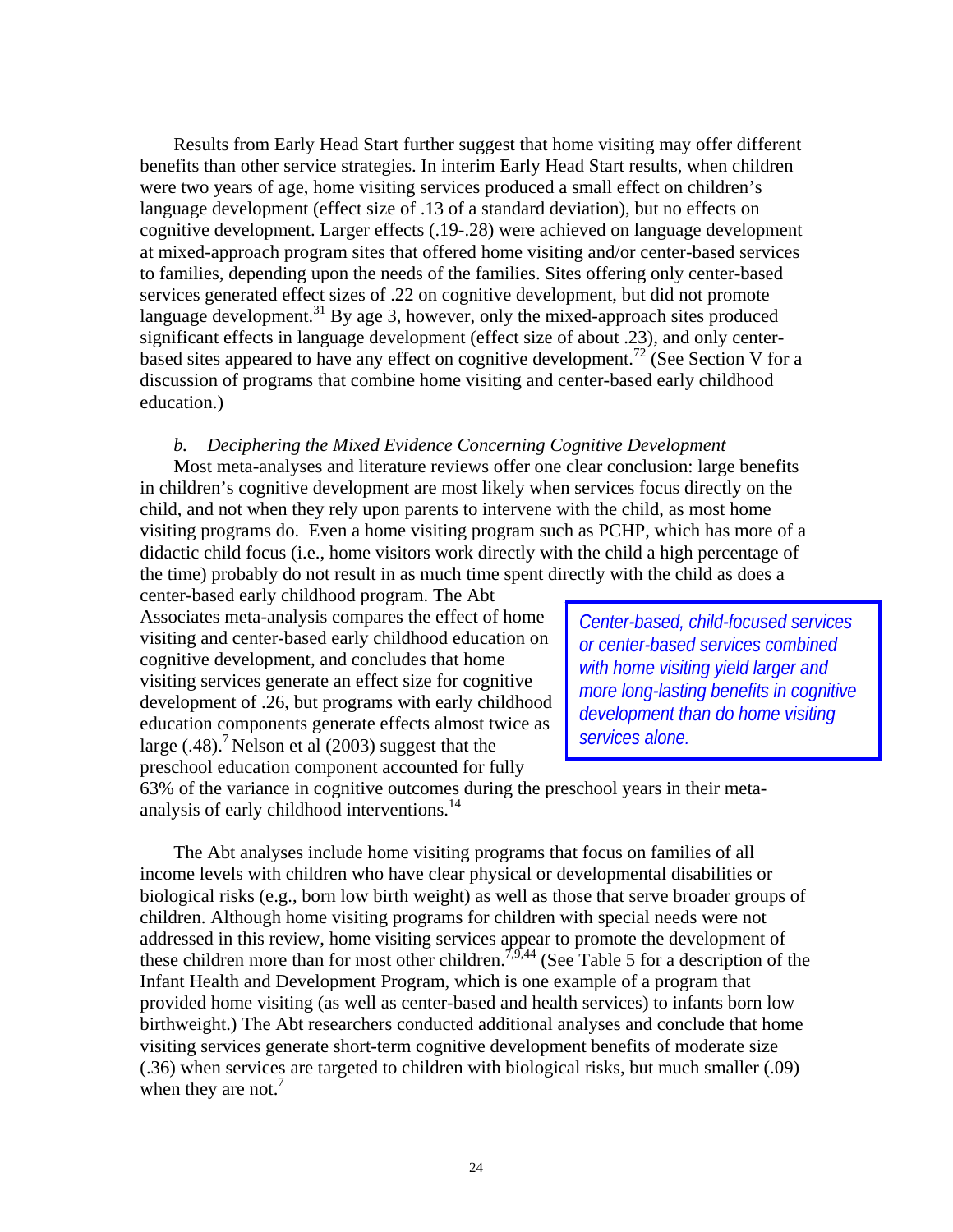Results from Early Head Start further suggest that home visiting may offer different benefits than other service strategies. In interim Early Head Start results, when children were two years of age, home visiting services produced a small effect on children's language development (effect size of .13 of a standard deviation), but no effects on cognitive development. Larger effects (.19-.28) were achieved on language development at mixed-approach program sites that offered home visiting and/or center-based services to families, depending upon the needs of the families. Sites offering only center-based services generated effect sizes of .22 on cognitive development, but did not promote language development.[31] By age 3, however, only the mixed-approach sites produced significant effects in language development (effect size of about .23), and only center-based sites appeared to have any effect on cognitive development.[72] (See Section V for a discussion of programs that combine home visiting and center-based early childhood education.)

### *b. Deciphering the Mixed Evidence Concerning Cognitive Development*

Most meta-analyses and literature reviews offer one clear conclusion: large benefits in children's cognitive development are most likely when services focus directly on the child, and not when they rely upon parents to intervene with the child, as most home visiting programs do. Even a home visiting program such as PCHP, which has more of a didactic child focus (i.e., home visitors work directly with the child a high percentage of the time) probably do not result in as much time spent directly with the child as does a center-based early childhood program. The Abt Associates meta-analysis compares the effect of home visiting and center-based early childhood education on cognitive development, and concludes that home visiting services generate an effect size for cognitive development of .26, but programs with early childhood education components generate effects almost twice as large (.48).[7] Nelson et al (2003) suggest that the preschool education component accounted for fully 63% of the variance in cognitive outcomes during the preschool years in their meta-analysis of early childhood interventions.[14]

> *Center-based, child-focused services or center-based services combined with home visiting yield larger and more long-lasting benefits in cognitive development than do home visiting services alone.*

The Abt analyses include home visiting programs that focus on families of all income levels with children who have clear physical or developmental disabilities or biological risks (e.g., born low birth weight) as well as those that serve broader groups of children. Although home visiting programs for children with special needs were not addressed in this review, home visiting services appear to promote the development of these children more than for most other children.[7,9,44] (See Table 5 for a description of the Infant Health and Development Program, which is one example of a program that provided home visiting (as well as center-based and health services) to infants born low birthweight.) The Abt researchers conducted additional analyses and conclude that home visiting services generate short-term cognitive development benefits of moderate size (.36) when services are targeted to children with biological risks, but much smaller (.09) when they are not.[7]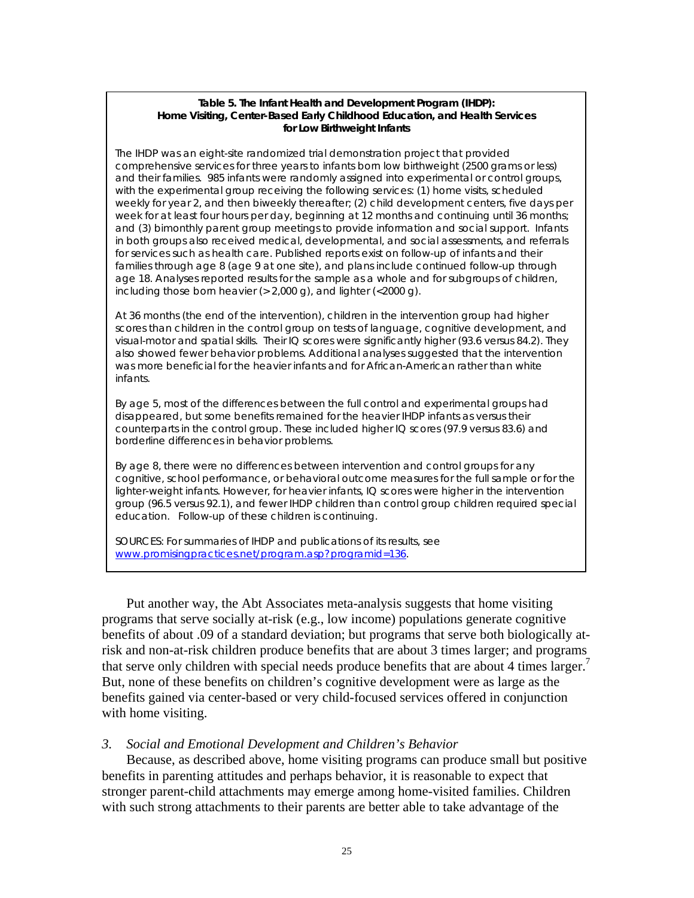**Table 5. The Infant Health and Development Program (IHDP): Home Visiting, Center-Based Early Childhood Education, and Health Services for Low Birthweight Infants**

The IHDP was an eight-site randomized trial demonstration project that provided comprehensive services for three years to infants born low birthweight (2500 grams or less) and their families. 985 infants were randomly assigned into experimental or control groups, with the experimental group receiving the following services: (1) home visits, scheduled weekly for year 2, and then biweekly thereafter; (2) child development centers, five days per week for at least four hours per day, beginning at 12 months and continuing until 36 months; and (3) bimonthly parent group meetings to provide information and social support. Infants in both groups also received medical, developmental, and social assessments, and referrals for services such as health care. Published reports exist on follow-up of infants and their families through age 8 (age 9 at one site), and plans include continued follow-up through age 18. Analyses reported results for the sample as a whole and for subgroups of children, including those born heavier (> 2,000 g), and lighter (<2000 g).

At 36 months (the end of the intervention), children in the intervention group had higher scores than children in the control group on tests of language, cognitive development, and visual-motor and spatial skills. Their IQ scores were significantly higher (93.6 versus 84.2). They also showed fewer behavior problems. Additional analyses suggested that the intervention was more beneficial for the heavier infants and for African-American rather than white infants.

By age 5, most of the differences between the full control and experimental groups had disappeared, but some benefits remained for the heavier IHDP infants as versus their counterparts in the control group. These included higher IQ scores (97.9 versus 83.6) and borderline differences in behavior problems.

By age 8, there were no differences between intervention and control groups for any cognitive, school performance, or behavioral outcome measures for the full sample or for the lighter-weight infants. However, for heavier infants, IQ scores were higher in the intervention group (96.5 versus 92.1), and fewer IHDP children than control group children required special education. Follow-up of these children is continuing.

SOURCES: For summaries of IHDP and publications of its results, see www.promisingpractices.net/program.asp?programid=136.

Put another way, the Abt Associates meta-analysis suggests that home visiting programs that serve socially at-risk (e.g., low income) populations generate cognitive benefits of about .09 of a standard deviation; but programs that serve both biologically at-risk and non-at-risk children produce benefits that are about 3 times larger; and programs that serve only children with special needs produce benefits that are about 4 times larger.[7] But, none of these benefits on children's cognitive development were as large as the benefits gained via center-based or very child-focused services offered in conjunction with home visiting.

### *3. Social and Emotional Development and Children's Behavior*

Because, as described above, home visiting programs can produce small but positive benefits in parenting attitudes and perhaps behavior, it is reasonable to expect that stronger parent-child attachments may emerge among home-visited families. Children with such strong attachments to their parents are better able to take advantage of the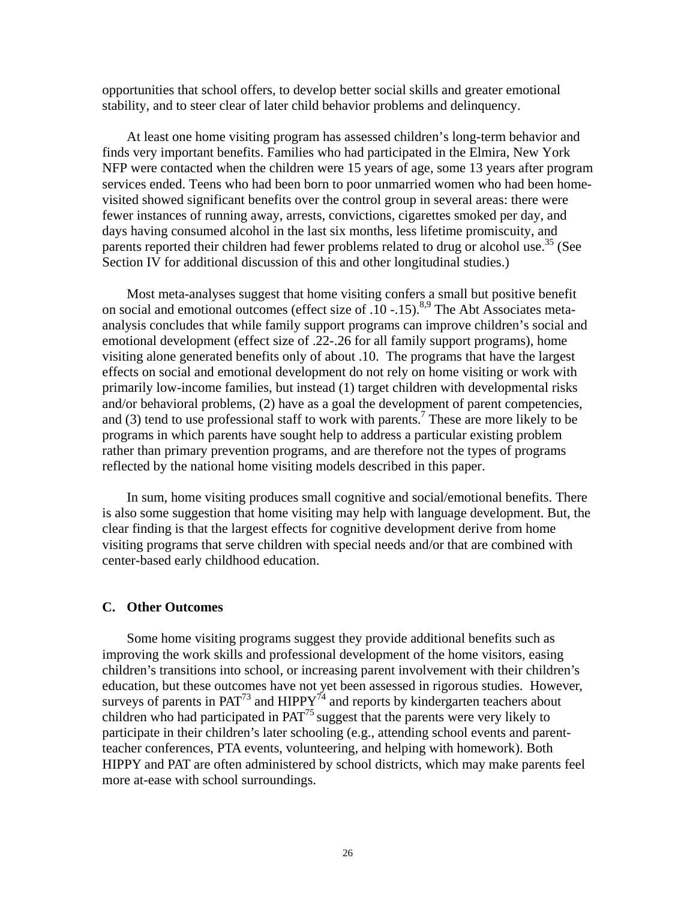opportunities that school offers, to develop better social skills and greater emotional stability, and to steer clear of later child behavior problems and delinquency.

At least one home visiting program has assessed children's long-term behavior and finds very important benefits. Families who had participated in the Elmira, New York NFP were contacted when the children were 15 years of age, some 13 years after program services ended. Teens who had been born to poor unmarried women who had been home-visited showed significant benefits over the control group in several areas: there were fewer instances of running away, arrests, convictions, cigarettes smoked per day, and days having consumed alcohol in the last six months, less lifetime promiscuity, and parents reported their children had fewer problems related to drug or alcohol use.[35] (See Section IV for additional discussion of this and other longitudinal studies.)

Most meta-analyses suggest that home visiting confers a small but positive benefit on social and emotional outcomes (effect size of .10 -.15).[8,9] The Abt Associates meta-analysis concludes that while family support programs can improve children's social and emotional development (effect size of .22-.26 for all family support programs), home visiting alone generated benefits only of about .10. The programs that have the largest effects on social and emotional development do not rely on home visiting or work with primarily low-income families, but instead (1) target children with developmental risks and/or behavioral problems, (2) have as a goal the development of parent competencies, and (3) tend to use professional staff to work with parents.[7] These are more likely to be programs in which parents have sought help to address a particular existing problem rather than primary prevention programs, and are therefore not the types of programs reflected by the national home visiting models described in this paper.

In sum, home visiting produces small cognitive and social/emotional benefits. There is also some suggestion that home visiting may help with language development. But, the clear finding is that the largest effects for cognitive development derive from home visiting programs that serve children with special needs and/or that are combined with center-based early childhood education.

### C. Other Outcomes

Some home visiting programs suggest they provide additional benefits such as improving the work skills and professional development of the home visitors, easing children's transitions into school, or increasing parent involvement with their children's education, but these outcomes have not yet been assessed in rigorous studies. However, surveys of parents in PAT[73] and HIPPY[74] and reports by kindergarten teachers about children who had participated in PAT[75] suggest that the parents were very likely to participate in their children's later schooling (e.g., attending school events and parent-teacher conferences, PTA events, volunteering, and helping with homework). Both HIPPY and PAT are often administered by school districts, which may make parents feel more at-ease with school surroundings.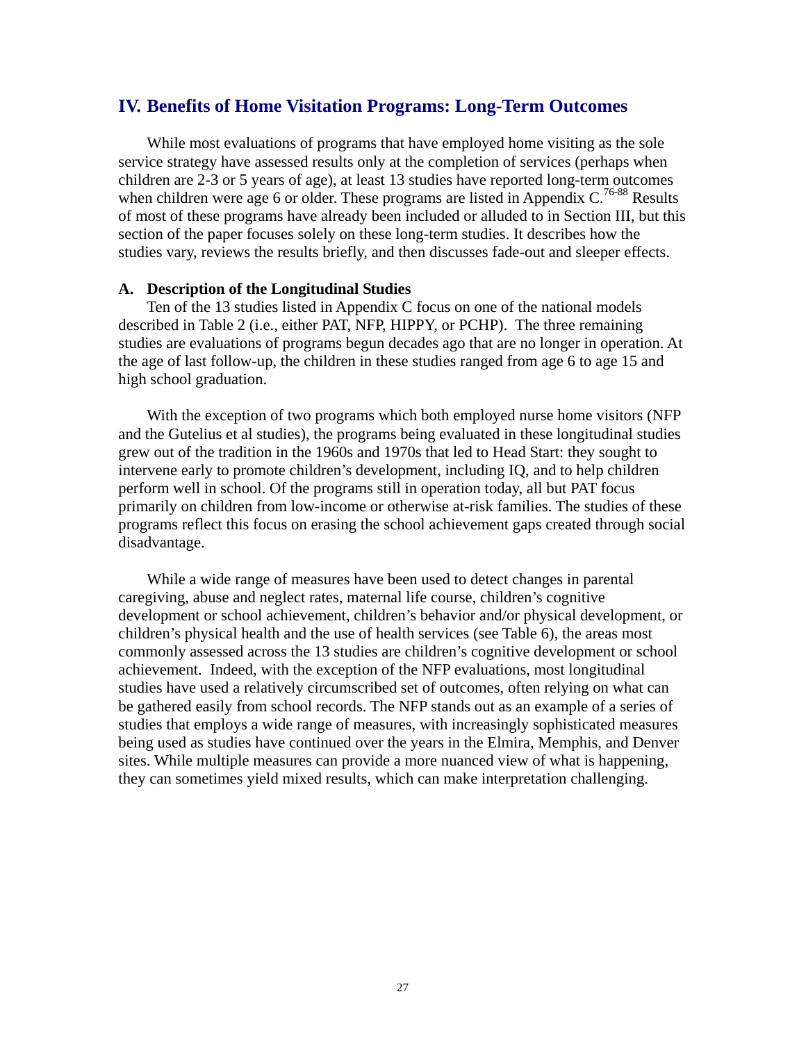## IV. Benefits of Home Visitation Programs: Long-Term Outcomes

While most evaluations of programs that have employed home visiting as the sole service strategy have assessed results only at the completion of services (perhaps when children are 2-3 or 5 years of age), at least 13 studies have reported long-term outcomes when children were age 6 or older. These programs are listed in Appendix C.[76-88] Results of most of these programs have already been included or alluded to in Section III, but this section of the paper focuses solely on these long-term studies. It describes how the studies vary, reviews the results briefly, and then discusses fade-out and sleeper effects.

### A. Description of the Longitudinal Studies

Ten of the 13 studies listed in Appendix C focus on one of the national models described in Table 2 (i.e., either PAT, NFP, HIPPY, or PCHP). The three remaining studies are evaluations of programs begun decades ago that are no longer in operation. At the age of last follow-up, the children in these studies ranged from age 6 to age 15 and high school graduation.

With the exception of two programs which both employed nurse home visitors (NFP and the Gutelius et al studies), the programs being evaluated in these longitudinal studies grew out of the tradition in the 1960s and 1970s that led to Head Start: they sought to intervene early to promote children's development, including IQ, and to help children perform well in school. Of the programs still in operation today, all but PAT focus primarily on children from low-income or otherwise at-risk families. The studies of these programs reflect this focus on erasing the school achievement gaps created through social disadvantage.

While a wide range of measures have been used to detect changes in parental caregiving, abuse and neglect rates, maternal life course, children's cognitive development or school achievement, children's behavior and/or physical development, or children's physical health and the use of health services (see Table 6), the areas most commonly assessed across the 13 studies are children's cognitive development or school achievement. Indeed, with the exception of the NFP evaluations, most longitudinal studies have used a relatively circumscribed set of outcomes, often relying on what can be gathered easily from school records. The NFP stands out as an example of a series of studies that employs a wide range of measures, with increasingly sophisticated measures being used as studies have continued over the years in the Elmira, Memphis, and Denver sites. While multiple measures can provide a more nuanced view of what is happening, they can sometimes yield mixed results, which can make interpretation challenging.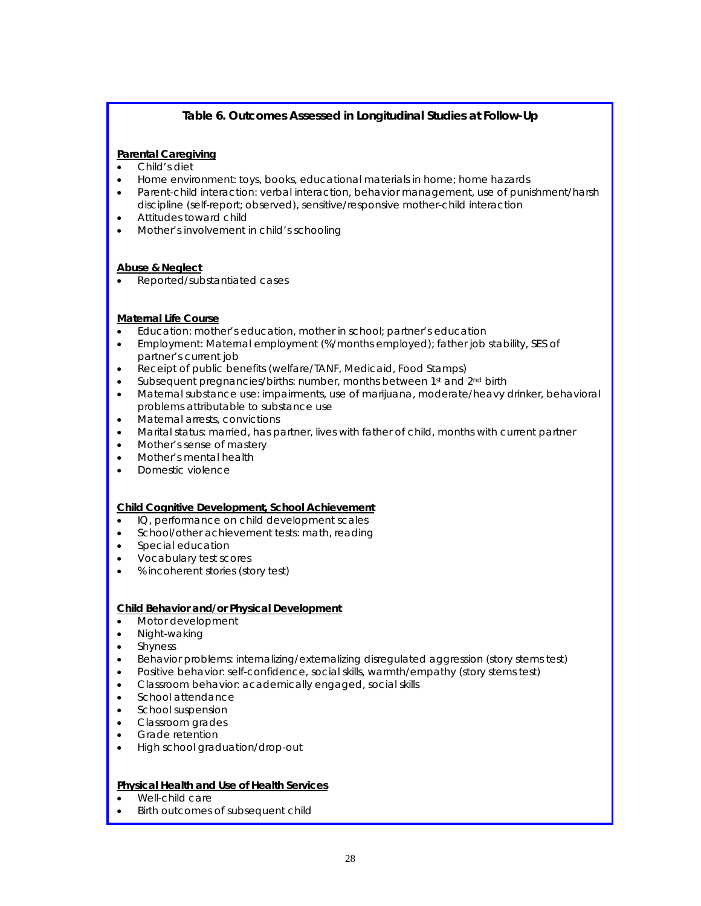### Table 6. Outcomes Assessed in Longitudinal Studies at Follow-Up

**Parental Caregiving**

- Child's diet
- Home environment: toys, books, educational materials in home; home hazards
- Parent-child interaction: verbal interaction, behavior management, use of punishment/harsh discipline (self-report; observed), sensitive/responsive mother-child interaction
- Attitudes toward child
- Mother's involvement in child's schooling

**Abuse & Neglect**

- Reported/substantiated cases

**Maternal Life Course**

- Education: mother's education, mother in school; partner's education
- Employment: Maternal employment (%/months employed); father job stability, SES of partner's current job
- Receipt of public benefits (welfare/TANF, Medicaid, Food Stamps)
- Subsequent pregnancies/births: number, months between 1st and 2nd birth
- Maternal substance use: impairments, use of marijuana, moderate/heavy drinker, behavioral problems attributable to substance use
- Maternal arrests, convictions
- Marital status: married, has partner, lives with father of child, months with current partner
- Mother's sense of mastery
- Mother's mental health
- Domestic violence

**Child Cognitive Development, School Achievement**

- IQ, performance on child development scales
- School/other achievement tests: math, reading
- Special education
- Vocabulary test scores
- % incoherent stories (story test)

**Child Behavior and/or Physical Development**

- Motor development
- Night-waking
- Shyness
- Behavior problems: internalizing/externalizing disregulated aggression (story stems test)
- Positive behavior: self-confidence, social skills, warmth/empathy (story stems test)
- Classroom behavior: academically engaged, social skills
- School attendance
- School suspension
- Classroom grades
- Grade retention
- High school graduation/drop-out

**Physical Health and Use of Health Services**

- Well-child care
- Birth outcomes of subsequent child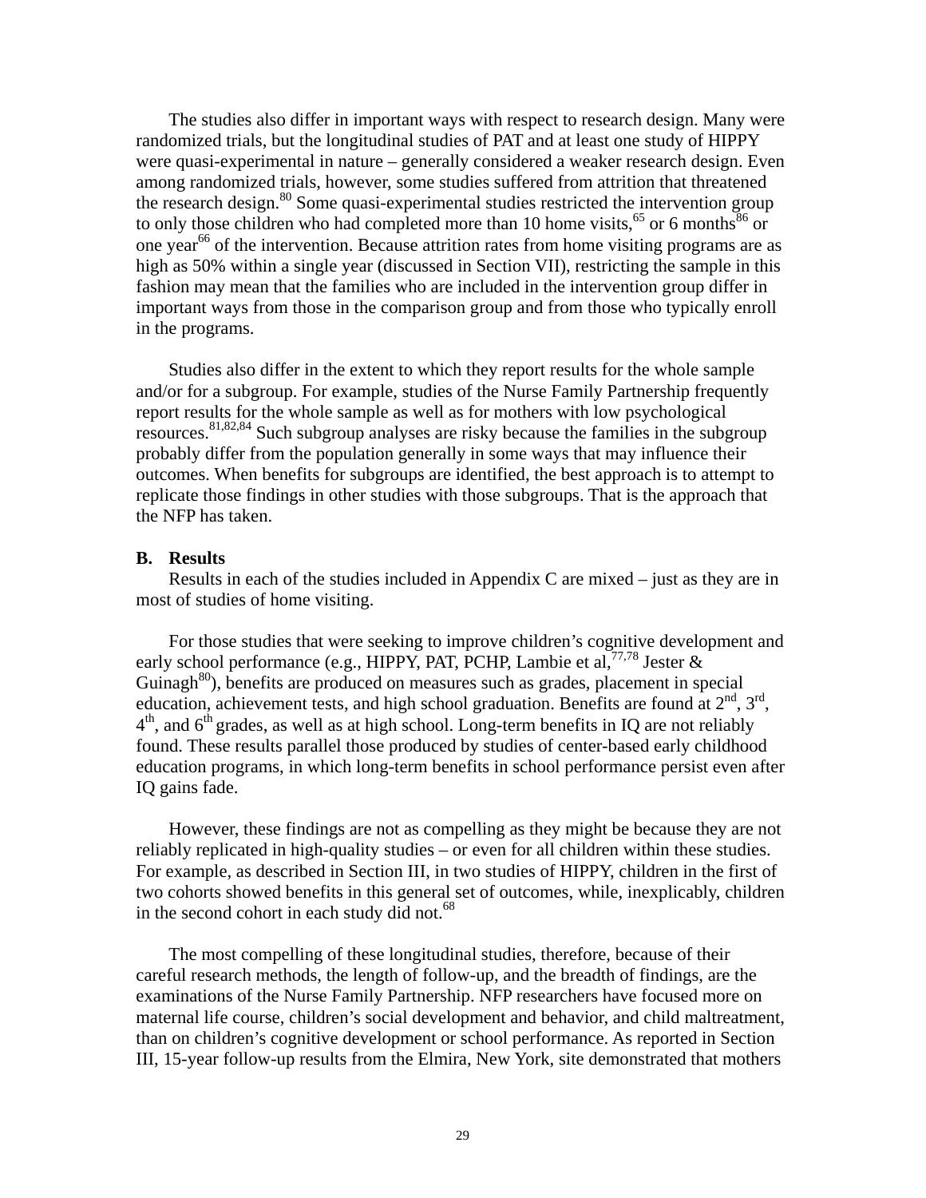The studies also differ in important ways with respect to research design. Many were randomized trials, but the longitudinal studies of PAT and at least one study of HIPPY were quasi-experimental in nature – generally considered a weaker research design. Even among randomized trials, however, some studies suffered from attrition that threatened the research design.[80] Some quasi-experimental studies restricted the intervention group to only those children who had completed more than 10 home visits,[65] or 6 months[86] or one year[66] of the intervention. Because attrition rates from home visiting programs are as high as 50% within a single year (discussed in Section VII), restricting the sample in this fashion may mean that the families who are included in the intervention group differ in important ways from those in the comparison group and from those who typically enroll in the programs.

Studies also differ in the extent to which they report results for the whole sample and/or for a subgroup. For example, studies of the Nurse Family Partnership frequently report results for the whole sample as well as for mothers with low psychological resources.[81,82,84] Such subgroup analyses are risky because the families in the subgroup probably differ from the population generally in some ways that may influence their outcomes. When benefits for subgroups are identified, the best approach is to attempt to replicate those findings in other studies with those subgroups. That is the approach that the NFP has taken.

**B. Results**

Results in each of the studies included in Appendix C are mixed – just as they are in most of studies of home visiting.

For those studies that were seeking to improve children's cognitive development and early school performance (e.g., HIPPY, PAT, PCHP, Lambie et al,[77,78] Jester & Guinagh[80]), benefits are produced on measures such as grades, placement in special education, achievement tests, and high school graduation. Benefits are found at 2nd, 3rd, 4th, and 6th grades, as well as at high school. Long-term benefits in IQ are not reliably found. These results parallel those produced by studies of center-based early childhood education programs, in which long-term benefits in school performance persist even after IQ gains fade.

However, these findings are not as compelling as they might be because they are not reliably replicated in high-quality studies – or even for all children within these studies. For example, as described in Section III, in two studies of HIPPY, children in the first of two cohorts showed benefits in this general set of outcomes, while, inexplicably, children in the second cohort in each study did not.[68]

The most compelling of these longitudinal studies, therefore, because of their careful research methods, the length of follow-up, and the breadth of findings, are the examinations of the Nurse Family Partnership. NFP researchers have focused more on maternal life course, children's social development and behavior, and child maltreatment, than on children's cognitive development or school performance. As reported in Section III, 15-year follow-up results from the Elmira, New York, site demonstrated that mothers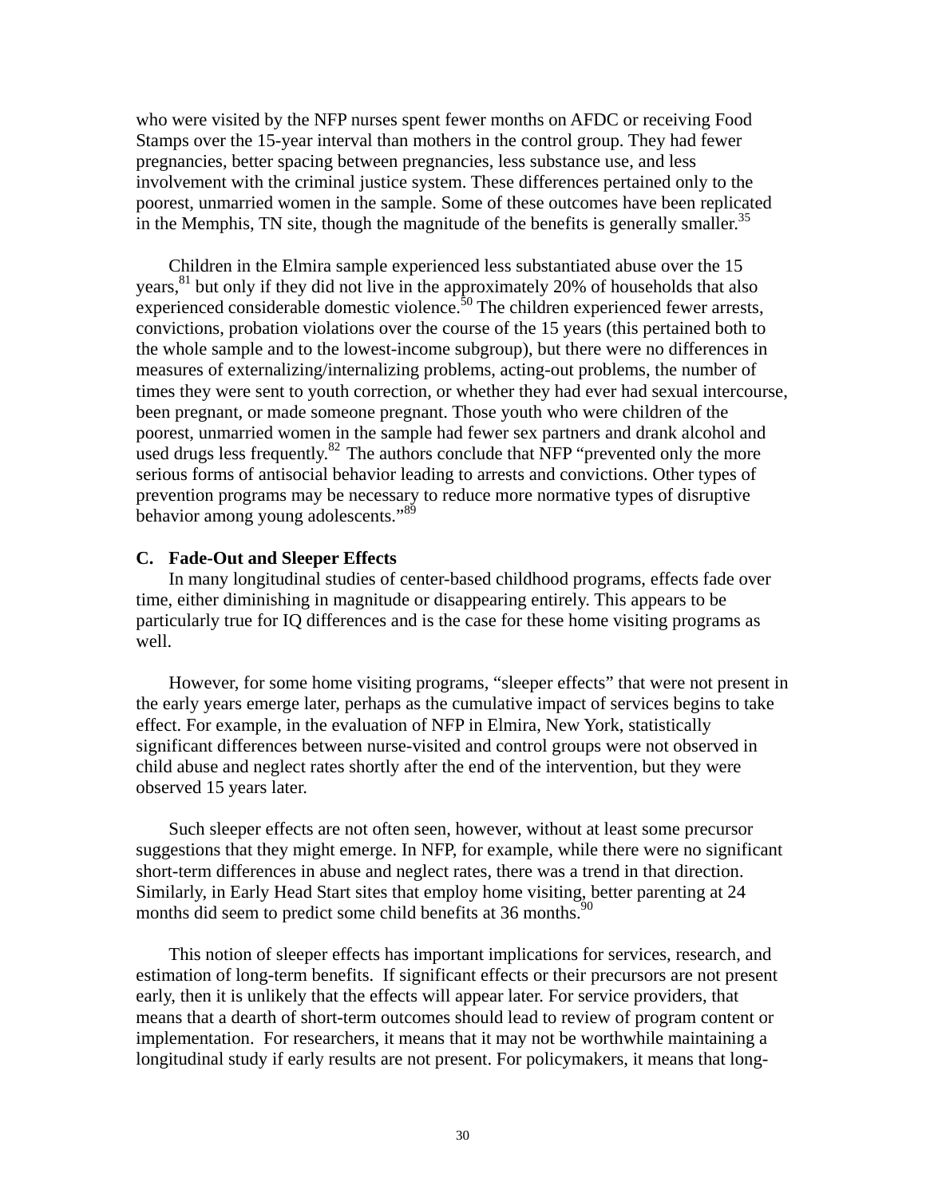who were visited by the NFP nurses spent fewer months on AFDC or receiving Food Stamps over the 15-year interval than mothers in the control group. They had fewer pregnancies, better spacing between pregnancies, less substance use, and less involvement with the criminal justice system. These differences pertained only to the poorest, unmarried women in the sample. Some of these outcomes have been replicated in the Memphis, TN site, though the magnitude of the benefits is generally smaller.[35]

Children in the Elmira sample experienced less substantiated abuse over the 15 years,[81] but only if they did not live in the approximately 20% of households that also experienced considerable domestic violence.[50] The children experienced fewer arrests, convictions, probation violations over the course of the 15 years (this pertained both to the whole sample and to the lowest-income subgroup), but there were no differences in measures of externalizing/internalizing problems, acting-out problems, the number of times they were sent to youth correction, or whether they had ever had sexual intercourse, been pregnant, or made someone pregnant. Those youth who were children of the poorest, unmarried women in the sample had fewer sex partners and drank alcohol and used drugs less frequently.[82] The authors conclude that NFP "prevented only the more serious forms of antisocial behavior leading to arrests and convictions. Other types of prevention programs may be necessary to reduce more normative types of disruptive behavior among young adolescents."[89]

### C. Fade-Out and Sleeper Effects

In many longitudinal studies of center-based childhood programs, effects fade over time, either diminishing in magnitude or disappearing entirely. This appears to be particularly true for IQ differences and is the case for these home visiting programs as well.

However, for some home visiting programs, "sleeper effects" that were not present in the early years emerge later, perhaps as the cumulative impact of services begins to take effect. For example, in the evaluation of NFP in Elmira, New York, statistically significant differences between nurse-visited and control groups were not observed in child abuse and neglect rates shortly after the end of the intervention, but they were observed 15 years later.

Such sleeper effects are not often seen, however, without at least some precursor suggestions that they might emerge. In NFP, for example, while there were no significant short-term differences in abuse and neglect rates, there was a trend in that direction. Similarly, in Early Head Start sites that employ home visiting, better parenting at 24 months did seem to predict some child benefits at 36 months.[90]

This notion of sleeper effects has important implications for services, research, and estimation of long-term benefits. If significant effects or their precursors are not present early, then it is unlikely that the effects will appear later. For service providers, that means that a dearth of short-term outcomes should lead to review of program content or implementation. For researchers, it means that it may not be worthwhile maintaining a longitudinal study if early results are not present. For policymakers, it means that long-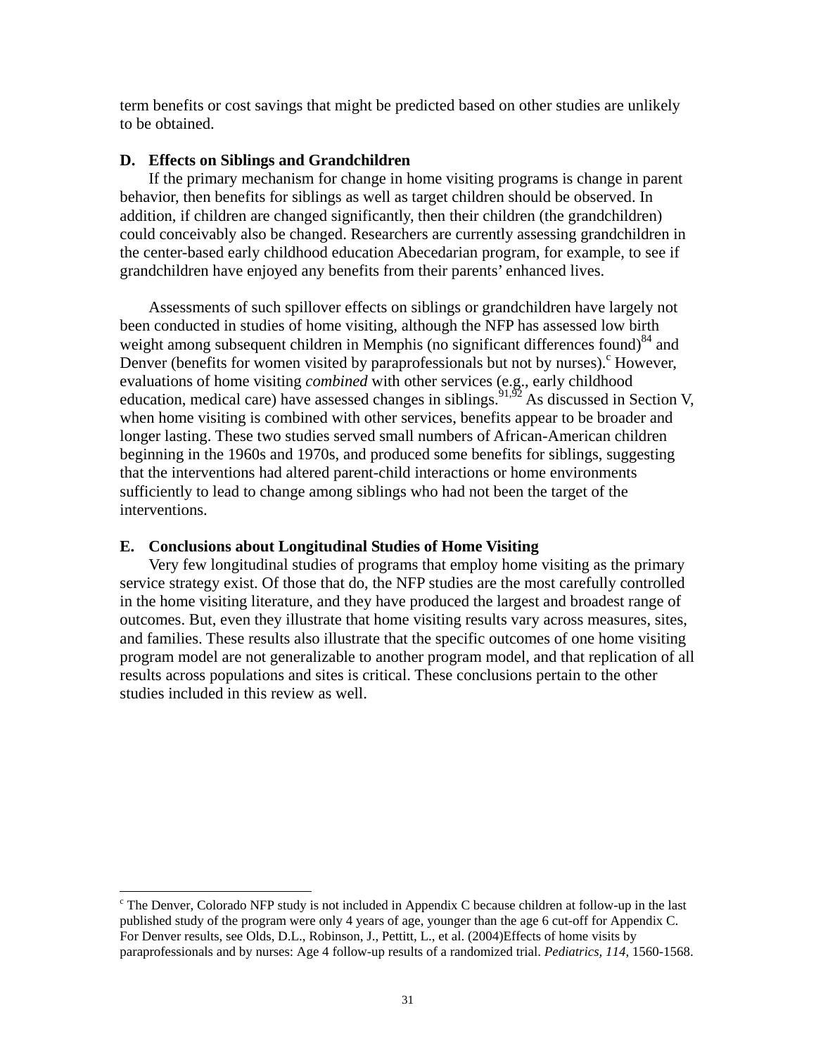term benefits or cost savings that might be predicted based on other studies are unlikely to be obtained.

### D. Effects on Siblings and Grandchildren

If the primary mechanism for change in home visiting programs is change in parent behavior, then benefits for siblings as well as target children should be observed. In addition, if children are changed significantly, then their children (the grandchildren) could conceivably also be changed. Researchers are currently assessing grandchildren in the center-based early childhood education Abecedarian program, for example, to see if grandchildren have enjoyed any benefits from their parents' enhanced lives.

Assessments of such spillover effects on siblings or grandchildren have largely not been conducted in studies of home visiting, although the NFP has assessed low birth weight among subsequent children in Memphis (no significant differences found)[84] and Denver (benefits for women visited by paraprofessionals but not by nurses).[c] However, evaluations of home visiting *combined* with other services (e.g., early childhood education, medical care) have assessed changes in siblings.[91,92] As discussed in Section V, when home visiting is combined with other services, benefits appear to be broader and longer lasting. These two studies served small numbers of African-American children beginning in the 1960s and 1970s, and produced some benefits for siblings, suggesting that the interventions had altered parent-child interactions or home environments sufficiently to lead to change among siblings who had not been the target of the interventions.

### E. Conclusions about Longitudinal Studies of Home Visiting

Very few longitudinal studies of programs that employ home visiting as the primary service strategy exist. Of those that do, the NFP studies are the most carefully controlled in the home visiting literature, and they have produced the largest and broadest range of outcomes. But, even they illustrate that home visiting results vary across measures, sites, and families. These results also illustrate that the specific outcomes of one home visiting program model are not generalizable to another program model, and that replication of all results across populations and sites is critical. These conclusions pertain to the other studies included in this review as well.

---

[c] The Denver, Colorado NFP study is not included in Appendix C because children at follow-up in the last published study of the program were only 4 years of age, younger than the age 6 cut-off for Appendix C. For Denver results, see Olds, D.L., Robinson, J., Pettitt, L., et al. (2004)Effects of home visits by paraprofessionals and by nurses: Age 4 follow-up results of a randomized trial. *Pediatrics, 114*, 1560-1568.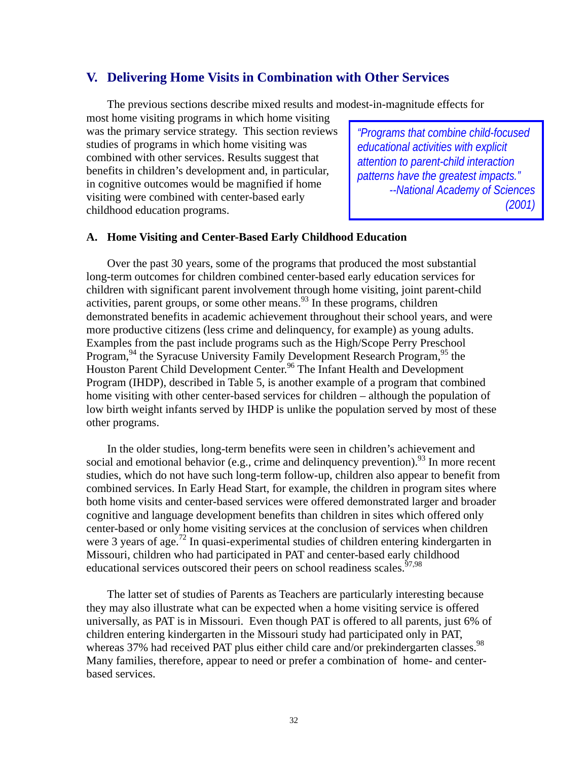## V. Delivering Home Visits in Combination with Other Services

The previous sections describe mixed results and modest-in-magnitude effects for most home visiting programs in which home visiting was the primary service strategy. This section reviews studies of programs in which home visiting was combined with other services. Results suggest that benefits in children's development and, in particular, in cognitive outcomes would be magnified if home visiting were combined with center-based early childhood education programs.

> *"Programs that combine child-focused educational activities with explicit attention to parent-child interaction patterns have the greatest impacts."*
> *--National Academy of Sciences (2001)*

### A. Home Visiting and Center-Based Early Childhood Education

Over the past 30 years, some of the programs that produced the most substantial long-term outcomes for children combined center-based early education services for children with significant parent involvement through home visiting, joint parent-child activities, parent groups, or some other means.[93] In these programs, children demonstrated benefits in academic achievement throughout their school years, and were more productive citizens (less crime and delinquency, for example) as young adults. Examples from the past include programs such as the High/Scope Perry Preschool Program,[94] the Syracuse University Family Development Research Program,[95] the Houston Parent Child Development Center.[96] The Infant Health and Development Program (IHDP), described in Table 5, is another example of a program that combined home visiting with other center-based services for children – although the population of low birth weight infants served by IHDP is unlike the population served by most of these other programs.

In the older studies, long-term benefits were seen in children's achievement and social and emotional behavior (e.g., crime and delinquency prevention).[93] In more recent studies, which do not have such long-term follow-up, children also appear to benefit from combined services. In Early Head Start, for example, the children in program sites where both home visits and center-based services were offered demonstrated larger and broader cognitive and language development benefits than children in sites which offered only center-based or only home visiting services at the conclusion of services when children were 3 years of age.[72] In quasi-experimental studies of children entering kindergarten in Missouri, children who had participated in PAT and center-based early childhood educational services outscored their peers on school readiness scales.[97,98]

The latter set of studies of Parents as Teachers are particularly interesting because they may also illustrate what can be expected when a home visiting service is offered universally, as PAT is in Missouri. Even though PAT is offered to all parents, just 6% of children entering kindergarten in the Missouri study had participated only in PAT, whereas 37% had received PAT plus either child care and/or prekindergarten classes.[98] Many families, therefore, appear to need or prefer a combination of home- and center-based services.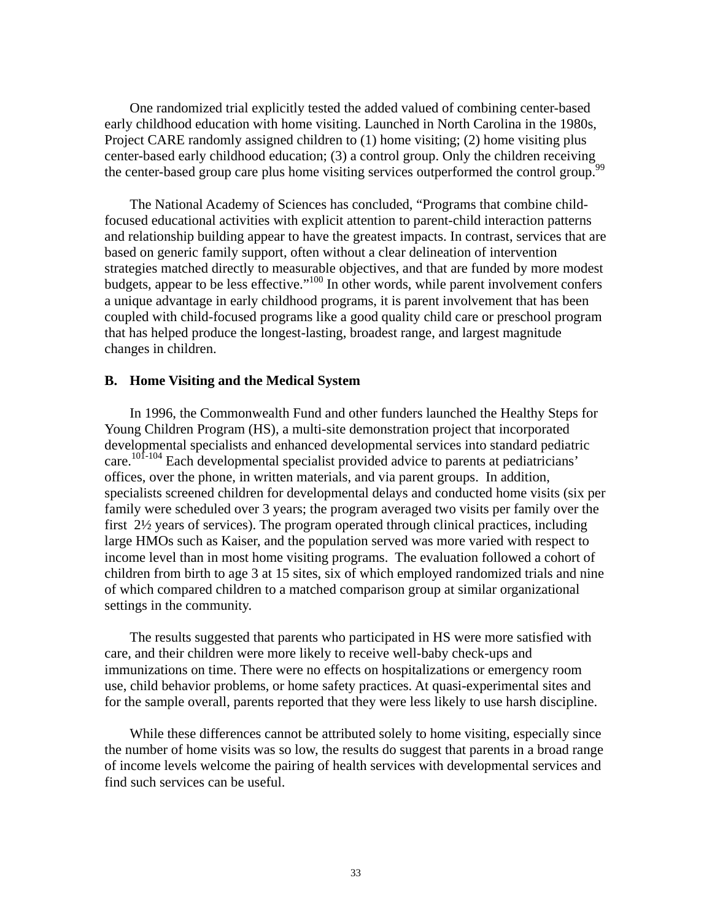One randomized trial explicitly tested the added valued of combining center-based early childhood education with home visiting. Launched in North Carolina in the 1980s, Project CARE randomly assigned children to (1) home visiting; (2) home visiting plus center-based early childhood education; (3) a control group. Only the children receiving the center-based group care plus home visiting services outperformed the control group.[99]

The National Academy of Sciences has concluded, "Programs that combine child-focused educational activities with explicit attention to parent-child interaction patterns and relationship building appear to have the greatest impacts. In contrast, services that are based on generic family support, often without a clear delineation of intervention strategies matched directly to measurable objectives, and that are funded by more modest budgets, appear to be less effective."[100] In other words, while parent involvement confers a unique advantage in early childhood programs, it is parent involvement that has been coupled with child-focused programs like a good quality child care or preschool program that has helped produce the longest-lasting, broadest range, and largest magnitude changes in children.

### B. Home Visiting and the Medical System

In 1996, the Commonwealth Fund and other funders launched the Healthy Steps for Young Children Program (HS), a multi-site demonstration project that incorporated developmental specialists and enhanced developmental services into standard pediatric care.[101-104] Each developmental specialist provided advice to parents at pediatricians' offices, over the phone, in written materials, and via parent groups. In addition, specialists screened children for developmental delays and conducted home visits (six per family were scheduled over 3 years; the program averaged two visits per family over the first 2½ years of services). The program operated through clinical practices, including large HMOs such as Kaiser, and the population served was more varied with respect to income level than in most home visiting programs. The evaluation followed a cohort of children from birth to age 3 at 15 sites, six of which employed randomized trials and nine of which compared children to a matched comparison group at similar organizational settings in the community.

The results suggested that parents who participated in HS were more satisfied with care, and their children were more likely to receive well-baby check-ups and immunizations on time. There were no effects on hospitalizations or emergency room use, child behavior problems, or home safety practices. At quasi-experimental sites and for the sample overall, parents reported that they were less likely to use harsh discipline.

While these differences cannot be attributed solely to home visiting, especially since the number of home visits was so low, the results do suggest that parents in a broad range of income levels welcome the pairing of health services with developmental services and find such services can be useful.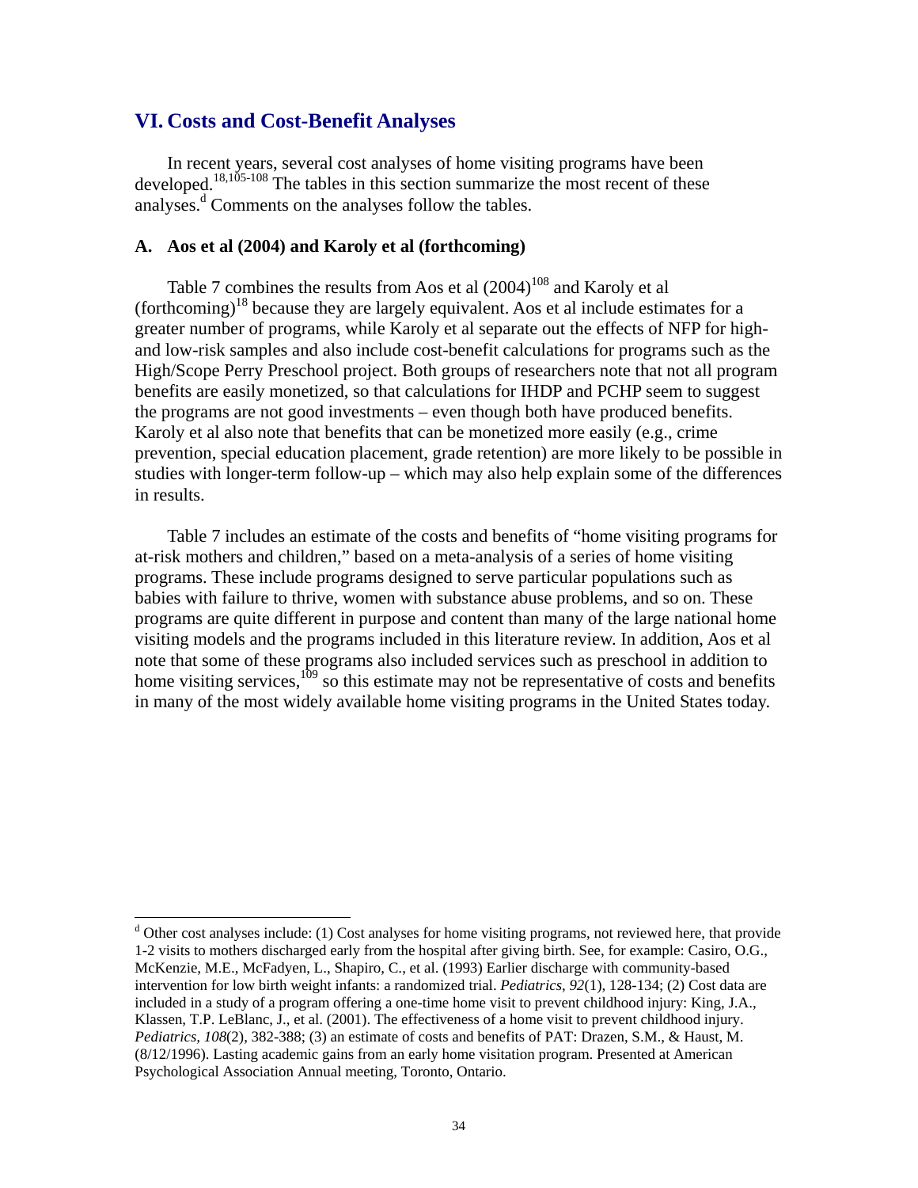## VI. Costs and Cost-Benefit Analyses

In recent years, several cost analyses of home visiting programs have been developed.[18,105-108] The tables in this section summarize the most recent of these analyses.[d] Comments on the analyses follow the tables.

### A. Aos et al (2004) and Karoly et al (forthcoming)

Table 7 combines the results from Aos et al (2004)[108] and Karoly et al (forthcoming)[18] because they are largely equivalent. Aos et al include estimates for a greater number of programs, while Karoly et al separate out the effects of NFP for high- and low-risk samples and also include cost-benefit calculations for programs such as the High/Scope Perry Preschool project. Both groups of researchers note that not all program benefits are easily monetized, so that calculations for IHDP and PCHP seem to suggest the programs are not good investments – even though both have produced benefits. Karoly et al also note that benefits that can be monetized more easily (e.g., crime prevention, special education placement, grade retention) are more likely to be possible in studies with longer-term follow-up – which may also help explain some of the differences in results.

Table 7 includes an estimate of the costs and benefits of "home visiting programs for at-risk mothers and children," based on a meta-analysis of a series of home visiting programs. These include programs designed to serve particular populations such as babies with failure to thrive, women with substance abuse problems, and so on. These programs are quite different in purpose and content than many of the large national home visiting models and the programs included in this literature review. In addition, Aos et al note that some of these programs also included services such as preschool in addition to home visiting services,[109] so this estimate may not be representative of costs and benefits in many of the most widely available home visiting programs in the United States today.

---

[d] Other cost analyses include: (1) Cost analyses for home visiting programs, not reviewed here, that provide 1-2 visits to mothers discharged early from the hospital after giving birth. See, for example: Casiro, O.G., McKenzie, M.E., McFadyen, L., Shapiro, C., et al. (1993) Earlier discharge with community-based intervention for low birth weight infants: a randomized trial. *Pediatrics*, *92*(1), 128-134; (2) Cost data are included in a study of a program offering a one-time home visit to prevent childhood injury: King, J.A., Klassen, T.P. LeBlanc, J., et al. (2001). The effectiveness of a home visit to prevent childhood injury. *Pediatrics*, *108*(2), 382-388; (3) an estimate of costs and benefits of PAT: Drazen, S.M., & Haust, M. (8/12/1996). Lasting academic gains from an early home visitation program. Presented at American Psychological Association Annual meeting, Toronto, Ontario.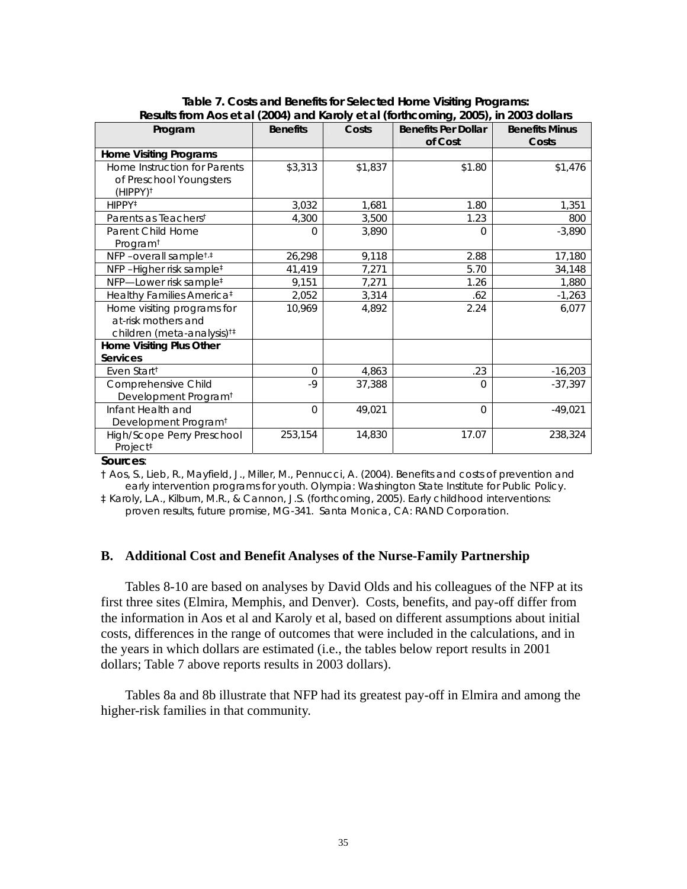**Table 7. Costs and Benefits for Selected Home Visiting Programs: Results from Aos et al (2004) and Karoly et al (forthcoming, 2005), in 2003 dollars**

| Program | Benefits | Costs | Benefits Per Dollar of Cost | Benefits Minus Costs |
|---|---|---|---|---|
| **Home Visiting Programs** | | | | |
| Home Instruction for Parents of Preschool Youngsters (HIPPY)† | $3,313 | $1,837 | $1.80 | $1,476 |
| HIPPY‡ | 3,032 | 1,681 | 1.80 | 1,351 |
| Parents as Teachers† | 4,300 | 3,500 | 1.23 | 800 |
| Parent Child Home Program† | 0 | 3,890 | 0 | -3,890 |
| NFP –overall sample†,‡ | 26,298 | 9,118 | 2.88 | 17,180 |
| NFP –Higher risk sample‡ | 41,419 | 7,271 | 5.70 | 34,148 |
| NFP—Lower risk sample‡ | 9,151 | 7,271 | 1.26 | 1,880 |
| Healthy Families America‡ | 2,052 | 3,314 | .62 | -1,263 |
| Home visiting programs for at-risk mothers and children (meta-analysis)†‡ | 10,969 | 4,892 | 2.24 | 6,077 |
| **Home Visiting Plus Other Services** | | | | |
| Even Start† | 0 | 4,863 | .23 | -16,203 |
| Comprehensive Child Development Program† | -9 | 37,388 | 0 | -37,397 |
| Infant Health and Development Program† | 0 | 49,021 | 0 | -49,021 |
| High/Scope Perry Preschool Project‡ | 253,154 | 14,830 | 17.07 | 238,324 |

**Sources**:

† Aos, S., Lieb, R., Mayfield, J., Miller, M., Pennucci, A. (2004). Benefits and costs of prevention and early intervention programs for youth. Olympia: Washington State Institute for Public Policy.

‡ Karoly, L.A., Kilburn, M.R., & Cannon, J.S. (forthcoming, 2005). Early childhood interventions: proven results, future promise, MG-341. Santa Monica, CA: RAND Corporation.

## B. Additional Cost and Benefit Analyses of the Nurse-Family Partnership

Tables 8-10 are based on analyses by David Olds and his colleagues of the NFP at its first three sites (Elmira, Memphis, and Denver). Costs, benefits, and pay-off differ from the information in Aos et al and Karoly et al, based on different assumptions about initial costs, differences in the range of outcomes that were included in the calculations, and in the years in which dollars are estimated (i.e., the tables below report results in 2001 dollars; Table 7 above reports results in 2003 dollars).

Tables 8a and 8b illustrate that NFP had its greatest pay-off in Elmira and among the higher-risk families in that community.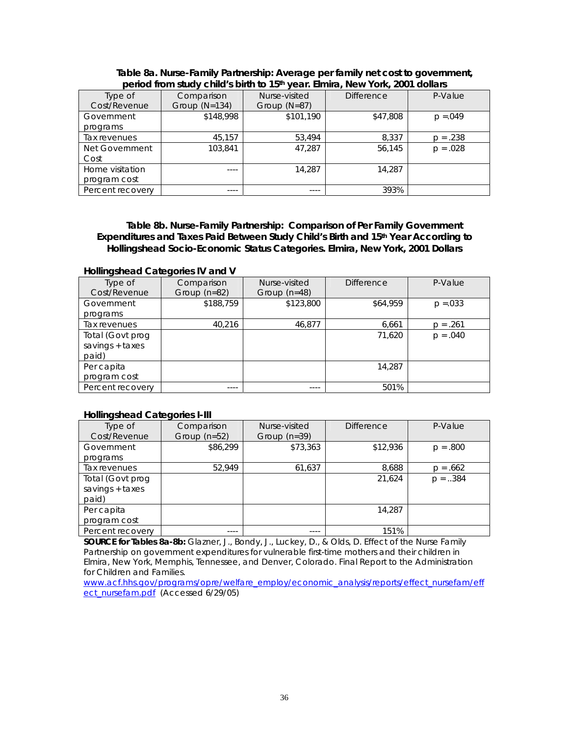**Table 8a. Nurse-Family Partnership: Average per family net cost to government, period from study child's birth to 15th year. Elmira, New York, 2001 dollars**

| Type of Cost/Revenue | Comparison Group (N=134) | Nurse-visited Group (N=87) | Difference | P-Value |
|---|---|---|---|---|
| Government programs | $148,998 | $101,190 | $47,808 | p =.049 |
| Tax revenues | 45,157 | 53,494 | 8,337 | p = .238 |
| Net Government Cost | 103,841 | 47,287 | 56,145 | p = .028 |
| Home visitation program cost | ---- | 14,287 | 14,287 | |
| Percent recovery | ---- | ---- | 393% | |

**Table 8b. Nurse-Family Partnership: Comparison of Per Family Government Expenditures and Taxes Paid Between Study Child's Birth and 15th Year According to Hollingshead Socio-Economic Status Categories. Elmira, New York, 2001 Dollars**

**Hollingshead Categories IV and V**

| Type of Cost/Revenue | Comparison Group (n=82) | Nurse-visited Group (n=48) | Difference | P-Value |
|---|---|---|---|---|
| Government programs | $188,759 | $123,800 | $64,959 | p =.033 |
| Tax revenues | 40,216 | 46,877 | 6,661 | p = .261 |
| Total (Govt prog savings + taxes paid) | | | 71,620 | p = .040 |
| Per capita program cost | | | 14,287 | |
| Percent recovery | ---- | ---- | 501% | |

**Hollingshead Categories I-III**

| Type of Cost/Revenue | Comparison Group (n=52) | Nurse-visited Group (n=39) | Difference | P-Value |
|---|---|---|---|---|
| Government programs | $86,299 | $73,363 | $12,936 | p = .800 |
| Tax revenues | 52,949 | 61,637 | 8,688 | p = .662 |
| Total (Govt prog savings + taxes paid) | | | 21,624 | p = ..384 |
| Per capita program cost | | | 14,287 | |
| Percent recovery | ---- | ---- | 151% | |

**SOURCE for Tables 8a-8b:** Glazner, J., Bondy, J., Luckey, D., & Olds, D. Effect of the Nurse Family Partnership on government expenditures for vulnerable first-time mothers and their children in Elmira, New York, Memphis, Tennessee, and Denver, Colorado. Final Report to the Administration for Children and Families. www.acf.hhs.gov/programs/opre/welfare_employ/economic_analysis/reports/effect_nursefam/effect_nursefam.pdf (Accessed 6/29/05)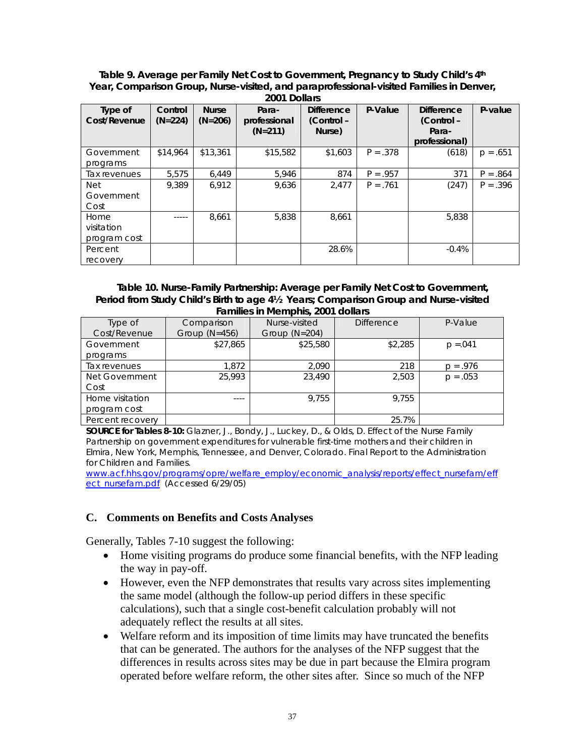**Table 9. Average per Family Net Cost to Government, Pregnancy to Study Child's 4th Year, Comparison Group, Nurse-visited, and paraprofessional-visited Families in Denver, 2001 Dollars**

| Type of Cost/Revenue | Control (N=224) | Nurse (N=206) | Para-professional (N=211) | Difference (Control – Nurse) | P-Value | Difference (Control – Para-professional) | P-value |
|---|---|---|---|---|---|---|---|
| Government programs | $14,964 | $13,361 | $15,582 | $1,603 | P = .378 | (618) | p = .651 |
| Tax revenues | 5,575 | 6,449 | 5,946 | 874 | P = .957 | 371 | P = .864 |
| Net Government Cost | 9,389 | 6,912 | 9,636 | 2,477 | P = .761 | (247) | P = .396 |
| Home visitation program cost | ----- | 8,661 | 5,838 | 8,661 | | 5,838 | |
| Percent recovery | | | | 28.6% | | -0.4% | |

**Table 10. Nurse-Family Partnership: Average per Family Net Cost to Government, Period from Study Child's Birth to age 4½ Years; Comparison Group and Nurse-visited Families in Memphis, 2001 dollars**

| Type of Cost/Revenue | Comparison Group (N=456) | Nurse-visited Group (N=204) | Difference | P-Value |
|---|---|---|---|---|
| Government programs | $27,865 | $25,580 | $2,285 | p =.041 |
| Tax revenues | 1,872 | 2,090 | 218 | p = .976 |
| Net Government Cost | 25,993 | 23,490 | 2,503 | p = .053 |
| Home visitation program cost | ---- | 9,755 | 9,755 | |
| Percent recovery | | | 25.7% | |

**SOURCE for Tables 8-10:** Glazner, J., Bondy, J., Luckey, D., & Olds, D. Effect of the Nurse Family Partnership on government expenditures for vulnerable first-time mothers and their children in Elmira, New York, Memphis, Tennessee, and Denver, Colorado. Final Report to the Administration for Children and Families. www.acf.hhs.gov/programs/opre/welfare_employ/economic_analysis/reports/effect_nursefam/effect_nursefam.pdf (Accessed 6/29/05)

## C. Comments on Benefits and Costs Analyses

Generally, Tables 7-10 suggest the following:

- Home visiting programs do produce some financial benefits, with the NFP leading the way in pay-off.
- However, even the NFP demonstrates that results vary across sites implementing the same model (although the follow-up period differs in these specific calculations), such that a single cost-benefit calculation probably will not adequately reflect the results at all sites.
- Welfare reform and its imposition of time limits may have truncated the benefits that can be generated. The authors for the analyses of the NFP suggest that the differences in results across sites may be due in part because the Elmira program operated before welfare reform, the other sites after. Since so much of the NFP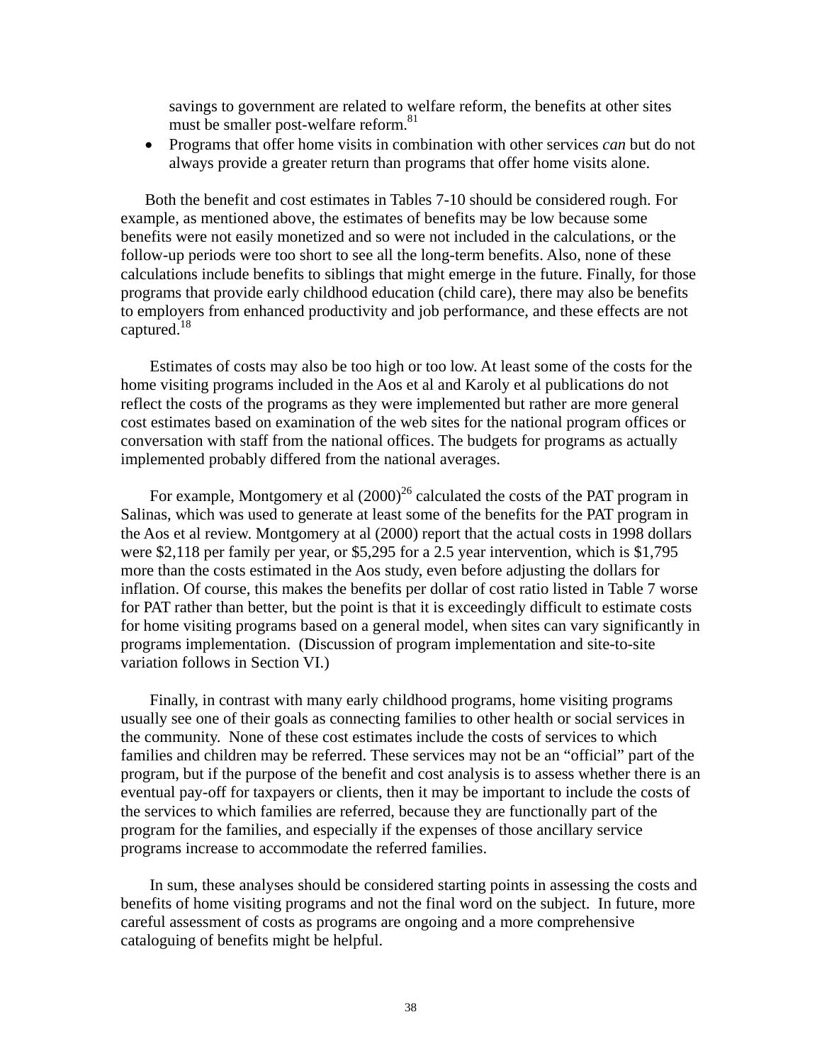savings to government are related to welfare reform, the benefits at other sites must be smaller post-welfare reform.[81]

- Programs that offer home visits in combination with other services *can* but do not always provide a greater return than programs that offer home visits alone.

Both the benefit and cost estimates in Tables 7-10 should be considered rough. For example, as mentioned above, the estimates of benefits may be low because some benefits were not easily monetized and so were not included in the calculations, or the follow-up periods were too short to see all the long-term benefits. Also, none of these calculations include benefits to siblings that might emerge in the future. Finally, for those programs that provide early childhood education (child care), there may also be benefits to employers from enhanced productivity and job performance, and these effects are not captured.[18]

Estimates of costs may also be too high or too low. At least some of the costs for the home visiting programs included in the Aos et al and Karoly et al publications do not reflect the costs of the programs as they were implemented but rather are more general cost estimates based on examination of the web sites for the national program offices or conversation with staff from the national offices. The budgets for programs as actually implemented probably differed from the national averages.

For example, Montgomery et al (2000)[26] calculated the costs of the PAT program in Salinas, which was used to generate at least some of the benefits for the PAT program in the Aos et al review. Montgomery at al (2000) report that the actual costs in 1998 dollars were $2,118 per family per year, or $5,295 for a 2.5 year intervention, which is $1,795 more than the costs estimated in the Aos study, even before adjusting the dollars for inflation. Of course, this makes the benefits per dollar of cost ratio listed in Table 7 worse for PAT rather than better, but the point is that it is exceedingly difficult to estimate costs for home visiting programs based on a general model, when sites can vary significantly in programs implementation. (Discussion of program implementation and site-to-site variation follows in Section VI.)

Finally, in contrast with many early childhood programs, home visiting programs usually see one of their goals as connecting families to other health or social services in the community. None of these cost estimates include the costs of services to which families and children may be referred. These services may not be an "official" part of the program, but if the purpose of the benefit and cost analysis is to assess whether there is an eventual pay-off for taxpayers or clients, then it may be important to include the costs of the services to which families are referred, because they are functionally part of the program for the families, and especially if the expenses of those ancillary service programs increase to accommodate the referred families.

In sum, these analyses should be considered starting points in assessing the costs and benefits of home visiting programs and not the final word on the subject. In future, more careful assessment of costs as programs are ongoing and a more comprehensive cataloguing of benefits might be helpful.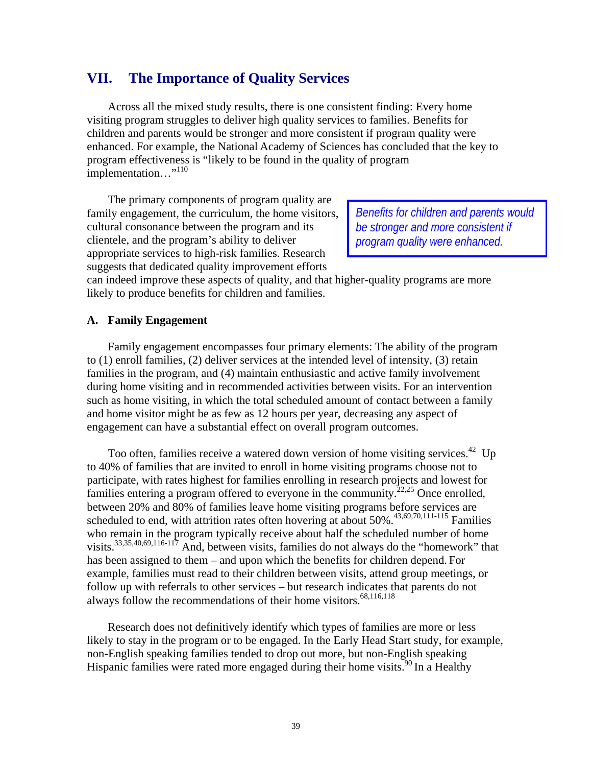## VII. The Importance of Quality Services

Across all the mixed study results, there is one consistent finding: Every home visiting program struggles to deliver high quality services to families. Benefits for children and parents would be stronger and more consistent if program quality were enhanced. For example, the National Academy of Sciences has concluded that the key to program effectiveness is "likely to be found in the quality of program implementation…"[110]

*Benefits for children and parents would be stronger and more consistent if program quality were enhanced.*

The primary components of program quality are family engagement, the curriculum, the home visitors, cultural consonance between the program and its clientele, and the program's ability to deliver appropriate services to high-risk families. Research suggests that dedicated quality improvement efforts can indeed improve these aspects of quality, and that higher-quality programs are more likely to produce benefits for children and families.

### A. Family Engagement

Family engagement encompasses four primary elements: The ability of the program to (1) enroll families, (2) deliver services at the intended level of intensity, (3) retain families in the program, and (4) maintain enthusiastic and active family involvement during home visiting and in recommended activities between visits. For an intervention such as home visiting, in which the total scheduled amount of contact between a family and home visitor might be as few as 12 hours per year, decreasing any aspect of engagement can have a substantial effect on overall program outcomes.

Too often, families receive a watered down version of home visiting services.[42] Up to 40% of families that are invited to enroll in home visiting programs choose not to participate, with rates highest for families enrolling in research projects and lowest for families entering a program offered to everyone in the community.[22,25] Once enrolled, between 20% and 80% of families leave home visiting programs before services are scheduled to end, with attrition rates often hovering at about 50%.[43,69,70,111-115] Families who remain in the program typically receive about half the scheduled number of home visits.[33,35,40,69,116-117] And, between visits, families do not always do the "homework" that has been assigned to them – and upon which the benefits for children depend. For example, families must read to their children between visits, attend group meetings, or follow up with referrals to other services – but research indicates that parents do not always follow the recommendations of their home visitors.[68,116,118]

Research does not definitively identify which types of families are more or less likely to stay in the program or to be engaged. In the Early Head Start study, for example, non-English speaking families tended to drop out more, but non-English speaking Hispanic families were rated more engaged during their home visits.[90] In a Healthy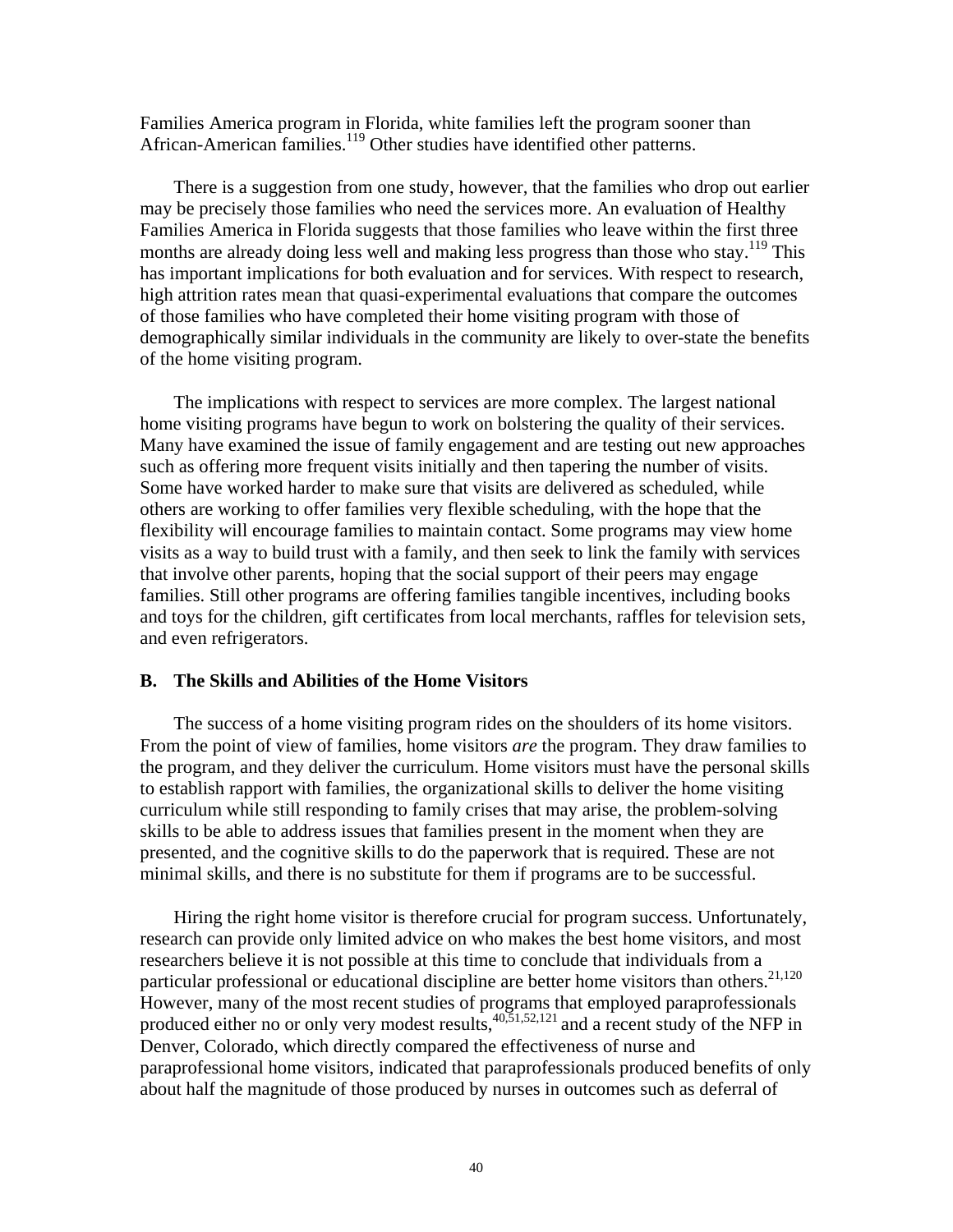Families America program in Florida, white families left the program sooner than African-American families.[119] Other studies have identified other patterns.

There is a suggestion from one study, however, that the families who drop out earlier may be precisely those families who need the services more. An evaluation of Healthy Families America in Florida suggests that those families who leave within the first three months are already doing less well and making less progress than those who stay.[119] This has important implications for both evaluation and for services. With respect to research, high attrition rates mean that quasi-experimental evaluations that compare the outcomes of those families who have completed their home visiting program with those of demographically similar individuals in the community are likely to over-state the benefits of the home visiting program.

The implications with respect to services are more complex. The largest national home visiting programs have begun to work on bolstering the quality of their services. Many have examined the issue of family engagement and are testing out new approaches such as offering more frequent visits initially and then tapering the number of visits. Some have worked harder to make sure that visits are delivered as scheduled, while others are working to offer families very flexible scheduling, with the hope that the flexibility will encourage families to maintain contact. Some programs may view home visits as a way to build trust with a family, and then seek to link the family with services that involve other parents, hoping that the social support of their peers may engage families. Still other programs are offering families tangible incentives, including books and toys for the children, gift certificates from local merchants, raffles for television sets, and even refrigerators.

### B. The Skills and Abilities of the Home Visitors

The success of a home visiting program rides on the shoulders of its home visitors. From the point of view of families, home visitors *are* the program. They draw families to the program, and they deliver the curriculum. Home visitors must have the personal skills to establish rapport with families, the organizational skills to deliver the home visiting curriculum while still responding to family crises that may arise, the problem-solving skills to be able to address issues that families present in the moment when they are presented, and the cognitive skills to do the paperwork that is required. These are not minimal skills, and there is no substitute for them if programs are to be successful.

Hiring the right home visitor is therefore crucial for program success. Unfortunately, research can provide only limited advice on who makes the best home visitors, and most researchers believe it is not possible at this time to conclude that individuals from a particular professional or educational discipline are better home visitors than others.[21,120] However, many of the most recent studies of programs that employed paraprofessionals produced either no or only very modest results,[40,51,52,121] and a recent study of the NFP in Denver, Colorado, which directly compared the effectiveness of nurse and paraprofessional home visitors, indicated that paraprofessionals produced benefits of only about half the magnitude of those produced by nurses in outcomes such as deferral of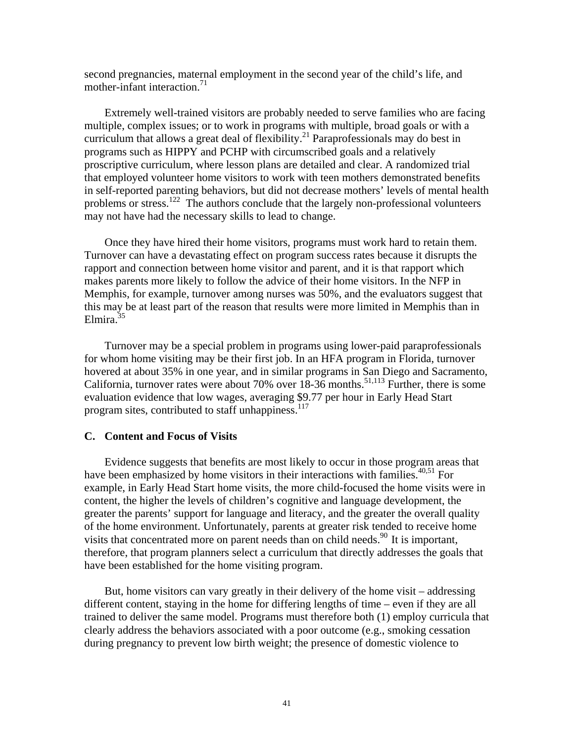second pregnancies, maternal employment in the second year of the child's life, and mother-infant interaction.[71]

Extremely well-trained visitors are probably needed to serve families who are facing multiple, complex issues; or to work in programs with multiple, broad goals or with a curriculum that allows a great deal of flexibility.[21] Paraprofessionals may do best in programs such as HIPPY and PCHP with circumscribed goals and a relatively proscriptive curriculum, where lesson plans are detailed and clear. A randomized trial that employed volunteer home visitors to work with teen mothers demonstrated benefits in self-reported parenting behaviors, but did not decrease mothers' levels of mental health problems or stress.[122] The authors conclude that the largely non-professional volunteers may not have had the necessary skills to lead to change.

Once they have hired their home visitors, programs must work hard to retain them. Turnover can have a devastating effect on program success rates because it disrupts the rapport and connection between home visitor and parent, and it is that rapport which makes parents more likely to follow the advice of their home visitors. In the NFP in Memphis, for example, turnover among nurses was 50%, and the evaluators suggest that this may be at least part of the reason that results were more limited in Memphis than in Elmira.[35]

Turnover may be a special problem in programs using lower-paid paraprofessionals for whom home visiting may be their first job. In an HFA program in Florida, turnover hovered at about 35% in one year, and in similar programs in San Diego and Sacramento, California, turnover rates were about 70% over 18-36 months.[51,113] Further, there is some evaluation evidence that low wages, averaging $9.77 per hour in Early Head Start program sites, contributed to staff unhappiness.[117]

### C. Content and Focus of Visits

Evidence suggests that benefits are most likely to occur in those program areas that have been emphasized by home visitors in their interactions with families.[40,51] For example, in Early Head Start home visits, the more child-focused the home visits were in content, the higher the levels of children's cognitive and language development, the greater the parents' support for language and literacy, and the greater the overall quality of the home environment. Unfortunately, parents at greater risk tended to receive home visits that concentrated more on parent needs than on child needs.[90] It is important, therefore, that program planners select a curriculum that directly addresses the goals that have been established for the home visiting program.

But, home visitors can vary greatly in their delivery of the home visit – addressing different content, staying in the home for differing lengths of time – even if they are all trained to deliver the same model. Programs must therefore both (1) employ curricula that clearly address the behaviors associated with a poor outcome (e.g., smoking cessation during pregnancy to prevent low birth weight; the presence of domestic violence to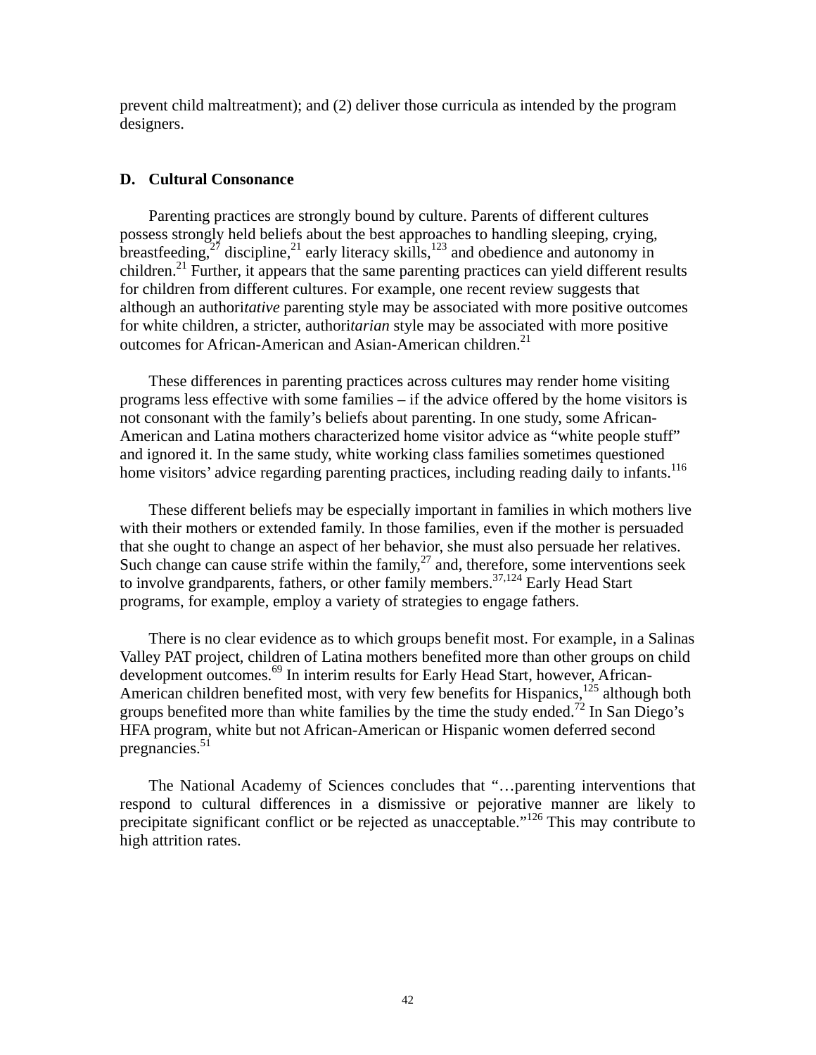prevent child maltreatment); and (2) deliver those curricula as intended by the program designers.

### D. Cultural Consonance

Parenting practices are strongly bound by culture. Parents of different cultures possess strongly held beliefs about the best approaches to handling sleeping, crying, breastfeeding,[27] discipline,[21] early literacy skills,[123] and obedience and autonomy in children.[21] Further, it appears that the same parenting practices can yield different results for children from different cultures. For example, one recent review suggests that although an authori*tative* parenting style may be associated with more positive outcomes for white children, a stricter, authori*tarian* style may be associated with more positive outcomes for African-American and Asian-American children.[21]

These differences in parenting practices across cultures may render home visiting programs less effective with some families – if the advice offered by the home visitors is not consonant with the family's beliefs about parenting. In one study, some African-American and Latina mothers characterized home visitor advice as "white people stuff" and ignored it. In the same study, white working class families sometimes questioned home visitors' advice regarding parenting practices, including reading daily to infants.[116]

These different beliefs may be especially important in families in which mothers live with their mothers or extended family. In those families, even if the mother is persuaded that she ought to change an aspect of her behavior, she must also persuade her relatives. Such change can cause strife within the family,[27] and, therefore, some interventions seek to involve grandparents, fathers, or other family members.[37,124] Early Head Start programs, for example, employ a variety of strategies to engage fathers.

There is no clear evidence as to which groups benefit most. For example, in a Salinas Valley PAT project, children of Latina mothers benefited more than other groups on child development outcomes.[69] In interim results for Early Head Start, however, African-American children benefited most, with very few benefits for Hispanics,[125] although both groups benefited more than white families by the time the study ended.[72] In San Diego's HFA program, white but not African-American or Hispanic women deferred second pregnancies.[51]

The National Academy of Sciences concludes that "…parenting interventions that respond to cultural differences in a dismissive or pejorative manner are likely to precipitate significant conflict or be rejected as unacceptable."[126] This may contribute to high attrition rates.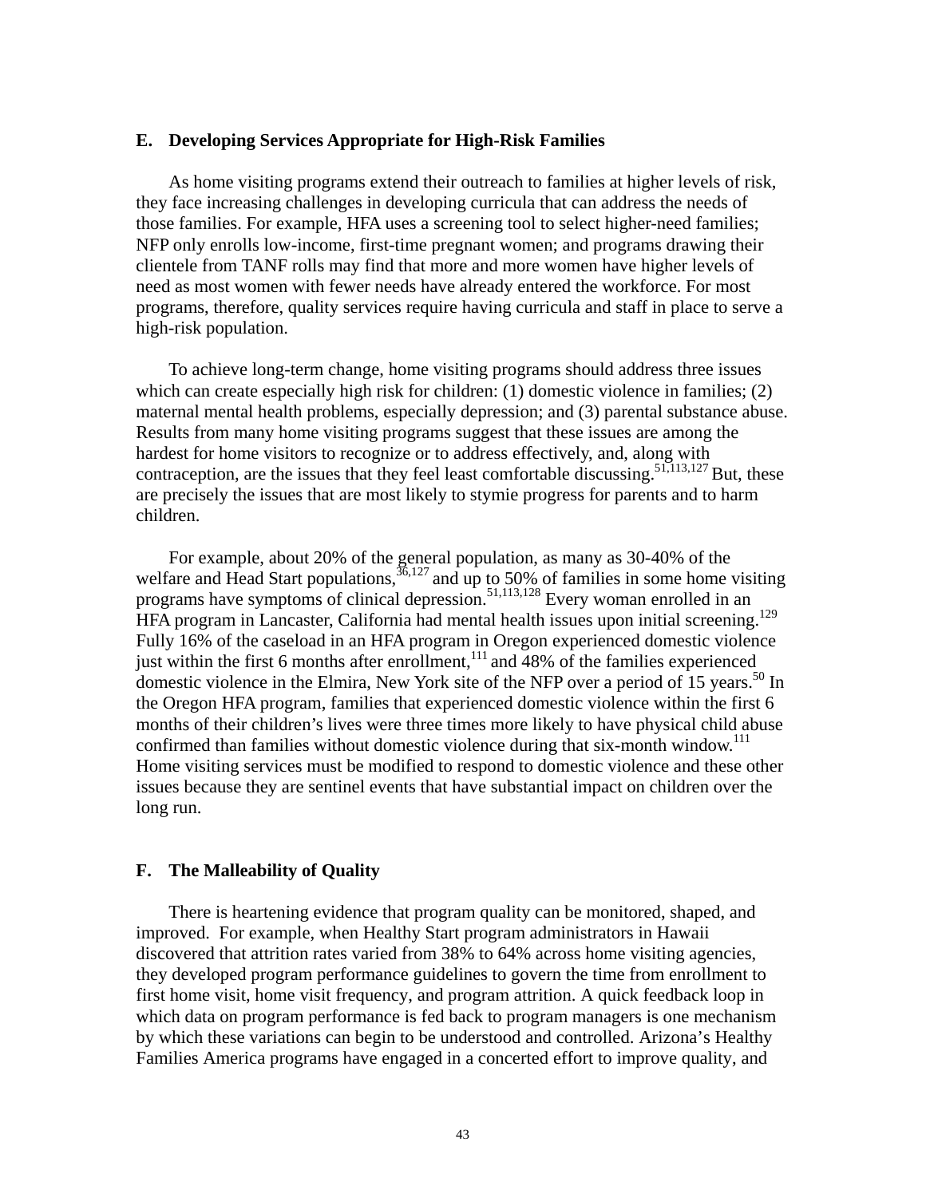## E. Developing Services Appropriate for High-Risk Families

As home visiting programs extend their outreach to families at higher levels of risk, they face increasing challenges in developing curricula that can address the needs of those families. For example, HFA uses a screening tool to select higher-need families; NFP only enrolls low-income, first-time pregnant women; and programs drawing their clientele from TANF rolls may find that more and more women have higher levels of need as most women with fewer needs have already entered the workforce. For most programs, therefore, quality services require having curricula and staff in place to serve a high-risk population.

To achieve long-term change, home visiting programs should address three issues which can create especially high risk for children: (1) domestic violence in families; (2) maternal mental health problems, especially depression; and (3) parental substance abuse. Results from many home visiting programs suggest that these issues are among the hardest for home visitors to recognize or to address effectively, and, along with contraception, are the issues that they feel least comfortable discussing.[51,113,127] But, these are precisely the issues that are most likely to stymie progress for parents and to harm children.

For example, about 20% of the general population, as many as 30-40% of the welfare and Head Start populations,[36,127] and up to 50% of families in some home visiting programs have symptoms of clinical depression.[51,113,128] Every woman enrolled in an HFA program in Lancaster, California had mental health issues upon initial screening.[129] Fully 16% of the caseload in an HFA program in Oregon experienced domestic violence just within the first 6 months after enrollment,[111] and 48% of the families experienced domestic violence in the Elmira, New York site of the NFP over a period of 15 years.[50] In the Oregon HFA program, families that experienced domestic violence within the first 6 months of their children's lives were three times more likely to have physical child abuse confirmed than families without domestic violence during that six-month window.[111] Home visiting services must be modified to respond to domestic violence and these other issues because they are sentinel events that have substantial impact on children over the long run.

## F. The Malleability of Quality

There is heartening evidence that program quality can be monitored, shaped, and improved. For example, when Healthy Start program administrators in Hawaii discovered that attrition rates varied from 38% to 64% across home visiting agencies, they developed program performance guidelines to govern the time from enrollment to first home visit, home visit frequency, and program attrition. A quick feedback loop in which data on program performance is fed back to program managers is one mechanism by which these variations can begin to be understood and controlled. Arizona's Healthy Families America programs have engaged in a concerted effort to improve quality, and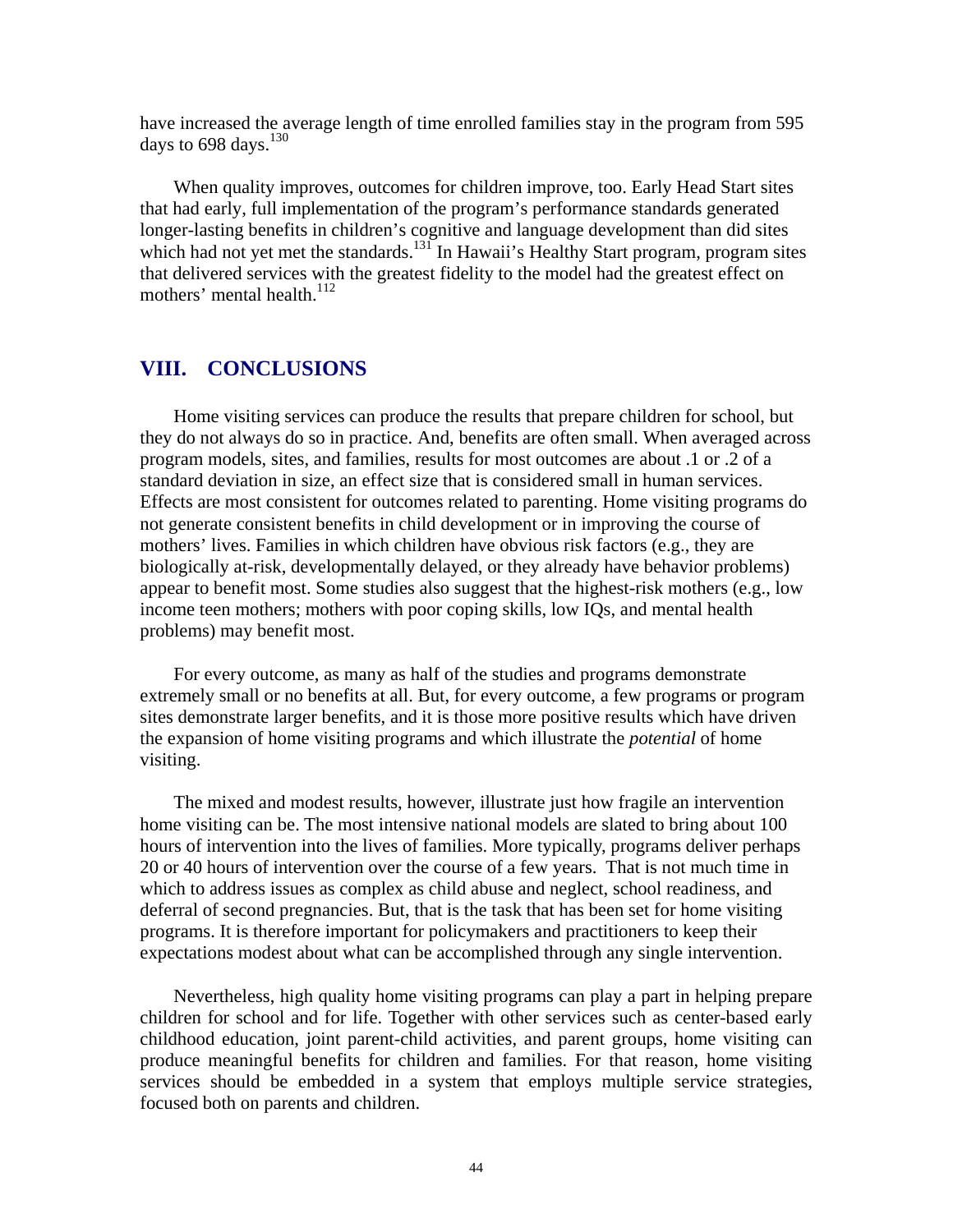have increased the average length of time enrolled families stay in the program from 595 days to 698 days.[130]

When quality improves, outcomes for children improve, too. Early Head Start sites that had early, full implementation of the program's performance standards generated longer-lasting benefits in children's cognitive and language development than did sites which had not yet met the standards.[131] In Hawaii's Healthy Start program, program sites that delivered services with the greatest fidelity to the model had the greatest effect on mothers' mental health.[112]

## VIII. CONCLUSIONS

Home visiting services can produce the results that prepare children for school, but they do not always do so in practice. And, benefits are often small. When averaged across program models, sites, and families, results for most outcomes are about .1 or .2 of a standard deviation in size, an effect size that is considered small in human services. Effects are most consistent for outcomes related to parenting. Home visiting programs do not generate consistent benefits in child development or in improving the course of mothers' lives. Families in which children have obvious risk factors (e.g., they are biologically at-risk, developmentally delayed, or they already have behavior problems) appear to benefit most. Some studies also suggest that the highest-risk mothers (e.g., low income teen mothers; mothers with poor coping skills, low IQs, and mental health problems) may benefit most.

For every outcome, as many as half of the studies and programs demonstrate extremely small or no benefits at all. But, for every outcome, a few programs or program sites demonstrate larger benefits, and it is those more positive results which have driven the expansion of home visiting programs and which illustrate the *potential* of home visiting.

The mixed and modest results, however, illustrate just how fragile an intervention home visiting can be. The most intensive national models are slated to bring about 100 hours of intervention into the lives of families. More typically, programs deliver perhaps 20 or 40 hours of intervention over the course of a few years. That is not much time in which to address issues as complex as child abuse and neglect, school readiness, and deferral of second pregnancies. But, that is the task that has been set for home visiting programs. It is therefore important for policymakers and practitioners to keep their expectations modest about what can be accomplished through any single intervention.

Nevertheless, high quality home visiting programs can play a part in helping prepare children for school and for life. Together with other services such as center-based early childhood education, joint parent-child activities, and parent groups, home visiting can produce meaningful benefits for children and families. For that reason, home visiting services should be embedded in a system that employs multiple service strategies, focused both on parents and children.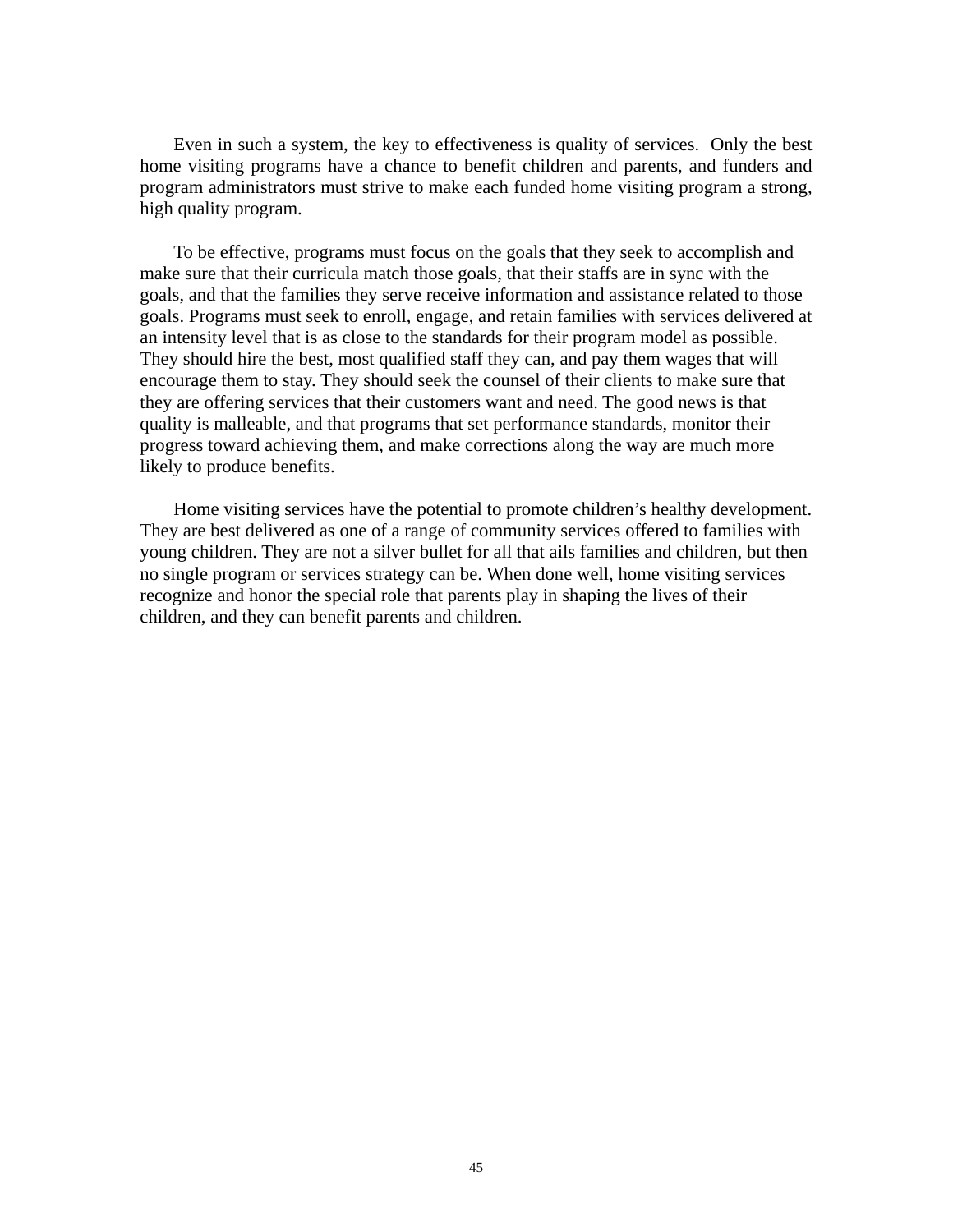Even in such a system, the key to effectiveness is quality of services. Only the best home visiting programs have a chance to benefit children and parents, and funders and program administrators must strive to make each funded home visiting program a strong, high quality program.

To be effective, programs must focus on the goals that they seek to accomplish and make sure that their curricula match those goals, that their staffs are in sync with the goals, and that the families they serve receive information and assistance related to those goals. Programs must seek to enroll, engage, and retain families with services delivered at an intensity level that is as close to the standards for their program model as possible. They should hire the best, most qualified staff they can, and pay them wages that will encourage them to stay. They should seek the counsel of their clients to make sure that they are offering services that their customers want and need. The good news is that quality is malleable, and that programs that set performance standards, monitor their progress toward achieving them, and make corrections along the way are much more likely to produce benefits.

Home visiting services have the potential to promote children's healthy development. They are best delivered as one of a range of community services offered to families with young children. They are not a silver bullet for all that ails families and children, but then no single program or services strategy can be. When done well, home visiting services recognize and honor the special role that parents play in shaping the lives of their children, and they can benefit parents and children.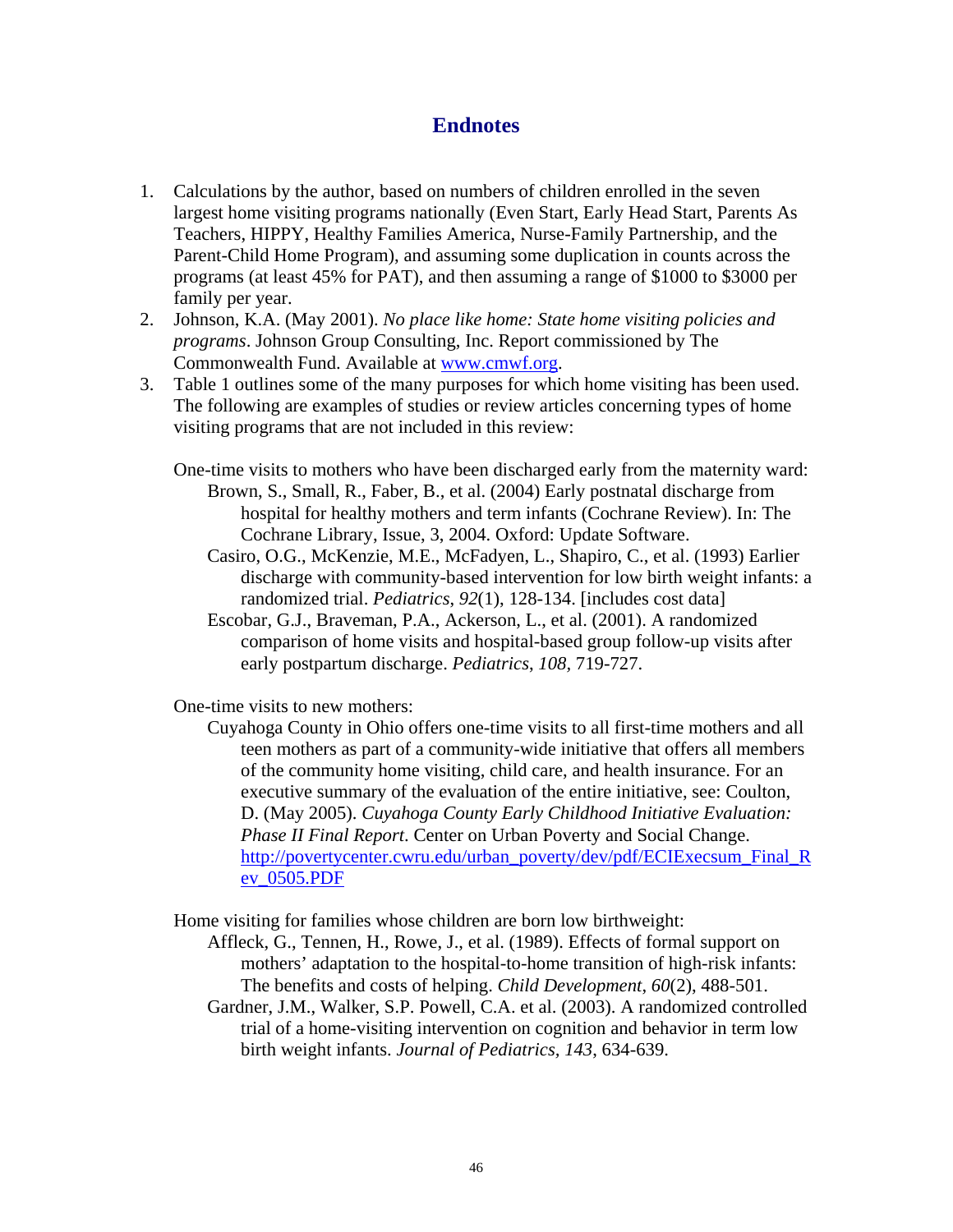# Endnotes

1. Calculations by the author, based on numbers of children enrolled in the seven largest home visiting programs nationally (Even Start, Early Head Start, Parents As Teachers, HIPPY, Healthy Families America, Nurse-Family Partnership, and the Parent-Child Home Program), and assuming some duplication in counts across the programs (at least 45% for PAT), and then assuming a range of $1000 to $3000 per family per year.
2. Johnson, K.A. (May 2001). *No place like home: State home visiting policies and programs*. Johnson Group Consulting, Inc. Report commissioned by The Commonwealth Fund. Available at [www.cmwf.org](http://www.cmwf.org).
3. Table 1 outlines some of the many purposes for which home visiting has been used. The following are examples of studies or review articles concerning types of home visiting programs that are not included in this review:

   One-time visits to mothers who have been discharged early from the maternity ward:

   - Brown, S., Small, R., Faber, B., et al. (2004) Early postnatal discharge from hospital for healthy mothers and term infants (Cochrane Review). In: The Cochrane Library, Issue, 3, 2004. Oxford: Update Software.
   - Casiro, O.G., McKenzie, M.E., McFadyen, L., Shapiro, C., et al. (1993) Earlier discharge with community-based intervention for low birth weight infants: a randomized trial. *Pediatrics*, *92*(1), 128-134. [includes cost data]
   - Escobar, G.J., Braveman, P.A., Ackerson, L., et al. (2001). A randomized comparison of home visits and hospital-based group follow-up visits after early postpartum discharge. *Pediatrics*, *108*, 719-727.

   One-time visits to new mothers:

   - Cuyahoga County in Ohio offers one-time visits to all first-time mothers and all teen mothers as part of a community-wide initiative that offers all members of the community home visiting, child care, and health insurance. For an executive summary of the evaluation of the entire initiative, see: Coulton, D. (May 2005). *Cuyahoga County Early Childhood Initiative Evaluation: Phase II Final Report*. Center on Urban Poverty and Social Change. [http://povertycenter.cwru.edu/urban_poverty/dev/pdf/ECIExecsum_Final_Rev_0505.PDF](http://povertycenter.cwru.edu/urban_poverty/dev/pdf/ECIExecsum_Final_Rev_0505.PDF)

   Home visiting for families whose children are born low birthweight:

   - Affleck, G., Tennen, H., Rowe, J., et al. (1989). Effects of formal support on mothers' adaptation to the hospital-to-home transition of high-risk infants: The benefits and costs of helping. *Child Development*, *60*(2), 488-501.
   - Gardner, J.M., Walker, S.P. Powell, C.A. et al. (2003). A randomized controlled trial of a home-visiting intervention on cognition and behavior in term low birth weight infants. *Journal of Pediatrics*, *143*, 634-639.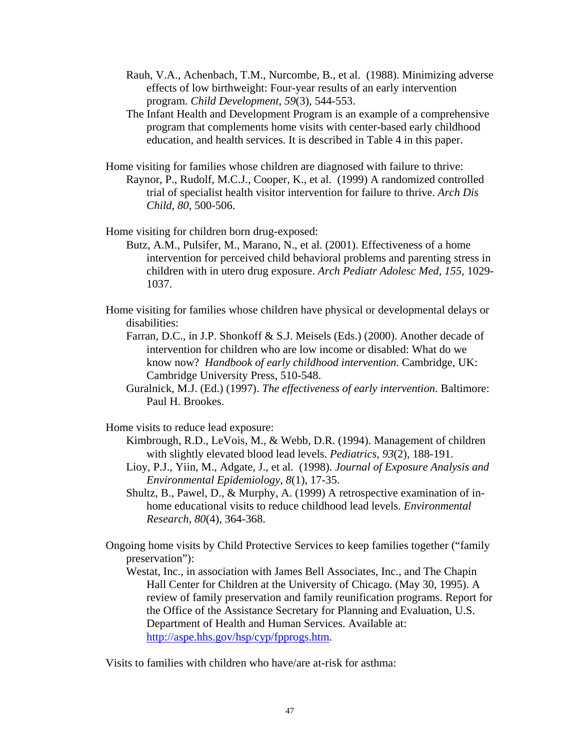Rauh, V.A., Achenbach, T.M., Nurcombe, B., et al. (1988). Minimizing adverse effects of low birthweight: Four-year results of an early intervention program. *Child Development*, *59*(3), 544-553.

The Infant Health and Development Program is an example of a comprehensive program that complements home visits with center-based early childhood education, and health services. It is described in Table 4 in this paper.

Home visiting for families whose children are diagnosed with failure to thrive:

Raynor, P., Rudolf, M.C.J., Cooper, K., et al. (1999) A randomized controlled trial of specialist health visitor intervention for failure to thrive. *Arch Dis Child*, *80*, 500-506.

Home visiting for children born drug-exposed:

Butz, A.M., Pulsifer, M., Marano, N., et al. (2001). Effectiveness of a home intervention for perceived child behavioral problems and parenting stress in children with in utero drug exposure. *Arch Pediatr Adolesc Med, 155*, 1029-1037.

Home visiting for families whose children have physical or developmental delays or disabilities:

Farran, D.C., in J.P. Shonkoff & S.J. Meisels (Eds.) (2000). Another decade of intervention for children who are low income or disabled: What do we know now? *Handbook of early childhood intervention*. Cambridge, UK: Cambridge University Press, 510-548.

Guralnick, M.J. (Ed.) (1997). *The effectiveness of early intervention*. Baltimore: Paul H. Brookes.

Home visits to reduce lead exposure:

Kimbrough, R.D., LeVois, M., & Webb, D.R. (1994). Management of children with slightly elevated blood lead levels. *Pediatrics*, *93*(2), 188-191.

Lioy, P.J., Yiin, M., Adgate, J., et al. (1998). *Journal of Exposure Analysis and Environmental Epidemiology*, *8*(1), 17-35.

Shultz, B., Pawel, D., & Murphy, A. (1999) A retrospective examination of in-home educational visits to reduce childhood lead levels. *Environmental Research*, *80*(4), 364-368.

Ongoing home visits by Child Protective Services to keep families together ("family preservation"):

Westat, Inc., in association with James Bell Associates, Inc., and The Chapin Hall Center for Children at the University of Chicago. (May 30, 1995). A review of family preservation and family reunification programs. Report for the Office of the Assistance Secretary for Planning and Evaluation, U.S. Department of Health and Human Services. Available at: http://aspe.hhs.gov/hsp/cyp/fpprogs.htm.

Visits to families with children who have/are at-risk for asthma: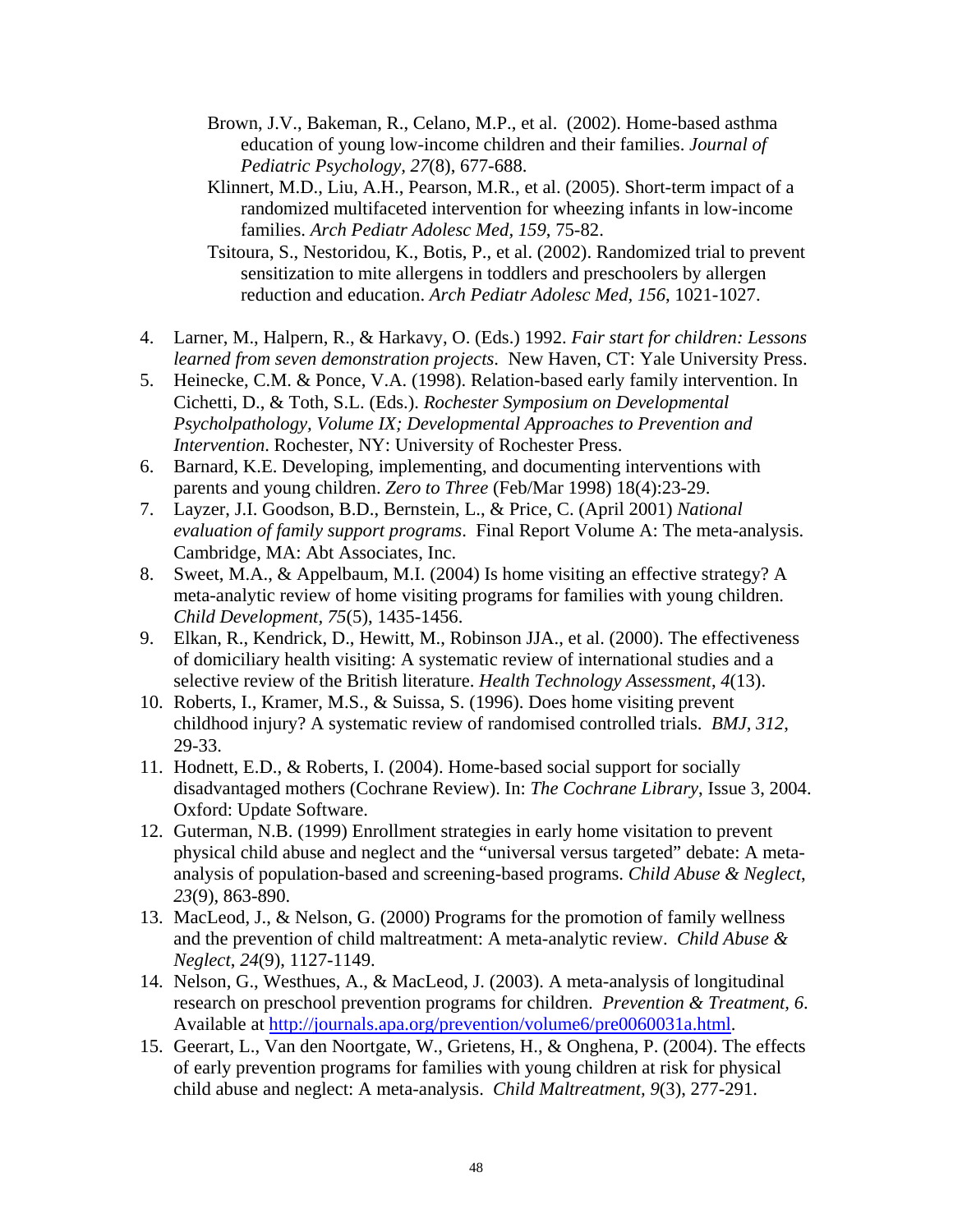Brown, J.V., Bakeman, R., Celano, M.P., et al. (2002). Home-based asthma education of young low-income children and their families. *Journal of Pediatric Psychology, 27*(8), 677-688.

Klinnert, M.D., Liu, A.H., Pearson, M.R., et al. (2005). Short-term impact of a randomized multifaceted intervention for wheezing infants in low-income families. *Arch Pediatr Adolesc Med, 159*, 75-82.

Tsitoura, S., Nestoridou, K., Botis, P., et al. (2002). Randomized trial to prevent sensitization to mite allergens in toddlers and preschoolers by allergen reduction and education. *Arch Pediatr Adolesc Med, 156*, 1021-1027.

4. Larner, M., Halpern, R., & Harkavy, O. (Eds.) 1992. *Fair start for children: Lessons learned from seven demonstration projects*. New Haven, CT: Yale University Press.
5. Heinecke, C.M. & Ponce, V.A. (1998). Relation-based early family intervention. In Cichetti, D., & Toth, S.L. (Eds.). *Rochester Symposium on Developmental Psycholpathology, Volume IX; Developmental Approaches to Prevention and Intervention*. Rochester, NY: University of Rochester Press.
6. Barnard, K.E. Developing, implementing, and documenting interventions with parents and young children. *Zero to Three* (Feb/Mar 1998) 18(4):23-29.
7. Layzer, J.I. Goodson, B.D., Bernstein, L., & Price, C. (April 2001) *National evaluation of family support programs*. Final Report Volume A: The meta-analysis. Cambridge, MA: Abt Associates, Inc.
8. Sweet, M.A., & Appelbaum, M.I. (2004) Is home visiting an effective strategy? A meta-analytic review of home visiting programs for families with young children. *Child Development, 75*(5), 1435-1456.
9. Elkan, R., Kendrick, D., Hewitt, M., Robinson JJA., et al. (2000). The effectiveness of domiciliary health visiting: A systematic review of international studies and a selective review of the British literature. *Health Technology Assessment, 4*(13).
10. Roberts, I., Kramer, M.S., & Suissa, S. (1996). Does home visiting prevent childhood injury? A systematic review of randomised controlled trials. *BMJ, 312*, 29-33.
11. Hodnett, E.D., & Roberts, I. (2004). Home-based social support for socially disadvantaged mothers (Cochrane Review). In: *The Cochrane Library*, Issue 3, 2004. Oxford: Update Software.
12. Guterman, N.B. (1999) Enrollment strategies in early home visitation to prevent physical child abuse and neglect and the "universal versus targeted" debate: A meta-analysis of population-based and screening-based programs. *Child Abuse & Neglect, 23*(9), 863-890.
13. MacLeod, J., & Nelson, G. (2000) Programs for the promotion of family wellness and the prevention of child maltreatment: A meta-analytic review. *Child Abuse & Neglect, 24*(9), 1127-1149.
14. Nelson, G., Westhues, A., & MacLeod, J. (2003). A meta-analysis of longitudinal research on preschool prevention programs for children. *Prevention & Treatment, 6*. Available at http://journals.apa.org/prevention/volume6/pre0060031a.html.
15. Geerart, L., Van den Noortgate, W., Grietens, H., & Onghena, P. (2004). The effects of early prevention programs for families with young children at risk for physical child abuse and neglect: A meta-analysis. *Child Maltreatment, 9*(3), 277-291.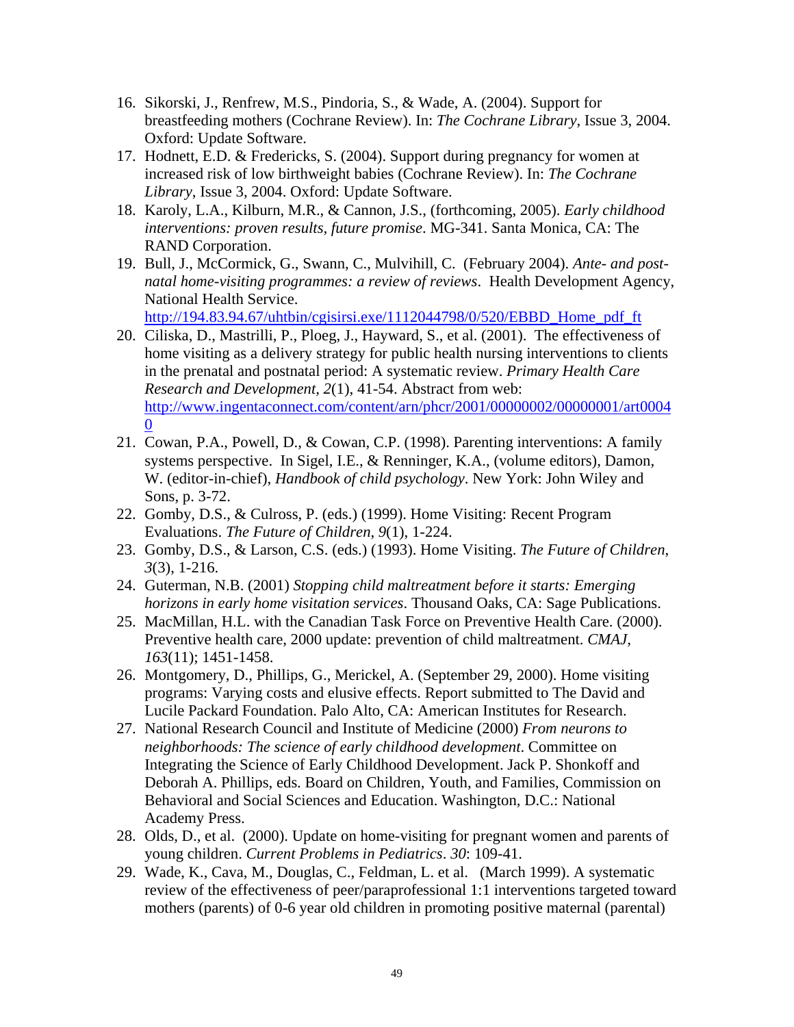16. Sikorski, J., Renfrew, M.S., Pindoria, S., & Wade, A. (2004). Support for breastfeeding mothers (Cochrane Review). In: *The Cochrane Library*, Issue 3, 2004. Oxford: Update Software.
17. Hodnett, E.D. & Fredericks, S. (2004). Support during pregnancy for women at increased risk of low birthweight babies (Cochrane Review). In: *The Cochrane Library*, Issue 3, 2004. Oxford: Update Software.
18. Karoly, L.A., Kilburn, M.R., & Cannon, J.S., (forthcoming, 2005). *Early childhood interventions: proven results, future promise*. MG-341. Santa Monica, CA: The RAND Corporation.
19. Bull, J., McCormick, G., Swann, C., Mulvihill, C. (February 2004). *Ante- and post-natal home-visiting programmes: a review of reviews*. Health Development Agency, National Health Service. http://194.83.94.67/uhtbin/cgisirsi.exe/1112044798/0/520/EBBD_Home_pdf_ft
20. Ciliska, D., Mastrilli, P., Ploeg, J., Hayward, S., et al. (2001). The effectiveness of home visiting as a delivery strategy for public health nursing interventions to clients in the prenatal and postnatal period: A systematic review. *Primary Health Care Research and Development, 2*(1), 41-54. Abstract from web: http://www.ingentaconnect.com/content/arn/phcr/2001/00000002/00000001/art00040
21. Cowan, P.A., Powell, D., & Cowan, C.P. (1998). Parenting interventions: A family systems perspective. In Sigel, I.E., & Renninger, K.A., (volume editors), Damon, W. (editor-in-chief), *Handbook of child psychology*. New York: John Wiley and Sons, p. 3-72.
22. Gomby, D.S., & Culross, P. (eds.) (1999). Home Visiting: Recent Program Evaluations. *The Future of Children, 9*(1), 1-224.
23. Gomby, D.S., & Larson, C.S. (eds.) (1993). Home Visiting. *The Future of Children, 3*(3), 1-216.
24. Guterman, N.B. (2001) *Stopping child maltreatment before it starts: Emerging horizons in early home visitation services*. Thousand Oaks, CA: Sage Publications.
25. MacMillan, H.L. with the Canadian Task Force on Preventive Health Care. (2000). Preventive health care, 2000 update: prevention of child maltreatment. *CMAJ, 163*(11); 1451-1458.
26. Montgomery, D., Phillips, G., Merickel, A. (September 29, 2000). Home visiting programs: Varying costs and elusive effects. Report submitted to The David and Lucile Packard Foundation. Palo Alto, CA: American Institutes for Research.
27. National Research Council and Institute of Medicine (2000) *From neurons to neighborhoods: The science of early childhood development*. Committee on Integrating the Science of Early Childhood Development. Jack P. Shonkoff and Deborah A. Phillips, eds. Board on Children, Youth, and Families, Commission on Behavioral and Social Sciences and Education. Washington, D.C.: National Academy Press.
28. Olds, D., et al. (2000). Update on home-visiting for pregnant women and parents of young children. *Current Problems in Pediatrics*. *30*: 109-41.
29. Wade, K., Cava, M., Douglas, C., Feldman, L. et al. (March 1999). A systematic review of the effectiveness of peer/paraprofessional 1:1 interventions targeted toward mothers (parents) of 0-6 year old children in promoting positive maternal (parental)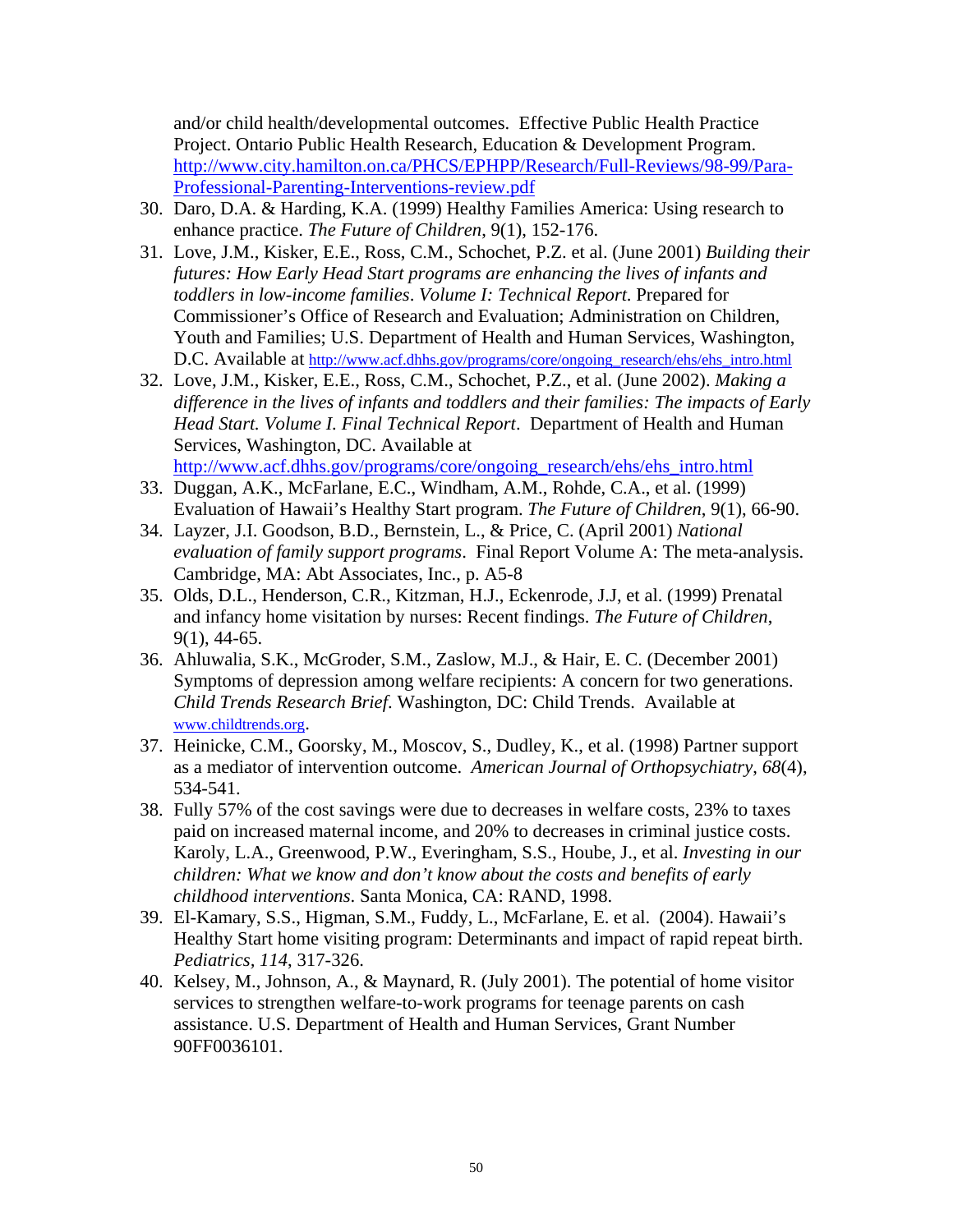and/or child health/developmental outcomes. Effective Public Health Practice Project. Ontario Public Health Research, Education & Development Program. http://www.city.hamilton.on.ca/PHCS/EPHPP/Research/Full-Reviews/98-99/Para-Professional-Parenting-Interventions-review.pdf

30. Daro, D.A. & Harding, K.A. (1999) Healthy Families America: Using research to enhance practice. *The Future of Children*, 9(1), 152-176.
31. Love, J.M., Kisker, E.E., Ross, C.M., Schochet, P.Z. et al. (June 2001) *Building their futures: How Early Head Start programs are enhancing the lives of infants and toddlers in low-income families*. *Volume I: Technical Report*. Prepared for Commissioner's Office of Research and Evaluation; Administration on Children, Youth and Families; U.S. Department of Health and Human Services, Washington, D.C. Available at http://www.acf.dhhs.gov/programs/core/ongoing_research/ehs/ehs_intro.html
32. Love, J.M., Kisker, E.E., Ross, C.M., Schochet, P.Z., et al. (June 2002). *Making a difference in the lives of infants and toddlers and their families: The impacts of Early Head Start. Volume I. Final Technical Report*. Department of Health and Human Services, Washington, DC. Available at http://www.acf.dhhs.gov/programs/core/ongoing_research/ehs/ehs_intro.html
33. Duggan, A.K., McFarlane, E.C., Windham, A.M., Rohde, C.A., et al. (1999) Evaluation of Hawaii's Healthy Start program. *The Future of Children*, 9(1), 66-90.
34. Layzer, J.I. Goodson, B.D., Bernstein, L., & Price, C. (April 2001) *National evaluation of family support programs*. Final Report Volume A: The meta-analysis. Cambridge, MA: Abt Associates, Inc., p. A5-8
35. Olds, D.L., Henderson, C.R., Kitzman, H.J., Eckenrode, J.J, et al. (1999) Prenatal and infancy home visitation by nurses: Recent findings. *The Future of Children*, 9(1), 44-65.
36. Ahluwalia, S.K., McGroder, S.M., Zaslow, M.J., & Hair, E. C. (December 2001) Symptoms of depression among welfare recipients: A concern for two generations. *Child Trends Research Brief*. Washington, DC: Child Trends. Available at www.childtrends.org.
37. Heinicke, C.M., Goorsky, M., Moscov, S., Dudley, K., et al. (1998) Partner support as a mediator of intervention outcome. *American Journal of Orthopsychiatry*, *68*(4), 534-541.
38. Fully 57% of the cost savings were due to decreases in welfare costs, 23% to taxes paid on increased maternal income, and 20% to decreases in criminal justice costs. Karoly, L.A., Greenwood, P.W., Everingham, S.S., Hoube, J., et al. *Investing in our children: What we know and don't know about the costs and benefits of early childhood interventions*. Santa Monica, CA: RAND, 1998.
39. El-Kamary, S.S., Higman, S.M., Fuddy, L., McFarlane, E. et al. (2004). Hawaii's Healthy Start home visiting program: Determinants and impact of rapid repeat birth. *Pediatrics*, *114*, 317-326.
40. Kelsey, M., Johnson, A., & Maynard, R. (July 2001). The potential of home visitor services to strengthen welfare-to-work programs for teenage parents on cash assistance. U.S. Department of Health and Human Services, Grant Number 90FF0036101.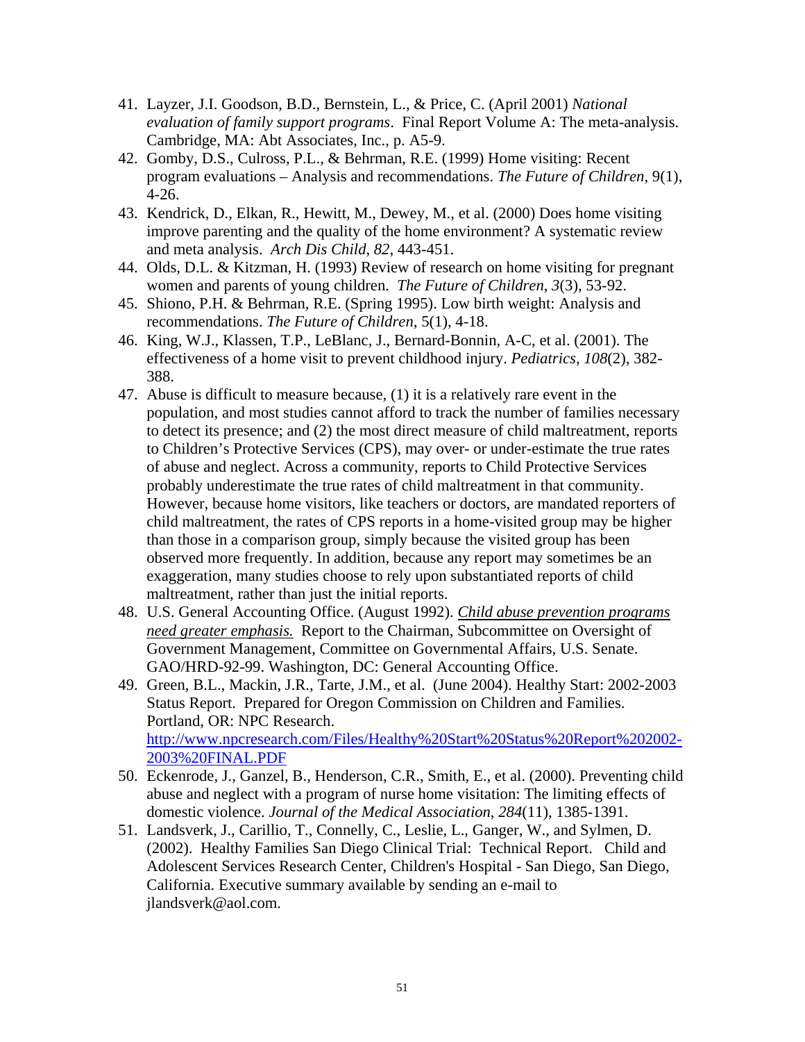41. Layzer, J.I. Goodson, B.D., Bernstein, L., & Price, C. (April 2001) *National evaluation of family support programs*. Final Report Volume A: The meta-analysis. Cambridge, MA: Abt Associates, Inc., p. A5-9.
42. Gomby, D.S., Culross, P.L., & Behrman, R.E. (1999) Home visiting: Recent program evaluations – Analysis and recommendations. *The Future of Children*, 9(1), 4-26.
43. Kendrick, D., Elkan, R., Hewitt, M., Dewey, M., et al. (2000) Does home visiting improve parenting and the quality of the home environment? A systematic review and meta analysis. *Arch Dis Child*, *82*, 443-451.
44. Olds, D.L. & Kitzman, H. (1993) Review of research on home visiting for pregnant women and parents of young children. *The Future of Children*, *3*(3), 53-92.
45. Shiono, P.H. & Behrman, R.E. (Spring 1995). Low birth weight: Analysis and recommendations. *The Future of Children*, 5(1), 4-18.
46. King, W.J., Klassen, T.P., LeBlanc, J., Bernard-Bonnin, A-C, et al. (2001). The effectiveness of a home visit to prevent childhood injury. *Pediatrics*, *108*(2), 382-388.
47. Abuse is difficult to measure because, (1) it is a relatively rare event in the population, and most studies cannot afford to track the number of families necessary to detect its presence; and (2) the most direct measure of child maltreatment, reports to Children's Protective Services (CPS), may over- or under-estimate the true rates of abuse and neglect. Across a community, reports to Child Protective Services probably underestimate the true rates of child maltreatment in that community. However, because home visitors, like teachers or doctors, are mandated reporters of child maltreatment, the rates of CPS reports in a home-visited group may be higher than those in a comparison group, simply because the visited group has been observed more frequently. In addition, because any report may sometimes be an exaggeration, many studies choose to rely upon substantiated reports of child maltreatment, rather than just the initial reports.
48. U.S. General Accounting Office. (August 1992). *Child abuse prevention programs need greater emphasis.* Report to the Chairman, Subcommittee on Oversight of Government Management, Committee on Governmental Affairs, U.S. Senate. GAO/HRD-92-99. Washington, DC: General Accounting Office.
49. Green, B.L., Mackin, J.R., Tarte, J.M., et al. (June 2004). Healthy Start: 2002-2003 Status Report. Prepared for Oregon Commission on Children and Families. Portland, OR: NPC Research. http://www.npcresearch.com/Files/Healthy%20Start%20Status%20Report%202002-2003%20FINAL.PDF
50. Eckenrode, J., Ganzel, B., Henderson, C.R., Smith, E., et al. (2000). Preventing child abuse and neglect with a program of nurse home visitation: The limiting effects of domestic violence. *Journal of the Medical Association, 284*(11), 1385-1391.
51. Landsverk, J., Carillio, T., Connelly, C., Leslie, L., Ganger, W., and Sylmen, D. (2002). Healthy Families San Diego Clinical Trial: Technical Report. Child and Adolescent Services Research Center, Children's Hospital - San Diego, San Diego, California. Executive summary available by sending an e-mail to jlandsverk@aol.com.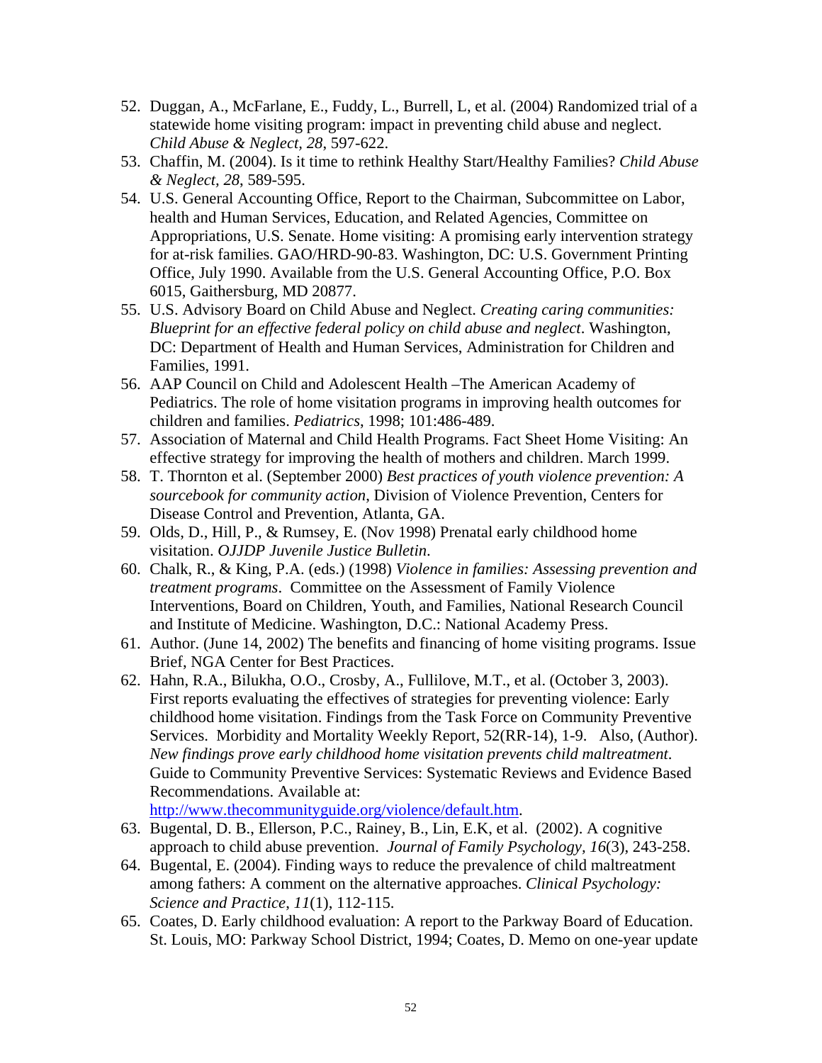52. Duggan, A., McFarlane, E., Fuddy, L., Burrell, L, et al. (2004) Randomized trial of a statewide home visiting program: impact in preventing child abuse and neglect. *Child Abuse & Neglect*, *28*, 597-622.
53. Chaffin, M. (2004). Is it time to rethink Healthy Start/Healthy Families? *Child Abuse & Neglect, 28*, 589-595.
54. U.S. General Accounting Office, Report to the Chairman, Subcommittee on Labor, health and Human Services, Education, and Related Agencies, Committee on Appropriations, U.S. Senate. Home visiting: A promising early intervention strategy for at-risk families. GAO/HRD-90-83. Washington, DC: U.S. Government Printing Office, July 1990. Available from the U.S. General Accounting Office, P.O. Box 6015, Gaithersburg, MD 20877.
55. U.S. Advisory Board on Child Abuse and Neglect. *Creating caring communities: Blueprint for an effective federal policy on child abuse and neglect*. Washington, DC: Department of Health and Human Services, Administration for Children and Families, 1991.
56. AAP Council on Child and Adolescent Health –The American Academy of Pediatrics. The role of home visitation programs in improving health outcomes for children and families. *Pediatrics*, 1998; 101:486-489.
57. Association of Maternal and Child Health Programs. Fact Sheet Home Visiting: An effective strategy for improving the health of mothers and children. March 1999.
58. T. Thornton et al. (September 2000) *Best practices of youth violence prevention: A sourcebook for community action*, Division of Violence Prevention, Centers for Disease Control and Prevention, Atlanta, GA.
59. Olds, D., Hill, P., & Rumsey, E. (Nov 1998) Prenatal early childhood home visitation. *OJJDP Juvenile Justice Bulletin*.
60. Chalk, R., & King, P.A. (eds.) (1998) *Violence in families: Assessing prevention and treatment programs*. Committee on the Assessment of Family Violence Interventions, Board on Children, Youth, and Families, National Research Council and Institute of Medicine. Washington, D.C.: National Academy Press.
61. Author. (June 14, 2002) The benefits and financing of home visiting programs. Issue Brief, NGA Center for Best Practices.
62. Hahn, R.A., Bilukha, O.O., Crosby, A., Fullilove, M.T., et al. (October 3, 2003). First reports evaluating the effectives of strategies for preventing violence: Early childhood home visitation. Findings from the Task Force on Community Preventive Services. Morbidity and Mortality Weekly Report, 52(RR-14), 1-9. Also, (Author). *New findings prove early childhood home visitation prevents child maltreatment*. Guide to Community Preventive Services: Systematic Reviews and Evidence Based Recommendations. Available at: http://www.thecommunityguide.org/violence/default.htm.
63. Bugental, D. B., Ellerson, P.C., Rainey, B., Lin, E.K, et al. (2002). A cognitive approach to child abuse prevention. *Journal of Family Psychology*, *16*(3), 243-258.
64. Bugental, E. (2004). Finding ways to reduce the prevalence of child maltreatment among fathers: A comment on the alternative approaches. *Clinical Psychology: Science and Practice*, *11*(1), 112-115.
65. Coates, D. Early childhood evaluation: A report to the Parkway Board of Education. St. Louis, MO: Parkway School District, 1994; Coates, D. Memo on one-year update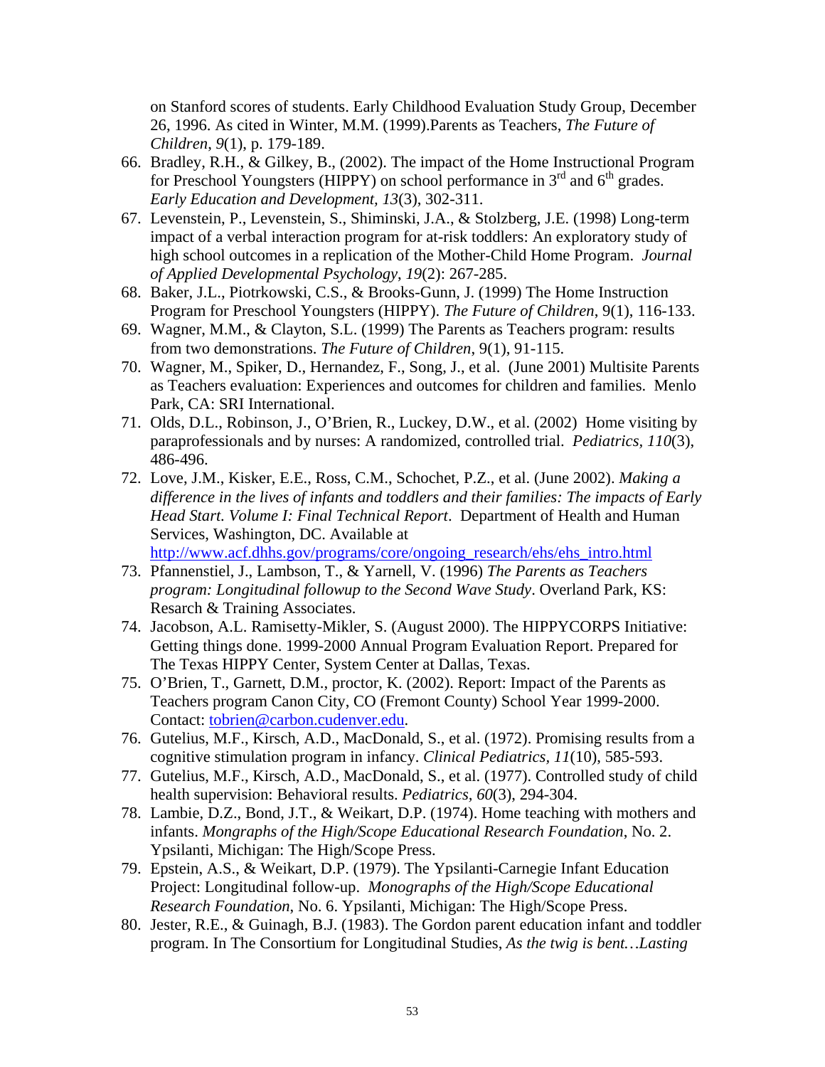on Stanford scores of students. Early Childhood Evaluation Study Group, December 26, 1996. As cited in Winter, M.M. (1999).Parents as Teachers, *The Future of Children*, *9*(1), p. 179-189.

66. Bradley, R.H., & Gilkey, B., (2002). The impact of the Home Instructional Program for Preschool Youngsters (HIPPY) on school performance in 3rd and 6th grades. *Early Education and Development*, *13*(3), 302-311.
67. Levenstein, P., Levenstein, S., Shiminski, J.A., & Stolzberg, J.E. (1998) Long-term impact of a verbal interaction program for at-risk toddlers: An exploratory study of high school outcomes in a replication of the Mother-Child Home Program. *Journal of Applied Developmental Psychology*, *19*(2): 267-285.
68. Baker, J.L., Piotrkowski, C.S., & Brooks-Gunn, J. (1999) The Home Instruction Program for Preschool Youngsters (HIPPY). *The Future of Children*, 9(1), 116-133.
69. Wagner, M.M., & Clayton, S.L. (1999) The Parents as Teachers program: results from two demonstrations. *The Future of Children*, 9(1), 91-115.
70. Wagner, M., Spiker, D., Hernandez, F., Song, J., et al. (June 2001) Multisite Parents as Teachers evaluation: Experiences and outcomes for children and families. Menlo Park, CA: SRI International.
71. Olds, D.L., Robinson, J., O'Brien, R., Luckey, D.W., et al. (2002) Home visiting by paraprofessionals and by nurses: A randomized, controlled trial. *Pediatrics*, *110*(3), 486-496.
72. Love, J.M., Kisker, E.E., Ross, C.M., Schochet, P.Z., et al. (June 2002). *Making a difference in the lives of infants and toddlers and their families: The impacts of Early Head Start. Volume I: Final Technical Report*. Department of Health and Human Services, Washington, DC. Available at http://www.acf.dhhs.gov/programs/core/ongoing_research/ehs/ehs_intro.html
73. Pfannenstiel, J., Lambson, T., & Yarnell, V. (1996) *The Parents as Teachers program: Longitudinal followup to the Second Wave Study*. Overland Park, KS: Resarch & Training Associates.
74. Jacobson, A.L. Ramisetty-Mikler, S. (August 2000). The HIPPYCORPS Initiative: Getting things done. 1999-2000 Annual Program Evaluation Report. Prepared for The Texas HIPPY Center, System Center at Dallas, Texas.
75. O'Brien, T., Garnett, D.M., proctor, K. (2002). Report: Impact of the Parents as Teachers program Canon City, CO (Fremont County) School Year 1999-2000. Contact: tobrien@carbon.cudenver.edu.
76. Gutelius, M.F., Kirsch, A.D., MacDonald, S., et al. (1972). Promising results from a cognitive stimulation program in infancy. *Clinical Pediatrics*, *11*(10), 585-593.
77. Gutelius, M.F., Kirsch, A.D., MacDonald, S., et al. (1977). Controlled study of child health supervision: Behavioral results. *Pediatrics*, *60*(3), 294-304.
78. Lambie, D.Z., Bond, J.T., & Weikart, D.P. (1974). Home teaching with mothers and infants. *Mongraphs of the High/Scope Educational Research Foundation*, No. 2. Ypsilanti, Michigan: The High/Scope Press.
79. Epstein, A.S., & Weikart, D.P. (1979). The Ypsilanti-Carnegie Infant Education Project: Longitudinal follow-up. *Monographs of the High/Scope Educational Research Foundation*, No. 6. Ypsilanti, Michigan: The High/Scope Press.
80. Jester, R.E., & Guinagh, B.J. (1983). The Gordon parent education infant and toddler program. In The Consortium for Longitudinal Studies, *As the twig is bent…Lasting*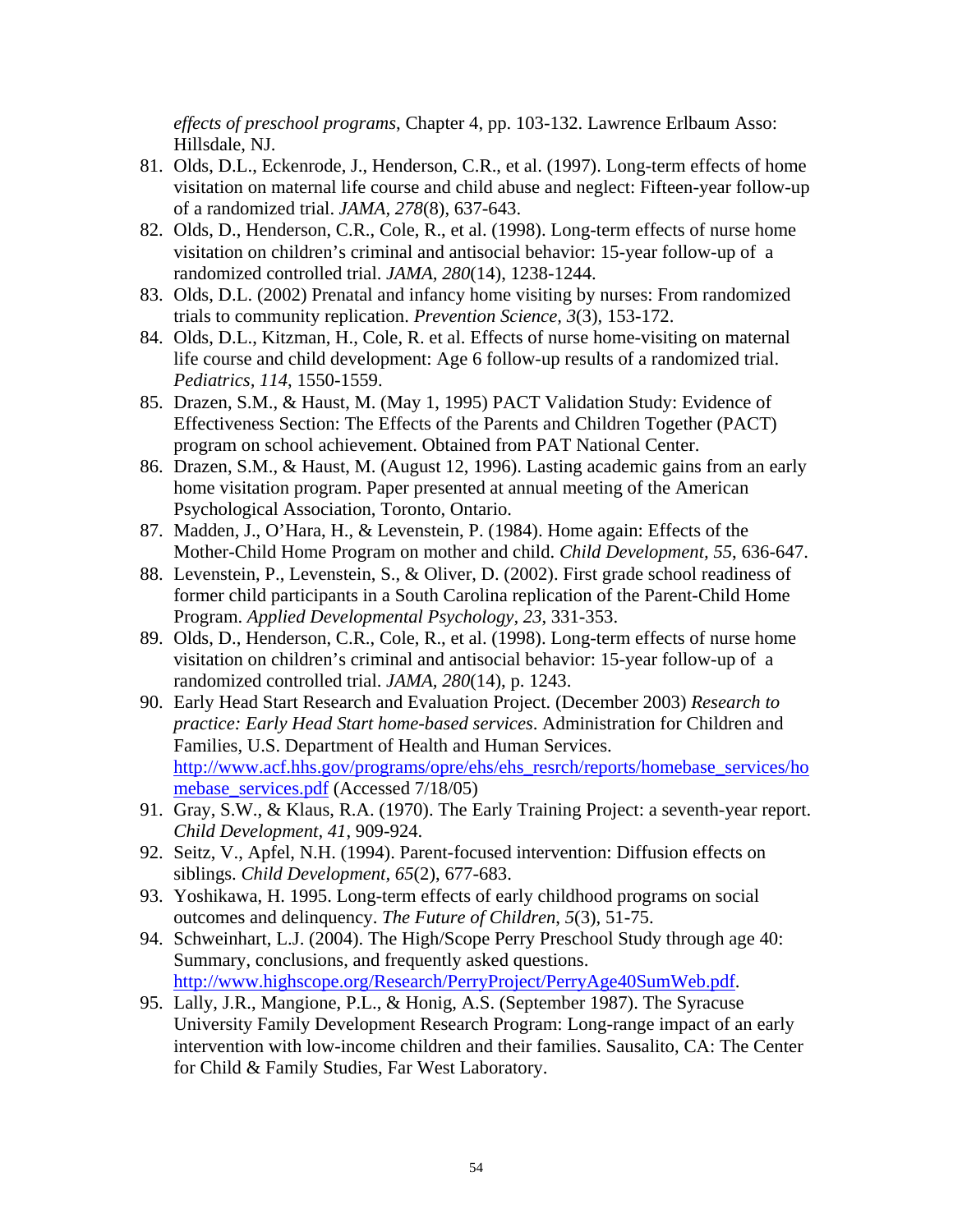*effects of preschool programs*, Chapter 4, pp. 103-132. Lawrence Erlbaum Asso: Hillsdale, NJ.

81. Olds, D.L., Eckenrode, J., Henderson, C.R., et al. (1997). Long-term effects of home visitation on maternal life course and child abuse and neglect: Fifteen-year follow-up of a randomized trial. *JAMA*, *278*(8), 637-643.
82. Olds, D., Henderson, C.R., Cole, R., et al. (1998). Long-term effects of nurse home visitation on children's criminal and antisocial behavior: 15-year follow-up of a randomized controlled trial. *JAMA*, *280*(14), 1238-1244.
83. Olds, D.L. (2002) Prenatal and infancy home visiting by nurses: From randomized trials to community replication. *Prevention Science, 3*(3), 153-172.
84. Olds, D.L., Kitzman, H., Cole, R. et al. Effects of nurse home-visiting on maternal life course and child development: Age 6 follow-up results of a randomized trial. *Pediatrics*, *114*, 1550-1559.
85. Drazen, S.M., & Haust, M. (May 1, 1995) PACT Validation Study: Evidence of Effectiveness Section: The Effects of the Parents and Children Together (PACT) program on school achievement. Obtained from PAT National Center.
86. Drazen, S.M., & Haust, M. (August 12, 1996). Lasting academic gains from an early home visitation program. Paper presented at annual meeting of the American Psychological Association, Toronto, Ontario.
87. Madden, J., O'Hara, H., & Levenstein, P. (1984). Home again: Effects of the Mother-Child Home Program on mother and child. *Child Development, 55*, 636-647.
88. Levenstein, P., Levenstein, S., & Oliver, D. (2002). First grade school readiness of former child participants in a South Carolina replication of the Parent-Child Home Program. *Applied Developmental Psychology, 23*, 331-353.
89. Olds, D., Henderson, C.R., Cole, R., et al. (1998). Long-term effects of nurse home visitation on children's criminal and antisocial behavior: 15-year follow-up of a randomized controlled trial. *JAMA*, *280*(14), p. 1243.
90. Early Head Start Research and Evaluation Project. (December 2003) *Research to practice: Early Head Start home-based services*. Administration for Children and Families, U.S. Department of Health and Human Services. http://www.acf.hhs.gov/programs/opre/ehs/ehs_resrch/reports/homebase_services/homebase_services.pdf (Accessed 7/18/05)
91. Gray, S.W., & Klaus, R.A. (1970). The Early Training Project: a seventh-year report. *Child Development*, *41*, 909-924.
92. Seitz, V., Apfel, N.H. (1994). Parent-focused intervention: Diffusion effects on siblings. *Child Development*, *65*(2), 677-683.
93. Yoshikawa, H. 1995. Long-term effects of early childhood programs on social outcomes and delinquency. *The Future of Children*, *5*(3), 51-75.
94. Schweinhart, L.J. (2004). The High/Scope Perry Preschool Study through age 40: Summary, conclusions, and frequently asked questions. http://www.highscope.org/Research/PerryProject/PerryAge40SumWeb.pdf.
95. Lally, J.R., Mangione, P.L., & Honig, A.S. (September 1987). The Syracuse University Family Development Research Program: Long-range impact of an early intervention with low-income children and their families. Sausalito, CA: The Center for Child & Family Studies, Far West Laboratory.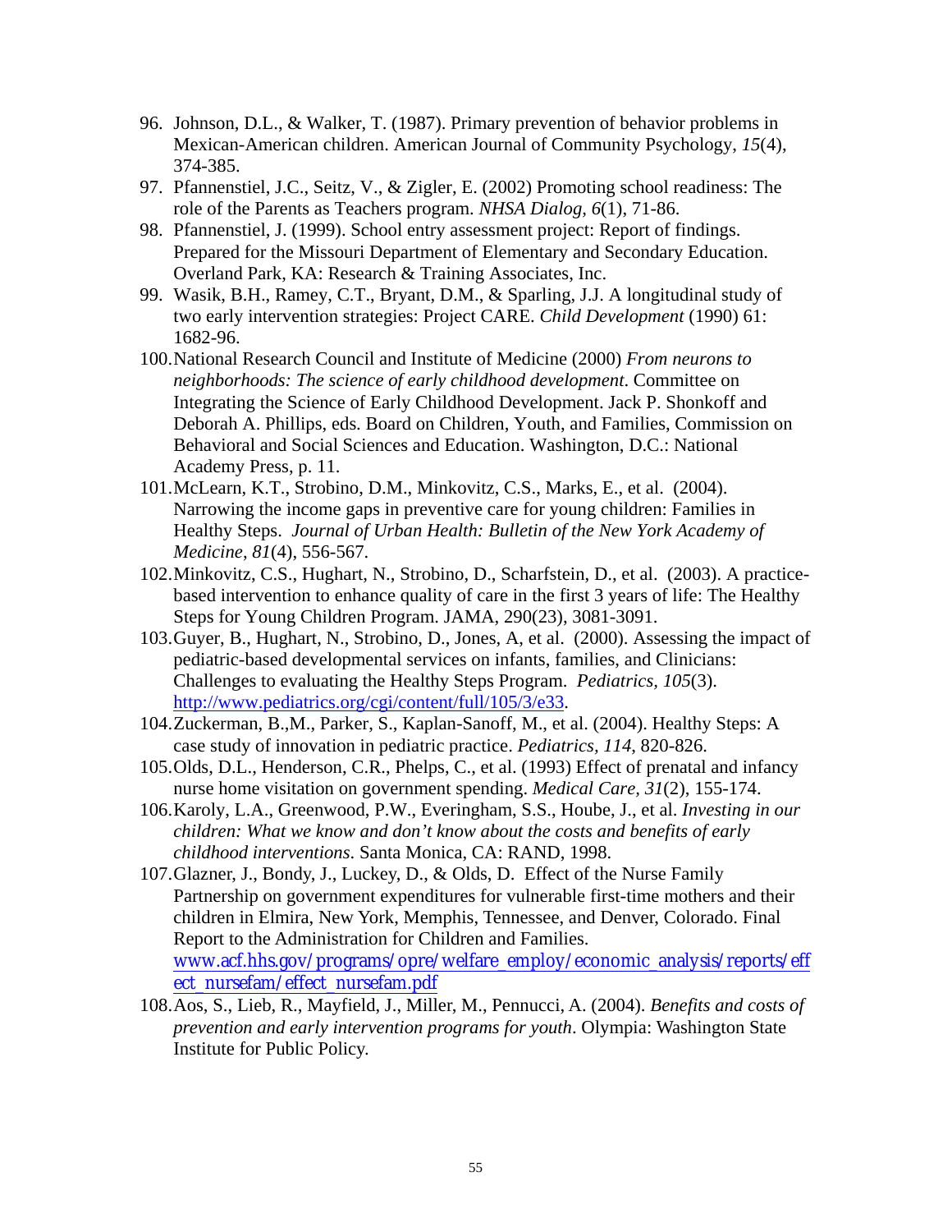96. Johnson, D.L., & Walker, T. (1987). Primary prevention of behavior problems in Mexican-American children. American Journal of Community Psychology, *15*(4), 374-385.
97. Pfannenstiel, J.C., Seitz, V., & Zigler, E. (2002) Promoting school readiness: The role of the Parents as Teachers program. *NHSA Dialog, 6*(1), 71-86.
98. Pfannenstiel, J. (1999). School entry assessment project: Report of findings. Prepared for the Missouri Department of Elementary and Secondary Education. Overland Park, KA: Research & Training Associates, Inc.
99. Wasik, B.H., Ramey, C.T., Bryant, D.M., & Sparling, J.J. A longitudinal study of two early intervention strategies: Project CARE. *Child Development* (1990) 61: 1682-96.
100. National Research Council and Institute of Medicine (2000) *From neurons to neighborhoods: The science of early childhood development*. Committee on Integrating the Science of Early Childhood Development. Jack P. Shonkoff and Deborah A. Phillips, eds. Board on Children, Youth, and Families, Commission on Behavioral and Social Sciences and Education. Washington, D.C.: National Academy Press, p. 11.
101. McLearn, K.T., Strobino, D.M., Minkovitz, C.S., Marks, E., et al. (2004). Narrowing the income gaps in preventive care for young children: Families in Healthy Steps. *Journal of Urban Health: Bulletin of the New York Academy of Medicine*, *81*(4), 556-567.
102. Minkovitz, C.S., Hughart, N., Strobino, D., Scharfstein, D., et al. (2003). A practice-based intervention to enhance quality of care in the first 3 years of life: The Healthy Steps for Young Children Program. JAMA, 290(23), 3081-3091.
103. Guyer, B., Hughart, N., Strobino, D., Jones, A, et al. (2000). Assessing the impact of pediatric-based developmental services on infants, families, and Clinicians: Challenges to evaluating the Healthy Steps Program. *Pediatrics, 105*(3). http://www.pediatrics.org/cgi/content/full/105/3/e33.
104. Zuckerman, B.,M., Parker, S., Kaplan-Sanoff, M., et al. (2004). Healthy Steps: A case study of innovation in pediatric practice. *Pediatrics, 114*, 820-826.
105. Olds, D.L., Henderson, C.R., Phelps, C., et al. (1993) Effect of prenatal and infancy nurse home visitation on government spending. *Medical Care, 31*(2), 155-174.
106. Karoly, L.A., Greenwood, P.W., Everingham, S.S., Hoube, J., et al. *Investing in our children: What we know and don't know about the costs and benefits of early childhood interventions*. Santa Monica, CA: RAND, 1998.
107. Glazner, J., Bondy, J., Luckey, D., & Olds, D. Effect of the Nurse Family Partnership on government expenditures for vulnerable first-time mothers and their children in Elmira, New York, Memphis, Tennessee, and Denver, Colorado. Final Report to the Administration for Children and Families. www.acf.hhs.gov/programs/opre/welfare_employ/economic_analysis/reports/effect_nursefam/effect_nursefam.pdf
108. Aos, S., Lieb, R., Mayfield, J., Miller, M., Pennucci, A. (2004). *Benefits and costs of prevention and early intervention programs for youth*. Olympia: Washington State Institute for Public Policy.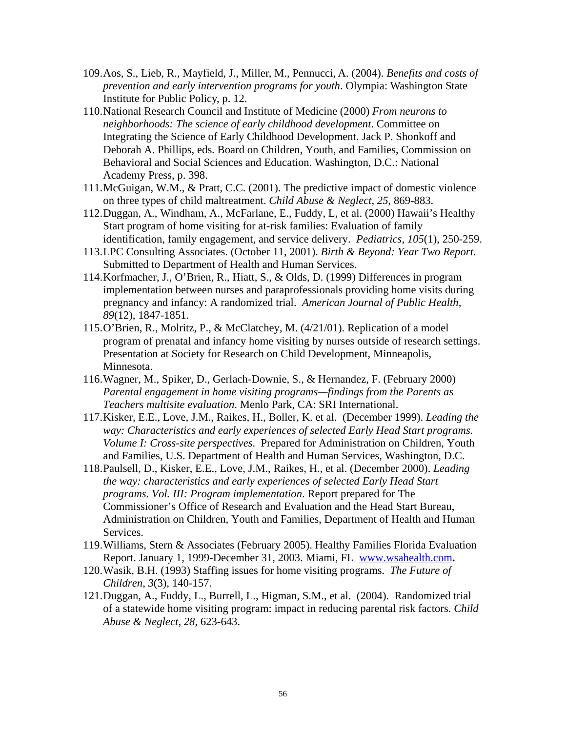109. Aos, S., Lieb, R., Mayfield, J., Miller, M., Pennucci, A. (2004). *Benefits and costs of prevention and early intervention programs for youth*. Olympia: Washington State Institute for Public Policy, p. 12.
110. National Research Council and Institute of Medicine (2000) *From neurons to neighborhoods: The science of early childhood development*. Committee on Integrating the Science of Early Childhood Development. Jack P. Shonkoff and Deborah A. Phillips, eds. Board on Children, Youth, and Families, Commission on Behavioral and Social Sciences and Education. Washington, D.C.: National Academy Press, p. 398.
111. McGuigan, W.M., & Pratt, C.C. (2001). The predictive impact of domestic violence on three types of child maltreatment. *Child Abuse & Neglect*, *25*, 869-883.
112. Duggan, A., Windham, A., McFarlane, E., Fuddy, L, et al. (2000) Hawaii's Healthy Start program of home visiting for at-risk families: Evaluation of family identification, family engagement, and service delivery. *Pediatrics*, *105*(1), 250-259.
113. LPC Consulting Associates. (October 11, 2001). *Birth & Beyond: Year Two Report*. Submitted to Department of Health and Human Services.
114. Korfmacher, J., O'Brien, R., Hiatt, S., & Olds, D. (1999) Differences in program implementation between nurses and paraprofessionals providing home visits during pregnancy and infancy: A randomized trial. *American Journal of Public Health*, *89*(12), 1847-1851.
115. O'Brien, R., Molritz, P., & McClatchey, M. (4/21/01). Replication of a model program of prenatal and infancy home visiting by nurses outside of research settings. Presentation at Society for Research on Child Development, Minneapolis, Minnesota.
116. Wagner, M., Spiker, D., Gerlach-Downie, S., & Hernandez, F. (February 2000) *Parental engagement in home visiting programs—findings from the Parents as Teachers multisite evaluation*. Menlo Park, CA: SRI International.
117. Kisker, E.E., Love, J.M., Raikes, H., Boller, K. et al. (December 1999). *Leading the way: Characteristics and early experiences of selected Early Head Start programs. Volume I: Cross-site perspectives*. Prepared for Administration on Children, Youth and Families, U.S. Department of Health and Human Services, Washington, D.C.
118. Paulsell, D., Kisker, E.E., Love, J.M., Raikes, H., et al. (December 2000). *Leading the way: characteristics and early experiences of selected Early Head Start programs. Vol. III: Program implementation*. Report prepared for The Commissioner's Office of Research and Evaluation and the Head Start Bureau, Administration on Children, Youth and Families, Department of Health and Human Services.
119. Williams, Stern & Associates (February 2005). Healthy Families Florida Evaluation Report. January 1, 1999-December 31, 2003. Miami, FL [www.wsahealth.com](www.wsahealth.com)**.**
120. Wasik, B.H. (1993) Staffing issues for home visiting programs. *The Future of Children*, *3*(3), 140-157.
121. Duggan, A., Fuddy, L., Burrell, L., Higman, S.M., et al. (2004). Randomized trial of a statewide home visiting program: impact in reducing parental risk factors. *Child Abuse & Neglect*, *28*, 623-643.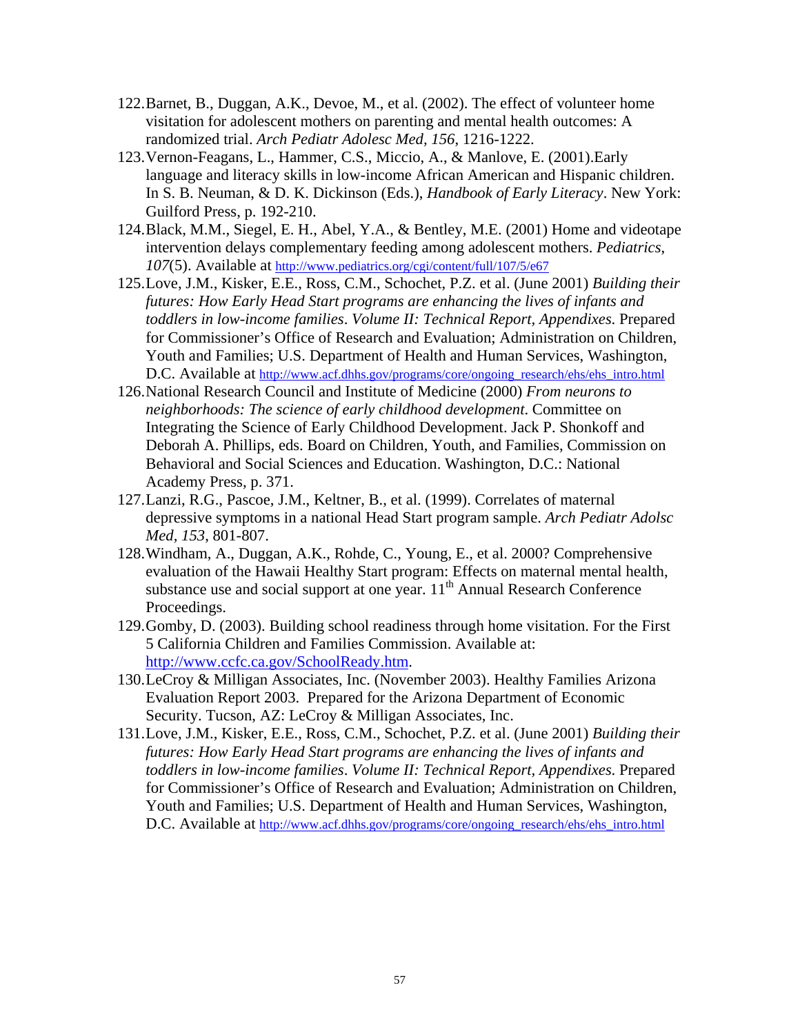122. Barnet, B., Duggan, A.K., Devoe, M., et al. (2002). The effect of volunteer home visitation for adolescent mothers on parenting and mental health outcomes: A randomized trial. *Arch Pediatr Adolesc Med, 156*, 1216-1222.
123. Vernon-Feagans, L., Hammer, C.S., Miccio, A., & Manlove, E. (2001).Early language and literacy skills in low-income African American and Hispanic children. In S. B. Neuman, & D. K. Dickinson (Eds.), *Handbook of Early Literacy*. New York: Guilford Press, p. 192-210.
124. Black, M.M., Siegel, E. H., Abel, Y.A., & Bentley, M.E. (2001) Home and videotape intervention delays complementary feeding among adolescent mothers. *Pediatrics*, *107*(5). Available at http://www.pediatrics.org/cgi/content/full/107/5/e67
125. Love, J.M., Kisker, E.E., Ross, C.M., Schochet, P.Z. et al. (June 2001) *Building their futures: How Early Head Start programs are enhancing the lives of infants and toddlers in low-income families*. *Volume II: Technical Report, Appendixes.* Prepared for Commissioner's Office of Research and Evaluation; Administration on Children, Youth and Families; U.S. Department of Health and Human Services, Washington, D.C. Available at http://www.acf.dhhs.gov/programs/core/ongoing_research/ehs/ehs_intro.html
126. National Research Council and Institute of Medicine (2000) *From neurons to neighborhoods: The science of early childhood development*. Committee on Integrating the Science of Early Childhood Development. Jack P. Shonkoff and Deborah A. Phillips, eds. Board on Children, Youth, and Families, Commission on Behavioral and Social Sciences and Education. Washington, D.C.: National Academy Press, p. 371.
127. Lanzi, R.G., Pascoe, J.M., Keltner, B., et al. (1999). Correlates of maternal depressive symptoms in a national Head Start program sample. *Arch Pediatr Adolsc Med, 153,* 801-807.
128. Windham, A., Duggan, A.K., Rohde, C., Young, E., et al. 2000? Comprehensive evaluation of the Hawaii Healthy Start program: Effects on maternal mental health, substance use and social support at one year. 11th Annual Research Conference Proceedings.
129. Gomby, D. (2003). Building school readiness through home visitation. For the First 5 California Children and Families Commission. Available at: http://www.ccfc.ca.gov/SchoolReady.htm.
130. LeCroy & Milligan Associates, Inc. (November 2003). Healthy Families Arizona Evaluation Report 2003. Prepared for the Arizona Department of Economic Security. Tucson, AZ: LeCroy & Milligan Associates, Inc.
131. Love, J.M., Kisker, E.E., Ross, C.M., Schochet, P.Z. et al. (June 2001) *Building their futures: How Early Head Start programs are enhancing the lives of infants and toddlers in low-income families*. *Volume II: Technical Report, Appendixes.* Prepared for Commissioner's Office of Research and Evaluation; Administration on Children, Youth and Families; U.S. Department of Health and Human Services, Washington, D.C. Available at http://www.acf.dhhs.gov/programs/core/ongoing_research/ehs/ehs_intro.html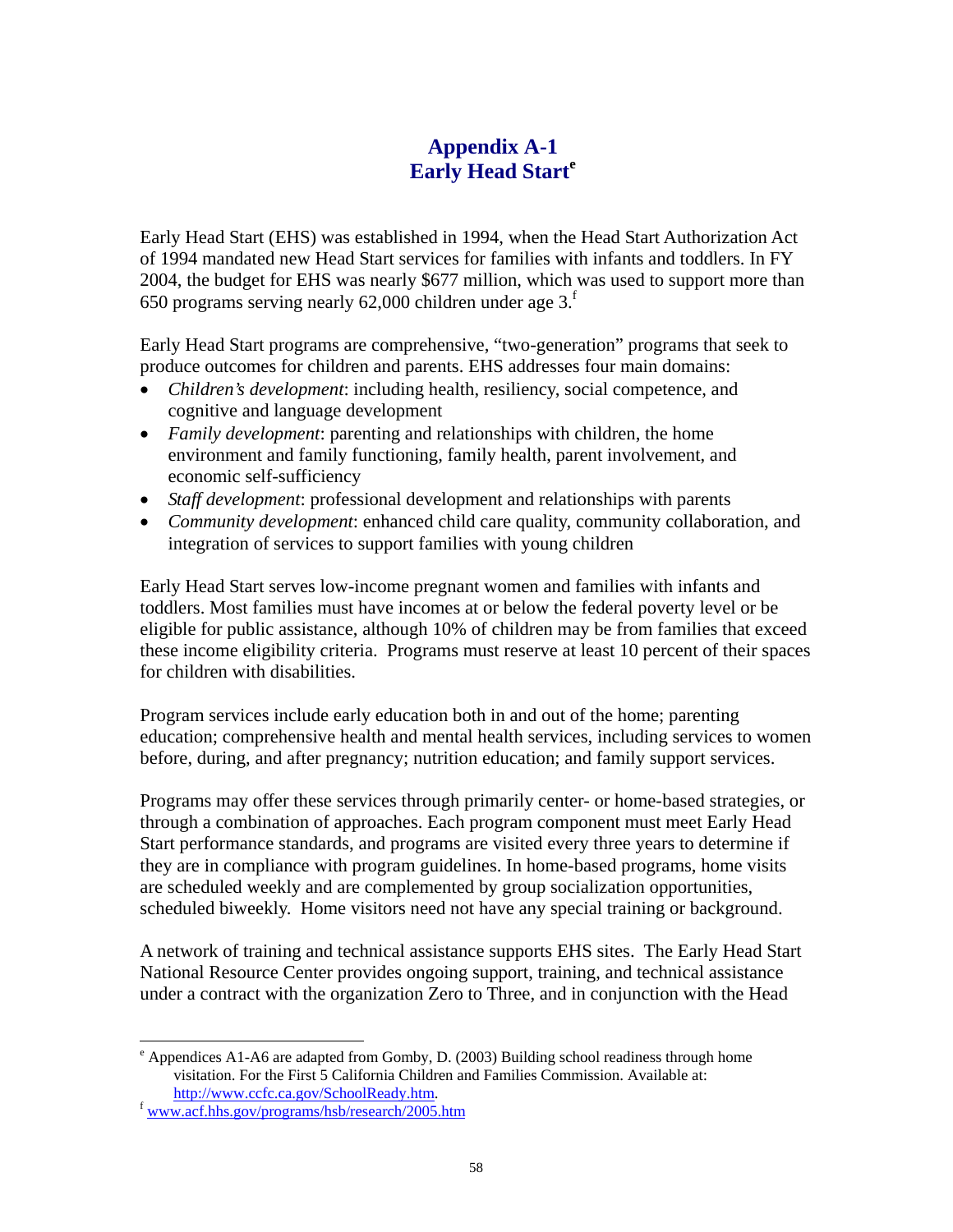# Appendix A-1
# Early Head Start[e]

Early Head Start (EHS) was established in 1994, when the Head Start Authorization Act of 1994 mandated new Head Start services for families with infants and toddlers. In FY 2004, the budget for EHS was nearly $677 million, which was used to support more than 650 programs serving nearly 62,000 children under age 3.[f]

Early Head Start programs are comprehensive, "two-generation" programs that seek to produce outcomes for children and parents. EHS addresses four main domains:

- *Children's development*: including health, resiliency, social competence, and cognitive and language development
- *Family development*: parenting and relationships with children, the home environment and family functioning, family health, parent involvement, and economic self-sufficiency
- *Staff development*: professional development and relationships with parents
- *Community development*: enhanced child care quality, community collaboration, and integration of services to support families with young children

Early Head Start serves low-income pregnant women and families with infants and toddlers. Most families must have incomes at or below the federal poverty level or be eligible for public assistance, although 10% of children may be from families that exceed these income eligibility criteria. Programs must reserve at least 10 percent of their spaces for children with disabilities.

Program services include early education both in and out of the home; parenting education; comprehensive health and mental health services, including services to women before, during, and after pregnancy; nutrition education; and family support services.

Programs may offer these services through primarily center- or home-based strategies, or through a combination of approaches. Each program component must meet Early Head Start performance standards, and programs are visited every three years to determine if they are in compliance with program guidelines. In home-based programs, home visits are scheduled weekly and are complemented by group socialization opportunities, scheduled biweekly. Home visitors need not have any special training or background.

A network of training and technical assistance supports EHS sites. The Early Head Start National Resource Center provides ongoing support, training, and technical assistance under a contract with the organization Zero to Three, and in conjunction with the Head

---

[e] Appendices A1-A6 are adapted from Gomby, D. (2003) Building school readiness through home visitation. For the First 5 California Children and Families Commission. Available at: http://www.ccfc.ca.gov/SchoolReady.htm.

[f] www.acf.hhs.gov/programs/hsb/research/2005.htm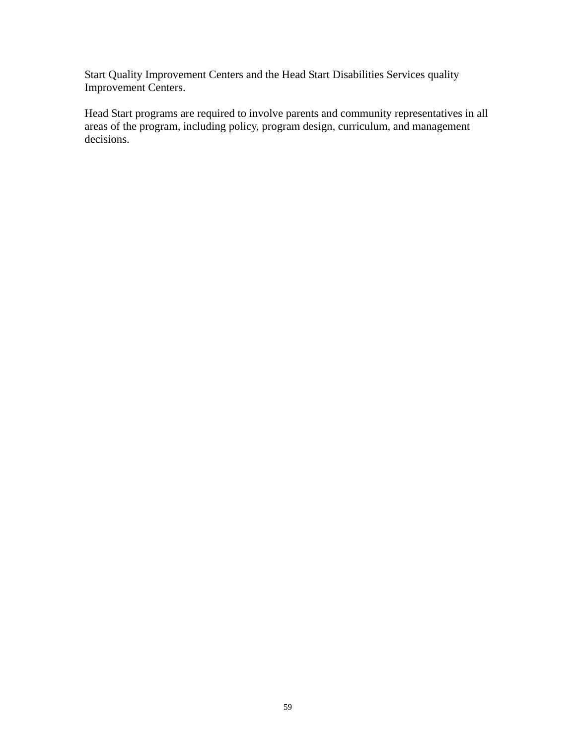Start Quality Improvement Centers and the Head Start Disabilities Services quality Improvement Centers.

Head Start programs are required to involve parents and community representatives in all areas of the program, including policy, program design, curriculum, and management decisions.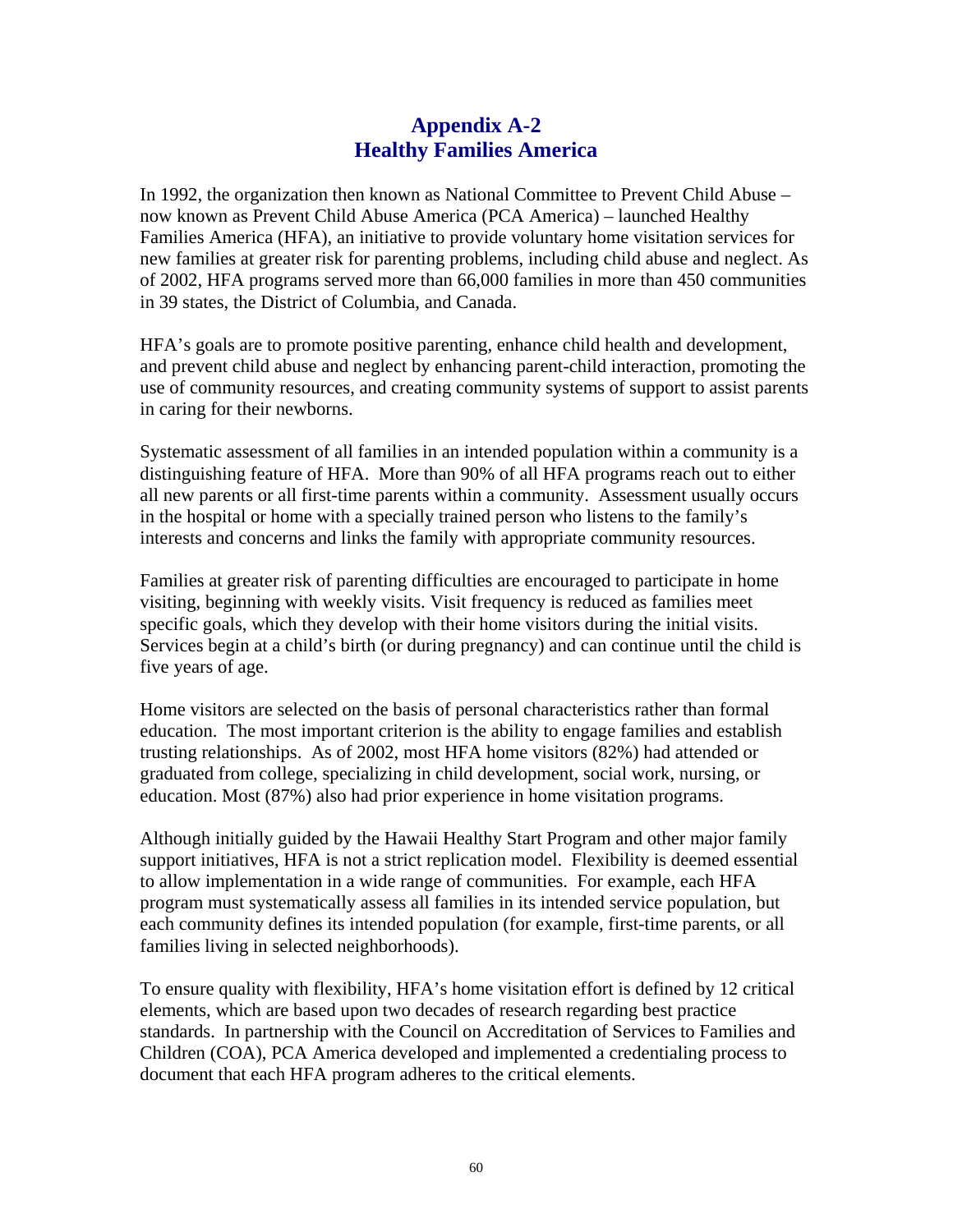# Appendix A-2
# Healthy Families America

In 1992, the organization then known as National Committee to Prevent Child Abuse – now known as Prevent Child Abuse America (PCA America) – launched Healthy Families America (HFA), an initiative to provide voluntary home visitation services for new families at greater risk for parenting problems, including child abuse and neglect. As of 2002, HFA programs served more than 66,000 families in more than 450 communities in 39 states, the District of Columbia, and Canada.

HFA's goals are to promote positive parenting, enhance child health and development, and prevent child abuse and neglect by enhancing parent-child interaction, promoting the use of community resources, and creating community systems of support to assist parents in caring for their newborns.

Systematic assessment of all families in an intended population within a community is a distinguishing feature of HFA. More than 90% of all HFA programs reach out to either all new parents or all first-time parents within a community. Assessment usually occurs in the hospital or home with a specially trained person who listens to the family's interests and concerns and links the family with appropriate community resources.

Families at greater risk of parenting difficulties are encouraged to participate in home visiting, beginning with weekly visits. Visit frequency is reduced as families meet specific goals, which they develop with their home visitors during the initial visits. Services begin at a child's birth (or during pregnancy) and can continue until the child is five years of age.

Home visitors are selected on the basis of personal characteristics rather than formal education. The most important criterion is the ability to engage families and establish trusting relationships. As of 2002, most HFA home visitors (82%) had attended or graduated from college, specializing in child development, social work, nursing, or education. Most (87%) also had prior experience in home visitation programs.

Although initially guided by the Hawaii Healthy Start Program and other major family support initiatives, HFA is not a strict replication model. Flexibility is deemed essential to allow implementation in a wide range of communities. For example, each HFA program must systematically assess all families in its intended service population, but each community defines its intended population (for example, first-time parents, or all families living in selected neighborhoods).

To ensure quality with flexibility, HFA's home visitation effort is defined by 12 critical elements, which are based upon two decades of research regarding best practice standards. In partnership with the Council on Accreditation of Services to Families and Children (COA), PCA America developed and implemented a credentialing process to document that each HFA program adheres to the critical elements.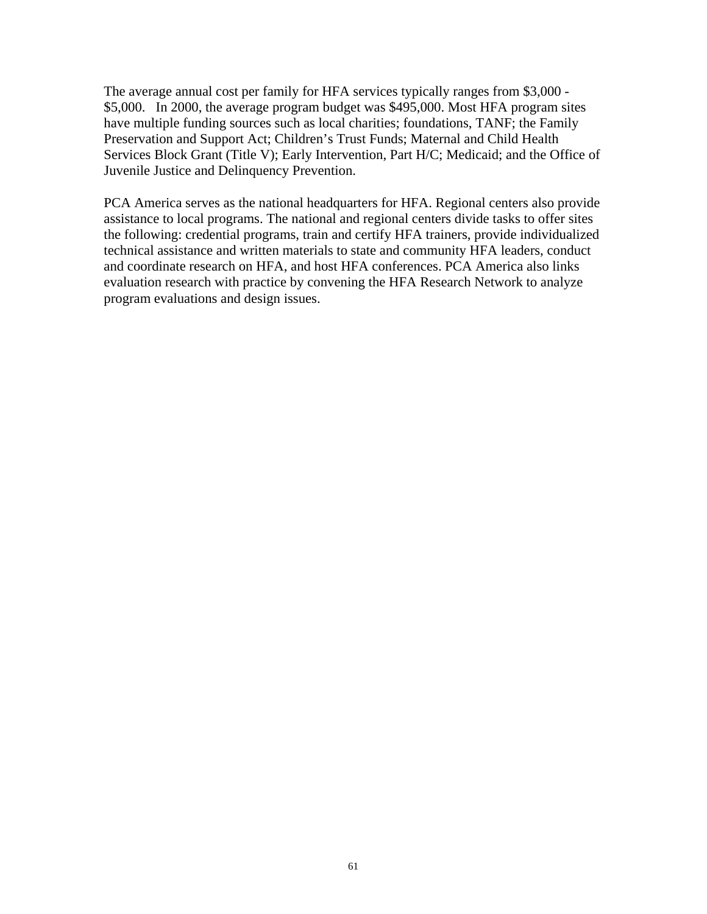The average annual cost per family for HFA services typically ranges from $3,000 - $5,000. In 2000, the average program budget was $495,000. Most HFA program sites have multiple funding sources such as local charities; foundations, TANF; the Family Preservation and Support Act; Children's Trust Funds; Maternal and Child Health Services Block Grant (Title V); Early Intervention, Part H/C; Medicaid; and the Office of Juvenile Justice and Delinquency Prevention.

PCA America serves as the national headquarters for HFA. Regional centers also provide assistance to local programs. The national and regional centers divide tasks to offer sites the following: credential programs, train and certify HFA trainers, provide individualized technical assistance and written materials to state and community HFA leaders, conduct and coordinate research on HFA, and host HFA conferences. PCA America also links evaluation research with practice by convening the HFA Research Network to analyze program evaluations and design issues.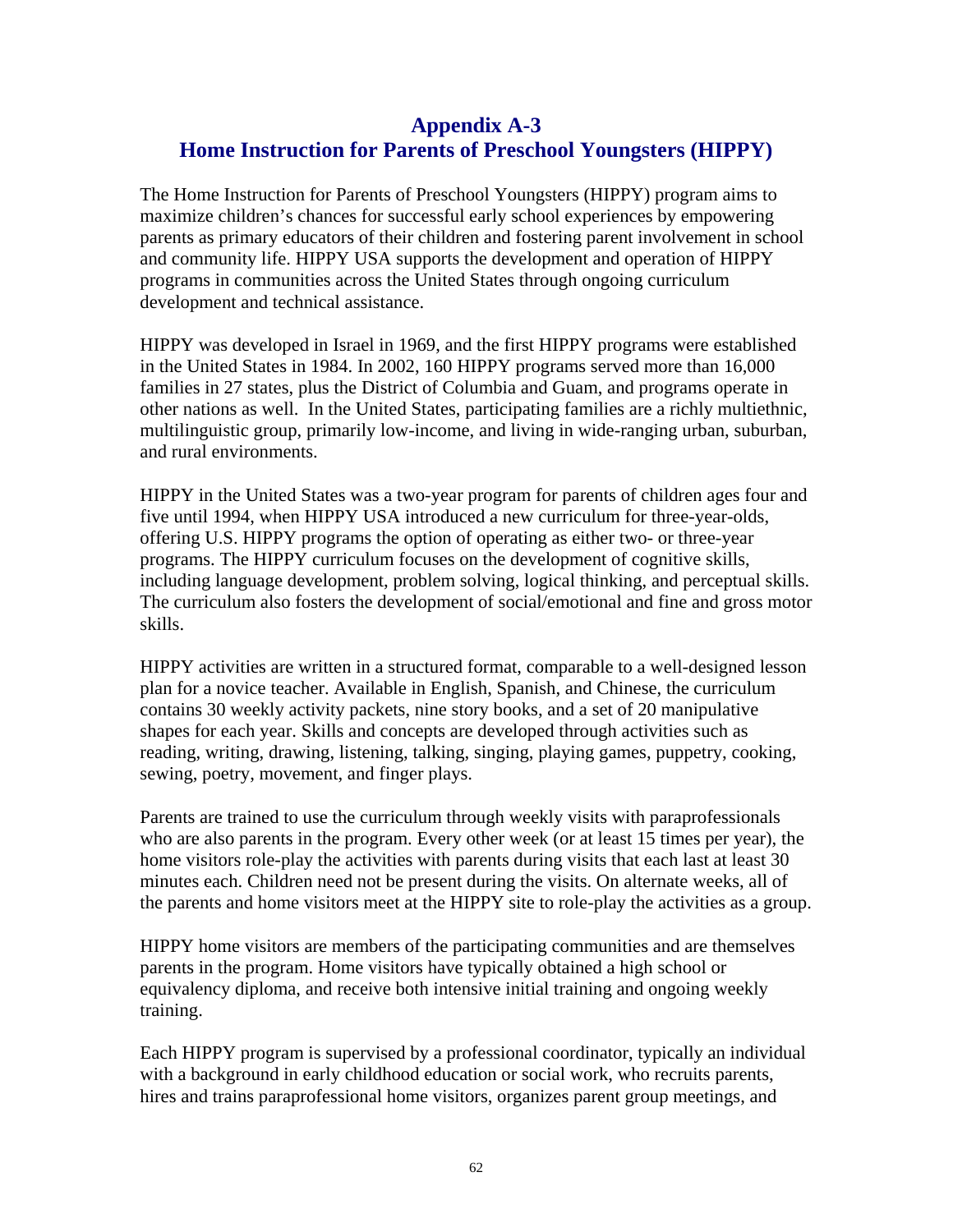# Appendix A-3
# Home Instruction for Parents of Preschool Youngsters (HIPPY)

The Home Instruction for Parents of Preschool Youngsters (HIPPY) program aims to maximize children's chances for successful early school experiences by empowering parents as primary educators of their children and fostering parent involvement in school and community life. HIPPY USA supports the development and operation of HIPPY programs in communities across the United States through ongoing curriculum development and technical assistance.

HIPPY was developed in Israel in 1969, and the first HIPPY programs were established in the United States in 1984. In 2002, 160 HIPPY programs served more than 16,000 families in 27 states, plus the District of Columbia and Guam, and programs operate in other nations as well. In the United States, participating families are a richly multiethnic, multilinguistic group, primarily low-income, and living in wide-ranging urban, suburban, and rural environments.

HIPPY in the United States was a two-year program for parents of children ages four and five until 1994, when HIPPY USA introduced a new curriculum for three-year-olds, offering U.S. HIPPY programs the option of operating as either two- or three-year programs. The HIPPY curriculum focuses on the development of cognitive skills, including language development, problem solving, logical thinking, and perceptual skills. The curriculum also fosters the development of social/emotional and fine and gross motor skills.

HIPPY activities are written in a structured format, comparable to a well-designed lesson plan for a novice teacher. Available in English, Spanish, and Chinese, the curriculum contains 30 weekly activity packets, nine story books, and a set of 20 manipulative shapes for each year. Skills and concepts are developed through activities such as reading, writing, drawing, listening, talking, singing, playing games, puppetry, cooking, sewing, poetry, movement, and finger plays.

Parents are trained to use the curriculum through weekly visits with paraprofessionals who are also parents in the program. Every other week (or at least 15 times per year), the home visitors role-play the activities with parents during visits that each last at least 30 minutes each. Children need not be present during the visits. On alternate weeks, all of the parents and home visitors meet at the HIPPY site to role-play the activities as a group.

HIPPY home visitors are members of the participating communities and are themselves parents in the program. Home visitors have typically obtained a high school or equivalency diploma, and receive both intensive initial training and ongoing weekly training.

Each HIPPY program is supervised by a professional coordinator, typically an individual with a background in early childhood education or social work, who recruits parents, hires and trains paraprofessional home visitors, organizes parent group meetings, and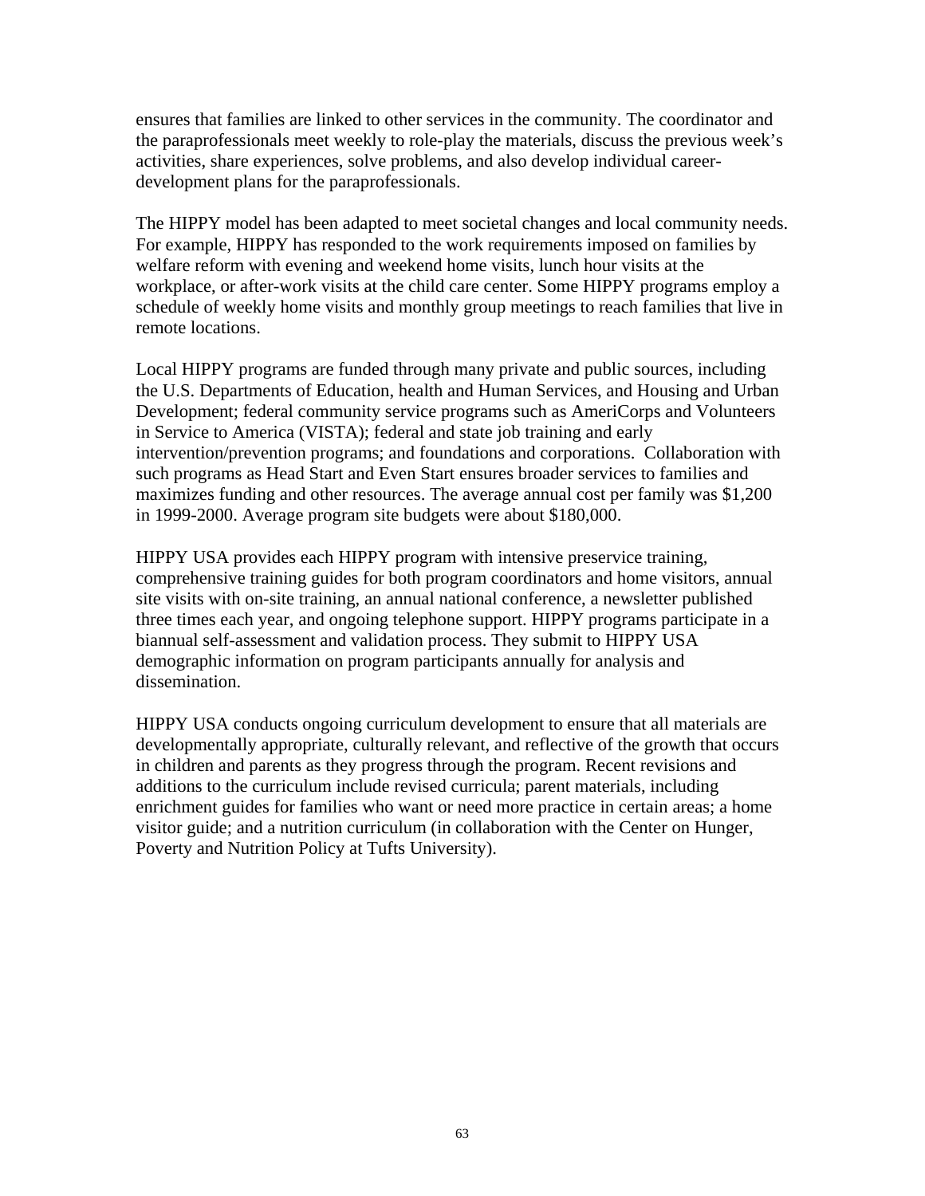ensures that families are linked to other services in the community. The coordinator and the paraprofessionals meet weekly to role-play the materials, discuss the previous week's activities, share experiences, solve problems, and also develop individual career-development plans for the paraprofessionals.

The HIPPY model has been adapted to meet societal changes and local community needs. For example, HIPPY has responded to the work requirements imposed on families by welfare reform with evening and weekend home visits, lunch hour visits at the workplace, or after-work visits at the child care center. Some HIPPY programs employ a schedule of weekly home visits and monthly group meetings to reach families that live in remote locations.

Local HIPPY programs are funded through many private and public sources, including the U.S. Departments of Education, health and Human Services, and Housing and Urban Development; federal community service programs such as AmeriCorps and Volunteers in Service to America (VISTA); federal and state job training and early intervention/prevention programs; and foundations and corporations. Collaboration with such programs as Head Start and Even Start ensures broader services to families and maximizes funding and other resources. The average annual cost per family was $1,200 in 1999-2000. Average program site budgets were about $180,000.

HIPPY USA provides each HIPPY program with intensive preservice training, comprehensive training guides for both program coordinators and home visitors, annual site visits with on-site training, an annual national conference, a newsletter published three times each year, and ongoing telephone support. HIPPY programs participate in a biannual self-assessment and validation process. They submit to HIPPY USA demographic information on program participants annually for analysis and dissemination.

HIPPY USA conducts ongoing curriculum development to ensure that all materials are developmentally appropriate, culturally relevant, and reflective of the growth that occurs in children and parents as they progress through the program. Recent revisions and additions to the curriculum include revised curricula; parent materials, including enrichment guides for families who want or need more practice in certain areas; a home visitor guide; and a nutrition curriculum (in collaboration with the Center on Hunger, Poverty and Nutrition Policy at Tufts University).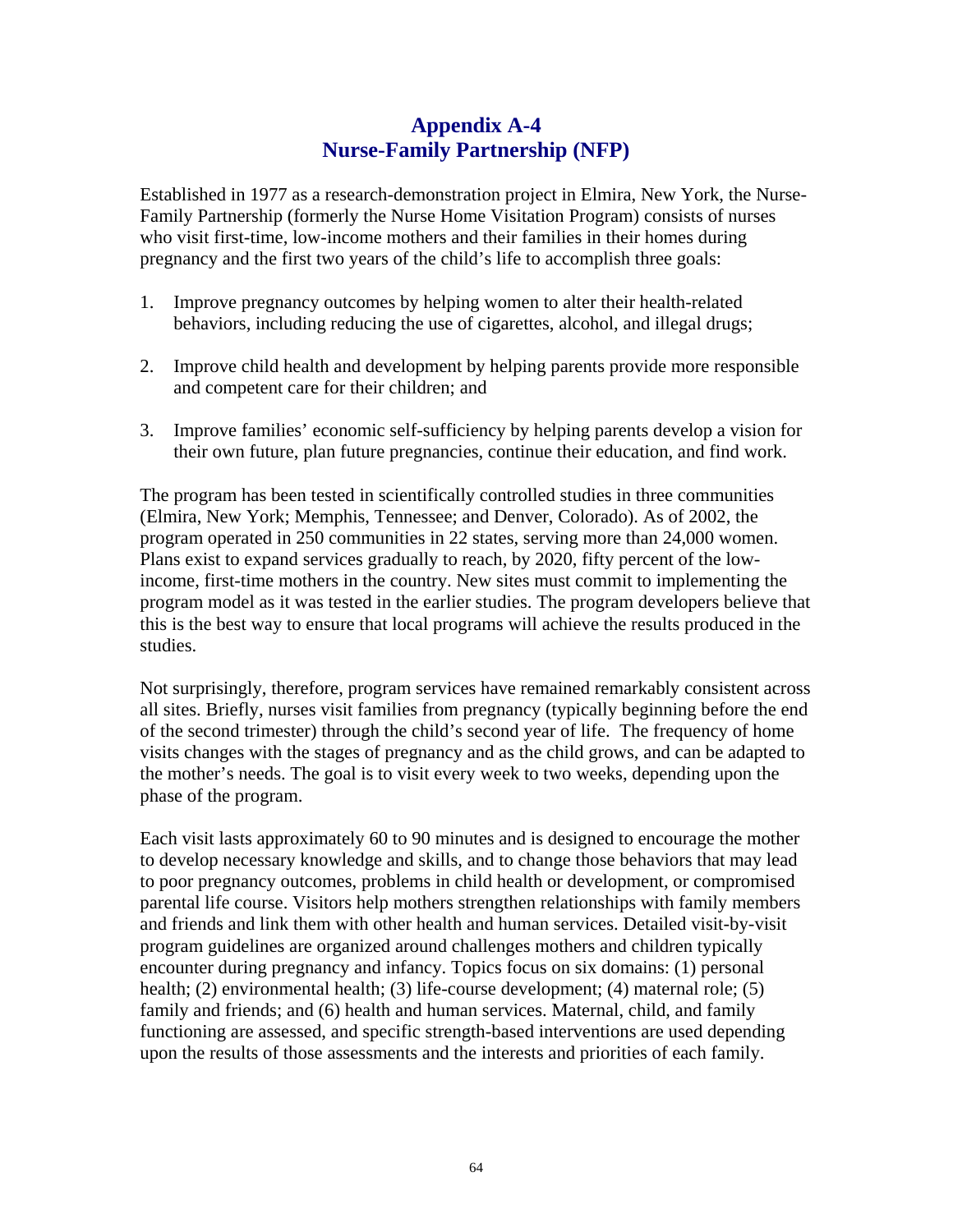# Appendix A-4
# Nurse-Family Partnership (NFP)

Established in 1977 as a research-demonstration project in Elmira, New York, the Nurse-Family Partnership (formerly the Nurse Home Visitation Program) consists of nurses who visit first-time, low-income mothers and their families in their homes during pregnancy and the first two years of the child's life to accomplish three goals:

1. Improve pregnancy outcomes by helping women to alter their health-related behaviors, including reducing the use of cigarettes, alcohol, and illegal drugs;

2. Improve child health and development by helping parents provide more responsible and competent care for their children; and

3. Improve families' economic self-sufficiency by helping parents develop a vision for their own future, plan future pregnancies, continue their education, and find work.

The program has been tested in scientifically controlled studies in three communities (Elmira, New York; Memphis, Tennessee; and Denver, Colorado). As of 2002, the program operated in 250 communities in 22 states, serving more than 24,000 women. Plans exist to expand services gradually to reach, by 2020, fifty percent of the low-income, first-time mothers in the country. New sites must commit to implementing the program model as it was tested in the earlier studies. The program developers believe that this is the best way to ensure that local programs will achieve the results produced in the studies.

Not surprisingly, therefore, program services have remained remarkably consistent across all sites. Briefly, nurses visit families from pregnancy (typically beginning before the end of the second trimester) through the child's second year of life. The frequency of home visits changes with the stages of pregnancy and as the child grows, and can be adapted to the mother's needs. The goal is to visit every week to two weeks, depending upon the phase of the program.

Each visit lasts approximately 60 to 90 minutes and is designed to encourage the mother to develop necessary knowledge and skills, and to change those behaviors that may lead to poor pregnancy outcomes, problems in child health or development, or compromised parental life course. Visitors help mothers strengthen relationships with family members and friends and link them with other health and human services. Detailed visit-by-visit program guidelines are organized around challenges mothers and children typically encounter during pregnancy and infancy. Topics focus on six domains: (1) personal health; (2) environmental health; (3) life-course development; (4) maternal role; (5) family and friends; and (6) health and human services. Maternal, child, and family functioning are assessed, and specific strength-based interventions are used depending upon the results of those assessments and the interests and priorities of each family.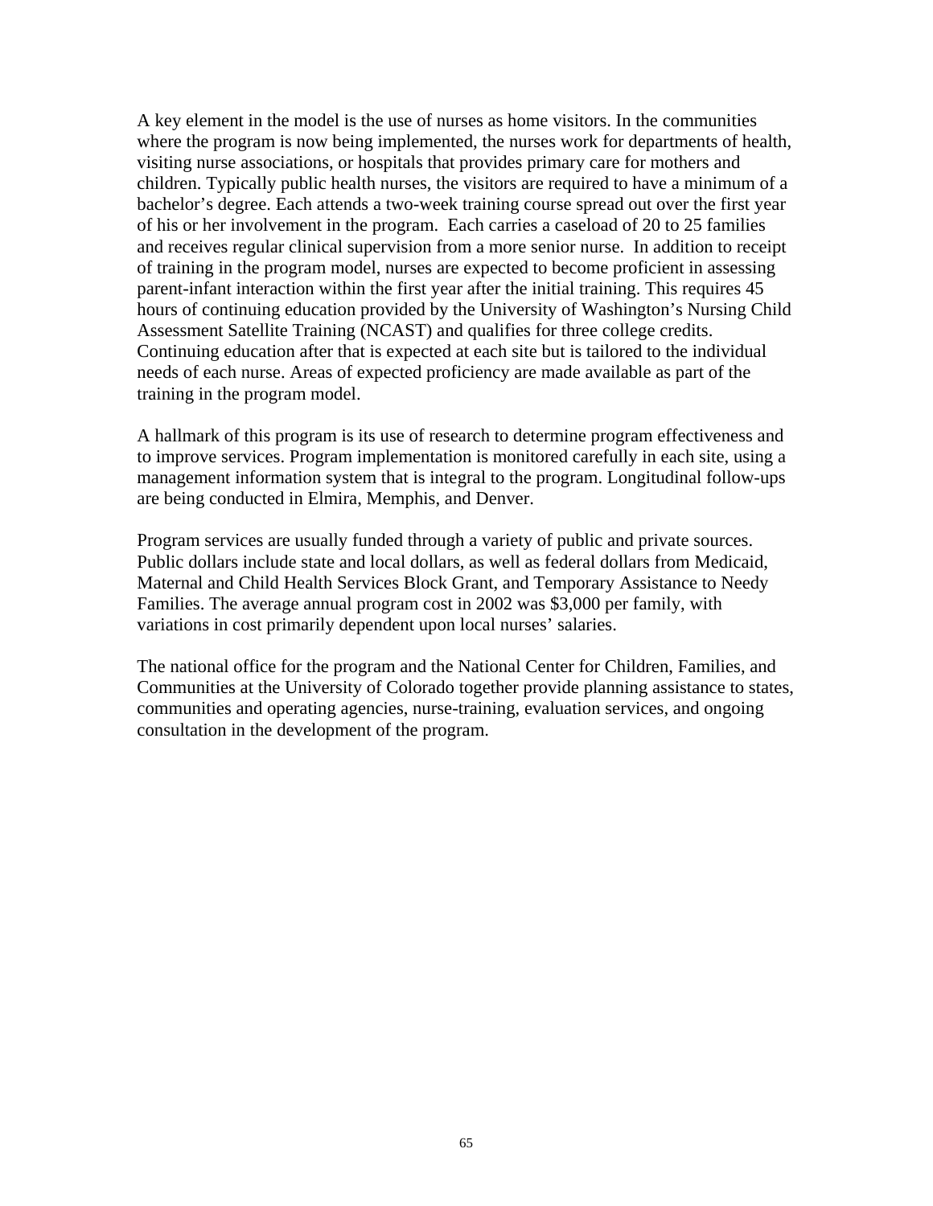A key element in the model is the use of nurses as home visitors. In the communities where the program is now being implemented, the nurses work for departments of health, visiting nurse associations, or hospitals that provides primary care for mothers and children. Typically public health nurses, the visitors are required to have a minimum of a bachelor's degree. Each attends a two-week training course spread out over the first year of his or her involvement in the program. Each carries a caseload of 20 to 25 families and receives regular clinical supervision from a more senior nurse. In addition to receipt of training in the program model, nurses are expected to become proficient in assessing parent-infant interaction within the first year after the initial training. This requires 45 hours of continuing education provided by the University of Washington's Nursing Child Assessment Satellite Training (NCAST) and qualifies for three college credits. Continuing education after that is expected at each site but is tailored to the individual needs of each nurse. Areas of expected proficiency are made available as part of the training in the program model.

A hallmark of this program is its use of research to determine program effectiveness and to improve services. Program implementation is monitored carefully in each site, using a management information system that is integral to the program. Longitudinal follow-ups are being conducted in Elmira, Memphis, and Denver.

Program services are usually funded through a variety of public and private sources. Public dollars include state and local dollars, as well as federal dollars from Medicaid, Maternal and Child Health Services Block Grant, and Temporary Assistance to Needy Families. The average annual program cost in 2002 was $3,000 per family, with variations in cost primarily dependent upon local nurses' salaries.

The national office for the program and the National Center for Children, Families, and Communities at the University of Colorado together provide planning assistance to states, communities and operating agencies, nurse-training, evaluation services, and ongoing consultation in the development of the program.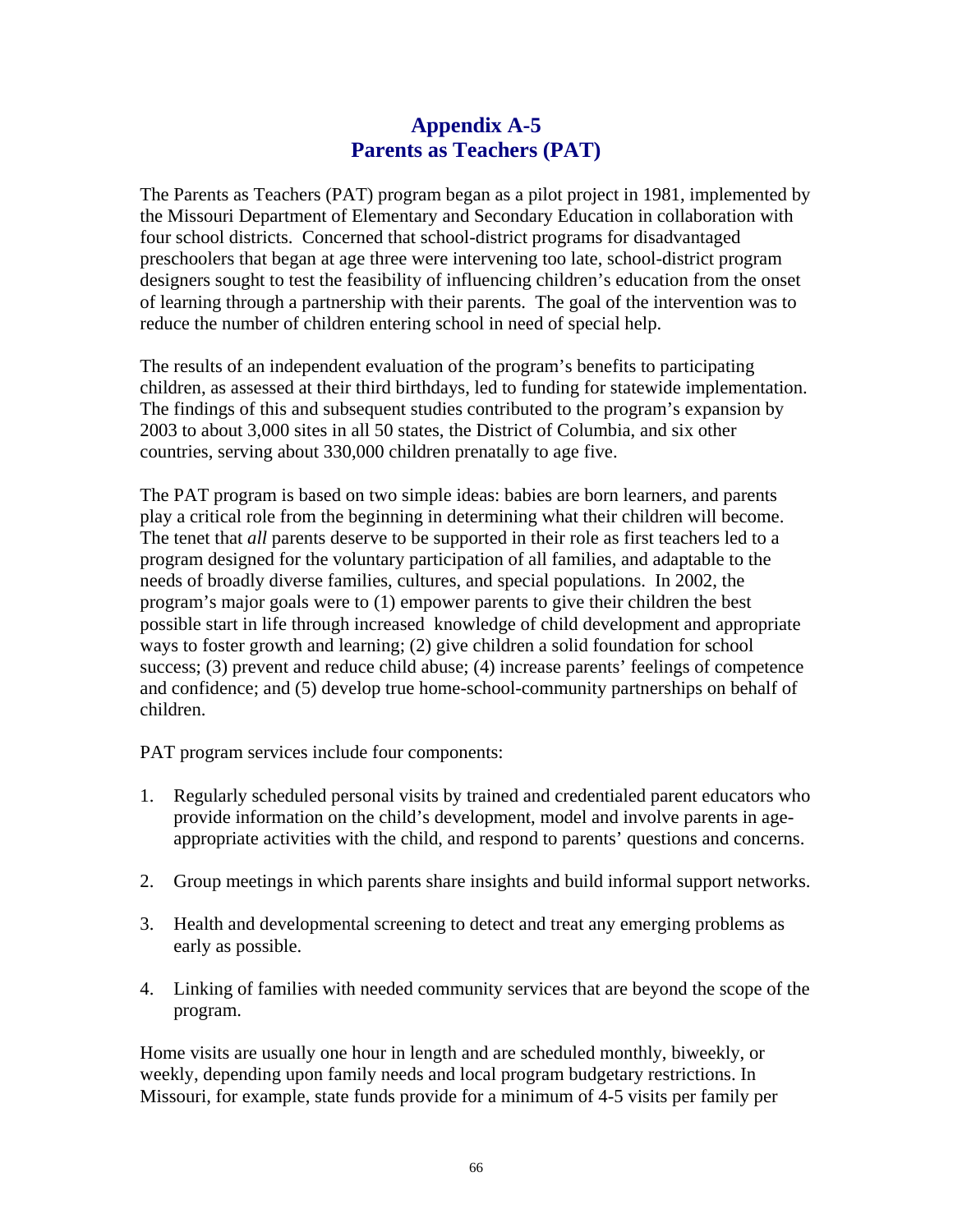# Appendix A-5
# Parents as Teachers (PAT)

The Parents as Teachers (PAT) program began as a pilot project in 1981, implemented by the Missouri Department of Elementary and Secondary Education in collaboration with four school districts. Concerned that school-district programs for disadvantaged preschoolers that began at age three were intervening too late, school-district program designers sought to test the feasibility of influencing children's education from the onset of learning through a partnership with their parents. The goal of the intervention was to reduce the number of children entering school in need of special help.

The results of an independent evaluation of the program's benefits to participating children, as assessed at their third birthdays, led to funding for statewide implementation. The findings of this and subsequent studies contributed to the program's expansion by 2003 to about 3,000 sites in all 50 states, the District of Columbia, and six other countries, serving about 330,000 children prenatally to age five.

The PAT program is based on two simple ideas: babies are born learners, and parents play a critical role from the beginning in determining what their children will become. The tenet that *all* parents deserve to be supported in their role as first teachers led to a program designed for the voluntary participation of all families, and adaptable to the needs of broadly diverse families, cultures, and special populations. In 2002, the program's major goals were to (1) empower parents to give their children the best possible start in life through increased knowledge of child development and appropriate ways to foster growth and learning; (2) give children a solid foundation for school success; (3) prevent and reduce child abuse; (4) increase parents' feelings of competence and confidence; and (5) develop true home-school-community partnerships on behalf of children.

PAT program services include four components:

1. Regularly scheduled personal visits by trained and credentialed parent educators who provide information on the child's development, model and involve parents in age-appropriate activities with the child, and respond to parents' questions and concerns.

2. Group meetings in which parents share insights and build informal support networks.

3. Health and developmental screening to detect and treat any emerging problems as early as possible.

4. Linking of families with needed community services that are beyond the scope of the program.

Home visits are usually one hour in length and are scheduled monthly, biweekly, or weekly, depending upon family needs and local program budgetary restrictions. In Missouri, for example, state funds provide for a minimum of 4-5 visits per family per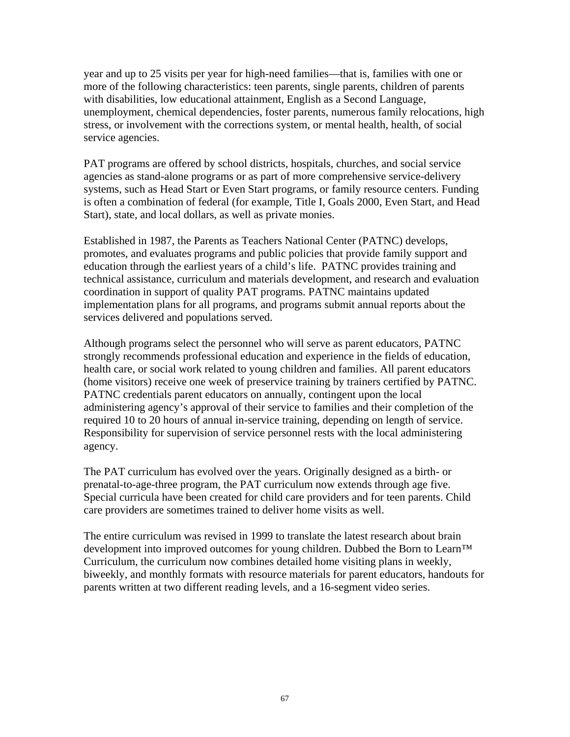year and up to 25 visits per year for high-need families—that is, families with one or more of the following characteristics: teen parents, single parents, children of parents with disabilities, low educational attainment, English as a Second Language, unemployment, chemical dependencies, foster parents, numerous family relocations, high stress, or involvement with the corrections system, or mental health, health, of social service agencies.

PAT programs are offered by school districts, hospitals, churches, and social service agencies as stand-alone programs or as part of more comprehensive service-delivery systems, such as Head Start or Even Start programs, or family resource centers. Funding is often a combination of federal (for example, Title I, Goals 2000, Even Start, and Head Start), state, and local dollars, as well as private monies.

Established in 1987, the Parents as Teachers National Center (PATNC) develops, promotes, and evaluates programs and public policies that provide family support and education through the earliest years of a child's life. PATNC provides training and technical assistance, curriculum and materials development, and research and evaluation coordination in support of quality PAT programs. PATNC maintains updated implementation plans for all programs, and programs submit annual reports about the services delivered and populations served.

Although programs select the personnel who will serve as parent educators, PATNC strongly recommends professional education and experience in the fields of education, health care, or social work related to young children and families. All parent educators (home visitors) receive one week of preservice training by trainers certified by PATNC. PATNC credentials parent educators on annually, contingent upon the local administering agency's approval of their service to families and their completion of the required 10 to 20 hours of annual in-service training, depending on length of service. Responsibility for supervision of service personnel rests with the local administering agency.

The PAT curriculum has evolved over the years. Originally designed as a birth- or prenatal-to-age-three program, the PAT curriculum now extends through age five. Special curricula have been created for child care providers and for teen parents. Child care providers are sometimes trained to deliver home visits as well.

The entire curriculum was revised in 1999 to translate the latest research about brain development into improved outcomes for young children. Dubbed the Born to Learn™ Curriculum, the curriculum now combines detailed home visiting plans in weekly, biweekly, and monthly formats with resource materials for parent educators, handouts for parents written at two different reading levels, and a 16-segment video series.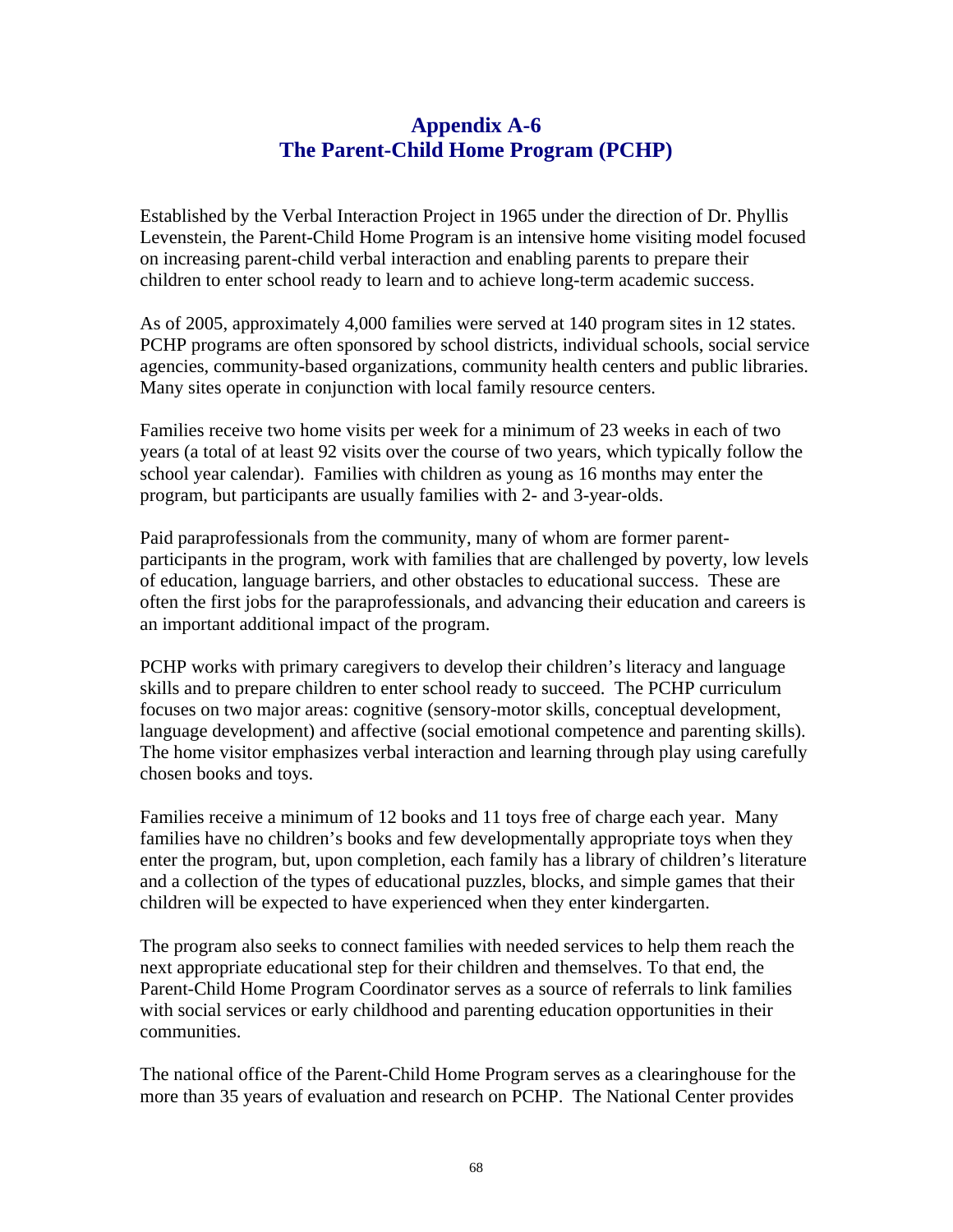## Appendix A-6
## The Parent-Child Home Program (PCHP)

Established by the Verbal Interaction Project in 1965 under the direction of Dr. Phyllis Levenstein, the Parent-Child Home Program is an intensive home visiting model focused on increasing parent-child verbal interaction and enabling parents to prepare their children to enter school ready to learn and to achieve long-term academic success.

As of 2005, approximately 4,000 families were served at 140 program sites in 12 states. PCHP programs are often sponsored by school districts, individual schools, social service agencies, community-based organizations, community health centers and public libraries. Many sites operate in conjunction with local family resource centers.

Families receive two home visits per week for a minimum of 23 weeks in each of two years (a total of at least 92 visits over the course of two years, which typically follow the school year calendar). Families with children as young as 16 months may enter the program, but participants are usually families with 2- and 3-year-olds.

Paid paraprofessionals from the community, many of whom are former parent-participants in the program, work with families that are challenged by poverty, low levels of education, language barriers, and other obstacles to educational success. These are often the first jobs for the paraprofessionals, and advancing their education and careers is an important additional impact of the program.

PCHP works with primary caregivers to develop their children's literacy and language skills and to prepare children to enter school ready to succeed. The PCHP curriculum focuses on two major areas: cognitive (sensory-motor skills, conceptual development, language development) and affective (social emotional competence and parenting skills). The home visitor emphasizes verbal interaction and learning through play using carefully chosen books and toys.

Families receive a minimum of 12 books and 11 toys free of charge each year. Many families have no children's books and few developmentally appropriate toys when they enter the program, but, upon completion, each family has a library of children's literature and a collection of the types of educational puzzles, blocks, and simple games that their children will be expected to have experienced when they enter kindergarten.

The program also seeks to connect families with needed services to help them reach the next appropriate educational step for their children and themselves. To that end, the Parent-Child Home Program Coordinator serves as a source of referrals to link families with social services or early childhood and parenting education opportunities in their communities.

The national office of the Parent-Child Home Program serves as a clearinghouse for the more than 35 years of evaluation and research on PCHP. The National Center provides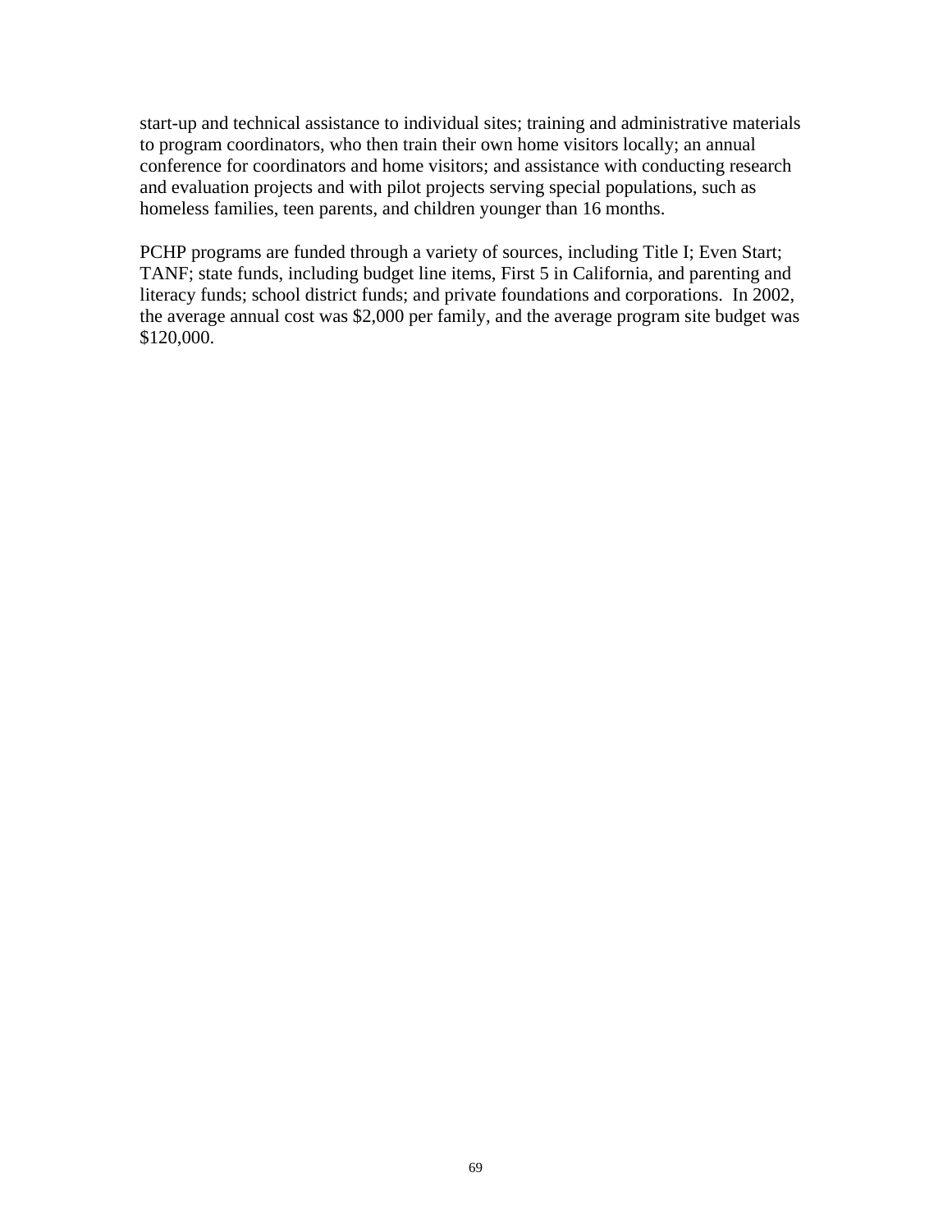start-up and technical assistance to individual sites; training and administrative materials to program coordinators, who then train their own home visitors locally; an annual conference for coordinators and home visitors; and assistance with conducting research and evaluation projects and with pilot projects serving special populations, such as homeless families, teen parents, and children younger than 16 months.

PCHP programs are funded through a variety of sources, including Title I; Even Start; TANF; state funds, including budget line items, First 5 in California, and parenting and literacy funds; school district funds; and private foundations and corporations. In 2002, the average annual cost was $2,000 per family, and the average program site budget was $120,000.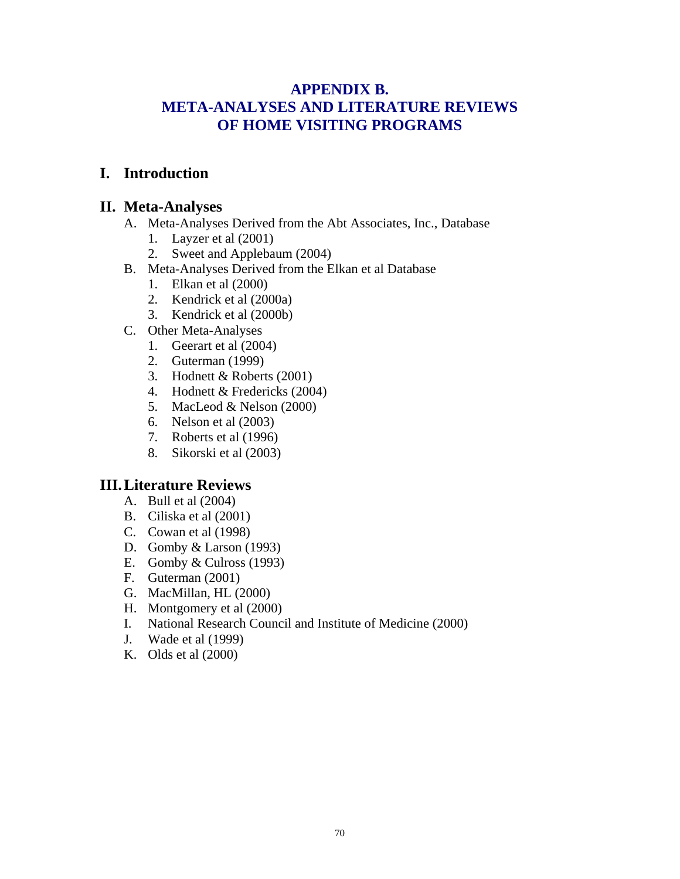# APPENDIX B. META-ANALYSES AND LITERATURE REVIEWS OF HOME VISITING PROGRAMS

## I. Introduction

## II. Meta-Analyses

A. Meta-Analyses Derived from the Abt Associates, Inc., Database
   1. Layzer et al (2001)
   2. Sweet and Applebaum (2004)

B. Meta-Analyses Derived from the Elkan et al Database
   1. Elkan et al (2000)
   2. Kendrick et al (2000a)
   3. Kendrick et al (2000b)

C. Other Meta-Analyses
   1. Geerart et al (2004)
   2. Guterman (1999)
   3. Hodnett & Roberts (2001)
   4. Hodnett & Fredericks (2004)
   5. MacLeod & Nelson (2000)
   6. Nelson et al (2003)
   7. Roberts et al (1996)
   8. Sikorski et al (2003)

## III. Literature Reviews

A. Bull et al (2004)
B. Ciliska et al (2001)
C. Cowan et al (1998)
D. Gomby & Larson (1993)
E. Gomby & Culross (1993)
F. Guterman (2001)
G. MacMillan, HL (2000)
H. Montgomery et al (2000)
I. National Research Council and Institute of Medicine (2000)
J. Wade et al (1999)
K. Olds et al (2000)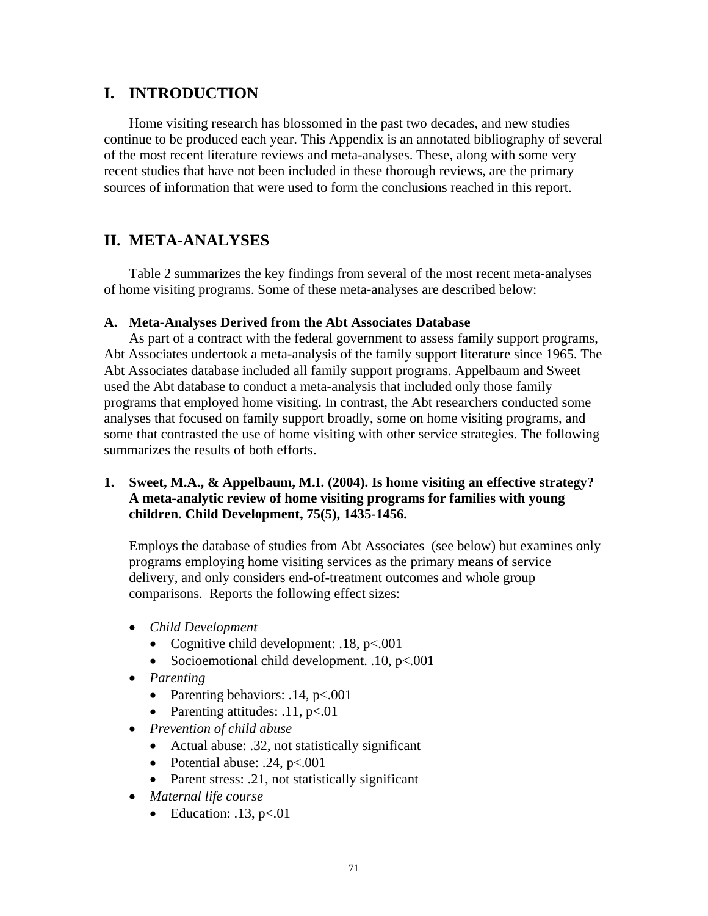# I. INTRODUCTION

Home visiting research has blossomed in the past two decades, and new studies continue to be produced each year. This Appendix is an annotated bibliography of several of the most recent literature reviews and meta-analyses. These, along with some very recent studies that have not been included in these thorough reviews, are the primary sources of information that were used to form the conclusions reached in this report.

# II. META-ANALYSES

Table 2 summarizes the key findings from several of the most recent meta-analyses of home visiting programs. Some of these meta-analyses are described below:

### A. Meta-Analyses Derived from the Abt Associates Database

As part of a contract with the federal government to assess family support programs, Abt Associates undertook a meta-analysis of the family support literature since 1965. The Abt Associates database included all family support programs. Appelbaum and Sweet used the Abt database to conduct a meta-analysis that included only those family programs that employed home visiting. In contrast, the Abt researchers conducted some analyses that focused on family support broadly, some on home visiting programs, and some that contrasted the use of home visiting with other service strategies. The following summarizes the results of both efforts.

### 1. Sweet, M.A., & Appelbaum, M.I. (2004). Is home visiting an effective strategy? A meta-analytic review of home visiting programs for families with young children. Child Development, 75(5), 1435-1456.

Employs the database of studies from Abt Associates (see below) but examines only programs employing home visiting services as the primary means of service delivery, and only considers end-of-treatment outcomes and whole group comparisons. Reports the following effect sizes:

- *Child Development*
  - Cognitive child development: .18, $p<.001$
  - Socioemotional child development. .10, $p<.001$
- *Parenting*
  - Parenting behaviors: .14, $p<.001$
  - Parenting attitudes: .11, $p<.01$
- *Prevention of child abuse*
  - Actual abuse: .32, not statistically significant
  - Potential abuse: .24, $p<.001$
  - Parent stress: .21, not statistically significant
- *Maternal life course*
  - Education: .13, $p<.01$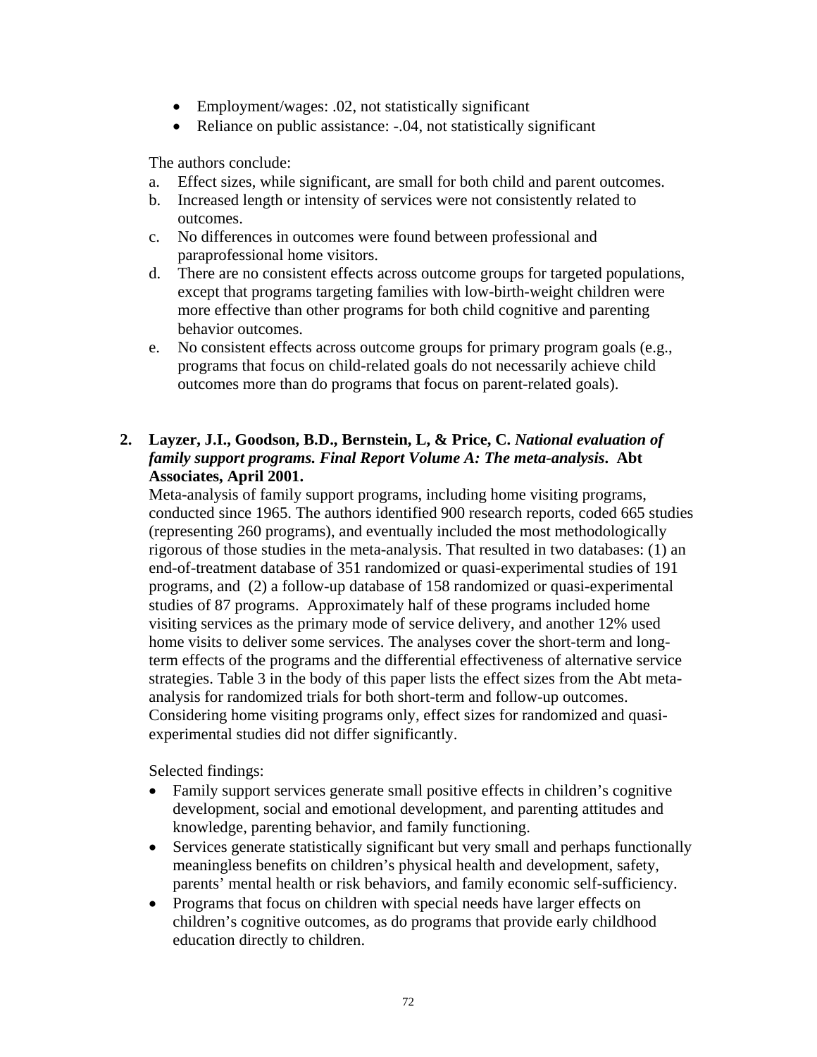- Employment/wages: .02, not statistically significant
- Reliance on public assistance: -.04, not statistically significant

The authors conclude:

a. Effect sizes, while significant, are small for both child and parent outcomes.
b. Increased length or intensity of services were not consistently related to outcomes.
c. No differences in outcomes were found between professional and paraprofessional home visitors.
d. There are no consistent effects across outcome groups for targeted populations, except that programs targeting families with low-birth-weight children were more effective than other programs for both child cognitive and parenting behavior outcomes.
e. No consistent effects across outcome groups for primary program goals (e.g., programs that focus on child-related goals do not necessarily achieve child outcomes more than do programs that focus on parent-related goals).

**2. Layzer, J.I., Goodson, B.D., Bernstein, L, & Price, C. *National evaluation of family support programs. Final Report Volume A: The meta-analysis*. Abt Associates, April 2001.**

Meta-analysis of family support programs, including home visiting programs, conducted since 1965. The authors identified 900 research reports, coded 665 studies (representing 260 programs), and eventually included the most methodologically rigorous of those studies in the meta-analysis. That resulted in two databases: (1) an end-of-treatment database of 351 randomized or quasi-experimental studies of 191 programs, and (2) a follow-up database of 158 randomized or quasi-experimental studies of 87 programs. Approximately half of these programs included home visiting services as the primary mode of service delivery, and another 12% used home visits to deliver some services. The analyses cover the short-term and long-term effects of the programs and the differential effectiveness of alternative service strategies. Table 3 in the body of this paper lists the effect sizes from the Abt meta-analysis for randomized trials for both short-term and follow-up outcomes. Considering home visiting programs only, effect sizes for randomized and quasi-experimental studies did not differ significantly.

Selected findings:

- Family support services generate small positive effects in children's cognitive development, social and emotional development, and parenting attitudes and knowledge, parenting behavior, and family functioning.
- Services generate statistically significant but very small and perhaps functionally meaningless benefits on children's physical health and development, safety, parents' mental health or risk behaviors, and family economic self-sufficiency.
- Programs that focus on children with special needs have larger effects on children's cognitive outcomes, as do programs that provide early childhood education directly to children.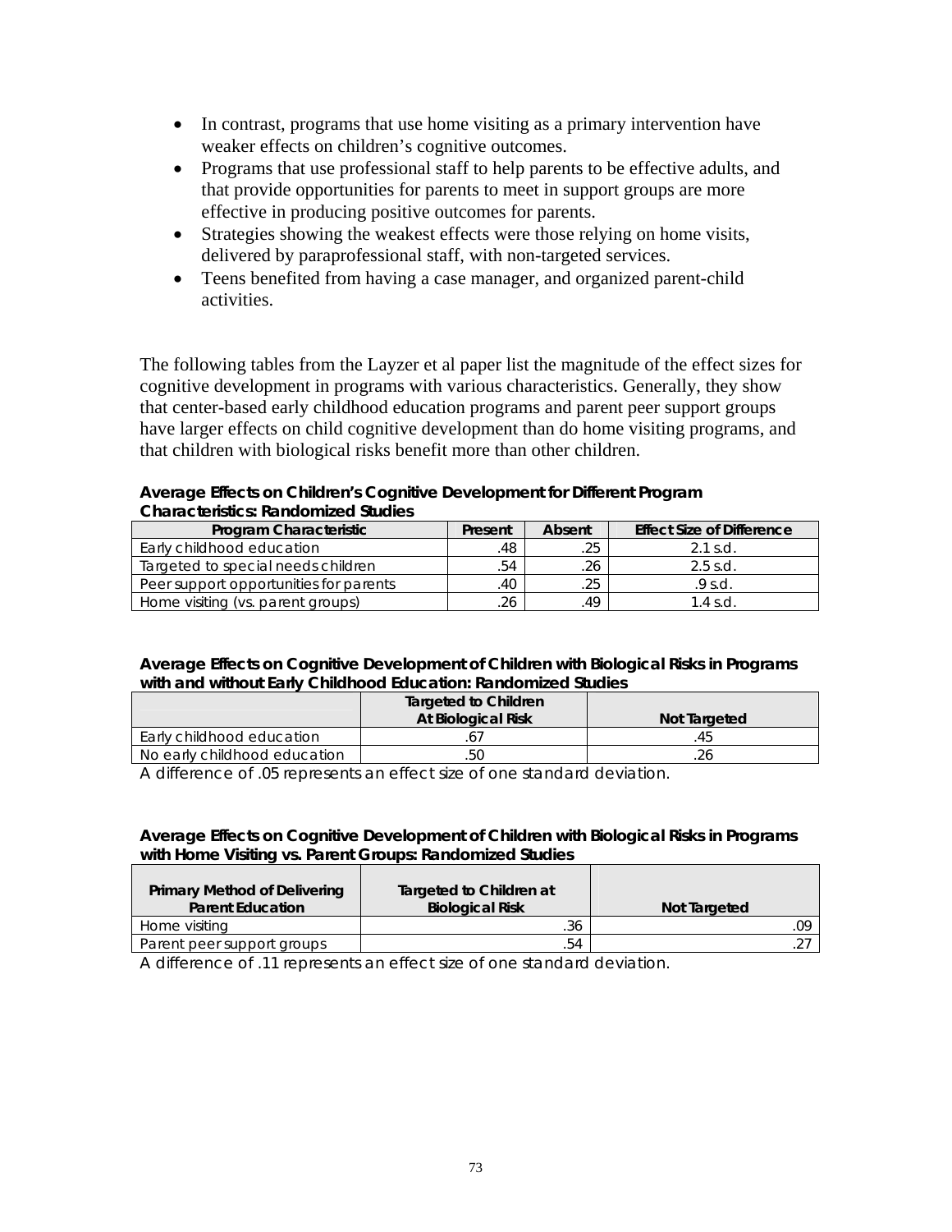- In contrast, programs that use home visiting as a primary intervention have weaker effects on children's cognitive outcomes.
- Programs that use professional staff to help parents to be effective adults, and that provide opportunities for parents to meet in support groups are more effective in producing positive outcomes for parents.
- Strategies showing the weakest effects were those relying on home visits, delivered by paraprofessional staff, with non-targeted services.
- Teens benefited from having a case manager, and organized parent-child activities.

The following tables from the Layzer et al paper list the magnitude of the effect sizes for cognitive development in programs with various characteristics. Generally, they show that center-based early childhood education programs and parent peer support groups have larger effects on child cognitive development than do home visiting programs, and that children with biological risks benefit more than other children.

**Average Effects on Children's Cognitive Development for Different Program Characteristics: Randomized Studies**

| Program Characteristic | Present | Absent | Effect Size of Difference |
|---|---|---|---|
| Early childhood education | .48 | .25 | 2.1 s.d. |
| Targeted to special needs children | .54 | .26 | 2.5 s.d. |
| Peer support opportunities for parents | .40 | .25 | .9 s.d. |
| Home visiting (vs. parent groups) | .26 | .49 | 1.4 s.d. |

**Average Effects on Cognitive Development of Children with Biological Risks in Programs with and without Early Childhood Education: Randomized Studies**

| | Targeted to Children At Biological Risk | Not Targeted |
|---|---|---|
| Early childhood education | .67 | .45 |
| No early childhood education | .50 | .26 |

A difference of .05 represents an effect size of one standard deviation.

**Average Effects on Cognitive Development of Children with Biological Risks in Programs with Home Visiting vs. Parent Groups: Randomized Studies**

| Primary Method of Delivering Parent Education | Targeted to Children at Biological Risk | Not Targeted |
|---|---|---|
| Home visiting | .36 | .09 |
| Parent peer support groups | .54 | .27 |

A difference of .11 represents an effect size of one standard deviation.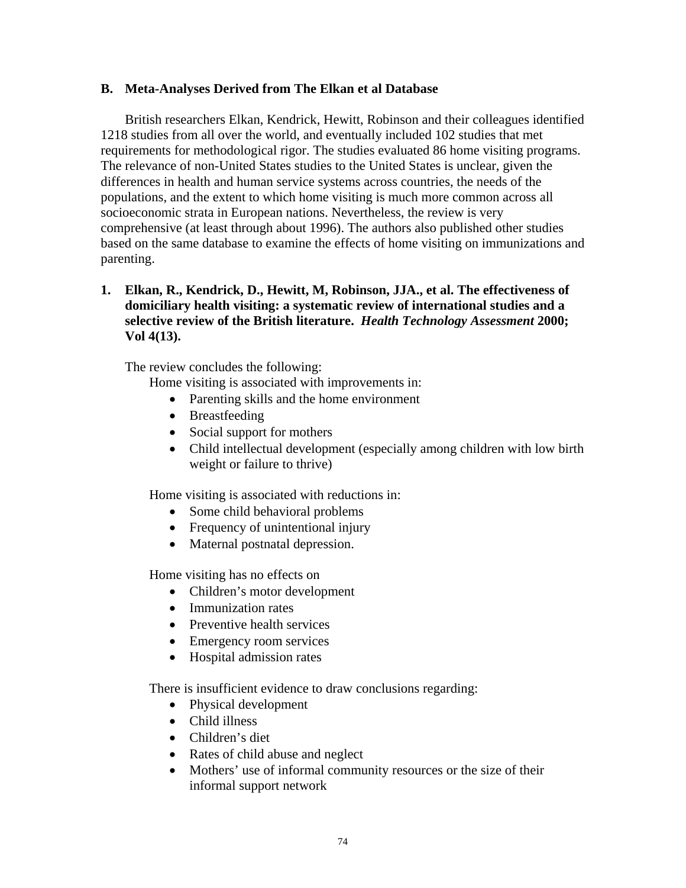## B. Meta-Analyses Derived from The Elkan et al Database

British researchers Elkan, Kendrick, Hewitt, Robinson and their colleagues identified 1218 studies from all over the world, and eventually included 102 studies that met requirements for methodological rigor. The studies evaluated 86 home visiting programs. The relevance of non-United States studies to the United States is unclear, given the differences in health and human service systems across countries, the needs of the populations, and the extent to which home visiting is much more common across all socioeconomic strata in European nations. Nevertheless, the review is very comprehensive (at least through about 1996). The authors also published other studies based on the same database to examine the effects of home visiting on immunizations and parenting.

### 1. Elkan, R., Kendrick, D., Hewitt, M, Robinson, JJA., et al. The effectiveness of domiciliary health visiting: a systematic review of international studies and a selective review of the British literature. *Health Technology Assessment* 2000; Vol 4(13).

The review concludes the following:

Home visiting is associated with improvements in:

- Parenting skills and the home environment
- Breastfeeding
- Social support for mothers
- Child intellectual development (especially among children with low birth weight or failure to thrive)

Home visiting is associated with reductions in:

- Some child behavioral problems
- Frequency of unintentional injury
- Maternal postnatal depression.

Home visiting has no effects on

- Children's motor development
- Immunization rates
- Preventive health services
- Emergency room services
- Hospital admission rates

There is insufficient evidence to draw conclusions regarding:

- Physical development
- Child illness
- Children's diet
- Rates of child abuse and neglect
- Mothers' use of informal community resources or the size of their informal support network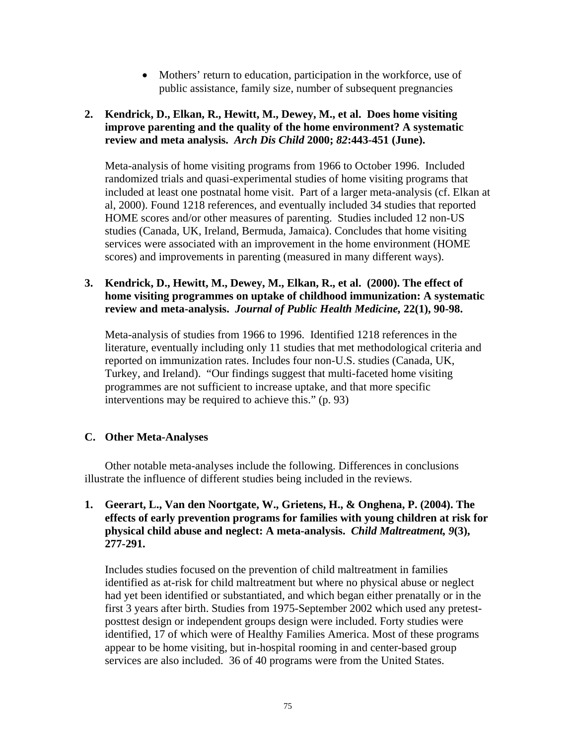- Mothers' return to education, participation in the workforce, use of public assistance, family size, number of subsequent pregnancies

**2. Kendrick, D., Elkan, R., Hewitt, M., Dewey, M., et al. Does home visiting improve parenting and the quality of the home environment? A systematic review and meta analysis. *Arch Dis Child* 2000; *82*:443-451 (June).**

Meta-analysis of home visiting programs from 1966 to October 1996. Included randomized trials and quasi-experimental studies of home visiting programs that included at least one postnatal home visit. Part of a larger meta-analysis (cf. Elkan at al, 2000). Found 1218 references, and eventually included 34 studies that reported HOME scores and/or other measures of parenting. Studies included 12 non-US studies (Canada, UK, Ireland, Bermuda, Jamaica). Concludes that home visiting services were associated with an improvement in the home environment (HOME scores) and improvements in parenting (measured in many different ways).

**3. Kendrick, D., Hewitt, M., Dewey, M., Elkan, R., et al. (2000). The effect of home visiting programmes on uptake of childhood immunization: A systematic review and meta-analysis. *Journal of Public Health Medicine,* 22(1), 90-98.**

Meta-analysis of studies from 1966 to 1996. Identified 1218 references in the literature, eventually including only 11 studies that met methodological criteria and reported on immunization rates. Includes four non-U.S. studies (Canada, UK, Turkey, and Ireland). "Our findings suggest that multi-faceted home visiting programmes are not sufficient to increase uptake, and that more specific interventions may be required to achieve this." (p. 93)

### C. Other Meta-Analyses

Other notable meta-analyses include the following. Differences in conclusions illustrate the influence of different studies being included in the reviews.

**1. Geerart, L., Van den Noortgate, W., Grietens, H., & Onghena, P. (2004). The effects of early prevention programs for families with young children at risk for physical child abuse and neglect: A meta-analysis. *Child Maltreatment, 9*(3), 277-291.**

Includes studies focused on the prevention of child maltreatment in families identified as at-risk for child maltreatment but where no physical abuse or neglect had yet been identified or substantiated, and which began either prenatally or in the first 3 years after birth. Studies from 1975-September 2002 which used any pretest-posttest design or independent groups design were included. Forty studies were identified, 17 of which were of Healthy Families America. Most of these programs appear to be home visiting, but in-hospital rooming in and center-based group services are also included. 36 of 40 programs were from the United States.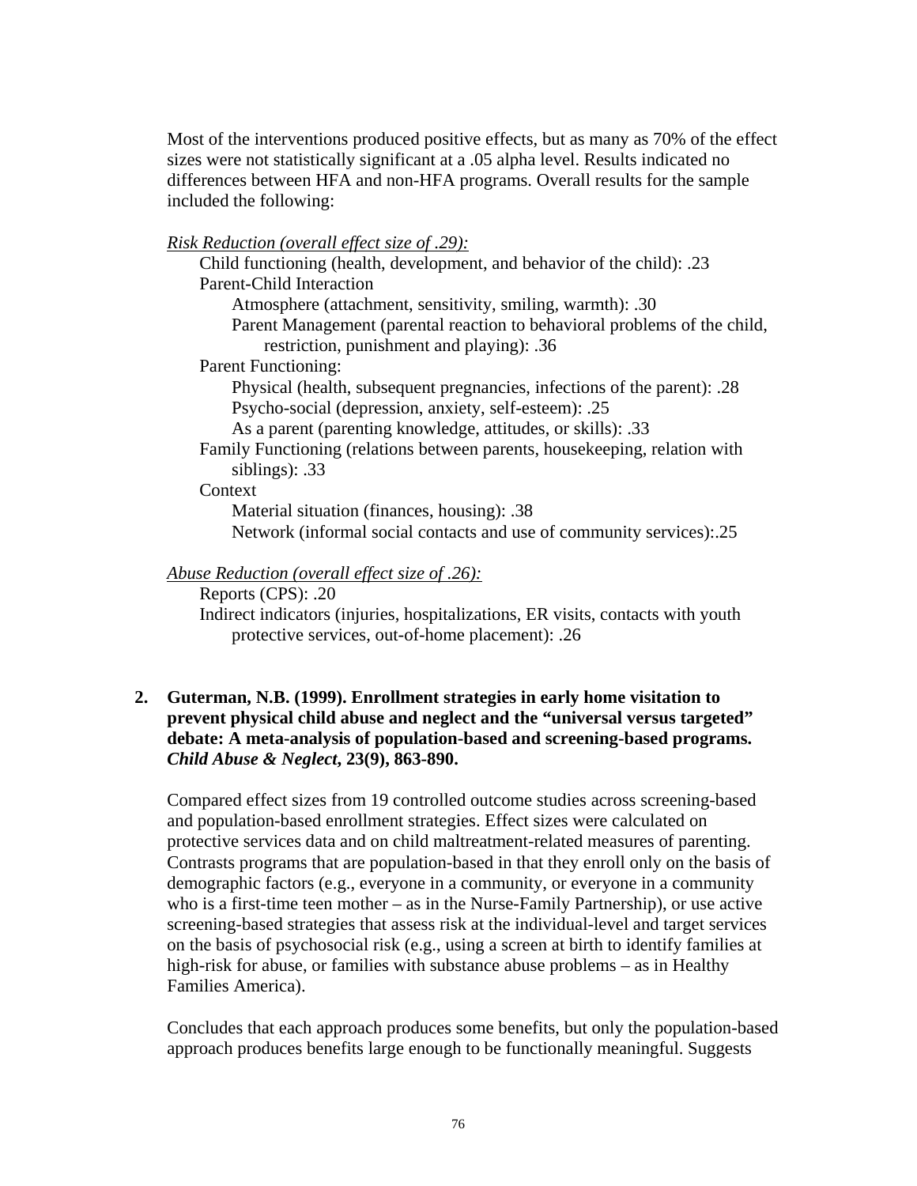Most of the interventions produced positive effects, but as many as 70% of the effect sizes were not statistically significant at a .05 alpha level. Results indicated no differences between HFA and non-HFA programs. Overall results for the sample included the following:

*Risk Reduction (overall effect size of .29):*

- Child functioning (health, development, and behavior of the child): .23
- Parent-Child Interaction
  - Atmosphere (attachment, sensitivity, smiling, warmth): .30
  - Parent Management (parental reaction to behavioral problems of the child, restriction, punishment and playing): .36
- Parent Functioning:
  - Physical (health, subsequent pregnancies, infections of the parent): .28
  - Psycho-social (depression, anxiety, self-esteem): .25
  - As a parent (parenting knowledge, attitudes, or skills): .33
- Family Functioning (relations between parents, housekeeping, relation with siblings): .33
- Context
  - Material situation (finances, housing): .38
  - Network (informal social contacts and use of community services):.25

*Abuse Reduction (overall effect size of .26):*

- Reports (CPS): .20
- Indirect indicators (injuries, hospitalizations, ER visits, contacts with youth protective services, out-of-home placement): .26

**2. Guterman, N.B. (1999). Enrollment strategies in early home visitation to prevent physical child abuse and neglect and the "universal versus targeted" debate: A meta-analysis of population-based and screening-based programs. *Child Abuse & Neglect*, 23(9), 863-890.**

Compared effect sizes from 19 controlled outcome studies across screening-based and population-based enrollment strategies. Effect sizes were calculated on protective services data and on child maltreatment-related measures of parenting. Contrasts programs that are population-based in that they enroll only on the basis of demographic factors (e.g., everyone in a community, or everyone in a community who is a first-time teen mother – as in the Nurse-Family Partnership), or use active screening-based strategies that assess risk at the individual-level and target services on the basis of psychosocial risk (e.g., using a screen at birth to identify families at high-risk for abuse, or families with substance abuse problems – as in Healthy Families America).

Concludes that each approach produces some benefits, but only the population-based approach produces benefits large enough to be functionally meaningful. Suggests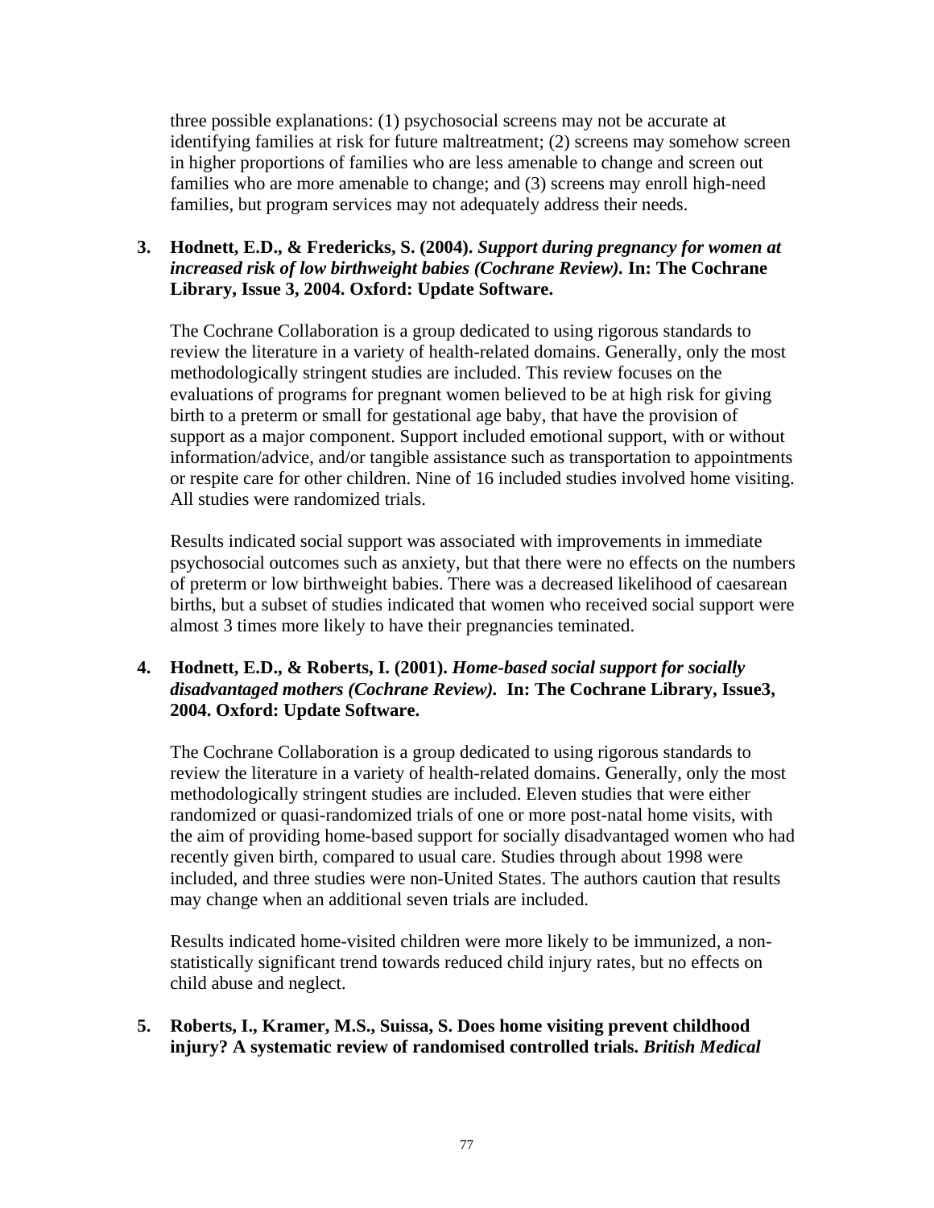three possible explanations: (1) psychosocial screens may not be accurate at identifying families at risk for future maltreatment; (2) screens may somehow screen in higher proportions of families who are less amenable to change and screen out families who are more amenable to change; and (3) screens may enroll high-need families, but program services may not adequately address their needs.

3. **Hodnett, E.D., & Fredericks, S. (2004).** ***Support during pregnancy for women at increased risk of low birthweight babies (Cochrane Review).*** **In: The Cochrane Library, Issue 3, 2004. Oxford: Update Software.**

   The Cochrane Collaboration is a group dedicated to using rigorous standards to review the literature in a variety of health-related domains. Generally, only the most methodologically stringent studies are included. This review focuses on the evaluations of programs for pregnant women believed to be at high risk for giving birth to a preterm or small for gestational age baby, that have the provision of support as a major component. Support included emotional support, with or without information/advice, and/or tangible assistance such as transportation to appointments or respite care for other children. Nine of 16 included studies involved home visiting. All studies were randomized trials.

   Results indicated social support was associated with improvements in immediate psychosocial outcomes such as anxiety, but that there were no effects on the numbers of preterm or low birthweight babies. There was a decreased likelihood of caesarean births, but a subset of studies indicated that women who received social support were almost 3 times more likely to have their pregnancies teminated.

4. **Hodnett, E.D., & Roberts, I. (2001).** ***Home-based social support for socially disadvantaged mothers (Cochrane Review).*** **In: The Cochrane Library, Issue3, 2004. Oxford: Update Software.**

   The Cochrane Collaboration is a group dedicated to using rigorous standards to review the literature in a variety of health-related domains. Generally, only the most methodologically stringent studies are included. Eleven studies that were either randomized or quasi-randomized trials of one or more post-natal home visits, with the aim of providing home-based support for socially disadvantaged women who had recently given birth, compared to usual care. Studies through about 1998 were included, and three studies were non-United States. The authors caution that results may change when an additional seven trials are included.

   Results indicated home-visited children were more likely to be immunized, a non-statistically significant trend towards reduced child injury rates, but no effects on child abuse and neglect.

5. **Roberts, I., Kramer, M.S., Suissa, S. Does home visiting prevent childhood injury? A systematic review of randomised controlled trials.** ***British Medical***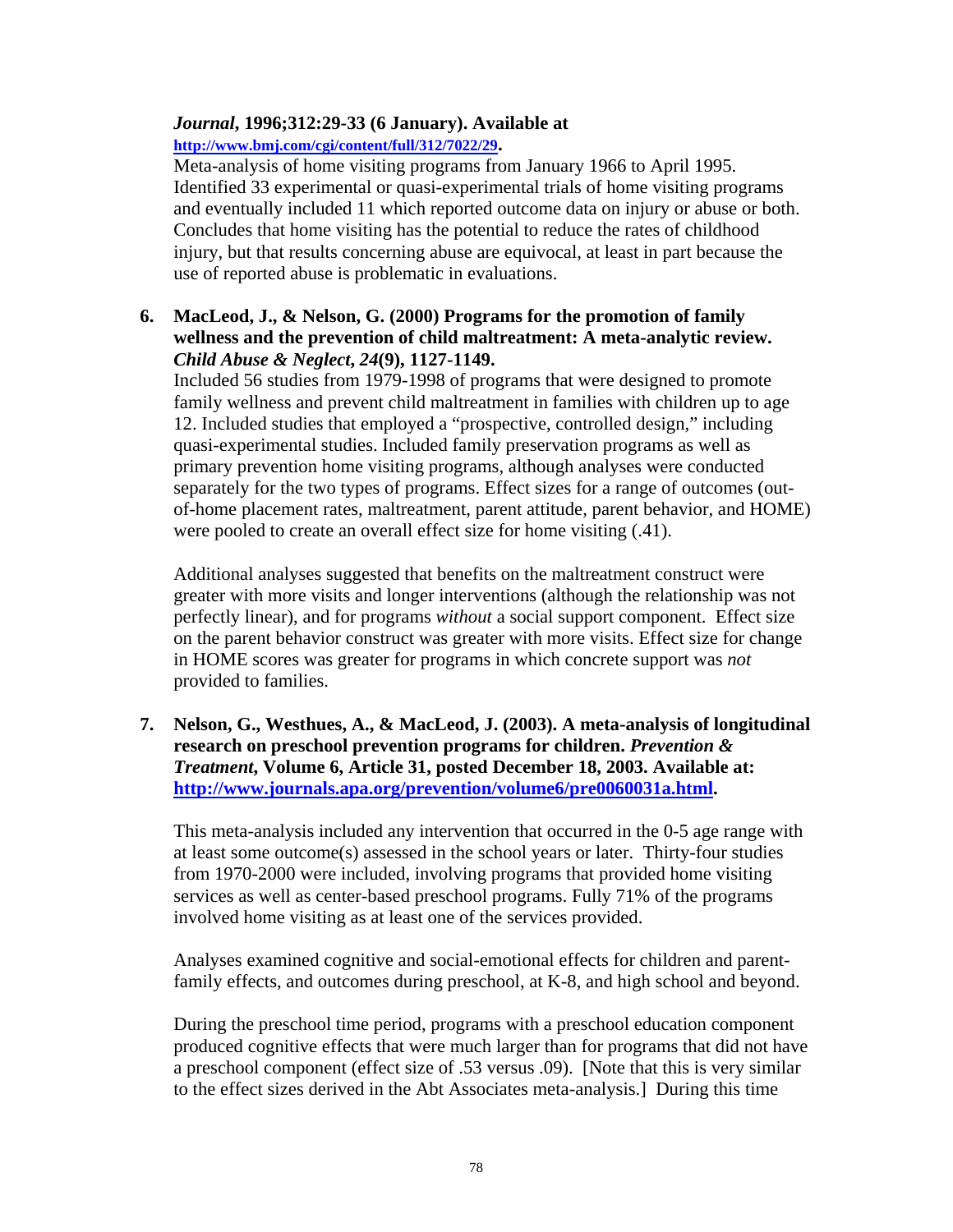***Journal*, 1996;312:29-33 (6 January). Available at http://www.bmj.com/cgi/content/full/312/7022/29.**

Meta-analysis of home visiting programs from January 1966 to April 1995. Identified 33 experimental or quasi-experimental trials of home visiting programs and eventually included 11 which reported outcome data on injury or abuse or both. Concludes that home visiting has the potential to reduce the rates of childhood injury, but that results concerning abuse are equivocal, at least in part because the use of reported abuse is problematic in evaluations.

6. **MacLeod, J., & Nelson, G. (2000) Programs for the promotion of family wellness and the prevention of child maltreatment: A meta-analytic review. *Child Abuse & Neglect, 24*(9), 1127-1149.**

   Included 56 studies from 1979-1998 of programs that were designed to promote family wellness and prevent child maltreatment in families with children up to age 12. Included studies that employed a "prospective, controlled design," including quasi-experimental studies. Included family preservation programs as well as primary prevention home visiting programs, although analyses were conducted separately for the two types of programs. Effect sizes for a range of outcomes (out-of-home placement rates, maltreatment, parent attitude, parent behavior, and HOME) were pooled to create an overall effect size for home visiting (.41).

   Additional analyses suggested that benefits on the maltreatment construct were greater with more visits and longer interventions (although the relationship was not perfectly linear), and for programs *without* a social support component. Effect size on the parent behavior construct was greater with more visits. Effect size for change in HOME scores was greater for programs in which concrete support was *not* provided to families.

7. **Nelson, G., Westhues, A., & MacLeod, J. (2003). A meta-analysis of longitudinal research on preschool prevention programs for children. *Prevention & Treatment*, Volume 6, Article 31, posted December 18, 2003. Available at: http://www.journals.apa.org/prevention/volume6/pre0060031a.html.**

   This meta-analysis included any intervention that occurred in the 0-5 age range with at least some outcome(s) assessed in the school years or later. Thirty-four studies from 1970-2000 were included, involving programs that provided home visiting services as well as center-based preschool programs. Fully 71% of the programs involved home visiting as at least one of the services provided.

   Analyses examined cognitive and social-emotional effects for children and parent-family effects, and outcomes during preschool, at K-8, and high school and beyond.

   During the preschool time period, programs with a preschool education component produced cognitive effects that were much larger than for programs that did not have a preschool component (effect size of .53 versus .09). [Note that this is very similar to the effect sizes derived in the Abt Associates meta-analysis.] During this time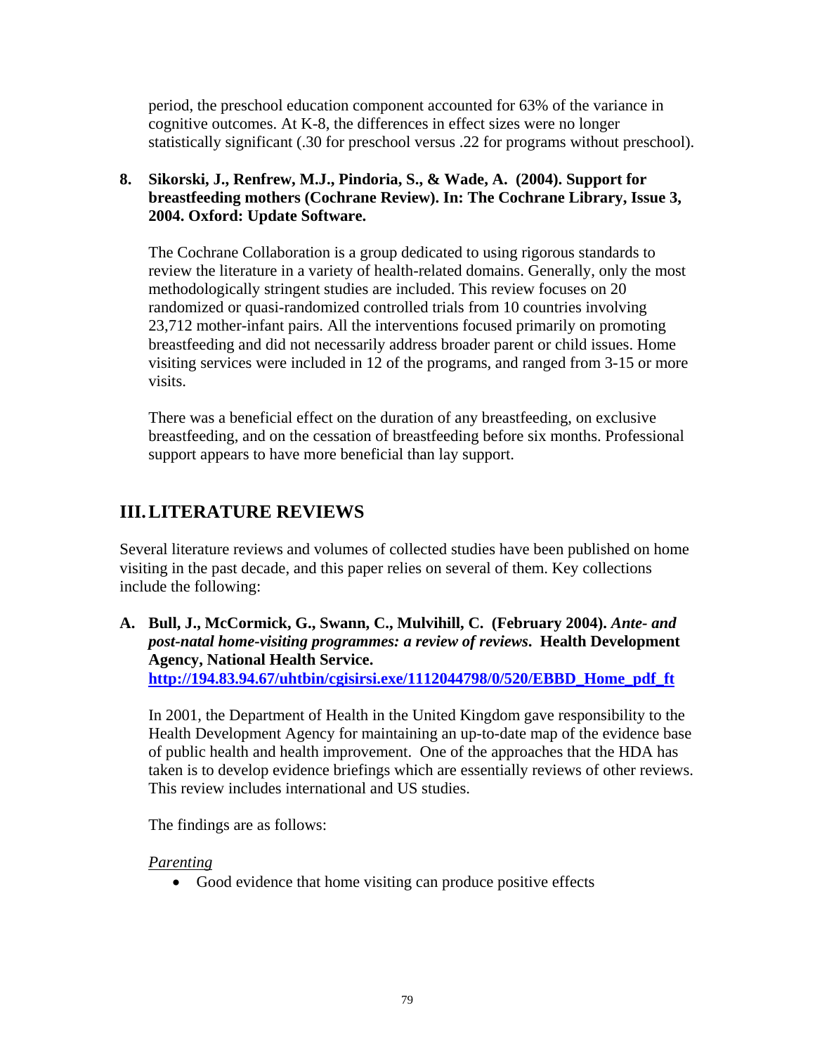period, the preschool education component accounted for 63% of the variance in cognitive outcomes. At K-8, the differences in effect sizes were no longer statistically significant (.30 for preschool versus .22 for programs without preschool).

**8. Sikorski, J., Renfrew, M.J., Pindoria, S., & Wade, A. (2004). Support for breastfeeding mothers (Cochrane Review). In: The Cochrane Library, Issue 3, 2004. Oxford: Update Software.**

The Cochrane Collaboration is a group dedicated to using rigorous standards to review the literature in a variety of health-related domains. Generally, only the most methodologically stringent studies are included. This review focuses on 20 randomized or quasi-randomized controlled trials from 10 countries involving 23,712 mother-infant pairs. All the interventions focused primarily on promoting breastfeeding and did not necessarily address broader parent or child issues. Home visiting services were included in 12 of the programs, and ranged from 3-15 or more visits.

There was a beneficial effect on the duration of any breastfeeding, on exclusive breastfeeding, and on the cessation of breastfeeding before six months. Professional support appears to have more beneficial than lay support.

## III. LITERATURE REVIEWS

Several literature reviews and volumes of collected studies have been published on home visiting in the past decade, and this paper relies on several of them. Key collections include the following:

**A. Bull, J., McCormick, G., Swann, C., Mulvihill, C. (February 2004). *Ante- and post-natal home-visiting programmes: a review of reviews*. Health Development Agency, National Health Service.**
**http://194.83.94.67/uhtbin/cgisirsi.exe/1112044798/0/520/EBBD_Home_pdf_ft**

In 2001, the Department of Health in the United Kingdom gave responsibility to the Health Development Agency for maintaining an up-to-date map of the evidence base of public health and health improvement. One of the approaches that the HDA has taken is to develop evidence briefings which are essentially reviews of other reviews. This review includes international and US studies.

The findings are as follows:

<u>*Parenting*</u>

- Good evidence that home visiting can produce positive effects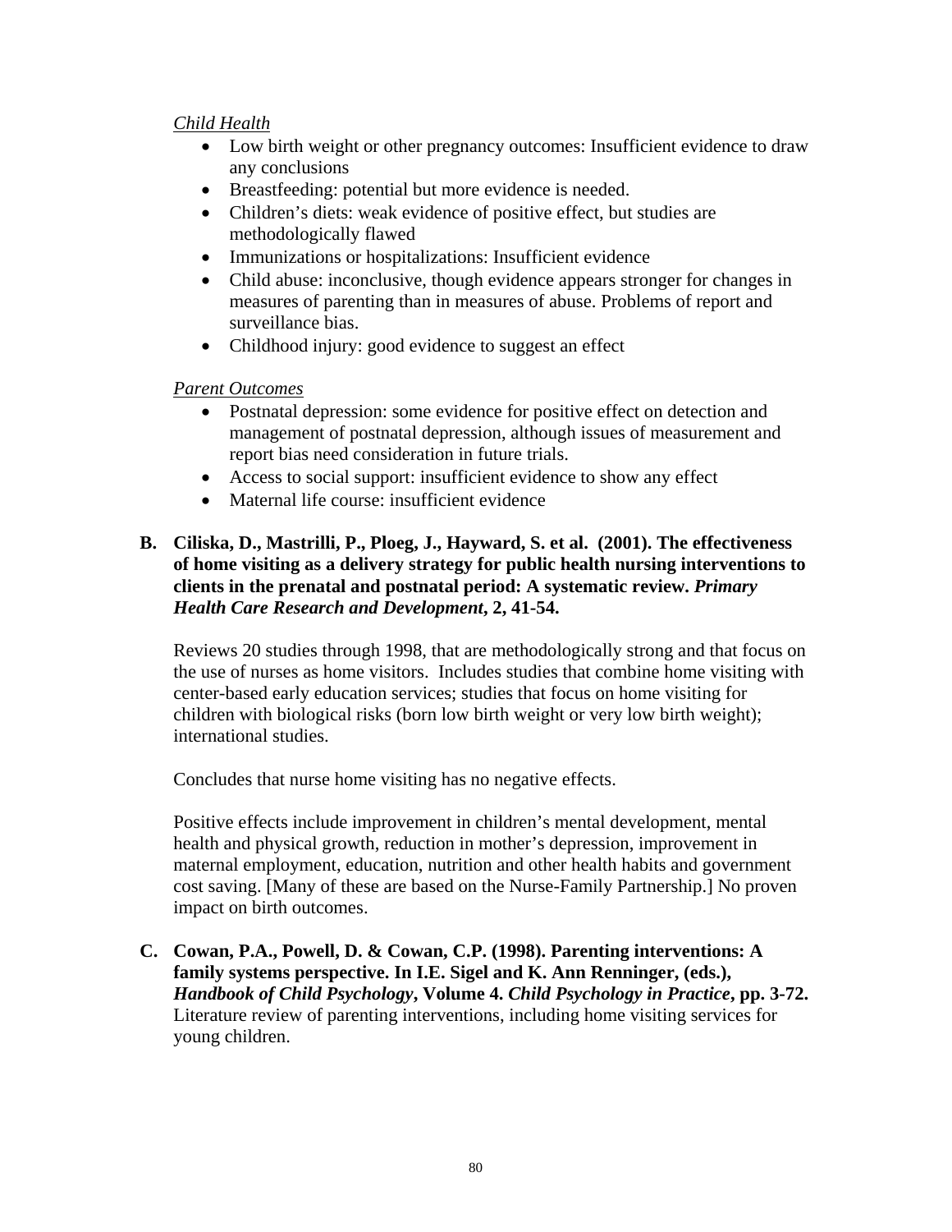*Child Health*

- Low birth weight or other pregnancy outcomes: Insufficient evidence to draw any conclusions
- Breastfeeding: potential but more evidence is needed.
- Children's diets: weak evidence of positive effect, but studies are methodologically flawed
- Immunizations or hospitalizations: Insufficient evidence
- Child abuse: inconclusive, though evidence appears stronger for changes in measures of parenting than in measures of abuse. Problems of report and surveillance bias.
- Childhood injury: good evidence to suggest an effect

*Parent Outcomes*

- Postnatal depression: some evidence for positive effect on detection and management of postnatal depression, although issues of measurement and report bias need consideration in future trials.
- Access to social support: insufficient evidence to show any effect
- Maternal life course: insufficient evidence

**B. Ciliska, D., Mastrilli, P., Ploeg, J., Hayward, S. et al. (2001). The effectiveness of home visiting as a delivery strategy for public health nursing interventions to clients in the prenatal and postnatal period: A systematic review. *Primary Health Care Research and Development*, 2, 41-54.**

Reviews 20 studies through 1998, that are methodologically strong and that focus on the use of nurses as home visitors. Includes studies that combine home visiting with center-based early education services; studies that focus on home visiting for children with biological risks (born low birth weight or very low birth weight); international studies.

Concludes that nurse home visiting has no negative effects.

Positive effects include improvement in children's mental development, mental health and physical growth, reduction in mother's depression, improvement in maternal employment, education, nutrition and other health habits and government cost saving. [Many of these are based on the Nurse-Family Partnership.] No proven impact on birth outcomes.

**C. Cowan, P.A., Powell, D. & Cowan, C.P. (1998). Parenting interventions: A family systems perspective. In I.E. Sigel and K. Ann Renninger, (eds.), *Handbook of Child Psychology*, Volume 4. *Child Psychology in Practice*, pp. 3-72.**
Literature review of parenting interventions, including home visiting services for young children.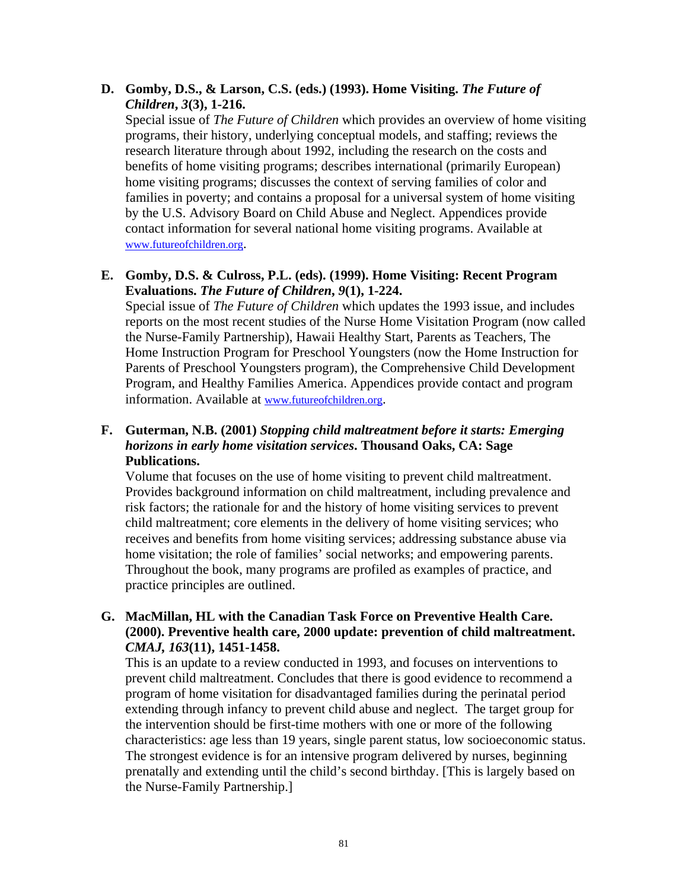**D. Gomby, D.S., & Larson, C.S. (eds.) (1993). Home Visiting. *The Future of Children*, *3*(3), 1-216.**

Special issue of *The Future of Children* which provides an overview of home visiting programs, their history, underlying conceptual models, and staffing; reviews the research literature through about 1992, including the research on the costs and benefits of home visiting programs; describes international (primarily European) home visiting programs; discusses the context of serving families of color and families in poverty; and contains a proposal for a universal system of home visiting by the U.S. Advisory Board on Child Abuse and Neglect. Appendices provide contact information for several national home visiting programs. Available at www.futureofchildren.org.

**E. Gomby, D.S. & Culross, P.L. (eds). (1999). Home Visiting: Recent Program Evaluations. *The Future of Children*, *9*(1), 1-224.**

Special issue of *The Future of Children* which updates the 1993 issue, and includes reports on the most recent studies of the Nurse Home Visitation Program (now called the Nurse-Family Partnership), Hawaii Healthy Start, Parents as Teachers, The Home Instruction Program for Preschool Youngsters (now the Home Instruction for Parents of Preschool Youngsters program), the Comprehensive Child Development Program, and Healthy Families America. Appendices provide contact and program information. Available at www.futureofchildren.org.

**F. Guterman, N.B. (2001) *Stopping child maltreatment before it starts: Emerging horizons in early home visitation services*. Thousand Oaks, CA: Sage Publications.**

Volume that focuses on the use of home visiting to prevent child maltreatment. Provides background information on child maltreatment, including prevalence and risk factors; the rationale for and the history of home visiting services to prevent child maltreatment; core elements in the delivery of home visiting services; who receives and benefits from home visiting services; addressing substance abuse via home visitation; the role of families' social networks; and empowering parents. Throughout the book, many programs are profiled as examples of practice, and practice principles are outlined.

**G. MacMillan, HL with the Canadian Task Force on Preventive Health Care. (2000). Preventive health care, 2000 update: prevention of child maltreatment. *CMAJ*, *163*(11), 1451-1458.**

This is an update to a review conducted in 1993, and focuses on interventions to prevent child maltreatment. Concludes that there is good evidence to recommend a program of home visitation for disadvantaged families during the perinatal period extending through infancy to prevent child abuse and neglect. The target group for the intervention should be first-time mothers with one or more of the following characteristics: age less than 19 years, single parent status, low socioeconomic status. The strongest evidence is for an intensive program delivered by nurses, beginning prenatally and extending until the child's second birthday. [This is largely based on the Nurse-Family Partnership.]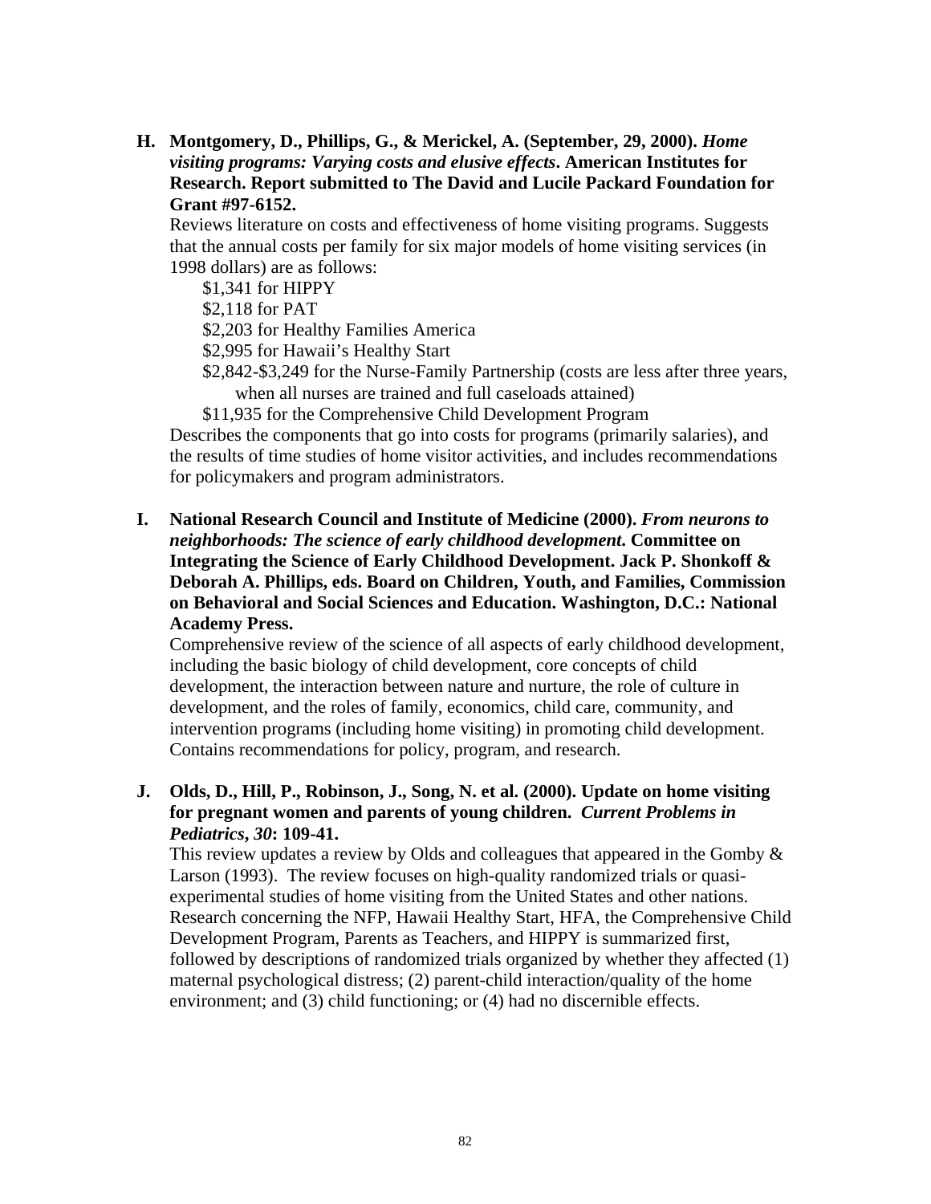**H. Montgomery, D., Phillips, G., & Merickel, A. (September, 29, 2000).** ***Home visiting programs: Varying costs and elusive effects*****. American Institutes for Research. Report submitted to The David and Lucile Packard Foundation for Grant #97-6152.**

Reviews literature on costs and effectiveness of home visiting programs. Suggests that the annual costs per family for six major models of home visiting services (in 1998 dollars) are as follows:

- $1,341 for HIPPY
- $2,118 for PAT
- $2,203 for Healthy Families America
- $2,995 for Hawaii's Healthy Start
- $2,842-$3,249 for the Nurse-Family Partnership (costs are less after three years, when all nurses are trained and full caseloads attained)
- $11,935 for the Comprehensive Child Development Program

Describes the components that go into costs for programs (primarily salaries), and the results of time studies of home visitor activities, and includes recommendations for policymakers and program administrators.

**I. National Research Council and Institute of Medicine (2000).** ***From neurons to neighborhoods: The science of early childhood development.*** **Committee on Integrating the Science of Early Childhood Development. Jack P. Shonkoff & Deborah A. Phillips, eds. Board on Children, Youth, and Families, Commission on Behavioral and Social Sciences and Education. Washington, D.C.: National Academy Press.**

Comprehensive review of the science of all aspects of early childhood development, including the basic biology of child development, core concepts of child development, the interaction between nature and nurture, the role of culture in development, and the roles of family, economics, child care, community, and intervention programs (including home visiting) in promoting child development. Contains recommendations for policy, program, and research.

**J. Olds, D., Hill, P., Robinson, J., Song, N. et al. (2000). Update on home visiting for pregnant women and parents of young children.** ***Current Problems in Pediatrics*****,** ***30*****: 109-41.**

This review updates a review by Olds and colleagues that appeared in the Gomby & Larson (1993). The review focuses on high-quality randomized trials or quasi-experimental studies of home visiting from the United States and other nations. Research concerning the NFP, Hawaii Healthy Start, HFA, the Comprehensive Child Development Program, Parents as Teachers, and HIPPY is summarized first, followed by descriptions of randomized trials organized by whether they affected (1) maternal psychological distress; (2) parent-child interaction/quality of the home environment; and (3) child functioning; or (4) had no discernible effects.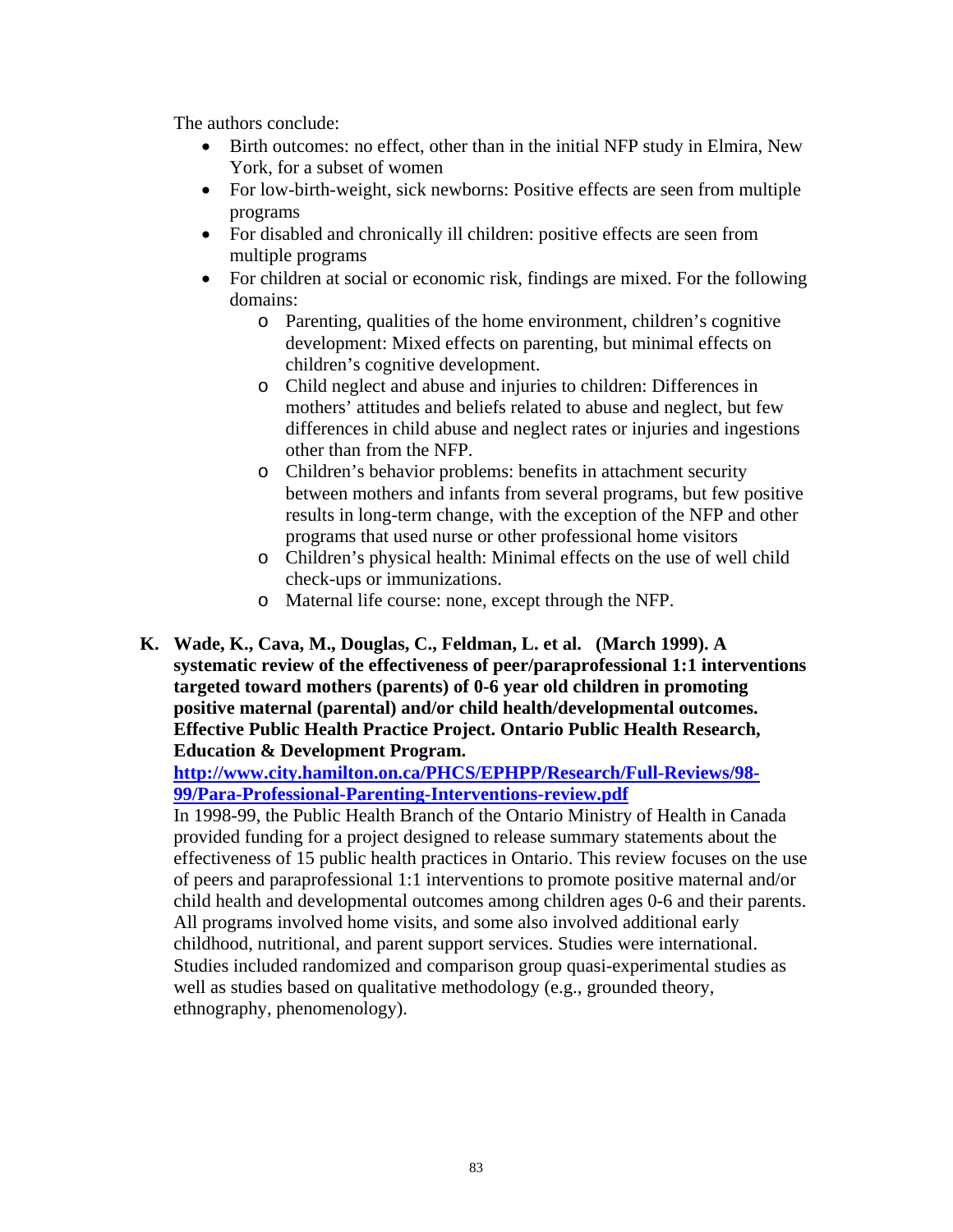The authors conclude:

- Birth outcomes: no effect, other than in the initial NFP study in Elmira, New York, for a subset of women
- For low-birth-weight, sick newborns: Positive effects are seen from multiple programs
- For disabled and chronically ill children: positive effects are seen from multiple programs
- For children at social or economic risk, findings are mixed. For the following domains:
  - Parenting, qualities of the home environment, children's cognitive development: Mixed effects on parenting, but minimal effects on children's cognitive development.
  - Child neglect and abuse and injuries to children: Differences in mothers' attitudes and beliefs related to abuse and neglect, but few differences in child abuse and neglect rates or injuries and ingestions other than from the NFP.
  - Children's behavior problems: benefits in attachment security between mothers and infants from several programs, but few positive results in long-term change, with the exception of the NFP and other programs that used nurse or other professional home visitors
  - Children's physical health: Minimal effects on the use of well child check-ups or immunizations.
  - Maternal life course: none, except through the NFP.

**K. Wade, K., Cava, M., Douglas, C., Feldman, L. et al. (March 1999). A systematic review of the effectiveness of peer/paraprofessional 1:1 interventions targeted toward mothers (parents) of 0-6 year old children in promoting positive maternal (parental) and/or child health/developmental outcomes. Effective Public Health Practice Project. Ontario Public Health Research, Education & Development Program.**

[http://www.city.hamilton.on.ca/PHCS/EPHPP/Research/Full-Reviews/98-99/Para-Professional-Parenting-Interventions-review.pdf](http://www.city.hamilton.on.ca/PHCS/EPHPP/Research/Full-Reviews/98-99/Para-Professional-Parenting-Interventions-review.pdf)

In 1998-99, the Public Health Branch of the Ontario Ministry of Health in Canada provided funding for a project designed to release summary statements about the effectiveness of 15 public health practices in Ontario. This review focuses on the use of peers and paraprofessional 1:1 interventions to promote positive maternal and/or child health and developmental outcomes among children ages 0-6 and their parents. All programs involved home visits, and some also involved additional early childhood, nutritional, and parent support services. Studies were international. Studies included randomized and comparison group quasi-experimental studies as well as studies based on qualitative methodology (e.g., grounded theory, ethnography, phenomenology).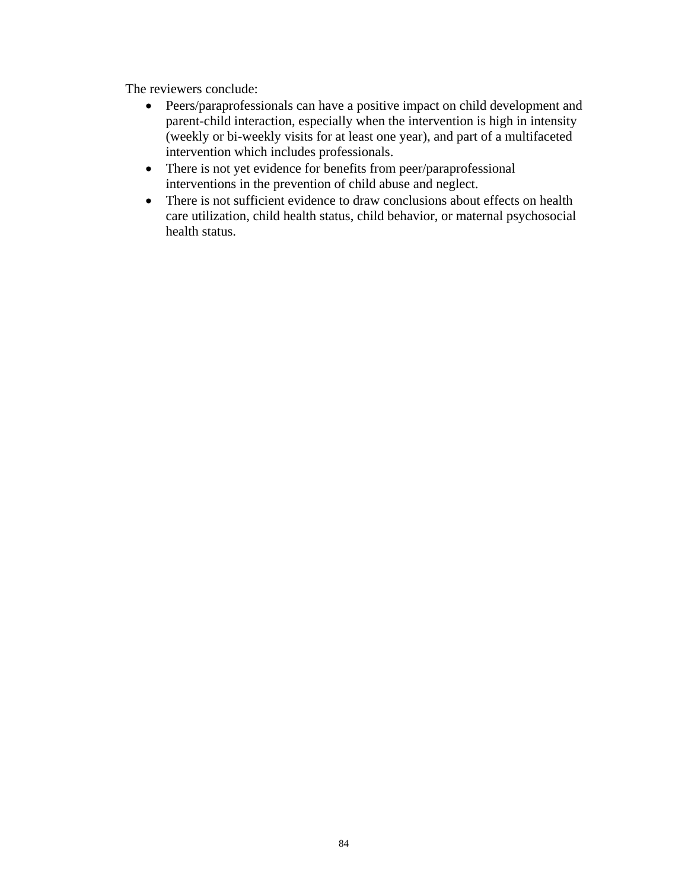The reviewers conclude:

- Peers/paraprofessionals can have a positive impact on child development and parent-child interaction, especially when the intervention is high in intensity (weekly or bi-weekly visits for at least one year), and part of a multifaceted intervention which includes professionals.
- There is not yet evidence for benefits from peer/paraprofessional interventions in the prevention of child abuse and neglect.
- There is not sufficient evidence to draw conclusions about effects on health care utilization, child health status, child behavior, or maternal psychosocial health status.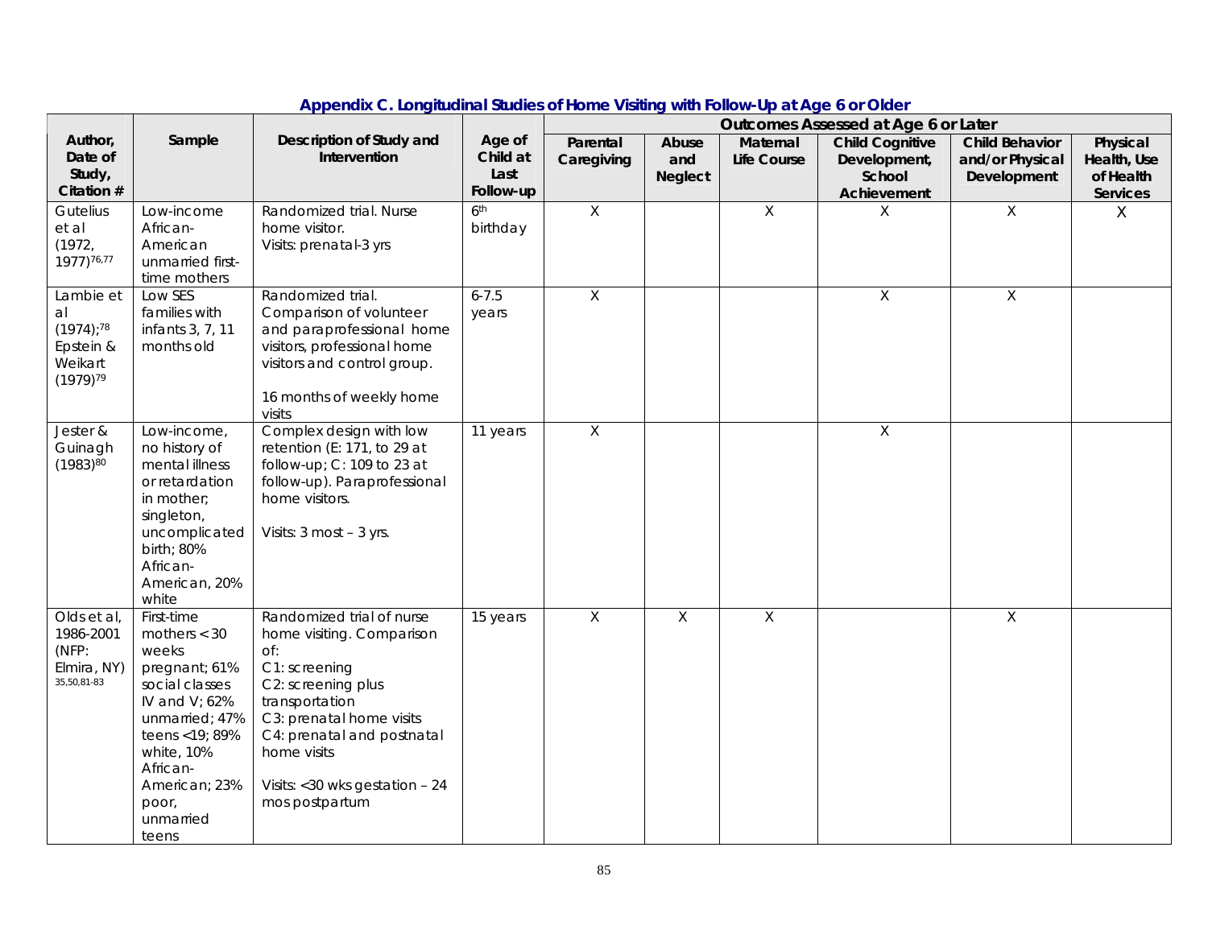## Appendix C. Longitudinal Studies of Home Visiting with Follow-Up at Age 6 or Older

| Author, Date of Study, Citation # | Sample | Description of Study and Intervention | Age of Child at Last Follow-up | Outcomes Assessed at Age 6 or Later | | | | | |
|---|---|---|---|---|---|---|---|---|---|
| | | | | Parental Caregiving | Abuse and Neglect | Maternal Life Course | Child Cognitive Development, School Achievement | Child Behavior and/or Physical Development | Physical Health, Use of Health Services |
| Gutelius et al (1972, 1977)[76,77] | Low-income African-American unmarried first-time mothers | Randomized trial. Nurse home visitor. Visits: prenatal-3 yrs | 6th birthday | X | | X | X | X | X |
| Lambie et al (1974);[78] Epstein & Weikart (1979)[79] | Low SES families with infants 3, 7, 11 months old | Randomized trial. Comparison of volunteer and paraprofessional home visitors, professional home visitors and control group.<br><br>16 months of weekly home visits | 6-7.5 years | X | | | X | X | |
| Jester & Guinagh (1983)[80] | Low-income, no history of mental illness or retardation in mother; singleton, uncomplicated birth; 80% African-American, 20% white | Complex design with low retention (E: 171, to 29 at follow-up; C: 109 to 23 at follow-up). Paraprofessional home visitors.<br><br>Visits: 3 most – 3 yrs. | 11 years | X | | | X | | |
| Olds et al, 1986-2001 (NFP: Elmira, NY) 35,50,81-83 | First-time mothers < 30 weeks pregnant; 61% social classes IV and V; 62% unmarried; 47% teens <19; 89% white, 10% African-American; 23% poor, unmarried teens | Randomized trial of nurse home visiting. Comparison of:<br>C1: screening<br>C2: screening plus transportation<br>C3: prenatal home visits<br>C4: prenatal and postnatal home visits<br><br>Visits: <30 wks gestation – 24 mos postpartum | 15 years | X | X | X | | X | |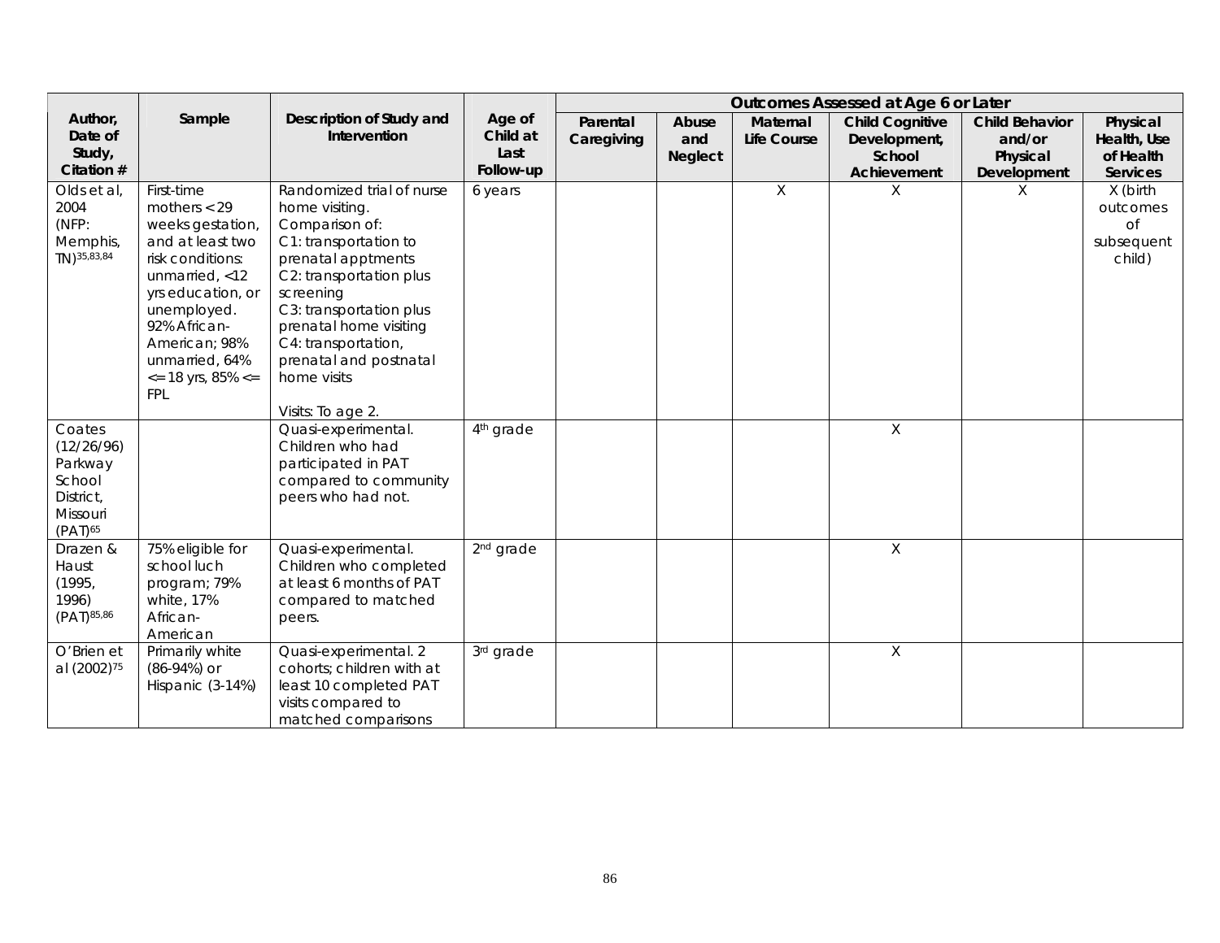| Author, Date of Study, Citation # | Sample | Description of Study and Intervention | Age of Child at Last Follow-up | Outcomes Assessed at Age 6 or Later | | | | | |
|---|---|---|---|---|---|---|---|---|---|
| | | | | Parental Caregiving | Abuse and Neglect | Maternal Life Course | Child Cognitive Development, School Achievement | Child Behavior and/or Physical Development | Physical Health, Use of Health Services |
| Olds et al, 2004 (NFP: Memphis, TN)[35,83,84] | First-time mothers < 29 weeks gestation, and at least two risk conditions: unmarried, <12 yrs education, or unemployed. 92% African-American; 98% unmarried, 64% <= 18 yrs, 85% <= FPL | Randomized trial of nurse home visiting. Comparison of: C1: transportation to prenatal apptments C2: transportation plus screening C3: transportation plus prenatal home visiting C4: transportation, prenatal and postnatal home visits<br><br>Visits: To age 2. | 6 years | | | X | X | X | X (birth outcomes of subsequent child) |
| Coates (12/26/96) Parkway School District, Missouri (PAT)[65] | | Quasi-experimental. Children who had participated in PAT compared to community peers who had not. | 4th grade | | | | X | | |
| Drazen & Haust (1995, 1996) (PAT)[85,86] | 75% eligible for school luch program; 79% white, 17% African-American | Quasi-experimental. Children who completed at least 6 months of PAT compared to matched peers. | 2nd grade | | | | X | | |
| O'Brien et al (2002)[75] | Primarily white (86-94%) or Hispanic (3-14%) | Quasi-experimental. 2 cohorts; children with at least 10 completed PAT visits compared to matched comparisons | 3rd grade | | | | X | | |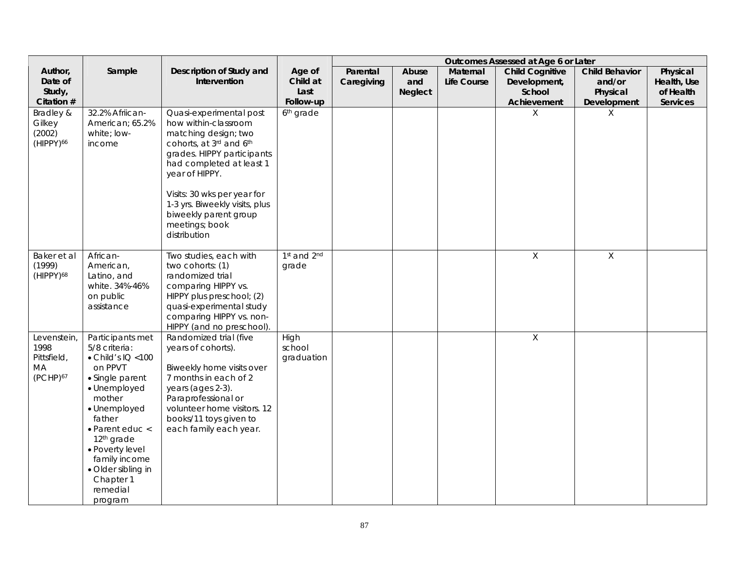| Author, Date of Study, Citation # | Sample | Description of Study and Intervention | Age of Child at Last Follow-up | Outcomes Assessed at Age 6 or Later | | | | | |
|---|---|---|---|---|---|---|---|---|---|
| | | | | Parental Caregiving | Abuse and Neglect | Maternal Life Course | Child Cognitive Development, School Achievement | Child Behavior and/or Physical Development | Physical Health, Use of Health Services |
| Bradley & Gilkey (2002) (HIPPY)[66] | 32.2% Afriican-American; 65.2% white; low-income | Quasi-experimental post how within-classroom matching design; two cohorts, at 3rd and 6th grades. HIPPY participants had completed at least 1 year of HIPPY.<br><br>Visits: 30 wks per year for 1-3 yrs. Biweekly visits, plus biweekly parent group meetings; book distribution | 6th grade | | | | X | X | |
| Baker et al (1999) (HIPPY)[68] | African-American, Latino, and white. 34%-46% on public assistance | Two studies, each with two cohorts: (1) randomized trial comparing HIPPY vs. HIPPY plus preschool; (2) quasi-experimental study comparing HIPPY vs. non-HIPPY (and no preschool). | 1st and 2nd grade | | | | X | X | |
| Levenstein, 1998 Pittsfield, MA (PCHP)[67] | Participants met 5/8 criteria:<br>• Child's IQ <100 on PPVT<br>• Single parent<br>• Unemployed mother<br>• Unemployed father<br>• Parent educ < 12th grade<br>• Poverty level family income<br>• Older sibling in Chapter 1 remedial program | Randomized trial (five years of cohorts).<br><br>Biweekly home visits over 7 months in each of 2 years (ages 2-3). Paraprofessional or volunteer home visitors. 12 books/11 toys given to each family each year. | High school graduation | | | | X | | |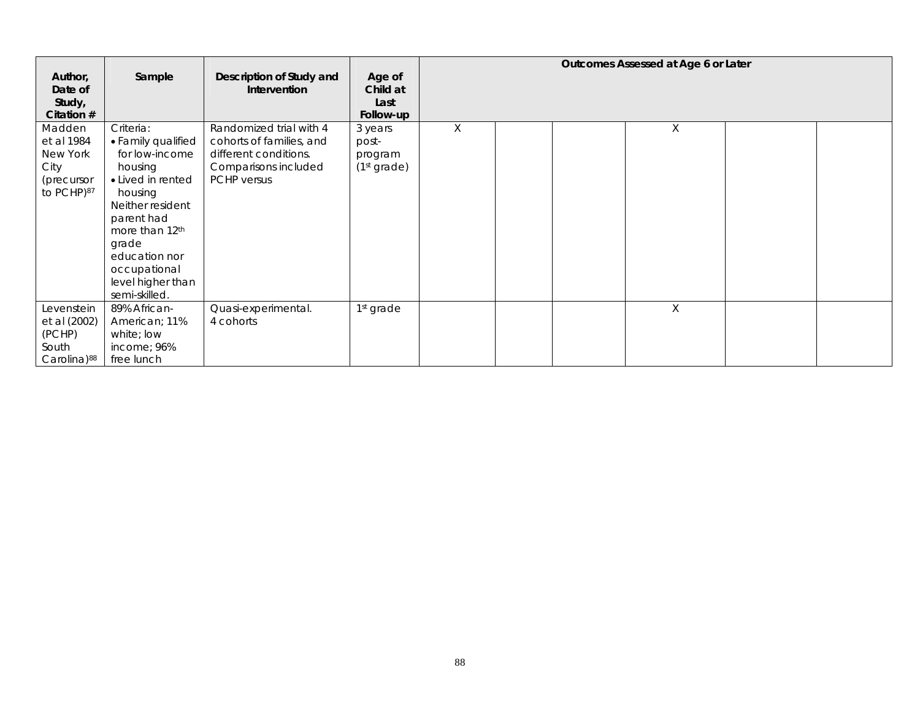| Author, Date of Study, Citation # | Sample | Description of Study and Intervention | Age of Child at Last Follow-up | Outcomes Assessed at Age 6 or Later | | | | | |
|---|---|---|---|---|---|---|---|---|---|
| Madden et al 1984 New York City (precursor to PCHP)[87] | Criteria: • Family qualified for low-income housing • Lived in rented housing Neither resident parent had more than 12th grade education nor occupational level higher than semi-skilled. | Randomized trial with 4 cohorts of families, and different conditions. Comparisons included PCHP versus | 3 years post-program (1st grade) | X | | | X | | |
| Levenstein et al (2002) (PCHP) South Carolina)[88] | 89% African-American; 11% white; low income; 96% free lunch | Quasi-experimental. 4 cohorts | 1st grade | | | | X | | |